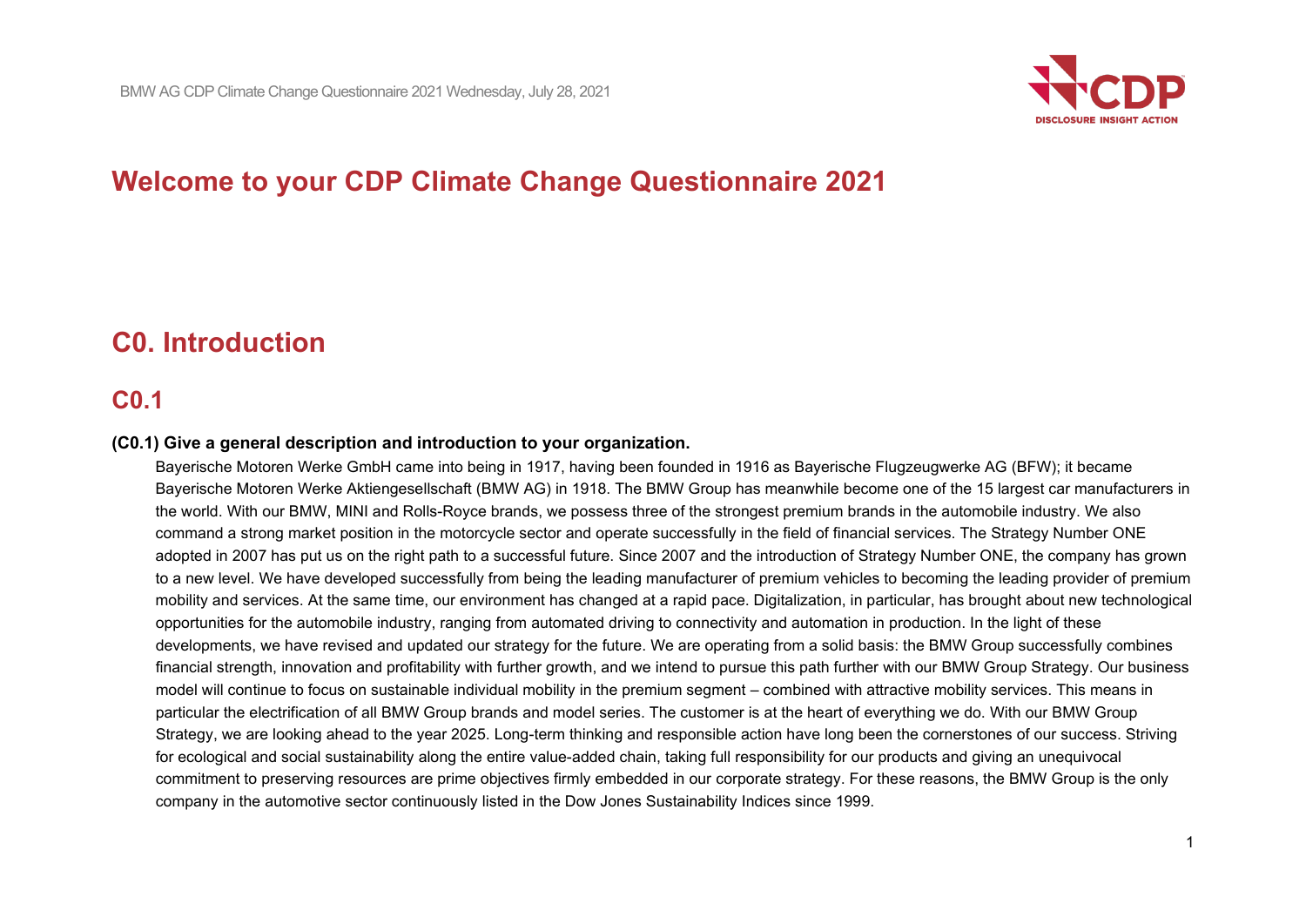# Welcome to your CDP Climate Change Questionnaire 2021

## C0. Introduction

### C0.1

**(C0.1) Give a general description and introduction to your organization.**

Bayerische Motoren Werke GmbH came into being in 1917, having been founded in 1916 as Bayerische Flugzeugwerke AG (BFW); it became Bayerische Motoren Werke Aktiengesellschaft (BMW AG) in 1918. The BMW Group has meanwhile become one of the 15 largest car manufacturers in the world. With our BMW, MINI and Rolls-Royce brands, we possess three of the strongest premium brands in the automobile industry. We also command a strong market position in the motorcycle sector and operate successfully in the field of financial services. The Strategy Number ONE adopted in 2007 has put us on the right path to a successful future. Since 2007 and the introduction of Strategy Number ONE, the company has grown to a new level. We have developed successfully from being the leading manufacturer of premium vehicles to becoming the leading provider of premium mobility and services. At the same time, our environment has changed at a rapid pace. Digitalization, in particular, has brought about new technological opportunities for the automobile industry, ranging from automated driving to connectivity and automation in production. In the light of these developments, we have revised and updated our strategy for the future. We are operating from a solid basis: the BMW Group successfully combines financial strength, innovation and profitability with further growth, and we intend to pursue this path further with our BMW Group Strategy. Our business model will continue to focus on sustainable individual mobility in the premium segment – combined with attractive mobility services. This means in particular the electrification of all BMW Group brands and model series. The customer is at the heart of everything we do. With our BMW Group Strategy, we are looking ahead to the year 2025. Long-term thinking and responsible action have long been the cornerstones of our success. Striving for ecological and social sustainability along the entire value-added chain, taking full responsibility for our products and giving an unequivocal commitment to preserving resources are prime objectives firmly embedded in our corporate strategy. For these reasons, the BMW Group is the only company in the automotive sector continuously listed in the Dow Jones Sustainability Indices since 1999.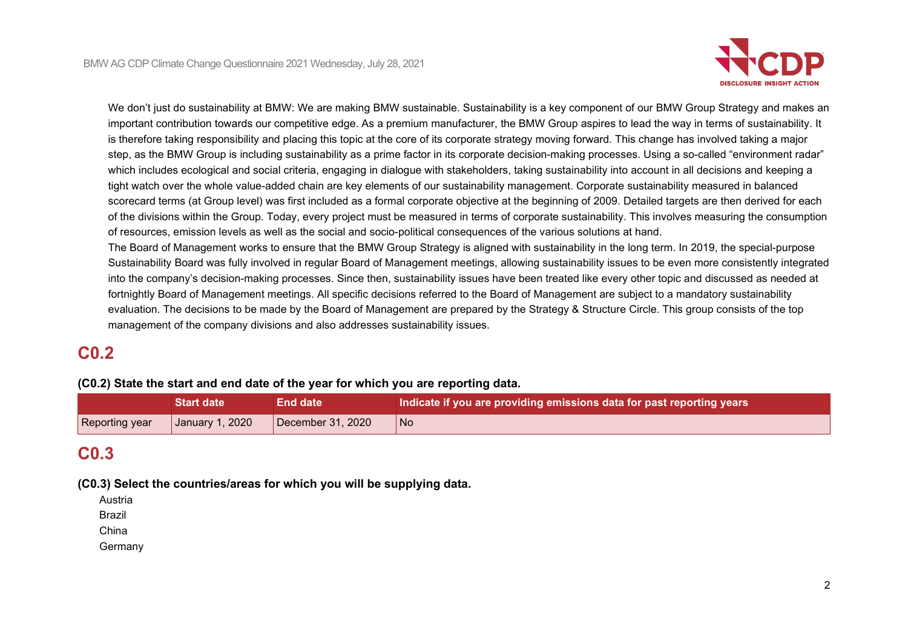We don't just do sustainability at BMW: We are making BMW sustainable. Sustainability is a key component of our BMW Group Strategy and makes an important contribution towards our competitive edge. As a premium manufacturer, the BMW Group aspires to lead the way in terms of sustainability. It is therefore taking responsibility and placing this topic at the core of its corporate strategy moving forward. This change has involved taking a major step, as the BMW Group is including sustainability as a prime factor in its corporate decision-making processes. Using a so-called "environment radar" which includes ecological and social criteria, engaging in dialogue with stakeholders, taking sustainability into account in all decisions and keeping a tight watch over the whole value-added chain are key elements of our sustainability management. Corporate sustainability measured in balanced scorecard terms (at Group level) was first included as a formal corporate objective at the beginning of 2009. Detailed targets are then derived for each of the divisions within the Group. Today, every project must be measured in terms of corporate sustainability. This involves measuring the consumption of resources, emission levels as well as the social and socio-political consequences of the various solutions at hand.

The Board of Management works to ensure that the BMW Group Strategy is aligned with sustainability in the long term. In 2019, the special-purpose Sustainability Board was fully involved in regular Board of Management meetings, allowing sustainability issues to be even more consistently integrated into the company's decision-making processes. Since then, sustainability issues have been treated like every other topic and discussed as needed at fortnightly Board of Management meetings. All specific decisions referred to the Board of Management are subject to a mandatory sustainability evaluation. The decisions to be made by the Board of Management are prepared by the Strategy & Structure Circle. This group consists of the top management of the company divisions and also addresses sustainability issues.

## C0.2

**(C0.2) State the start and end date of the year for which you are reporting data.**

| | Start date | End date | Indicate if you are providing emissions data for past reporting years |
|---|---|---|---|
| Reporting year | January 1, 2020 | December 31, 2020 | No |

## C0.3

**(C0.3) Select the countries/areas for which you will be supplying data.**

Austria
Brazil
China
Germany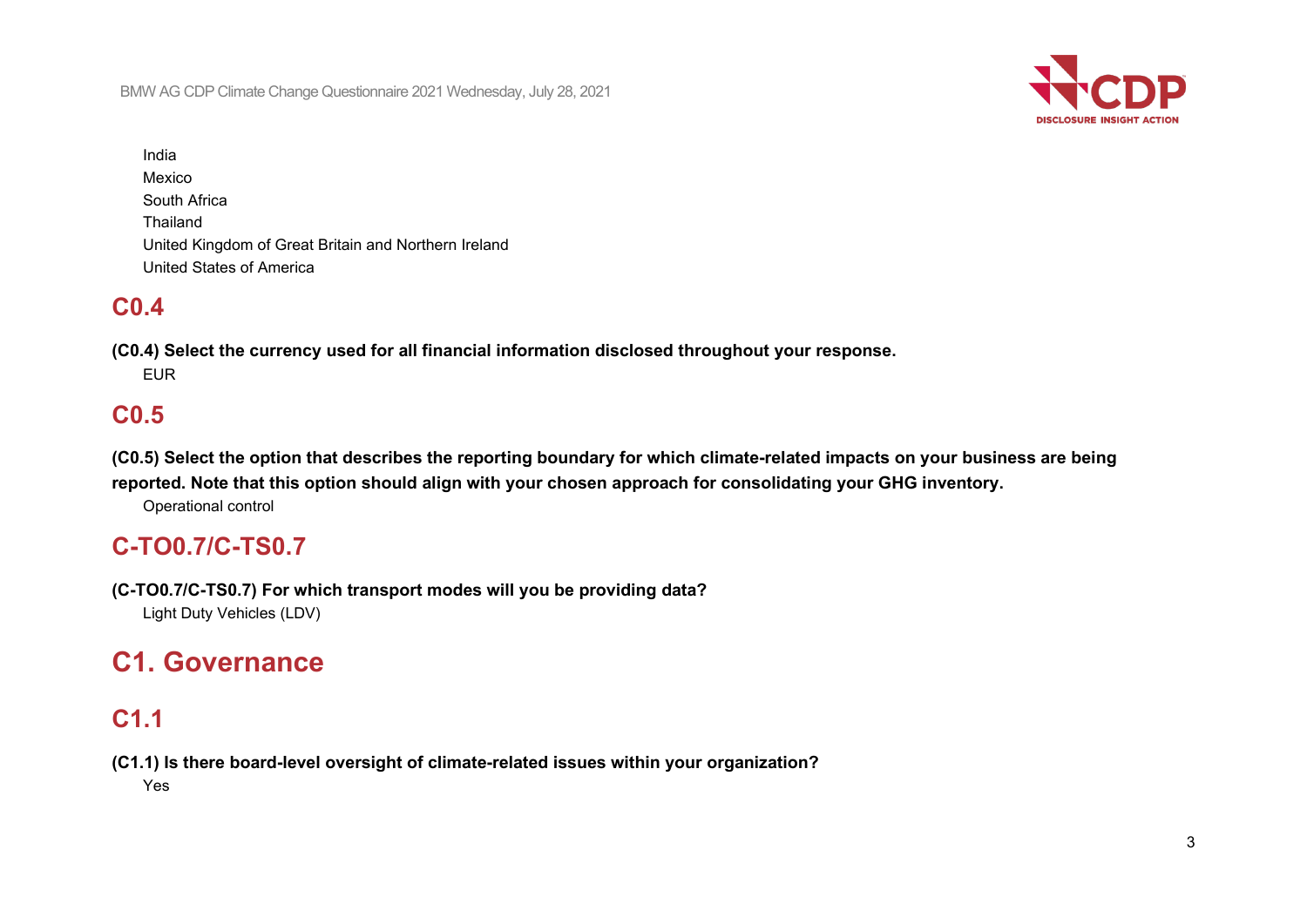India
Mexico
South Africa
Thailand
United Kingdom of Great Britain and Northern Ireland
United States of America

## C0.4

**(C0.4) Select the currency used for all financial information disclosed throughout your response.**

EUR

## C0.5

**(C0.5) Select the option that describes the reporting boundary for which climate-related impacts on your business are being reported. Note that this option should align with your chosen approach for consolidating your GHG inventory.**

Operational control

## C-TO0.7/C-TS0.7

**(C-TO0.7/C-TS0.7) For which transport modes will you be providing data?**

Light Duty Vehicles (LDV)

# C1. Governance

## C1.1

**(C1.1) Is there board-level oversight of climate-related issues within your organization?**

Yes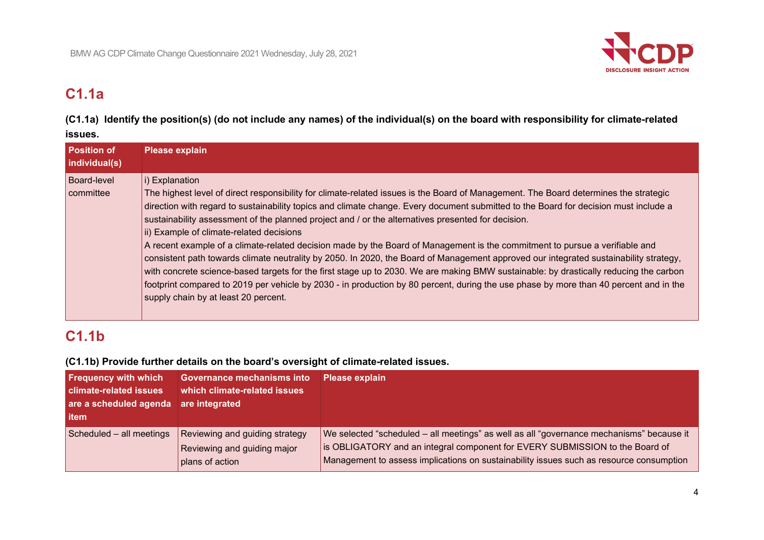## C1.1a

**(C1.1a) Identify the position(s) (do not include any names) of the individual(s) on the board with responsibility for climate-related issues.**

| Position of individual(s) | Please explain |
|---|---|
| Board-level committee | i) Explanation<br>The highest level of direct responsibility for climate-related issues is the Board of Management. The Board determines the strategic direction with regard to sustainability topics and climate change. Every document submitted to the Board for decision must include a sustainability assessment of the planned project and / or the alternatives presented for decision.<br>ii) Example of climate-related decisions<br>A recent example of a climate-related decision made by the Board of Management is the commitment to pursue a verifiable and consistent path towards climate neutrality by 2050. In 2020, the Board of Management approved our integrated sustainability strategy, with concrete science-based targets for the first stage up to 2030. We are making BMW sustainable: by drastically reducing the carbon footprint compared to 2019 per vehicle by 2030 - in production by 80 percent, during the use phase by more than 40 percent and in the supply chain by at least 20 percent. |

## C1.1b

**(C1.1b) Provide further details on the board's oversight of climate-related issues.**

| Frequency with which climate-related issues are a scheduled agenda item | Governance mechanisms into which climate-related issues are integrated | Please explain |
|---|---|---|
| Scheduled – all meetings | Reviewing and guiding strategy<br>Reviewing and guiding major plans of action | We selected "scheduled – all meetings" as well as all "governance mechanisms" because it is OBLIGATORY and an integral component for EVERY SUBMISSION to the Board of Management to assess implications on sustainability issues such as resource consumption |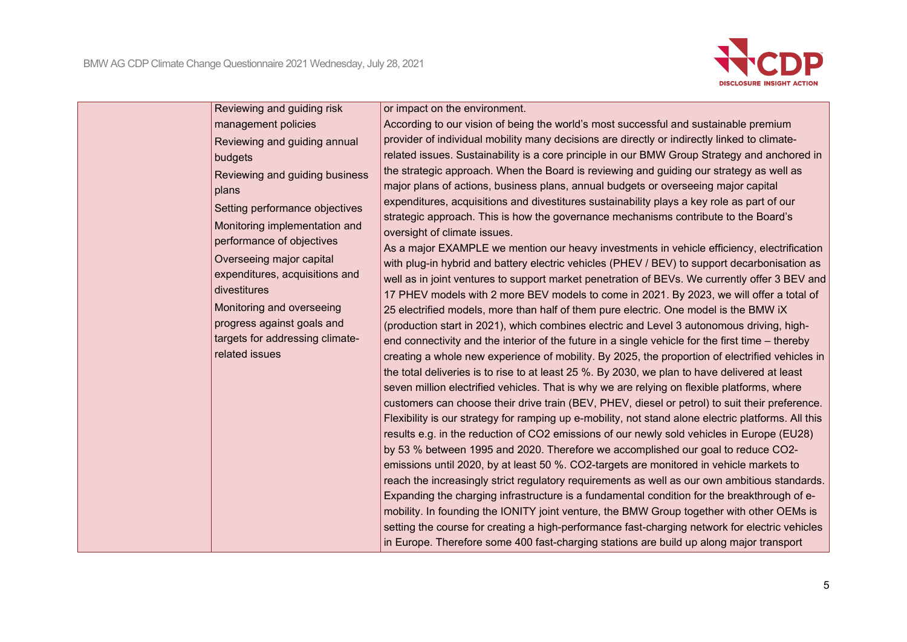| | | |
|---|---|---|
| | Reviewing and guiding risk management policies<br>Reviewing and guiding annual budgets<br>Reviewing and guiding business plans<br>Setting performance objectives<br>Monitoring implementation and performance of objectives<br>Overseeing major capital expenditures, acquisitions and divestitures<br>Monitoring and overseeing progress against goals and targets for addressing climate-related issues | or impact on the environment.<br>According to our vision of being the world's most successful and sustainable premium provider of individual mobility many decisions are directly or indirectly linked to climate-related issues. Sustainability is a core principle in our BMW Group Strategy and anchored in the strategic approach. When the Board is reviewing and guiding our strategy as well as major plans of actions, business plans, annual budgets or overseeing major capital expenditures, acquisitions and divestitures sustainability plays a key role as part of our strategic approach. This is how the governance mechanisms contribute to the Board's oversight of climate issues.<br>As a major EXAMPLE we mention our heavy investments in vehicle efficiency, electrification with plug-in hybrid and battery electric vehicles (PHEV / BEV) to support decarbonisation as well as in joint ventures to support market penetration of BEVs. We currently offer 3 BEV and 17 PHEV models with 2 more BEV models to come in 2021. By 2023, we will offer a total of 25 electrified models, more than half of them pure electric. One model is the BMW iX (production start in 2021), which combines electric and Level 3 autonomous driving, high-end connectivity and the interior of the future in a single vehicle for the first time – thereby creating a whole new experience of mobility. By 2025, the proportion of electrified vehicles in the total deliveries is to rise to at least 25 %. By 2030, we plan to have delivered at least seven million electrified vehicles. That is why we are relying on flexible platforms, where customers can choose their drive train (BEV, PHEV, diesel or petrol) to suit their preference. Flexibility is our strategy for ramping up e-mobility, not stand alone electric platforms. All this results e.g. in the reduction of $CO_2$ emissions of our newly sold vehicles in Europe (EU28) by 53 % between 1995 and 2020. Therefore we accomplished our goal to reduce $CO_2$-emissions until 2020, by at least 50 %. $CO_2$-targets are monitored in vehicle markets to reach the increasingly strict regulatory requirements as well as our own ambitious standards. Expanding the charging infrastructure is a fundamental condition for the breakthrough of e-mobility. In founding the IONITY joint venture, the BMW Group together with other OEMs is setting the course for creating a high-performance fast-charging network for electric vehicles in Europe. Therefore some 400 fast-charging stations are build up along major transport |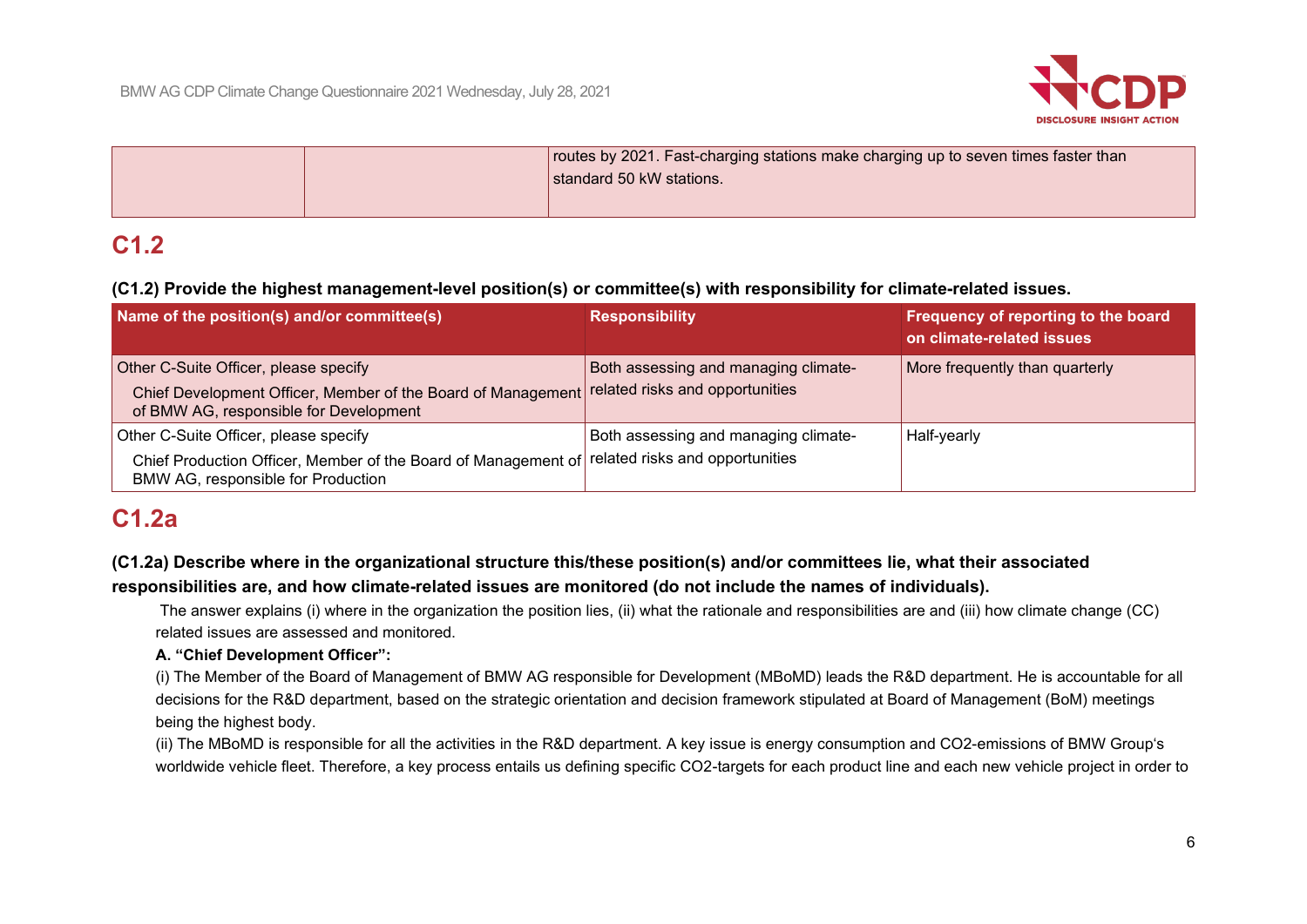| | | routes by 2021. Fast-charging stations make charging up to seven times faster than standard 50 kW stations. |
|---|---|---|

## C1.2

**(C1.2) Provide the highest management-level position(s) or committee(s) with responsibility for climate-related issues.**

| Name of the position(s) and/or committee(s) | Responsibility | Frequency of reporting to the board on climate-related issues |
|---|---|---|
| Other C-Suite Officer, please specify<br>Chief Development Officer, Member of the Board of Management of BMW AG, responsible for Development | Both assessing and managing climate-related risks and opportunities | More frequently than quarterly |
| Other C-Suite Officer, please specify<br>Chief Production Officer, Member of the Board of Management of BMW AG, responsible for Production | Both assessing and managing climate-related risks and opportunities | Half-yearly |

## C1.2a

**(C1.2a) Describe where in the organizational structure this/these position(s) and/or committees lie, what their associated responsibilities are, and how climate-related issues are monitored (do not include the names of individuals).**

The answer explains (i) where in the organization the position lies, (ii) what the rationale and responsibilities are and (iii) how climate change (CC) related issues are assessed and monitored.

**A. "Chief Development Officer":**

(i) The Member of the Board of Management of BMW AG responsible for Development (MBoMD) leads the R&D department. He is accountable for all decisions for the R&D department, based on the strategic orientation and decision framework stipulated at Board of Management (BoM) meetings being the highest body.

(ii) The MBoMD is responsible for all the activities in the R&D department. A key issue is energy consumption and CO2-emissions of BMW Group's worldwide vehicle fleet. Therefore, a key process entails us defining specific CO2-targets for each product line and each new vehicle project in order to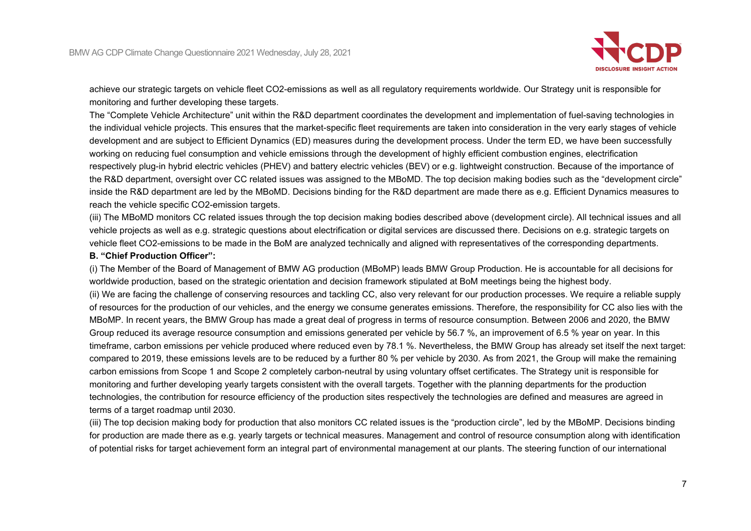achieve our strategic targets on vehicle fleet CO2-emissions as well as all regulatory requirements worldwide. Our Strategy unit is responsible for monitoring and further developing these targets.

The “Complete Vehicle Architecture” unit within the R&D department coordinates the development and implementation of fuel-saving technologies in the individual vehicle projects. This ensures that the market-specific fleet requirements are taken into consideration in the very early stages of vehicle development and are subject to Efficient Dynamics (ED) measures during the development process. Under the term ED, we have been successfully working on reducing fuel consumption and vehicle emissions through the development of highly efficient combustion engines, electrification respectively plug-in hybrid electric vehicles (PHEV) and battery electric vehicles (BEV) or e.g. lightweight construction. Because of the importance of the R&D department, oversight over CC related issues was assigned to the MBoMD. The top decision making bodies such as the “development circle” inside the R&D department are led by the MBoMD. Decisions binding for the R&D department are made there as e.g. Efficient Dynamics measures to reach the vehicle specific CO2-emission targets.

(iii) The MBoMD monitors CC related issues through the top decision making bodies described above (development circle). All technical issues and all vehicle projects as well as e.g. strategic questions about electrification or digital services are discussed there. Decisions on e.g. strategic targets on vehicle fleet CO2-emissions to be made in the BoM are analyzed technically and aligned with representatives of the corresponding departments.

**B. “Chief Production Officer”:**

(i) The Member of the Board of Management of BMW AG production (MBoMP) leads BMW Group Production. He is accountable for all decisions for worldwide production, based on the strategic orientation and decision framework stipulated at BoM meetings being the highest body.

(ii) We are facing the challenge of conserving resources and tackling CC, also very relevant for our production processes. We require a reliable supply of resources for the production of our vehicles, and the energy we consume generates emissions. Therefore, the responsibility for CC also lies with the MBoMP. In recent years, the BMW Group has made a great deal of progress in terms of resource consumption. Between 2006 and 2020, the BMW Group reduced its average resource consumption and emissions generated per vehicle by 56.7 %, an improvement of 6.5 % year on year. In this timeframe, carbon emissions per vehicle produced where reduced even by 78.1 %. Nevertheless, the BMW Group has already set itself the next target: compared to 2019, these emissions levels are to be reduced by a further 80 % per vehicle by 2030. As from 2021, the Group will make the remaining carbon emissions from Scope 1 and Scope 2 completely carbon-neutral by using voluntary offset certificates. The Strategy unit is responsible for monitoring and further developing yearly targets consistent with the overall targets. Together with the planning departments for the production technologies, the contribution for resource efficiency of the production sites respectively the technologies are defined and measures are agreed in terms of a target roadmap until 2030.

(iii) The top decision making body for production that also monitors CC related issues is the “production circle”, led by the MBoMP. Decisions binding for production are made there as e.g. yearly targets or technical measures. Management and control of resource consumption along with identification of potential risks for target achievement form an integral part of environmental management at our plants. The steering function of our international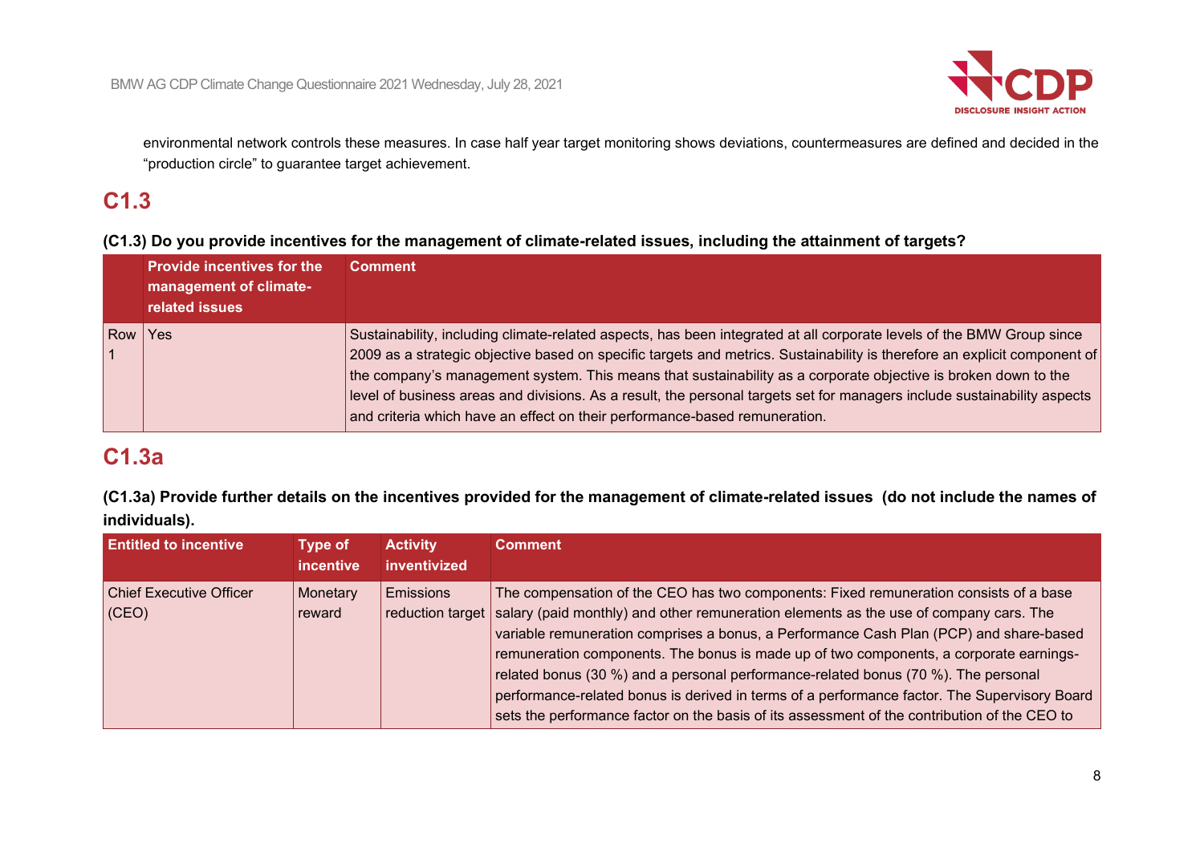environmental network controls these measures. In case half year target monitoring shows deviations, countermeasures are defined and decided in the "production circle" to guarantee target achievement.

## C1.3

**(C1.3) Do you provide incentives for the management of climate-related issues, including the attainment of targets?**

| | Provide incentives for the management of climate-related issues | Comment |
|---|---|---|
| Row 1 | Yes | Sustainability, including climate-related aspects, has been integrated at all corporate levels of the BMW Group since 2009 as a strategic objective based on specific targets and metrics. Sustainability is therefore an explicit component of the company's management system. This means that sustainability as a corporate objective is broken down to the level of business areas and divisions. As a result, the personal targets set for managers include sustainability aspects and criteria which have an effect on their performance-based remuneration. |

## C1.3a

**(C1.3a) Provide further details on the incentives provided for the management of climate-related issues (do not include the names of individuals).**

| Entitled to incentive | Type of incentive | Activity inventivized | Comment |
|---|---|---|---|
| Chief Executive Officer (CEO) | Monetary reward | Emissions reduction target | The compensation of the CEO has two components: Fixed remuneration consists of a base salary (paid monthly) and other remuneration elements as the use of company cars. The variable remuneration comprises a bonus, a Performance Cash Plan (PCP) and share-based remuneration components. The bonus is made up of two components, a corporate earnings-related bonus (30 %) and a personal performance-related bonus (70 %). The personal performance-related bonus is derived in terms of a performance factor. The Supervisory Board sets the performance factor on the basis of its assessment of the contribution of the CEO to |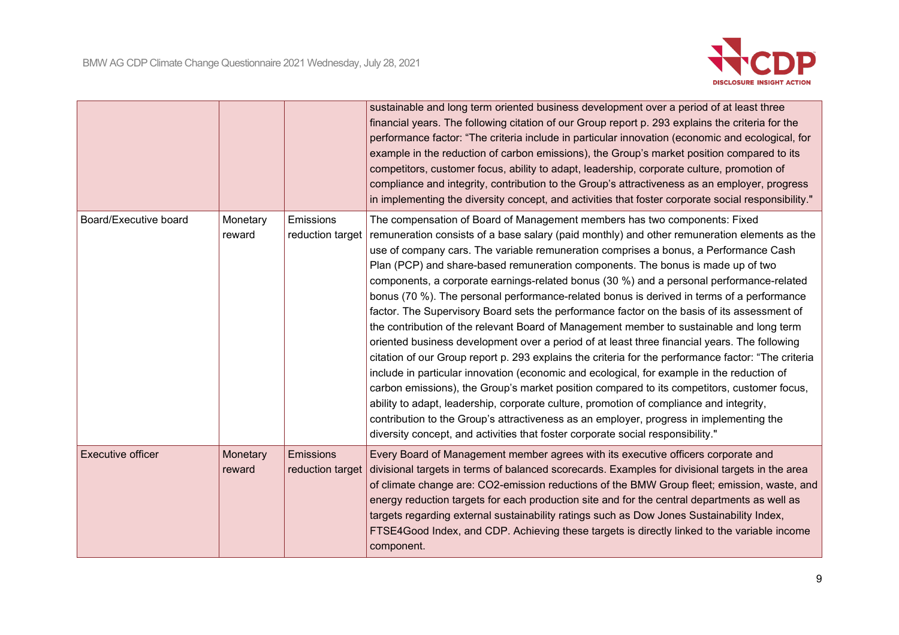| | | | |
|---|---|---|---|
| | | | sustainable and long term oriented business development over a period of at least three financial years. The following citation of our Group report p. 293 explains the criteria for the performance factor: “The criteria include in particular innovation (economic and ecological, for example in the reduction of carbon emissions), the Group’s market position compared to its competitors, customer focus, ability to adapt, leadership, corporate culture, promotion of compliance and integrity, contribution to the Group’s attractiveness as an employer, progress in implementing the diversity concept, and activities that foster corporate social responsibility." |
| Board/Executive board | Monetary reward | Emissions reduction target | The compensation of Board of Management members has two components: Fixed remuneration consists of a base salary (paid monthly) and other remuneration elements as the use of company cars. The variable remuneration comprises a bonus, a Performance Cash Plan (PCP) and share-based remuneration components. The bonus is made up of two components, a corporate earnings-related bonus (30 %) and a personal performance-related bonus (70 %). The personal performance-related bonus is derived in terms of a performance factor. The Supervisory Board sets the performance factor on the basis of its assessment of the contribution of the relevant Board of Management member to sustainable and long term oriented business development over a period of at least three financial years. The following citation of our Group report p. 293 explains the criteria for the performance factor: “The criteria include in particular innovation (economic and ecological, for example in the reduction of carbon emissions), the Group’s market position compared to its competitors, customer focus, ability to adapt, leadership, corporate culture, promotion of compliance and integrity, contribution to the Group’s attractiveness as an employer, progress in implementing the diversity concept, and activities that foster corporate social responsibility." |
| Executive officer | Monetary reward | Emissions reduction target | Every Board of Management member agrees with its executive officers corporate and divisional targets in terms of balanced scorecards. Examples for divisional targets in the area of climate change are: $CO_2$-emission reductions of the BMW Group fleet; emission, waste, and energy reduction targets for each production site and for the central departments as well as targets regarding external sustainability ratings such as Dow Jones Sustainability Index, FTSE4Good Index, and CDP. Achieving these targets is directly linked to the variable income component. |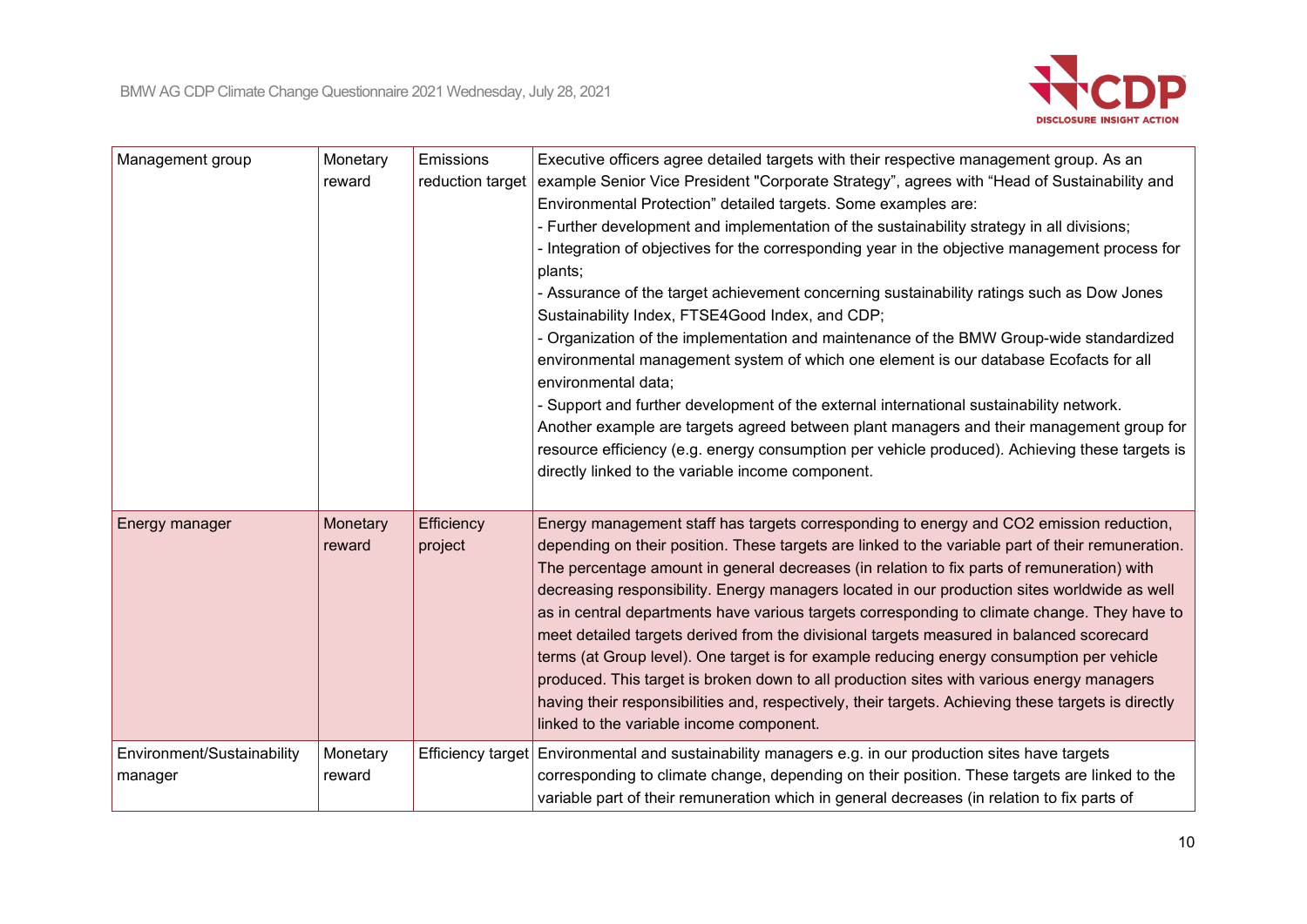| Management group | Monetary reward | Emissions reduction target | Executive officers agree detailed targets with their respective management group. As an example Senior Vice President "Corporate Strategy", agrees with "Head of Sustainability and Environmental Protection" detailed targets. Some examples are:<br>- Further development and implementation of the sustainability strategy in all divisions;<br>- Integration of objectives for the corresponding year in the objective management process for plants;<br>- Assurance of the target achievement concerning sustainability ratings such as Dow Jones Sustainability Index, FTSE4Good Index, and CDP;<br>- Organization of the implementation and maintenance of the BMW Group-wide standardized environmental management system of which one element is our database Ecofacts for all environmental data;<br>- Support and further development of the external international sustainability network.<br>Another example are targets agreed between plant managers and their management group for resource efficiency (e.g. energy consumption per vehicle produced). Achieving these targets is directly linked to the variable income component. |
|---|---|---|---|
| Energy manager | Monetary reward | Efficiency project | Energy management staff has targets corresponding to energy and CO2 emission reduction, depending on their position. These targets are linked to the variable part of their remuneration. The percentage amount in general decreases (in relation to fix parts of remuneration) with decreasing responsibility. Energy managers located in our production sites worldwide as well as in central departments have various targets corresponding to climate change. They have to meet detailed targets derived from the divisional targets measured in balanced scorecard terms (at Group level). One target is for example reducing energy consumption per vehicle produced. This target is broken down to all production sites with various energy managers having their responsibilities and, respectively, their targets. Achieving these targets is directly linked to the variable income component. |
| Environment/Sustainability manager | Monetary reward | Efficiency target | Environmental and sustainability managers e.g. in our production sites have targets corresponding to climate change, depending on their position. These targets are linked to the variable part of their remuneration which in general decreases (in relation to fix parts of |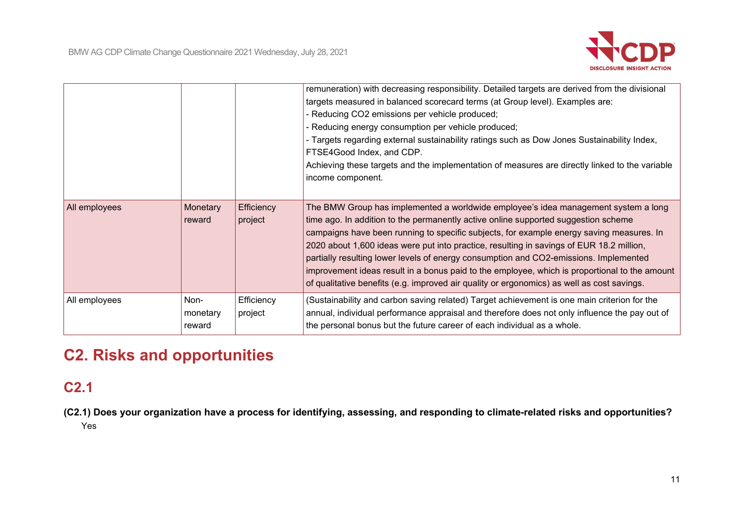| | | | |
|---|---|---|---|
| | | | remuneration) with decreasing responsibility. Detailed targets are derived from the divisional targets measured in balanced scorecard terms (at Group level). Examples are:<br>- Reducing CO2 emissions per vehicle produced;<br>- Reducing energy consumption per vehicle produced;<br>- Targets regarding external sustainability ratings such as Dow Jones Sustainability Index, FTSE4Good Index, and CDP.<br>Achieving these targets and the implementation of measures are directly linked to the variable income component. |
| All employees | Monetary reward | Efficiency project | The BMW Group has implemented a worldwide employee's idea management system a long time ago. In addition to the permanently active online supported suggestion scheme campaigns have been running to specific subjects, for example energy saving measures. In 2020 about 1,600 ideas were put into practice, resulting in savings of EUR 18.2 million, partially resulting lower levels of energy consumption and CO2-emissions. Implemented improvement ideas result in a bonus paid to the employee, which is proportional to the amount of qualitative benefits (e.g. improved air quality or ergonomics) as well as cost savings. |
| All employees | Non-monetary reward | Efficiency project | (Sustainability and carbon saving related) Target achievement is one main criterion for the annual, individual performance appraisal and therefore does not only influence the pay out of the personal bonus but the future career of each individual as a whole. |

# C2. Risks and opportunities

## C2.1

**(C2.1) Does your organization have a process for identifying, assessing, and responding to climate-related risks and opportunities?**

Yes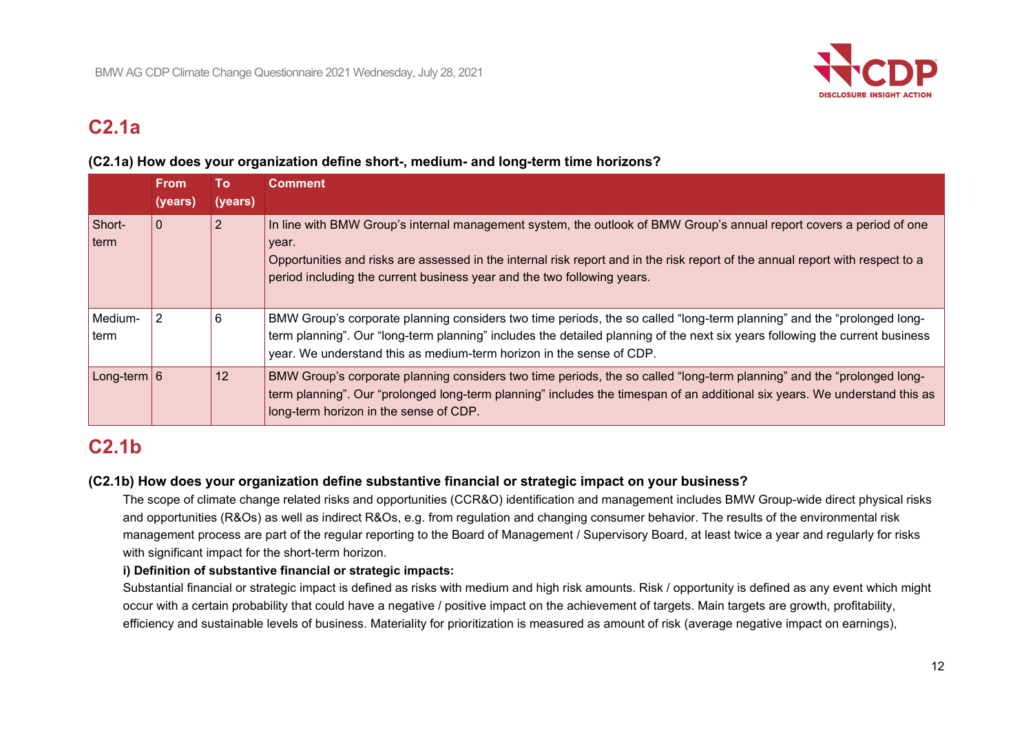## C2.1a

**(C2.1a) How does your organization define short-, medium- and long-term time horizons?**

| | From (years) | To (years) | Comment |
|---|---|---|---|
| Short-term | 0 | 2 | In line with BMW Group's internal management system, the outlook of BMW Group's annual report covers a period of one year.<br>Opportunities and risks are assessed in the internal risk report and in the risk report of the annual report with respect to a period including the current business year and the two following years. |
| Medium-term | 2 | 6 | BMW Group's corporate planning considers two time periods, the so called "long-term planning" and the "prolonged long-term planning". Our "long-term planning" includes the detailed planning of the next six years following the current business year. We understand this as medium-term horizon in the sense of CDP. |
| Long-term | 6 | 12 | BMW Group's corporate planning considers two time periods, the so called "long-term planning" and the "prolonged long-term planning". Our "prolonged long-term planning" includes the timespan of an additional six years. We understand this as long-term horizon in the sense of CDP. |

## C2.1b

**(C2.1b) How does your organization define substantive financial or strategic impact on your business?**

The scope of climate change related risks and opportunities (CCR&O) identification and management includes BMW Group-wide direct physical risks and opportunities (R&Os) as well as indirect R&Os, e.g. from regulation and changing consumer behavior. The results of the environmental risk management process are part of the regular reporting to the Board of Management / Supervisory Board, at least twice a year and regularly for risks with significant impact for the short-term horizon.

**i) Definition of substantive financial or strategic impacts:**

Substantial financial or strategic impact is defined as risks with medium and high risk amounts. Risk / opportunity is defined as any event which might occur with a certain probability that could have a negative / positive impact on the achievement of targets. Main targets are growth, profitability, efficiency and sustainable levels of business. Materiality for prioritization is measured as amount of risk (average negative impact on earnings),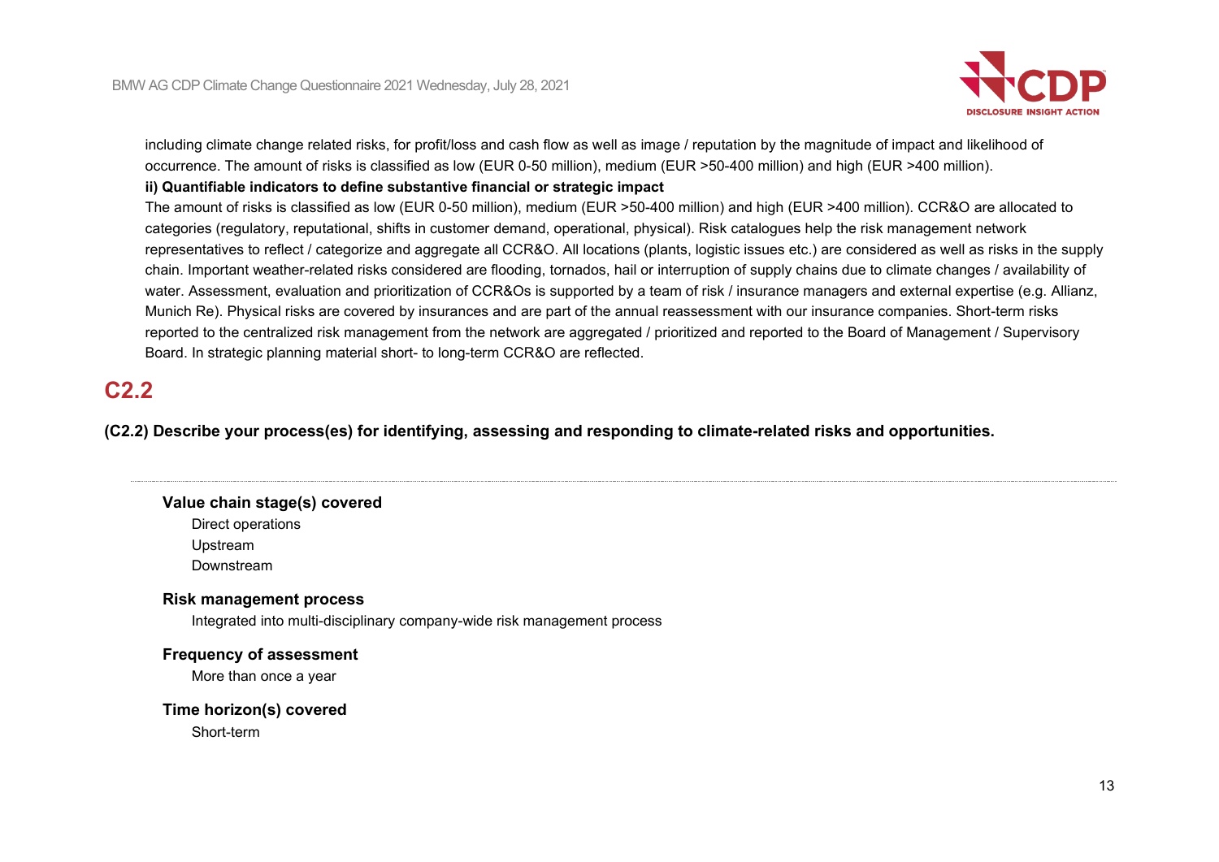including climate change related risks, for profit/loss and cash flow as well as image / reputation by the magnitude of impact and likelihood of occurrence. The amount of risks is classified as low (EUR 0-50 million), medium (EUR >50-400 million) and high (EUR >400 million).

**ii) Quantifiable indicators to define substantive financial or strategic impact**

The amount of risks is classified as low (EUR 0-50 million), medium (EUR >50-400 million) and high (EUR >400 million). CCR&O are allocated to categories (regulatory, reputational, shifts in customer demand, operational, physical). Risk catalogues help the risk management network representatives to reflect / categorize and aggregate all CCR&O. All locations (plants, logistic issues etc.) are considered as well as risks in the supply chain. Important weather-related risks considered are flooding, tornados, hail or interruption of supply chains due to climate changes / availability of water. Assessment, evaluation and prioritization of CCR&Os is supported by a team of risk / insurance managers and external expertise (e.g. Allianz, Munich Re). Physical risks are covered by insurances and are part of the annual reassessment with our insurance companies. Short-term risks reported to the centralized risk management from the network are aggregated / prioritized and reported to the Board of Management / Supervisory Board. In strategic planning material short- to long-term CCR&O are reflected.

## C2.2

**(C2.2) Describe your process(es) for identifying, assessing and responding to climate-related risks and opportunities.**

---

**Value chain stage(s) covered**

Direct operations
Upstream
Downstream

**Risk management process**

Integrated into multi-disciplinary company-wide risk management process

**Frequency of assessment**

More than once a year

**Time horizon(s) covered**

Short-term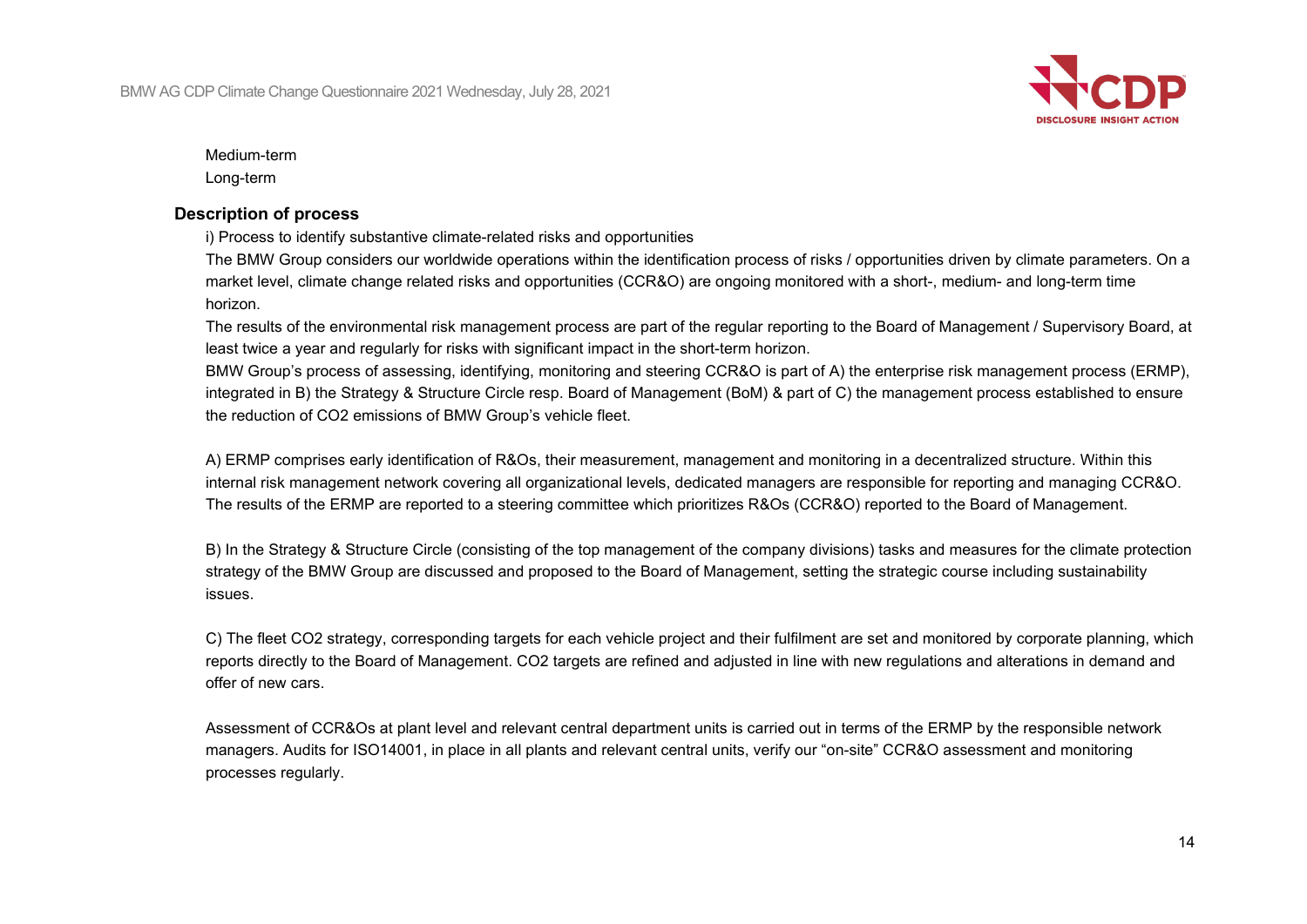Medium-term

Long-term

**Description of process**

i) Process to identify substantive climate-related risks and opportunities

The BMW Group considers our worldwide operations within the identification process of risks / opportunities driven by climate parameters. On a market level, climate change related risks and opportunities (CCR&O) are ongoing monitored with a short-, medium- and long-term time horizon.

The results of the environmental risk management process are part of the regular reporting to the Board of Management / Supervisory Board, at least twice a year and regularly for risks with significant impact in the short-term horizon.

BMW Group's process of assessing, identifying, monitoring and steering CCR&O is part of A) the enterprise risk management process (ERMP), integrated in B) the Strategy & Structure Circle resp. Board of Management (BoM) & part of C) the management process established to ensure the reduction of $CO_2$ emissions of BMW Group's vehicle fleet.

A) ERMP comprises early identification of R&Os, their measurement, management and monitoring in a decentralized structure. Within this internal risk management network covering all organizational levels, dedicated managers are responsible for reporting and managing CCR&O. The results of the ERMP are reported to a steering committee which prioritizes R&Os (CCR&O) reported to the Board of Management.

B) In the Strategy & Structure Circle (consisting of the top management of the company divisions) tasks and measures for the climate protection strategy of the BMW Group are discussed and proposed to the Board of Management, setting the strategic course including sustainability issues.

C) The fleet $CO_2$ strategy, corresponding targets for each vehicle project and their fulfilment are set and monitored by corporate planning, which reports directly to the Board of Management. $CO_2$ targets are refined and adjusted in line with new regulations and alterations in demand and offer of new cars.

Assessment of CCR&Os at plant level and relevant central department units is carried out in terms of the ERMP by the responsible network managers. Audits for ISO14001, in place in all plants and relevant central units, verify our "on-site" CCR&O assessment and monitoring processes regularly.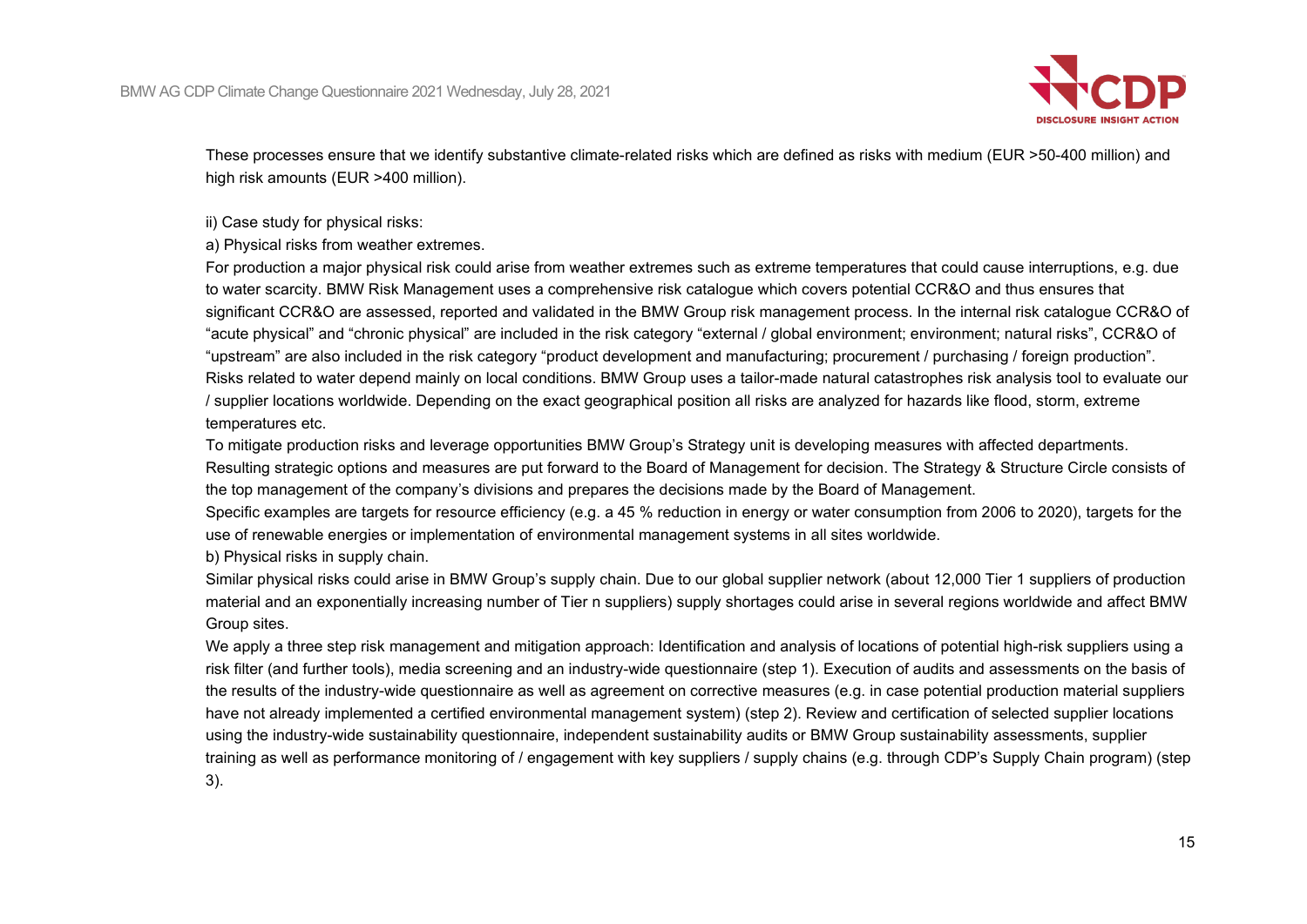These processes ensure that we identify substantive climate-related risks which are defined as risks with medium (EUR >50-400 million) and high risk amounts (EUR >400 million).

ii) Case study for physical risks:

a) Physical risks from weather extremes.

For production a major physical risk could arise from weather extremes such as extreme temperatures that could cause interruptions, e.g. due to water scarcity. BMW Risk Management uses a comprehensive risk catalogue which covers potential CCR&O and thus ensures that significant CCR&O are assessed, reported and validated in the BMW Group risk management process. In the internal risk catalogue CCR&O of "acute physical" and "chronic physical" are included in the risk category "external / global environment; environment; natural risks", CCR&O of "upstream" are also included in the risk category "product development and manufacturing; procurement / purchasing / foreign production". Risks related to water depend mainly on local conditions. BMW Group uses a tailor-made natural catastrophes risk analysis tool to evaluate our / supplier locations worldwide. Depending on the exact geographical position all risks are analyzed for hazards like flood, storm, extreme temperatures etc.

To mitigate production risks and leverage opportunities BMW Group's Strategy unit is developing measures with affected departments. Resulting strategic options and measures are put forward to the Board of Management for decision. The Strategy & Structure Circle consists of the top management of the company's divisions and prepares the decisions made by the Board of Management.

Specific examples are targets for resource efficiency (e.g. a 45 % reduction in energy or water consumption from 2006 to 2020), targets for the use of renewable energies or implementation of environmental management systems in all sites worldwide.

b) Physical risks in supply chain.

Similar physical risks could arise in BMW Group's supply chain. Due to our global supplier network (about 12,000 Tier 1 suppliers of production material and an exponentially increasing number of Tier n suppliers) supply shortages could arise in several regions worldwide and affect BMW Group sites.

We apply a three step risk management and mitigation approach: Identification and analysis of locations of potential high-risk suppliers using a risk filter (and further tools), media screening and an industry-wide questionnaire (step 1). Execution of audits and assessments on the basis of the results of the industry-wide questionnaire as well as agreement on corrective measures (e.g. in case potential production material suppliers have not already implemented a certified environmental management system) (step 2). Review and certification of selected supplier locations using the industry-wide sustainability questionnaire, independent sustainability audits or BMW Group sustainability assessments, supplier training as well as performance monitoring of / engagement with key suppliers / supply chains (e.g. through CDP's Supply Chain program) (step 3).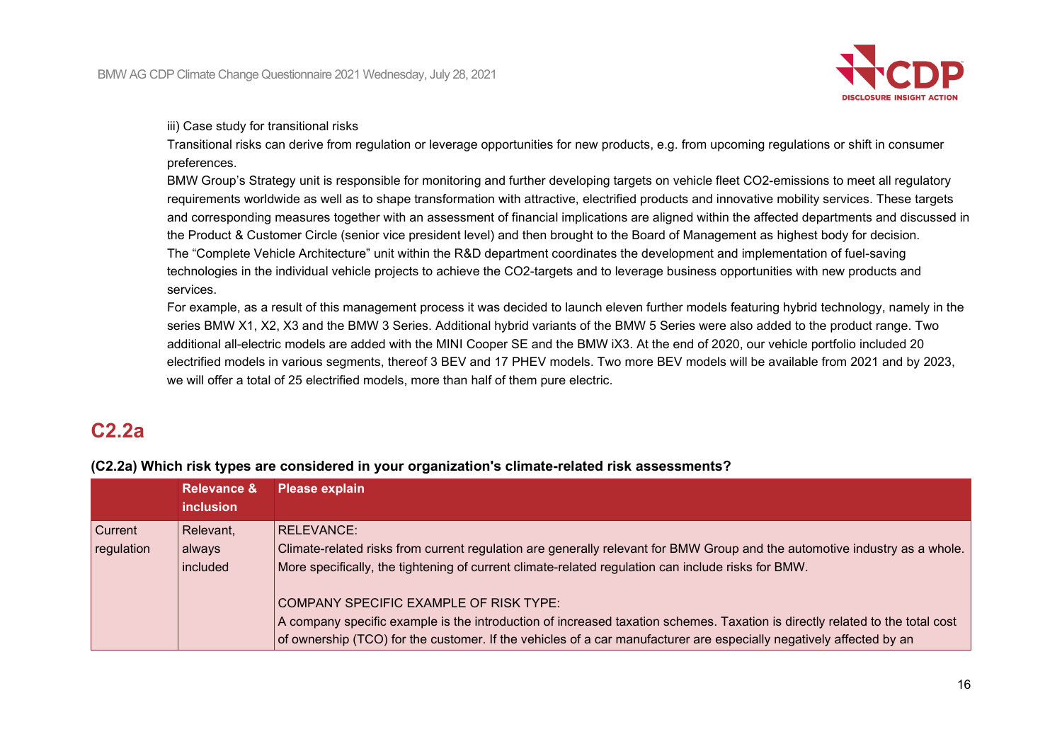iii) Case study for transitional risks

Transitional risks can derive from regulation or leverage opportunities for new products, e.g. from upcoming regulations or shift in consumer preferences.

BMW Group's Strategy unit is responsible for monitoring and further developing targets on vehicle fleet CO2-emissions to meet all regulatory requirements worldwide as well as to shape transformation with attractive, electrified products and innovative mobility services. These targets and corresponding measures together with an assessment of financial implications are aligned within the affected departments and discussed in the Product & Customer Circle (senior vice president level) and then brought to the Board of Management as highest body for decision.

The "Complete Vehicle Architecture" unit within the R&D department coordinates the development and implementation of fuel-saving technologies in the individual vehicle projects to achieve the CO2-targets and to leverage business opportunities with new products and services.

For example, as a result of this management process it was decided to launch eleven further models featuring hybrid technology, namely in the series BMW X1, X2, X3 and the BMW 3 Series. Additional hybrid variants of the BMW 5 Series were also added to the product range. Two additional all-electric models are added with the MINI Cooper SE and the BMW iX3. At the end of 2020, our vehicle portfolio included 20 electrified models in various segments, thereof 3 BEV and 17 PHEV models. Two more BEV models will be available from 2021 and by 2023, we will offer a total of 25 electrified models, more than half of them pure electric.

## C2.2a

**(C2.2a) Which risk types are considered in your organization's climate-related risk assessments?**

| | Relevance & inclusion | Please explain |
|---|---|---|
| Current regulation | Relevant, always included | RELEVANCE:<br>Climate-related risks from current regulation are generally relevant for BMW Group and the automotive industry as a whole. More specifically, the tightening of current climate-related regulation can include risks for BMW.<br><br>COMPANY SPECIFIC EXAMPLE OF RISK TYPE:<br>A company specific example is the introduction of increased taxation schemes. Taxation is directly related to the total cost of ownership (TCO) for the customer. If the vehicles of a car manufacturer are especially negatively affected by an |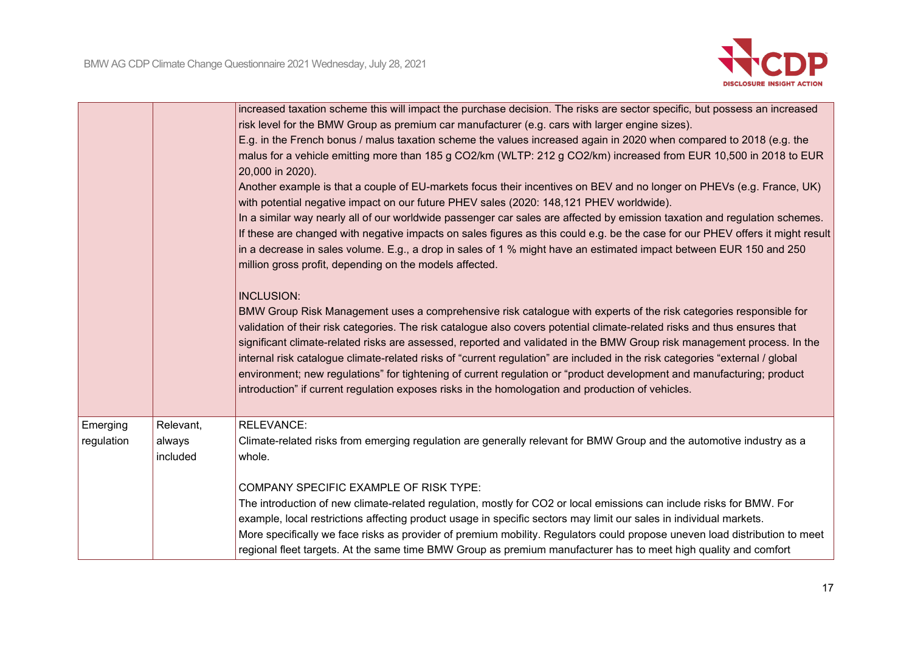| | | |
|---|---|---|
| | | increased taxation scheme this will impact the purchase decision. The risks are sector specific, but possess an increased risk level for the BMW Group as premium car manufacturer (e.g. cars with larger engine sizes).<br>E.g. in the French bonus / malus taxation scheme the values increased again in 2020 when compared to 2018 (e.g. the malus for a vehicle emitting more than 185 g CO2/km (WLTP: 212 g CO2/km) increased from EUR 10,500 in 2018 to EUR 20,000 in 2020).<br>Another example is that a couple of EU-markets focus their incentives on BEV and no longer on PHEVs (e.g. France, UK) with potential negative impact on our future PHEV sales (2020: 148,121 PHEV worldwide).<br>In a similar way nearly all of our worldwide passenger car sales are affected by emission taxation and regulation schemes. If these are changed with negative impacts on sales figures as this could e.g. be the case for our PHEV offers it might result in a decrease in sales volume. E.g., a drop in sales of 1 % might have an estimated impact between EUR 150 and 250 million gross profit, depending on the models affected.<br><br>INCLUSION:<br>BMW Group Risk Management uses a comprehensive risk catalogue with experts of the risk categories responsible for validation of their risk categories. The risk catalogue also covers potential climate-related risks and thus ensures that significant climate-related risks are assessed, reported and validated in the BMW Group risk management process. In the internal risk catalogue climate-related risks of "current regulation" are included in the risk categories "external / global environment; new regulations" for tightening of current regulation or "product development and manufacturing; product introduction" if current regulation exposes risks in the homologation and production of vehicles. |
| Emerging regulation | Relevant, always included | RELEVANCE:<br>Climate-related risks from emerging regulation are generally relevant for BMW Group and the automotive industry as a whole.<br><br>COMPANY SPECIFIC EXAMPLE OF RISK TYPE:<br>The introduction of new climate-related regulation, mostly for CO2 or local emissions can include risks for BMW. For example, local restrictions affecting product usage in specific sectors may limit our sales in individual markets.<br>More specifically we face risks as provider of premium mobility. Regulators could propose uneven load distribution to meet regional fleet targets. At the same time BMW Group as premium manufacturer has to meet high quality and comfort |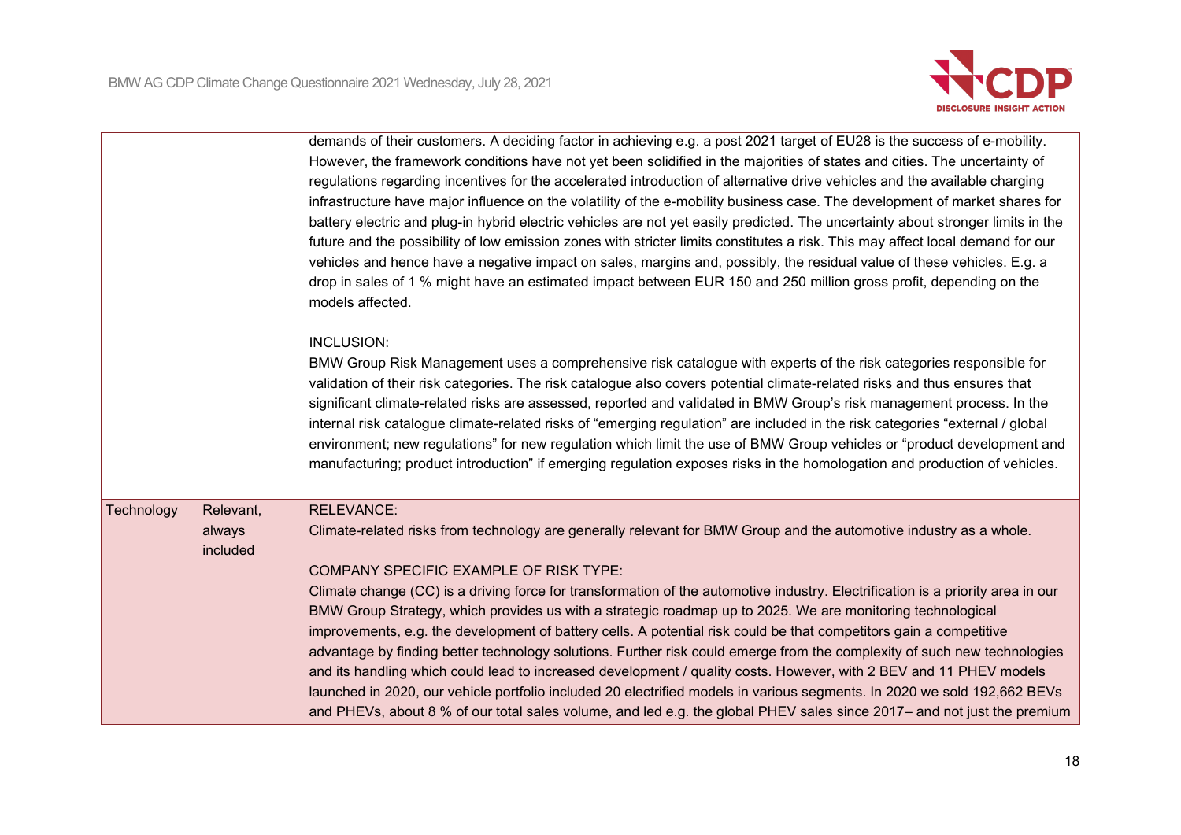| | | |
|---|---|---|
| | | demands of their customers. A deciding factor in achieving e.g. a post 2021 target of EU28 is the success of e-mobility. However, the framework conditions have not yet been solidified in the majorities of states and cities. The uncertainty of regulations regarding incentives for the accelerated introduction of alternative drive vehicles and the available charging infrastructure have major influence on the volatility of the e-mobility business case. The development of market shares for battery electric and plug-in hybrid electric vehicles are not yet easily predicted. The uncertainty about stronger limits in the future and the possibility of low emission zones with stricter limits constitutes a risk. This may affect local demand for our vehicles and hence have a negative impact on sales, margins and, possibly, the residual value of these vehicles. E.g. a drop in sales of 1 % might have an estimated impact between EUR 150 and 250 million gross profit, depending on the models affected.<br><br>INCLUSION:<br>BMW Group Risk Management uses a comprehensive risk catalogue with experts of the risk categories responsible for validation of their risk categories. The risk catalogue also covers potential climate-related risks and thus ensures that significant climate-related risks are assessed, reported and validated in BMW Group's risk management process. In the internal risk catalogue climate-related risks of "emerging regulation" are included in the risk categories "external / global environment; new regulations" for new regulation which limit the use of BMW Group vehicles or "product development and manufacturing; product introduction" if emerging regulation exposes risks in the homologation and production of vehicles. |
| Technology | Relevant, always included | RELEVANCE:<br>Climate-related risks from technology are generally relevant for BMW Group and the automotive industry as a whole.<br><br>COMPANY SPECIFIC EXAMPLE OF RISK TYPE:<br>Climate change (CC) is a driving force for transformation of the automotive industry. Electrification is a priority area in our BMW Group Strategy, which provides us with a strategic roadmap up to 2025. We are monitoring technological improvements, e.g. the development of battery cells. A potential risk could be that competitors gain a competitive advantage by finding better technology solutions. Further risk could emerge from the complexity of such new technologies and its handling which could lead to increased development / quality costs. However, with 2 BEV and 11 PHEV models launched in 2020, our vehicle portfolio included 20 electrified models in various segments. In 2020 we sold 192,662 BEVs and PHEVs, about 8 % of our total sales volume, and led e.g. the global PHEV sales since 2017– and not just the premium |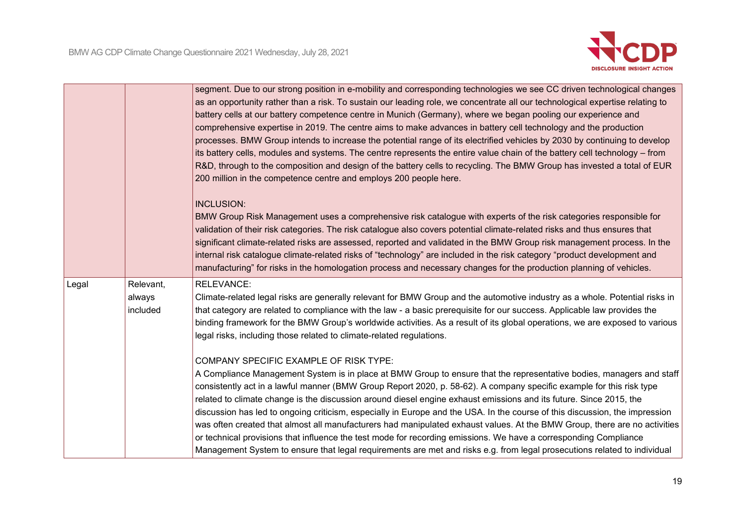| | | |
|---|---|---|
| | | segment. Due to our strong position in e-mobility and corresponding technologies we see CC driven technological changes as an opportunity rather than a risk. To sustain our leading role, we concentrate all our technological expertise relating to battery cells at our battery competence centre in Munich (Germany), where we began pooling our experience and comprehensive expertise in 2019. The centre aims to make advances in battery cell technology and the production processes. BMW Group intends to increase the potential range of its electrified vehicles by 2030 by continuing to develop its battery cells, modules and systems. The centre represents the entire value chain of the battery cell technology – from R&D, through to the composition and design of the battery cells to recycling. The BMW Group has invested a total of EUR 200 million in the competence centre and employs 200 people here.<br><br>INCLUSION:<br>BMW Group Risk Management uses a comprehensive risk catalogue with experts of the risk categories responsible for validation of their risk categories. The risk catalogue also covers potential climate-related risks and thus ensures that significant climate-related risks are assessed, reported and validated in the BMW Group risk management process. In the internal risk catalogue climate-related risks of "technology" are included in the risk category "product development and manufacturing" for risks in the homologation process and necessary changes for the production planning of vehicles. |
| Legal | Relevant, always included | RELEVANCE:<br>Climate-related legal risks are generally relevant for BMW Group and the automotive industry as a whole. Potential risks in that category are related to compliance with the law - a basic prerequisite for our success. Applicable law provides the binding framework for the BMW Group's worldwide activities. As a result of its global operations, we are exposed to various legal risks, including those related to climate-related regulations.<br><br>COMPANY SPECIFIC EXAMPLE OF RISK TYPE:<br>A Compliance Management System is in place at BMW Group to ensure that the representative bodies, managers and staff consistently act in a lawful manner (BMW Group Report 2020, p. 58-62). A company specific example for this risk type related to climate change is the discussion around diesel engine exhaust emissions and its future. Since 2015, the discussion has led to ongoing criticism, especially in Europe and the USA. In the course of this discussion, the impression was often created that almost all manufacturers had manipulated exhaust values. At the BMW Group, there are no activities or technical provisions that influence the test mode for recording emissions. We have a corresponding Compliance Management System to ensure that legal requirements are met and risks e.g. from legal prosecutions related to individual |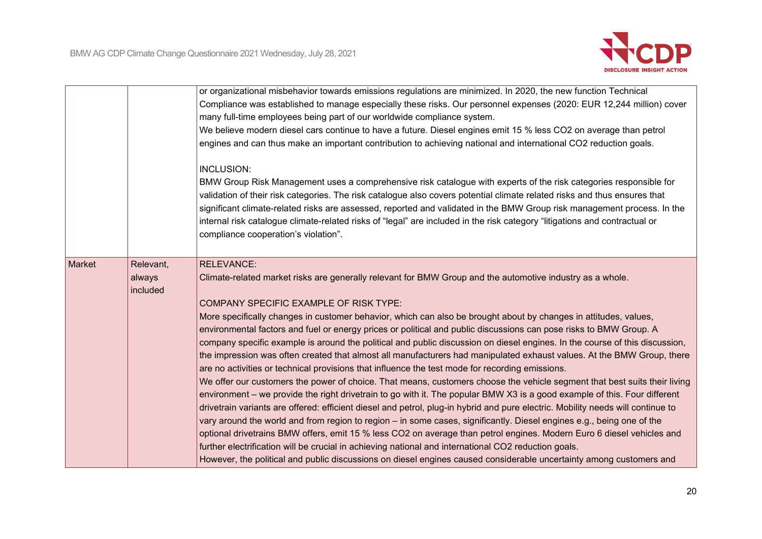| | | |
|---|---|---|
| | | or organizational misbehavior towards emissions regulations are minimized. In 2020, the new function Technical Compliance was established to manage especially these risks. Our personnel expenses (2020: EUR 12,244 million) cover many full-time employees being part of our worldwide compliance system.<br>We believe modern diesel cars continue to have a future. Diesel engines emit 15 % less CO2 on average than petrol engines and can thus make an important contribution to achieving national and international CO2 reduction goals.<br><br>INCLUSION:<br>BMW Group Risk Management uses a comprehensive risk catalogue with experts of the risk categories responsible for validation of their risk categories. The risk catalogue also covers potential climate related risks and thus ensures that significant climate-related risks are assessed, reported and validated in the BMW Group risk management process. In the internal risk catalogue climate-related risks of "legal" are included in the risk category "litigations and contractual or compliance cooperation's violation". |
| Market | Relevant, always included | RELEVANCE:<br>Climate-related market risks are generally relevant for BMW Group and the automotive industry as a whole.<br><br>COMPANY SPECIFIC EXAMPLE OF RISK TYPE:<br>More specifically changes in customer behavior, which can also be brought about by changes in attitudes, values, environmental factors and fuel or energy prices or political and public discussions can pose risks to BMW Group. A company specific example is around the political and public discussion on diesel engines. In the course of this discussion, the impression was often created that almost all manufacturers had manipulated exhaust values. At the BMW Group, there are no activities or technical provisions that influence the test mode for recording emissions.<br>We offer our customers the power of choice. That means, customers choose the vehicle segment that best suits their living environment – we provide the right drivetrain to go with it. The popular BMW X3 is a good example of this. Four different drivetrain variants are offered: efficient diesel and petrol, plug-in hybrid and pure electric. Mobility needs will continue to vary around the world and from region to region – in some cases, significantly. Diesel engines e.g., being one of the optional drivetrains BMW offers, emit 15 % less CO2 on average than petrol engines. Modern Euro 6 diesel vehicles and further electrification will be crucial in achieving national and international CO2 reduction goals.<br>However, the political and public discussions on diesel engines caused considerable uncertainty among customers and |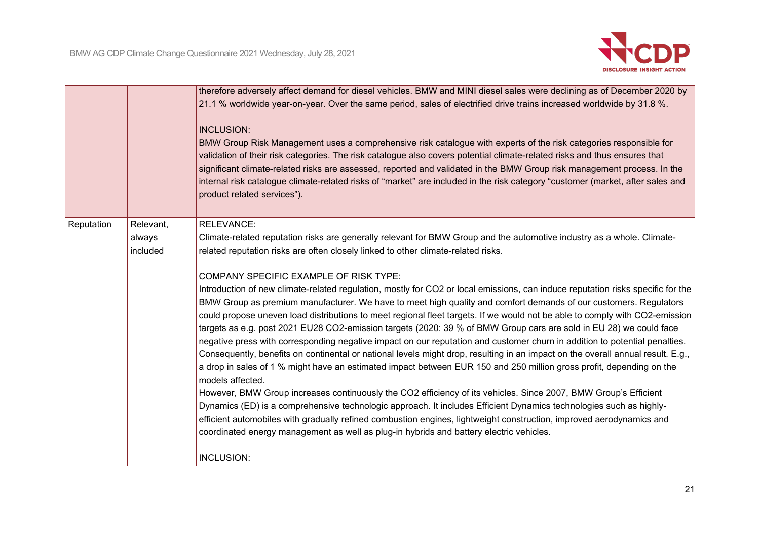| | | |
|---|---|---|
| | | therefore adversely affect demand for diesel vehicles. BMW and MINI diesel sales were declining as of December 2020 by 21.1 % worldwide year-on-year. Over the same period, sales of electrified drive trains increased worldwide by 31.8 %.<br><br>INCLUSION:<br>BMW Group Risk Management uses a comprehensive risk catalogue with experts of the risk categories responsible for validation of their risk categories. The risk catalogue also covers potential climate-related risks and thus ensures that significant climate-related risks are assessed, reported and validated in the BMW Group risk management process. In the internal risk catalogue climate-related risks of "market" are included in the risk category "customer (market, after sales and product related services"). |
| Reputation | Relevant, always included | RELEVANCE:<br>Climate-related reputation risks are generally relevant for BMW Group and the automotive industry as a whole. Climate-related reputation risks are often closely linked to other climate-related risks.<br><br>COMPANY SPECIFIC EXAMPLE OF RISK TYPE:<br>Introduction of new climate-related regulation, mostly for CO2 or local emissions, can induce reputation risks specific for the BMW Group as premium manufacturer. We have to meet high quality and comfort demands of our customers. Regulators could propose uneven load distributions to meet regional fleet targets. If we would not be able to comply with CO2-emission targets as e.g. post 2021 EU28 CO2-emission targets (2020: 39 % of BMW Group cars are sold in EU 28) we could face negative press with corresponding negative impact on our reputation and customer churn in addition to potential penalties. Consequently, benefits on continental or national levels might drop, resulting in an impact on the overall annual result. E.g., a drop in sales of 1 % might have an estimated impact between EUR 150 and 250 million gross profit, depending on the models affected.<br>However, BMW Group increases continuously the CO2 efficiency of its vehicles. Since 2007, BMW Group's Efficient Dynamics (ED) is a comprehensive technologic approach. It includes Efficient Dynamics technologies such as highly-efficient automobiles with gradually refined combustion engines, lightweight construction, improved aerodynamics and coordinated energy management as well as plug-in hybrids and battery electric vehicles.<br><br>INCLUSION: |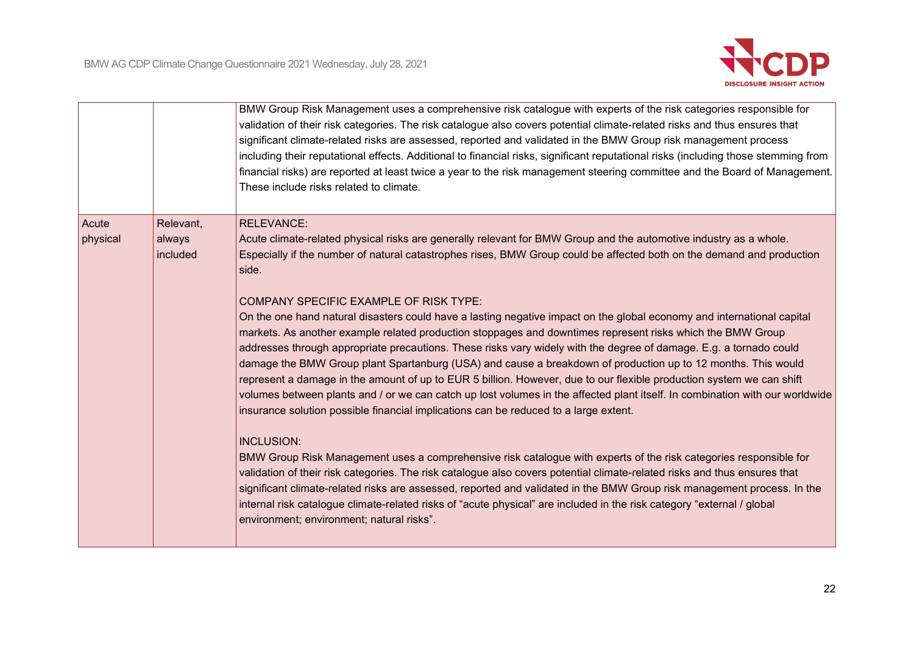| | | |
|---|---|---|
| | | BMW Group Risk Management uses a comprehensive risk catalogue with experts of the risk categories responsible for validation of their risk categories. The risk catalogue also covers potential climate-related risks and thus ensures that significant climate-related risks are assessed, reported and validated in the BMW Group risk management process including their reputational effects. Additional to financial risks, significant reputational risks (including those stemming from financial risks) are reported at least twice a year to the risk management steering committee and the Board of Management. These include risks related to climate. |
| Acute physical | Relevant, always included | RELEVANCE:<br>Acute climate-related physical risks are generally relevant for BMW Group and the automotive industry as a whole. Especially if the number of natural catastrophes rises, BMW Group could be affected both on the demand and production side.<br><br>COMPANY SPECIFIC EXAMPLE OF RISK TYPE:<br>On the one hand natural disasters could have a lasting negative impact on the global economy and international capital markets. As another example related production stoppages and downtimes represent risks which the BMW Group addresses through appropriate precautions. These risks vary widely with the degree of damage. E.g. a tornado could damage the BMW Group plant Spartanburg (USA) and cause a breakdown of production up to 12 months. This would represent a damage in the amount of up to EUR 5 billion. However, due to our flexible production system we can shift volumes between plants and / or we can catch up lost volumes in the affected plant itself. In combination with our worldwide insurance solution possible financial implications can be reduced to a large extent.<br><br>INCLUSION:<br>BMW Group Risk Management uses a comprehensive risk catalogue with experts of the risk categories responsible for validation of their risk categories. The risk catalogue also covers potential climate-related risks and thus ensures that significant climate-related risks are assessed, reported and validated in the BMW Group risk management process. In the internal risk catalogue climate-related risks of "acute physical" are included in the risk category "external / global environment; environment; natural risks". |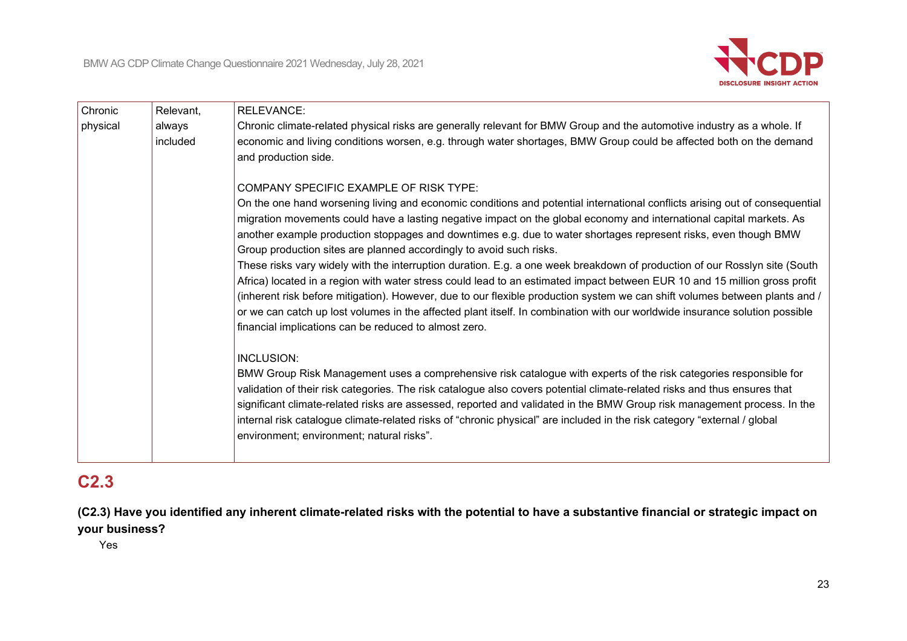| Chronic physical | Relevant, always included | RELEVANCE:<br>Chronic climate-related physical risks are generally relevant for BMW Group and the automotive industry as a whole. If economic and living conditions worsen, e.g. through water shortages, BMW Group could be affected both on the demand and production side.<br><br>COMPANY SPECIFIC EXAMPLE OF RISK TYPE:<br>On the one hand worsening living and economic conditions and potential international conflicts arising out of consequential migration movements could have a lasting negative impact on the global economy and international capital markets. As another example production stoppages and downtimes e.g. due to water shortages represent risks, even though BMW Group production sites are planned accordingly to avoid such risks.<br>These risks vary widely with the interruption duration. E.g. a one week breakdown of production of our Rosslyn site (South Africa) located in a region with water stress could lead to an estimated impact between EUR 10 and 15 million gross profit (inherent risk before mitigation). However, due to our flexible production system we can shift volumes between plants and / or we can catch up lost volumes in the affected plant itself. In combination with our worldwide insurance solution possible financial implications can be reduced to almost zero.<br><br>INCLUSION:<br>BMW Group Risk Management uses a comprehensive risk catalogue with experts of the risk categories responsible for validation of their risk categories. The risk catalogue also covers potential climate-related risks and thus ensures that significant climate-related risks are assessed, reported and validated in the BMW Group risk management process. In the internal risk catalogue climate-related risks of “chronic physical” are included in the risk category “external / global environment; environment; natural risks”. |
|---|---|---|

## C2.3

**(C2.3) Have you identified any inherent climate-related risks with the potential to have a substantive financial or strategic impact on your business?**

Yes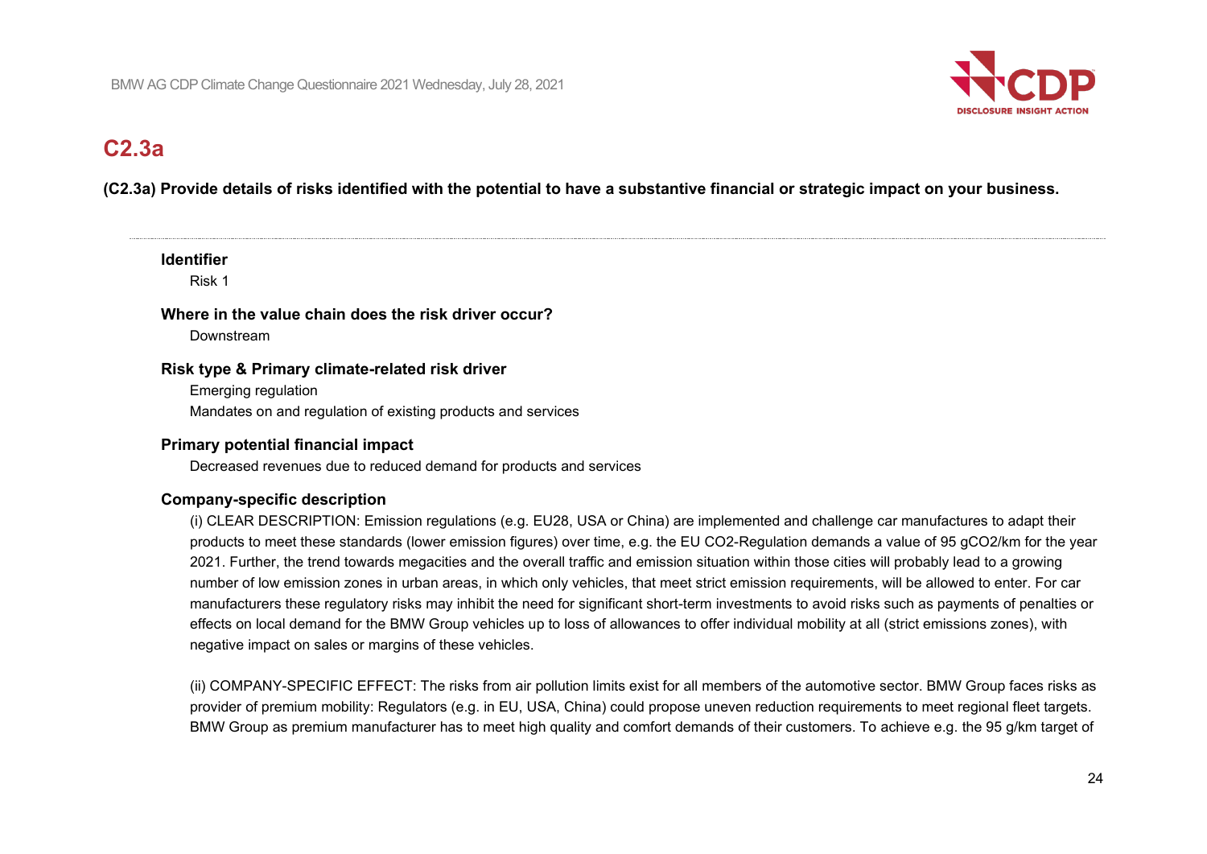## C2.3a

**(C2.3a) Provide details of risks identified with the potential to have a substantive financial or strategic impact on your business.**

**Identifier**

Risk 1

**Where in the value chain does the risk driver occur?**

Downstream

**Risk type & Primary climate-related risk driver**

Emerging regulation

Mandates on and regulation of existing products and services

**Primary potential financial impact**

Decreased revenues due to reduced demand for products and services

**Company-specific description**

(i) CLEAR DESCRIPTION: Emission regulations (e.g. EU28, USA or China) are implemented and challenge car manufactures to adapt their products to meet these standards (lower emission figures) over time, e.g. the EU CO2-Regulation demands a value of 95 gCO2/km for the year 2021. Further, the trend towards megacities and the overall traffic and emission situation within those cities will probably lead to a growing number of low emission zones in urban areas, in which only vehicles, that meet strict emission requirements, will be allowed to enter. For car manufacturers these regulatory risks may inhibit the need for significant short-term investments to avoid risks such as payments of penalties or effects on local demand for the BMW Group vehicles up to loss of allowances to offer individual mobility at all (strict emissions zones), with negative impact on sales or margins of these vehicles.

(ii) COMPANY-SPECIFIC EFFECT: The risks from air pollution limits exist for all members of the automotive sector. BMW Group faces risks as provider of premium mobility: Regulators (e.g. in EU, USA, China) could propose uneven reduction requirements to meet regional fleet targets. BMW Group as premium manufacturer has to meet high quality and comfort demands of their customers. To achieve e.g. the 95 g/km target of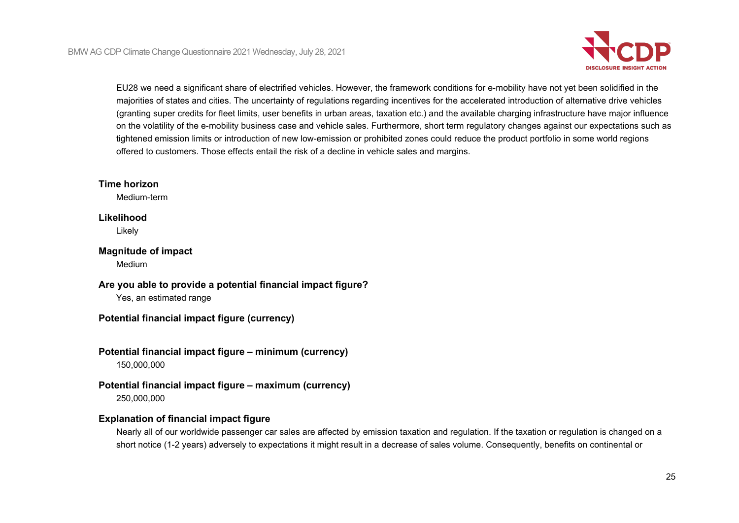EU28 we need a significant share of electrified vehicles. However, the framework conditions for e-mobility have not yet been solidified in the majorities of states and cities. The uncertainty of regulations regarding incentives for the accelerated introduction of alternative drive vehicles (granting super credits for fleet limits, user benefits in urban areas, taxation etc.) and the available charging infrastructure have major influence on the volatility of the e-mobility business case and vehicle sales. Furthermore, short term regulatory changes against our expectations such as tightened emission limits or introduction of new low-emission or prohibited zones could reduce the product portfolio in some world regions offered to customers. Those effects entail the risk of a decline in vehicle sales and margins.

**Time horizon**

Medium-term

**Likelihood**

Likely

**Magnitude of impact**

Medium

**Are you able to provide a potential financial impact figure?**

Yes, an estimated range

**Potential financial impact figure (currency)**

**Potential financial impact figure – minimum (currency)**

150,000,000

**Potential financial impact figure – maximum (currency)**

250,000,000

**Explanation of financial impact figure**

Nearly all of our worldwide passenger car sales are affected by emission taxation and regulation. If the taxation or regulation is changed on a short notice (1-2 years) adversely to expectations it might result in a decrease of sales volume. Consequently, benefits on continental or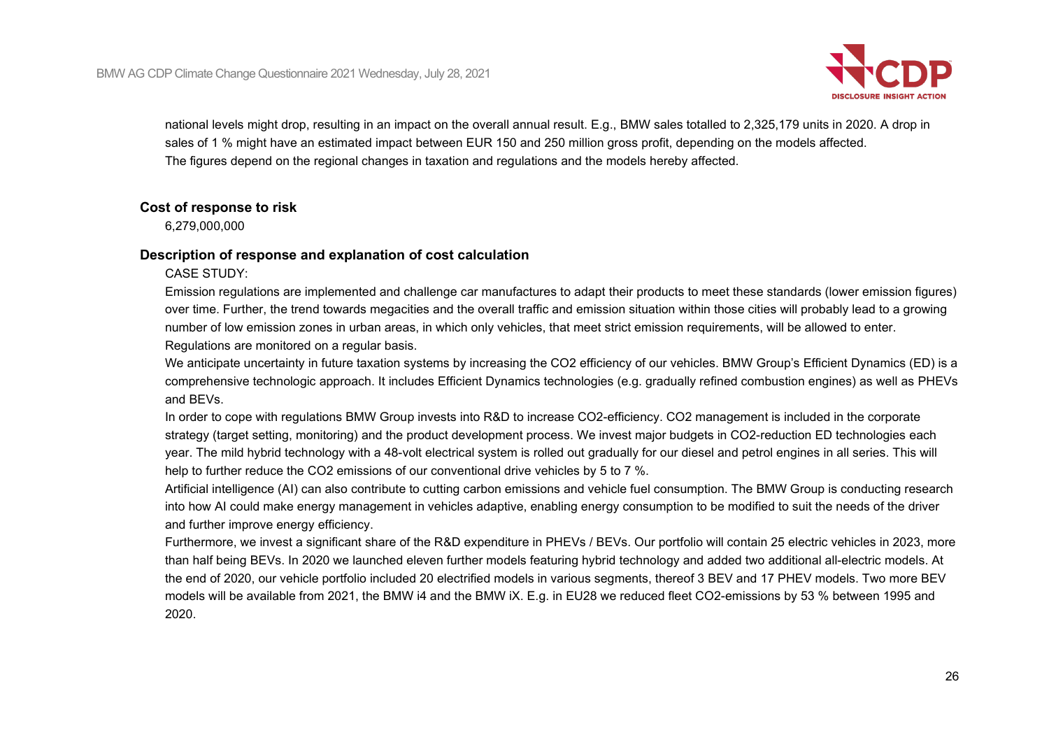national levels might drop, resulting in an impact on the overall annual result. E.g., BMW sales totalled to 2,325,179 units in 2020. A drop in sales of 1 % might have an estimated impact between EUR 150 and 250 million gross profit, depending on the models affected.
The figures depend on the regional changes in taxation and regulations and the models hereby affected.

**Cost of response to risk**

6,279,000,000

**Description of response and explanation of cost calculation**

CASE STUDY:

Emission regulations are implemented and challenge car manufactures to adapt their products to meet these standards (lower emission figures) over time. Further, the trend towards megacities and the overall traffic and emission situation within those cities will probably lead to a growing number of low emission zones in urban areas, in which only vehicles, that meet strict emission requirements, will be allowed to enter.
Regulations are monitored on a regular basis.

We anticipate uncertainty in future taxation systems by increasing the CO2 efficiency of our vehicles. BMW Group's Efficient Dynamics (ED) is a comprehensive technologic approach. It includes Efficient Dynamics technologies (e.g. gradually refined combustion engines) as well as PHEVs and BEVs.

In order to cope with regulations BMW Group invests into R&D to increase CO2-efficiency. CO2 management is included in the corporate strategy (target setting, monitoring) and the product development process. We invest major budgets in CO2-reduction ED technologies each year. The mild hybrid technology with a 48-volt electrical system is rolled out gradually for our diesel and petrol engines in all series. This will help to further reduce the CO2 emissions of our conventional drive vehicles by 5 to 7 %.

Artificial intelligence (AI) can also contribute to cutting carbon emissions and vehicle fuel consumption. The BMW Group is conducting research into how AI could make energy management in vehicles adaptive, enabling energy consumption to be modified to suit the needs of the driver and further improve energy efficiency.

Furthermore, we invest a significant share of the R&D expenditure in PHEVs / BEVs. Our portfolio will contain 25 electric vehicles in 2023, more than half being BEVs. In 2020 we launched eleven further models featuring hybrid technology and added two additional all-electric models. At the end of 2020, our vehicle portfolio included 20 electrified models in various segments, thereof 3 BEV and 17 PHEV models. Two more BEV models will be available from 2021, the BMW i4 and the BMW iX. E.g. in EU28 we reduced fleet CO2-emissions by 53 % between 1995 and 2020.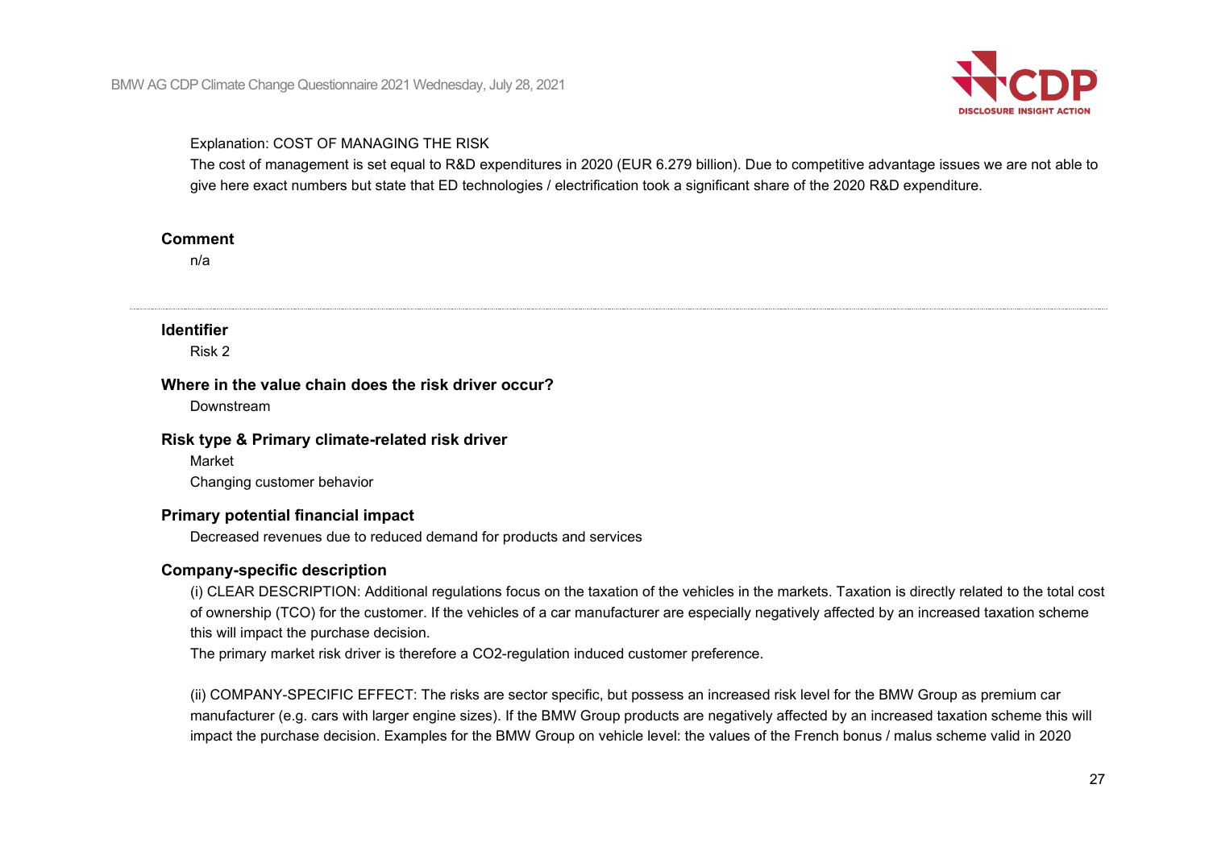Explanation: COST OF MANAGING THE RISK

The cost of management is set equal to R&D expenditures in 2020 (EUR 6.279 billion). Due to competitive advantage issues we are not able to give here exact numbers but state that ED technologies / electrification took a significant share of the 2020 R&D expenditure.

**Comment**

n/a

---

**Identifier**

Risk 2

**Where in the value chain does the risk driver occur?**

Downstream

**Risk type & Primary climate-related risk driver**

Market

Changing customer behavior

**Primary potential financial impact**

Decreased revenues due to reduced demand for products and services

**Company-specific description**

(i) CLEAR DESCRIPTION: Additional regulations focus on the taxation of the vehicles in the markets. Taxation is directly related to the total cost of ownership (TCO) for the customer. If the vehicles of a car manufacturer are especially negatively affected by an increased taxation scheme this will impact the purchase decision.

The primary market risk driver is therefore a CO2-regulation induced customer preference.

(ii) COMPANY-SPECIFIC EFFECT: The risks are sector specific, but possess an increased risk level for the BMW Group as premium car manufacturer (e.g. cars with larger engine sizes). If the BMW Group products are negatively affected by an increased taxation scheme this will impact the purchase decision. Examples for the BMW Group on vehicle level: the values of the French bonus / malus scheme valid in 2020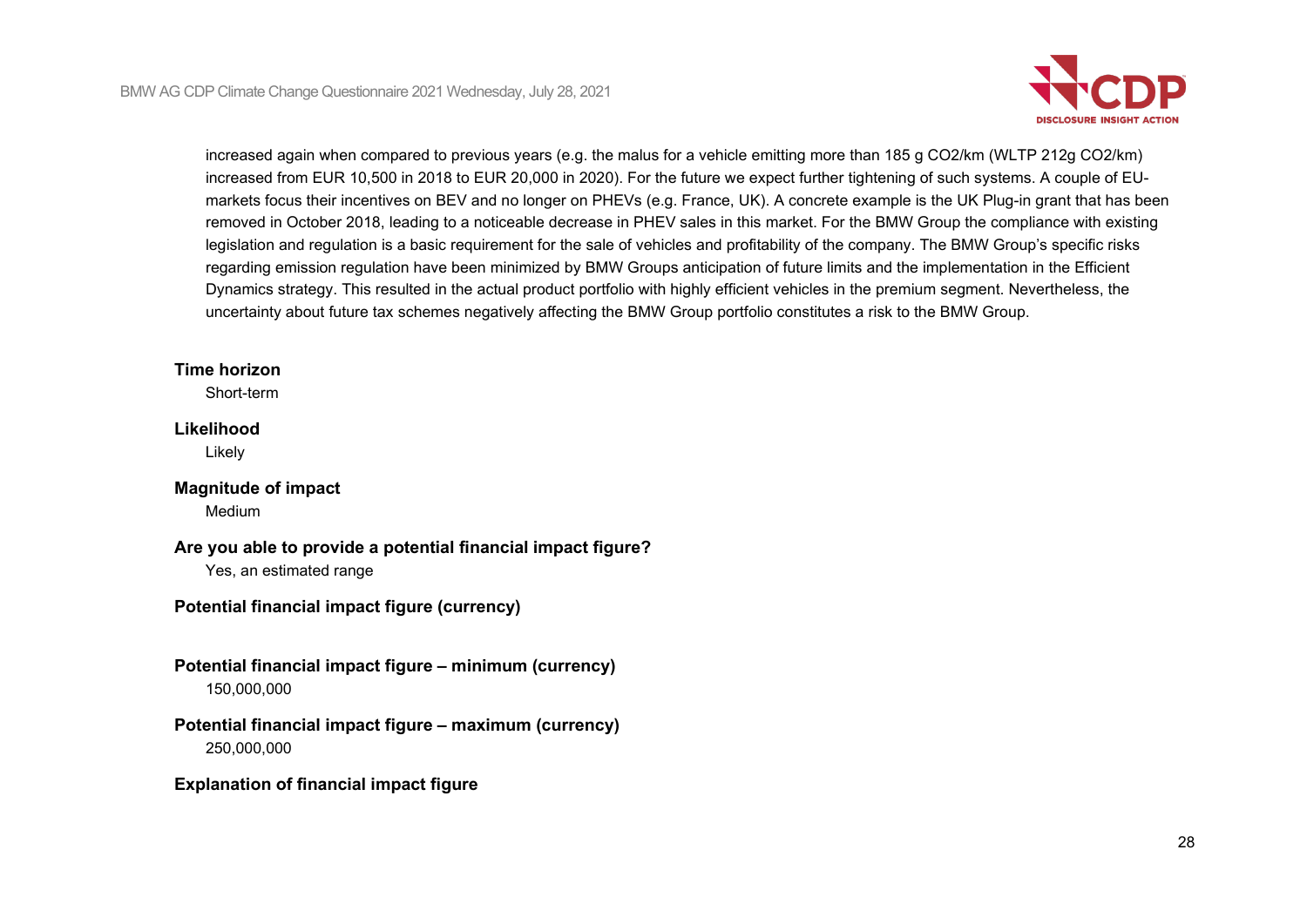increased again when compared to previous years (e.g. the malus for a vehicle emitting more than 185 g $CO_2$/km (WLTP 212g $CO_2$/km) increased from EUR 10,500 in 2018 to EUR 20,000 in 2020). For the future we expect further tightening of such systems. A couple of EU-markets focus their incentives on BEV and no longer on PHEVs (e.g. France, UK). A concrete example is the UK Plug-in grant that has been removed in October 2018, leading to a noticeable decrease in PHEV sales in this market. For the BMW Group the compliance with existing legislation and regulation is a basic requirement for the sale of vehicles and profitability of the company. The BMW Group's specific risks regarding emission regulation have been minimized by BMW Groups anticipation of future limits and the implementation in the Efficient Dynamics strategy. This resulted in the actual product portfolio with highly efficient vehicles in the premium segment. Nevertheless, the uncertainty about future tax schemes negatively affecting the BMW Group portfolio constitutes a risk to the BMW Group.

**Time horizon**

Short-term

**Likelihood**

Likely

**Magnitude of impact**

Medium

**Are you able to provide a potential financial impact figure?**

Yes, an estimated range

**Potential financial impact figure (currency)**

**Potential financial impact figure – minimum (currency)**

150,000,000

**Potential financial impact figure – maximum (currency)**

250,000,000

**Explanation of financial impact figure**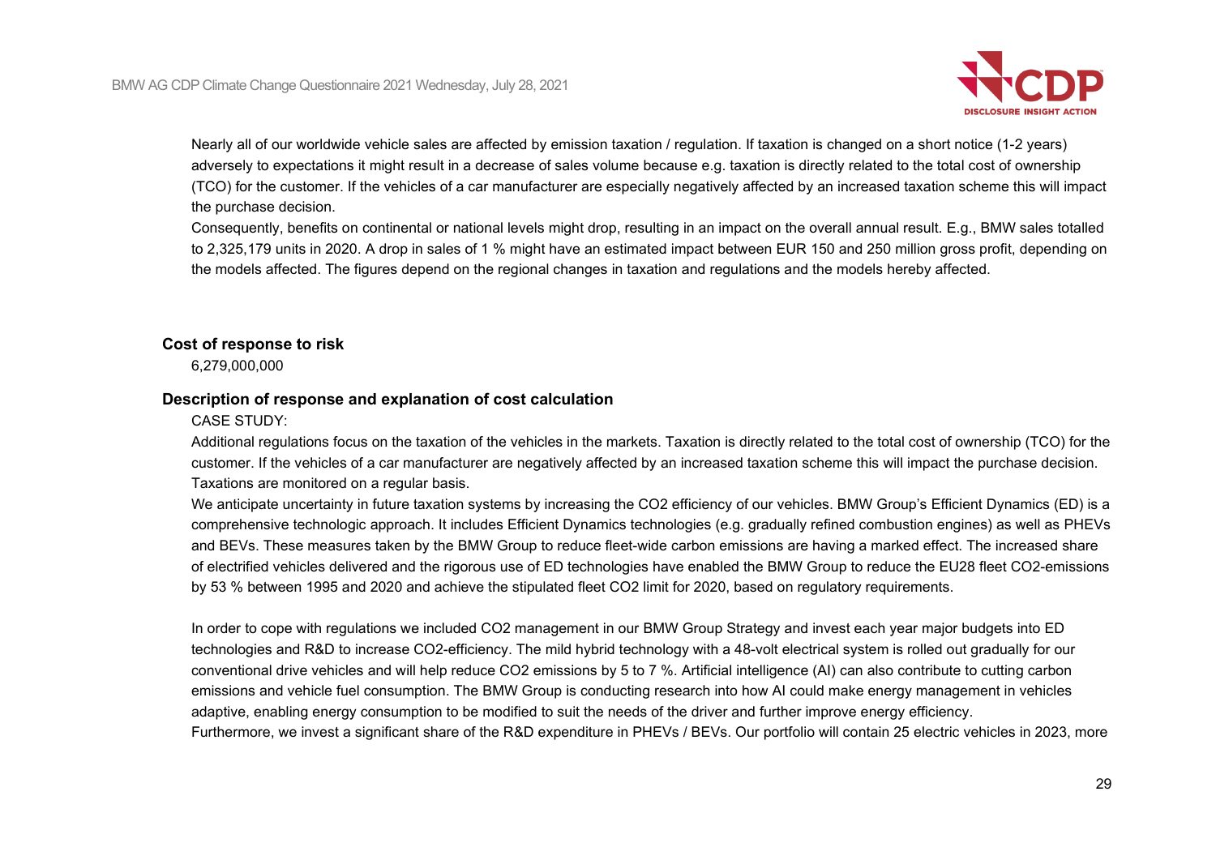Nearly all of our worldwide vehicle sales are affected by emission taxation / regulation. If taxation is changed on a short notice (1-2 years) adversely to expectations it might result in a decrease of sales volume because e.g. taxation is directly related to the total cost of ownership (TCO) for the customer. If the vehicles of a car manufacturer are especially negatively affected by an increased taxation scheme this will impact the purchase decision.
Consequently, benefits on continental or national levels might drop, resulting in an impact on the overall annual result. E.g., BMW sales totalled to 2,325,179 units in 2020. A drop in sales of 1 % might have an estimated impact between EUR 150 and 250 million gross profit, depending on the models affected. The figures depend on the regional changes in taxation and regulations and the models hereby affected.

### Cost of response to risk

6,279,000,000

### Description of response and explanation of cost calculation

CASE STUDY:

Additional regulations focus on the taxation of the vehicles in the markets. Taxation is directly related to the total cost of ownership (TCO) for the customer. If the vehicles of a car manufacturer are negatively affected by an increased taxation scheme this will impact the purchase decision. Taxations are monitored on a regular basis.
We anticipate uncertainty in future taxation systems by increasing the $CO_2$ efficiency of our vehicles. BMW Group's Efficient Dynamics (ED) is a comprehensive technologic approach. It includes Efficient Dynamics technologies (e.g. gradually refined combustion engines) as well as PHEVs and BEVs. These measures taken by the BMW Group to reduce fleet-wide carbon emissions are having a marked effect. The increased share of electrified vehicles delivered and the rigorous use of ED technologies have enabled the BMW Group to reduce the EU28 fleet $CO_2$-emissions by 53 % between 1995 and 2020 and achieve the stipulated fleet $CO_2$ limit for 2020, based on regulatory requirements.

In order to cope with regulations we included $CO_2$ management in our BMW Group Strategy and invest each year major budgets into ED technologies and R&D to increase $CO_2$-efficiency. The mild hybrid technology with a 48-volt electrical system is rolled out gradually for our conventional drive vehicles and will help reduce $CO_2$ emissions by 5 to 7 %. Artificial intelligence (AI) can also contribute to cutting carbon emissions and vehicle fuel consumption. The BMW Group is conducting research into how AI could make energy management in vehicles adaptive, enabling energy consumption to be modified to suit the needs of the driver and further improve energy efficiency.
Furthermore, we invest a significant share of the R&D expenditure in PHEVs / BEVs. Our portfolio will contain 25 electric vehicles in 2023, more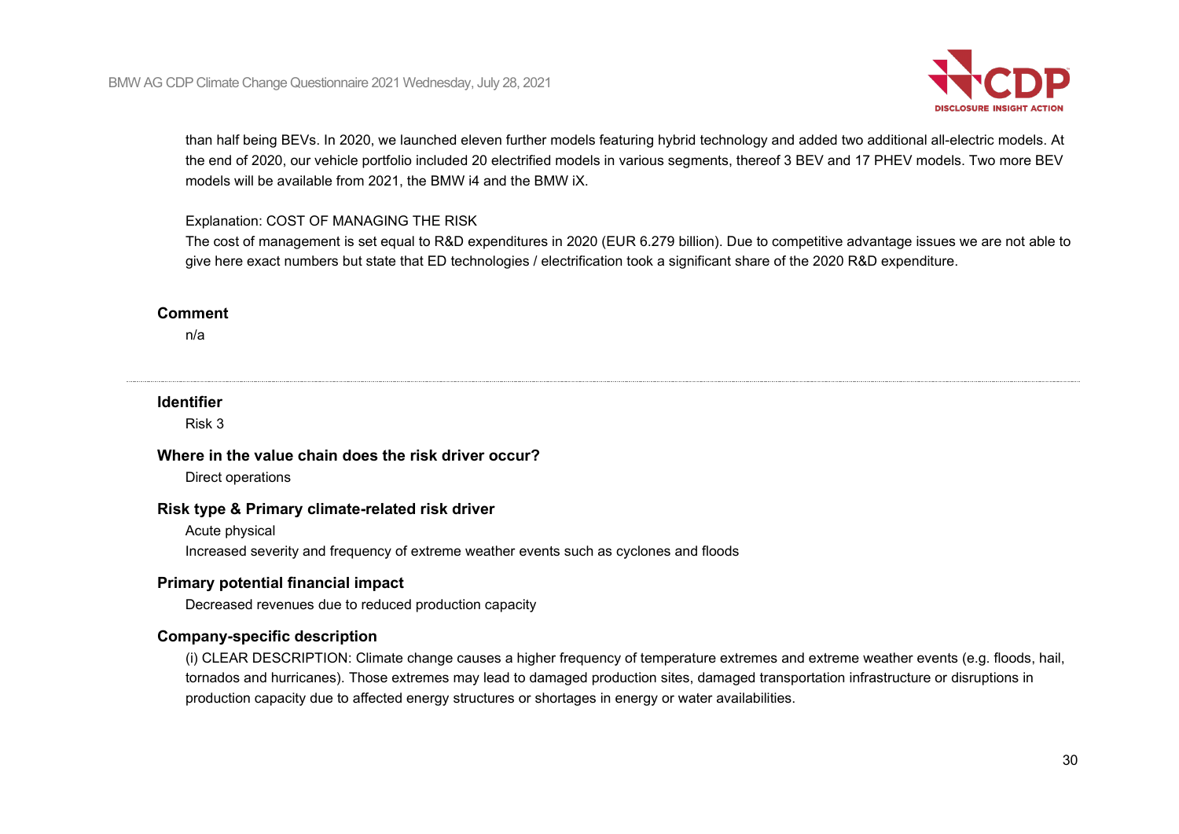than half being BEVs. In 2020, we launched eleven further models featuring hybrid technology and added two additional all-electric models. At the end of 2020, our vehicle portfolio included 20 electrified models in various segments, thereof 3 BEV and 17 PHEV models. Two more BEV models will be available from 2021, the BMW i4 and the BMW iX.

Explanation: COST OF MANAGING THE RISK
The cost of management is set equal to R&D expenditures in 2020 (EUR 6.279 billion). Due to competitive advantage issues we are not able to give here exact numbers but state that ED technologies / electrification took a significant share of the 2020 R&D expenditure.

**Comment**

n/a

---

**Identifier**

Risk 3

**Where in the value chain does the risk driver occur?**

Direct operations

**Risk type & Primary climate-related risk driver**

Acute physical
Increased severity and frequency of extreme weather events such as cyclones and floods

**Primary potential financial impact**

Decreased revenues due to reduced production capacity

**Company-specific description**

(i) CLEAR DESCRIPTION: Climate change causes a higher frequency of temperature extremes and extreme weather events (e.g. floods, hail, tornados and hurricanes). Those extremes may lead to damaged production sites, damaged transportation infrastructure or disruptions in production capacity due to affected energy structures or shortages in energy or water availabilities.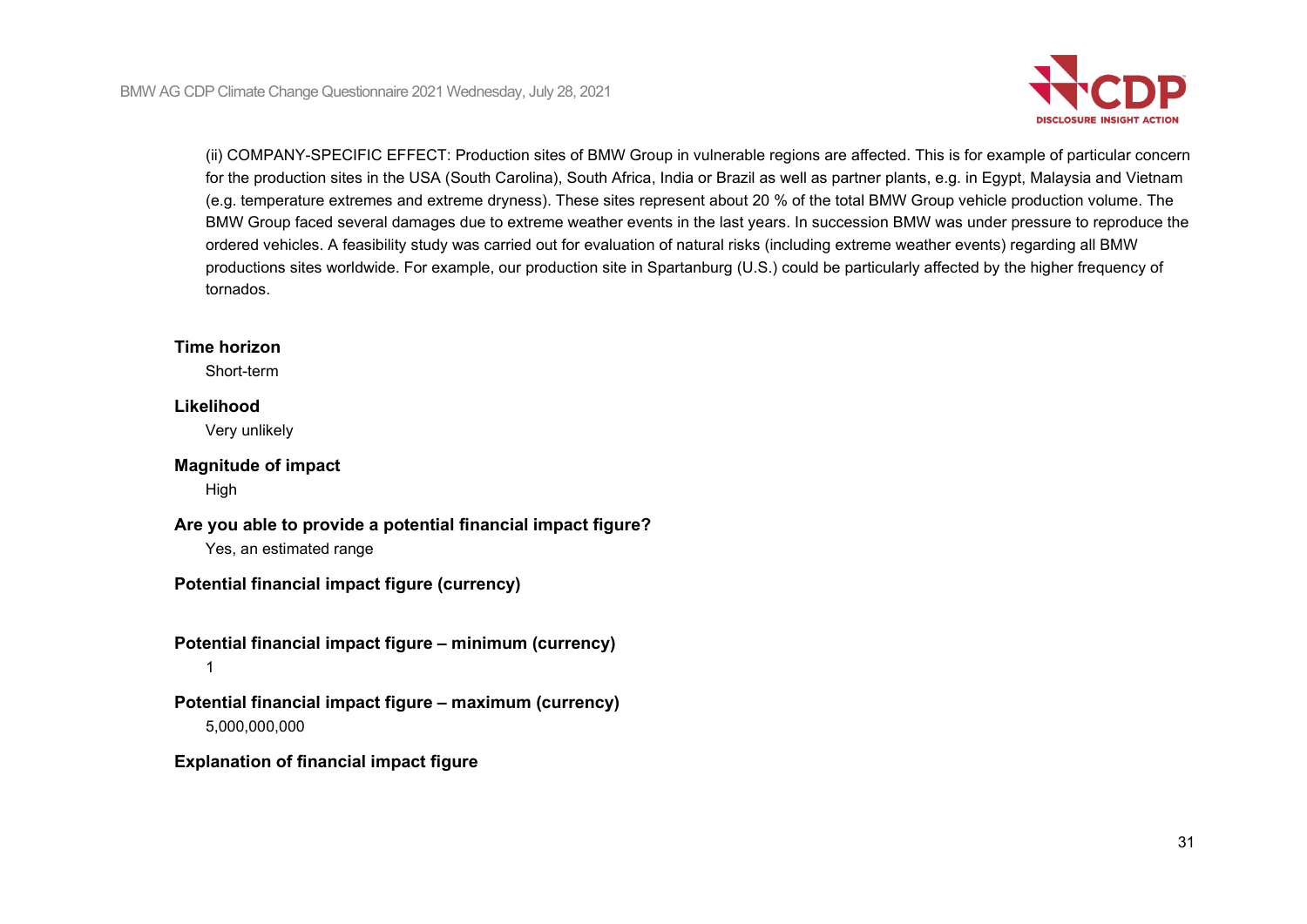(ii) COMPANY-SPECIFIC EFFECT: Production sites of BMW Group in vulnerable regions are affected. This is for example of particular concern for the production sites in the USA (South Carolina), South Africa, India or Brazil as well as partner plants, e.g. in Egypt, Malaysia and Vietnam (e.g. temperature extremes and extreme dryness). These sites represent about 20 % of the total BMW Group vehicle production volume. The BMW Group faced several damages due to extreme weather events in the last years. In succession BMW was under pressure to reproduce the ordered vehicles. A feasibility study was carried out for evaluation of natural risks (including extreme weather events) regarding all BMW productions sites worldwide. For example, our production site in Spartanburg (U.S.) could be particularly affected by the higher frequency of tornados.

**Time horizon**

Short-term

**Likelihood**

Very unlikely

**Magnitude of impact**

High

**Are you able to provide a potential financial impact figure?**

Yes, an estimated range

**Potential financial impact figure (currency)**

**Potential financial impact figure – minimum (currency)**

1

**Potential financial impact figure – maximum (currency)**

5,000,000,000

**Explanation of financial impact figure**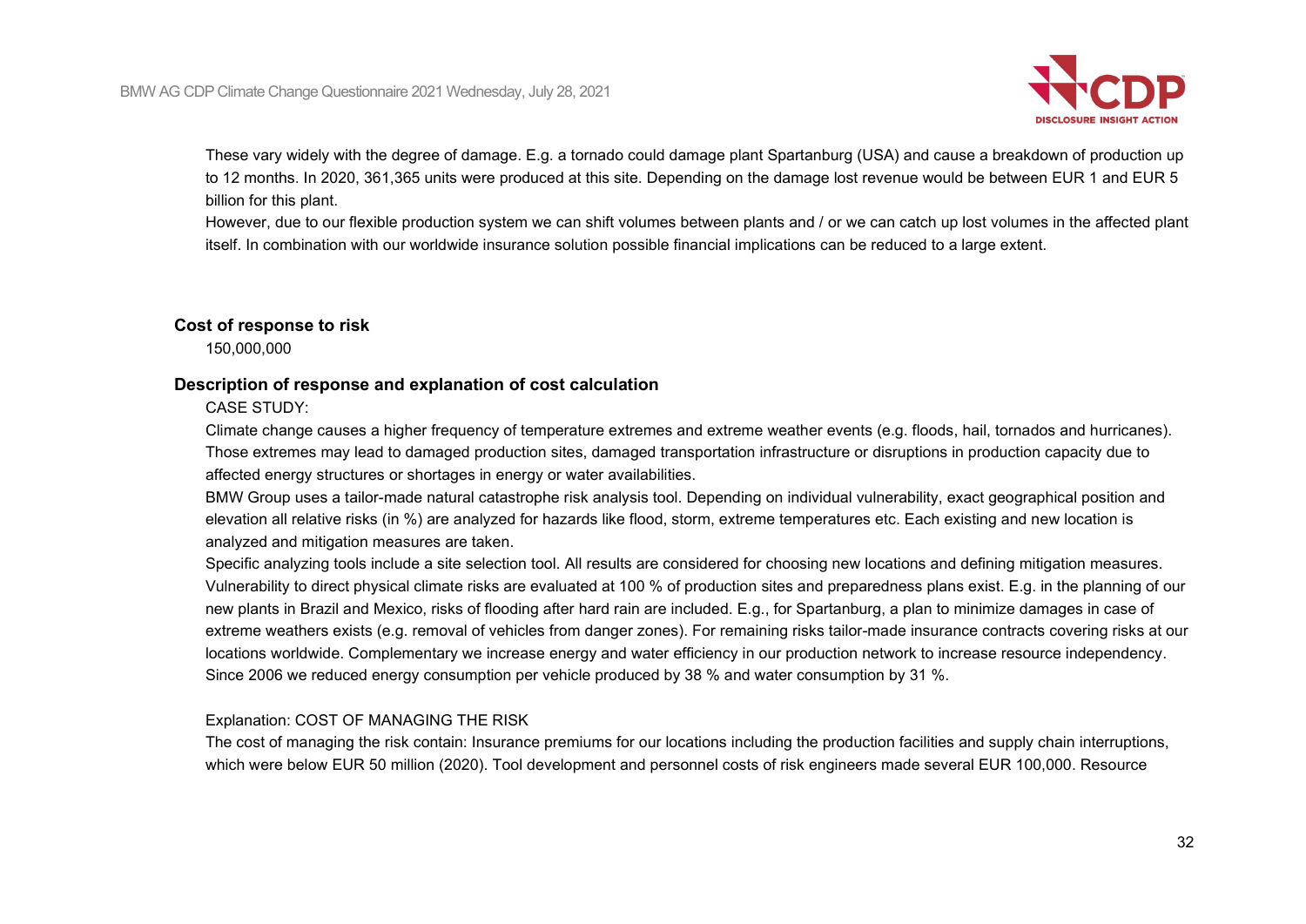These vary widely with the degree of damage. E.g. a tornado could damage plant Spartanburg (USA) and cause a breakdown of production up to 12 months. In 2020, 361,365 units were produced at this site. Depending on the damage lost revenue would be between EUR 1 and EUR 5 billion for this plant.

However, due to our flexible production system we can shift volumes between plants and / or we can catch up lost volumes in the affected plant itself. In combination with our worldwide insurance solution possible financial implications can be reduced to a large extent.

**Cost of response to risk**

150,000,000

**Description of response and explanation of cost calculation**

CASE STUDY:

Climate change causes a higher frequency of temperature extremes and extreme weather events (e.g. floods, hail, tornados and hurricanes). Those extremes may lead to damaged production sites, damaged transportation infrastructure or disruptions in production capacity due to affected energy structures or shortages in energy or water availabilities.

BMW Group uses a tailor-made natural catastrophe risk analysis tool. Depending on individual vulnerability, exact geographical position and elevation all relative risks (in %) are analyzed for hazards like flood, storm, extreme temperatures etc. Each existing and new location is analyzed and mitigation measures are taken.

Specific analyzing tools include a site selection tool. All results are considered for choosing new locations and defining mitigation measures. Vulnerability to direct physical climate risks are evaluated at 100 % of production sites and preparedness plans exist. E.g. in the planning of our new plants in Brazil and Mexico, risks of flooding after hard rain are included. E.g., for Spartanburg, a plan to minimize damages in case of extreme weathers exists (e.g. removal of vehicles from danger zones). For remaining risks tailor-made insurance contracts covering risks at our locations worldwide. Complementary we increase energy and water efficiency in our production network to increase resource independency. Since 2006 we reduced energy consumption per vehicle produced by 38 % and water consumption by 31 %.

Explanation: COST OF MANAGING THE RISK

The cost of managing the risk contain: Insurance premiums for our locations including the production facilities and supply chain interruptions, which were below EUR 50 million (2020). Tool development and personnel costs of risk engineers made several EUR 100,000. Resource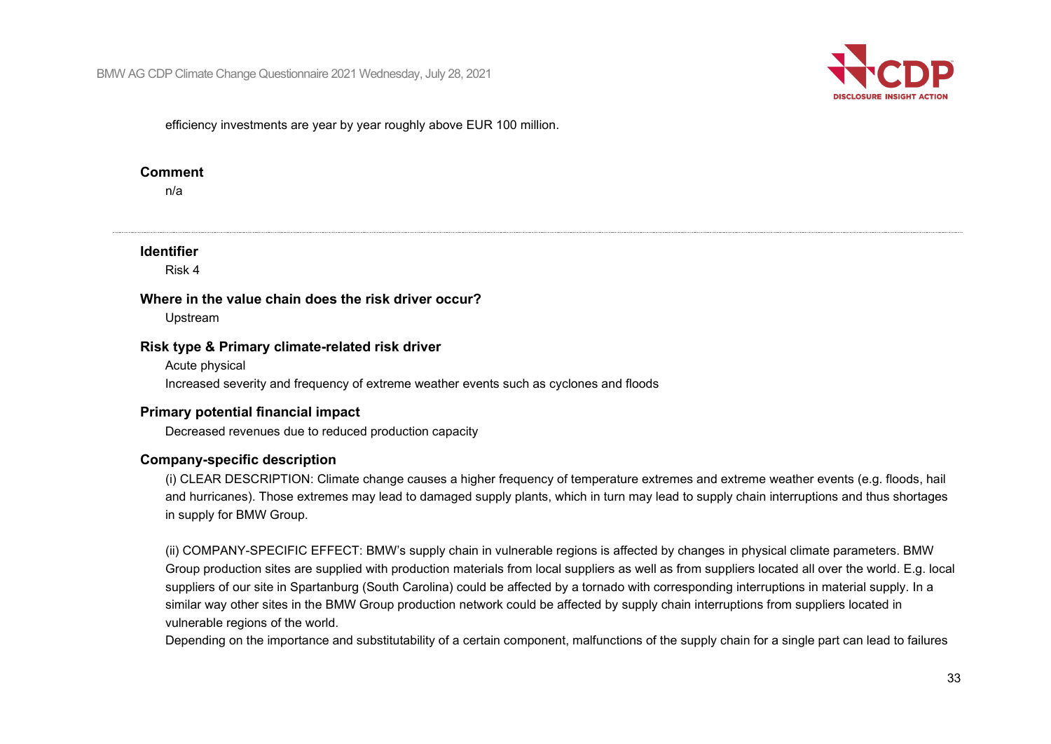efficiency investments are year by year roughly above EUR 100 million.

**Comment**

n/a

---

**Identifier**

Risk 4

**Where in the value chain does the risk driver occur?**

Upstream

**Risk type & Primary climate-related risk driver**

Acute physical

Increased severity and frequency of extreme weather events such as cyclones and floods

**Primary potential financial impact**

Decreased revenues due to reduced production capacity

**Company-specific description**

(i) CLEAR DESCRIPTION: Climate change causes a higher frequency of temperature extremes and extreme weather events (e.g. floods, hail and hurricanes). Those extremes may lead to damaged supply plants, which in turn may lead to supply chain interruptions and thus shortages in supply for BMW Group.

(ii) COMPANY-SPECIFIC EFFECT: BMW's supply chain in vulnerable regions is affected by changes in physical climate parameters. BMW Group production sites are supplied with production materials from local suppliers as well as from suppliers located all over the world. E.g. local suppliers of our site in Spartanburg (South Carolina) could be affected by a tornado with corresponding interruptions in material supply. In a similar way other sites in the BMW Group production network could be affected by supply chain interruptions from suppliers located in vulnerable regions of the world.

Depending on the importance and substitutability of a certain component, malfunctions of the supply chain for a single part can lead to failures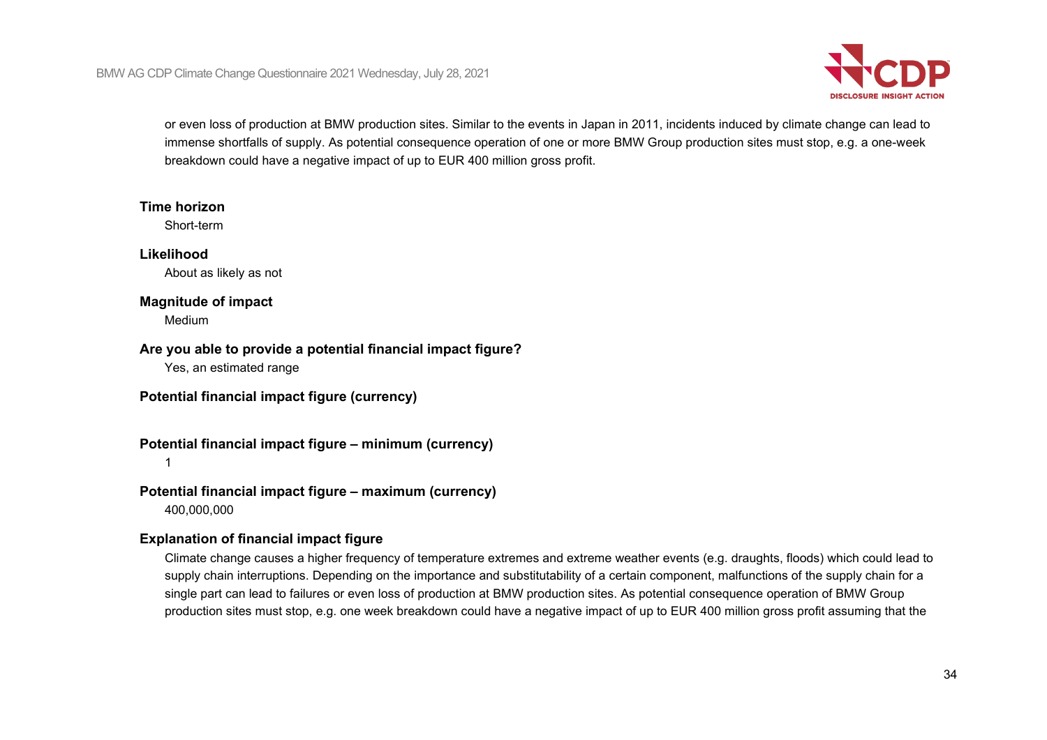or even loss of production at BMW production sites. Similar to the events in Japan in 2011, incidents induced by climate change can lead to immense shortfalls of supply. As potential consequence operation of one or more BMW Group production sites must stop, e.g. a one-week breakdown could have a negative impact of up to EUR 400 million gross profit.

**Time horizon**

Short-term

**Likelihood**

About as likely as not

**Magnitude of impact**

Medium

**Are you able to provide a potential financial impact figure?**

Yes, an estimated range

**Potential financial impact figure (currency)**

**Potential financial impact figure – minimum (currency)**

1

**Potential financial impact figure – maximum (currency)**

400,000,000

**Explanation of financial impact figure**

Climate change causes a higher frequency of temperature extremes and extreme weather events (e.g. draughts, floods) which could lead to supply chain interruptions. Depending on the importance and substitutability of a certain component, malfunctions of the supply chain for a single part can lead to failures or even loss of production at BMW production sites. As potential consequence operation of BMW Group production sites must stop, e.g. one week breakdown could have a negative impact of up to EUR 400 million gross profit assuming that the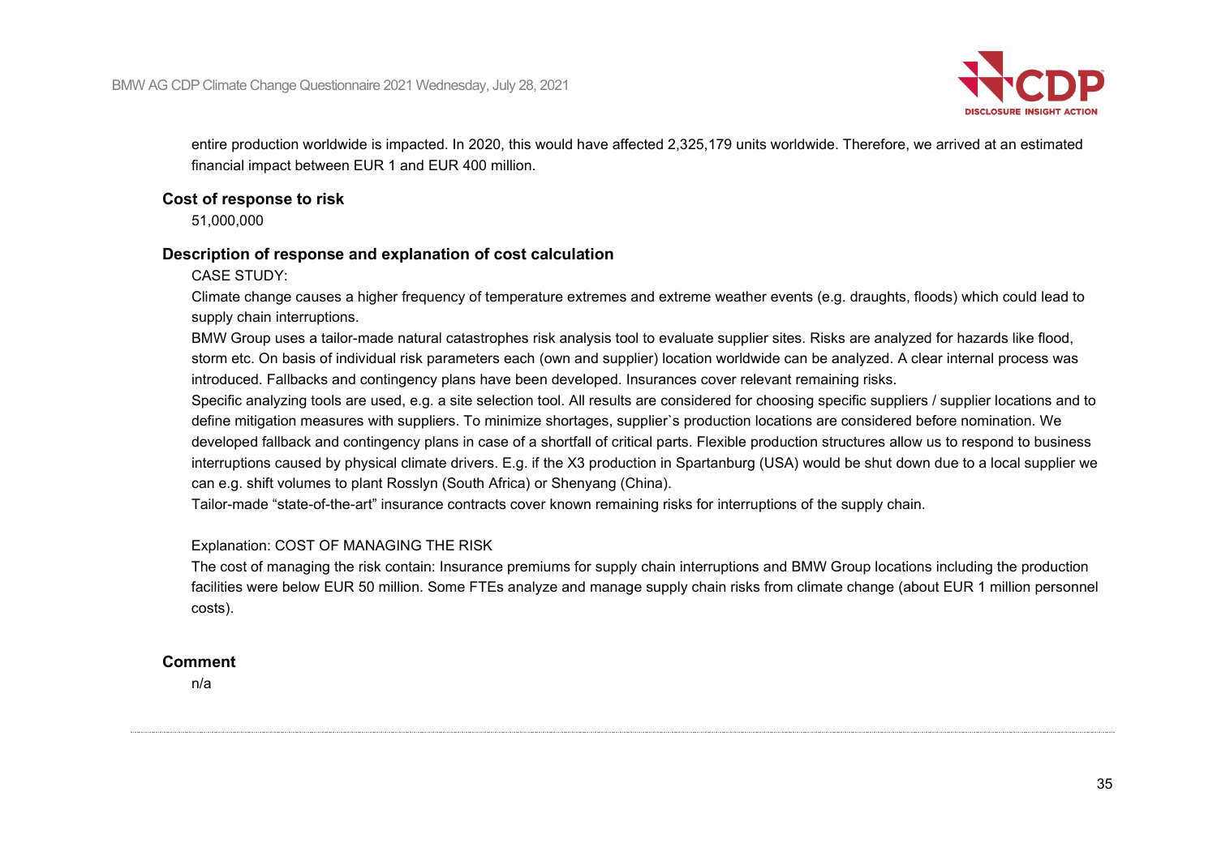entire production worldwide is impacted. In 2020, this would have affected 2,325,179 units worldwide. Therefore, we arrived at an estimated financial impact between EUR 1 and EUR 400 million.

**Cost of response to risk**

51,000,000

**Description of response and explanation of cost calculation**

CASE STUDY:

Climate change causes a higher frequency of temperature extremes and extreme weather events (e.g. draughts, floods) which could lead to supply chain interruptions.

BMW Group uses a tailor-made natural catastrophes risk analysis tool to evaluate supplier sites. Risks are analyzed for hazards like flood, storm etc. On basis of individual risk parameters each (own and supplier) location worldwide can be analyzed. A clear internal process was introduced. Fallbacks and contingency plans have been developed. Insurances cover relevant remaining risks.

Specific analyzing tools are used, e.g. a site selection tool. All results are considered for choosing specific suppliers / supplier locations and to define mitigation measures with suppliers. To minimize shortages, supplier`s production locations are considered before nomination. We developed fallback and contingency plans in case of a shortfall of critical parts. Flexible production structures allow us to respond to business interruptions caused by physical climate drivers. E.g. if the X3 production in Spartanburg (USA) would be shut down due to a local supplier we can e.g. shift volumes to plant Rosslyn (South Africa) or Shenyang (China).

Tailor-made "state-of-the-art" insurance contracts cover known remaining risks for interruptions of the supply chain.

Explanation: COST OF MANAGING THE RISK

The cost of managing the risk contain: Insurance premiums for supply chain interruptions and BMW Group locations including the production facilities were below EUR 50 million. Some FTEs analyze and manage supply chain risks from climate change (about EUR 1 million personnel costs).

**Comment**

n/a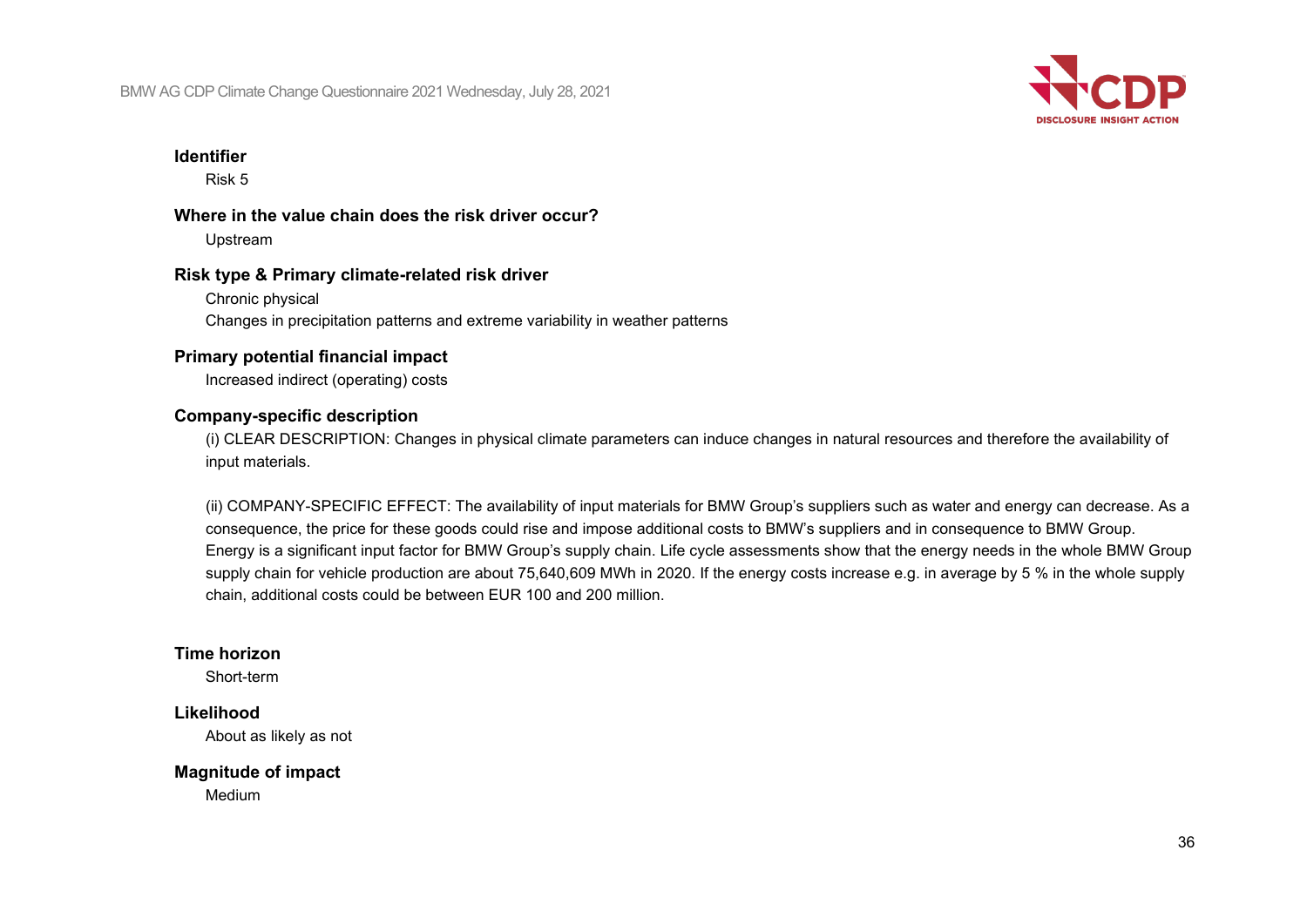**Identifier**

Risk 5

**Where in the value chain does the risk driver occur?**

Upstream

**Risk type & Primary climate-related risk driver**

Chronic physical

Changes in precipitation patterns and extreme variability in weather patterns

**Primary potential financial impact**

Increased indirect (operating) costs

**Company-specific description**

(i) CLEAR DESCRIPTION: Changes in physical climate parameters can induce changes in natural resources and therefore the availability of input materials.

(ii) COMPANY-SPECIFIC EFFECT: The availability of input materials for BMW Group's suppliers such as water and energy can decrease. As a consequence, the price for these goods could rise and impose additional costs to BMW's suppliers and in consequence to BMW Group. Energy is a significant input factor for BMW Group's supply chain. Life cycle assessments show that the energy needs in the whole BMW Group supply chain for vehicle production are about 75,640,609 MWh in 2020. If the energy costs increase e.g. in average by 5 % in the whole supply chain, additional costs could be between EUR 100 and 200 million.

**Time horizon**

Short-term

**Likelihood**

About as likely as not

**Magnitude of impact**

Medium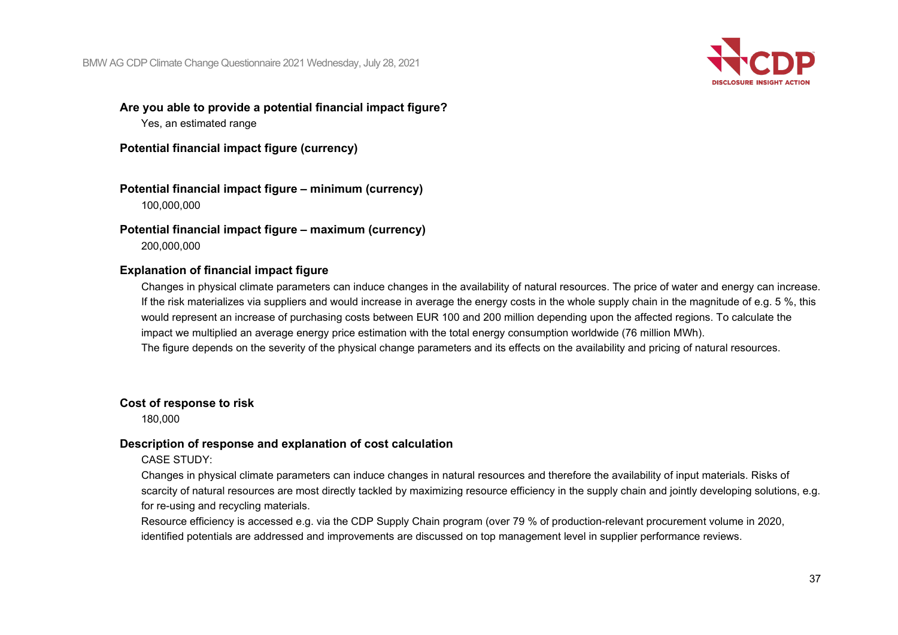**Are you able to provide a potential financial impact figure?**

Yes, an estimated range

**Potential financial impact figure (currency)**

**Potential financial impact figure – minimum (currency)**

100,000,000

**Potential financial impact figure – maximum (currency)**

200,000,000

**Explanation of financial impact figure**

Changes in physical climate parameters can induce changes in the availability of natural resources. The price of water and energy can increase. If the risk materializes via suppliers and would increase in average the energy costs in the whole supply chain in the magnitude of e.g. 5 %, this would represent an increase of purchasing costs between EUR 100 and 200 million depending upon the affected regions. To calculate the impact we multiplied an average energy price estimation with the total energy consumption worldwide (76 million MWh).

The figure depends on the severity of the physical change parameters and its effects on the availability and pricing of natural resources.

**Cost of response to risk**

180,000

**Description of response and explanation of cost calculation**

CASE STUDY:

Changes in physical climate parameters can induce changes in natural resources and therefore the availability of input materials. Risks of scarcity of natural resources are most directly tackled by maximizing resource efficiency in the supply chain and jointly developing solutions, e.g. for re-using and recycling materials.

Resource efficiency is accessed e.g. via the CDP Supply Chain program (over 79 % of production-relevant procurement volume in 2020, identified potentials are addressed and improvements are discussed on top management level in supplier performance reviews.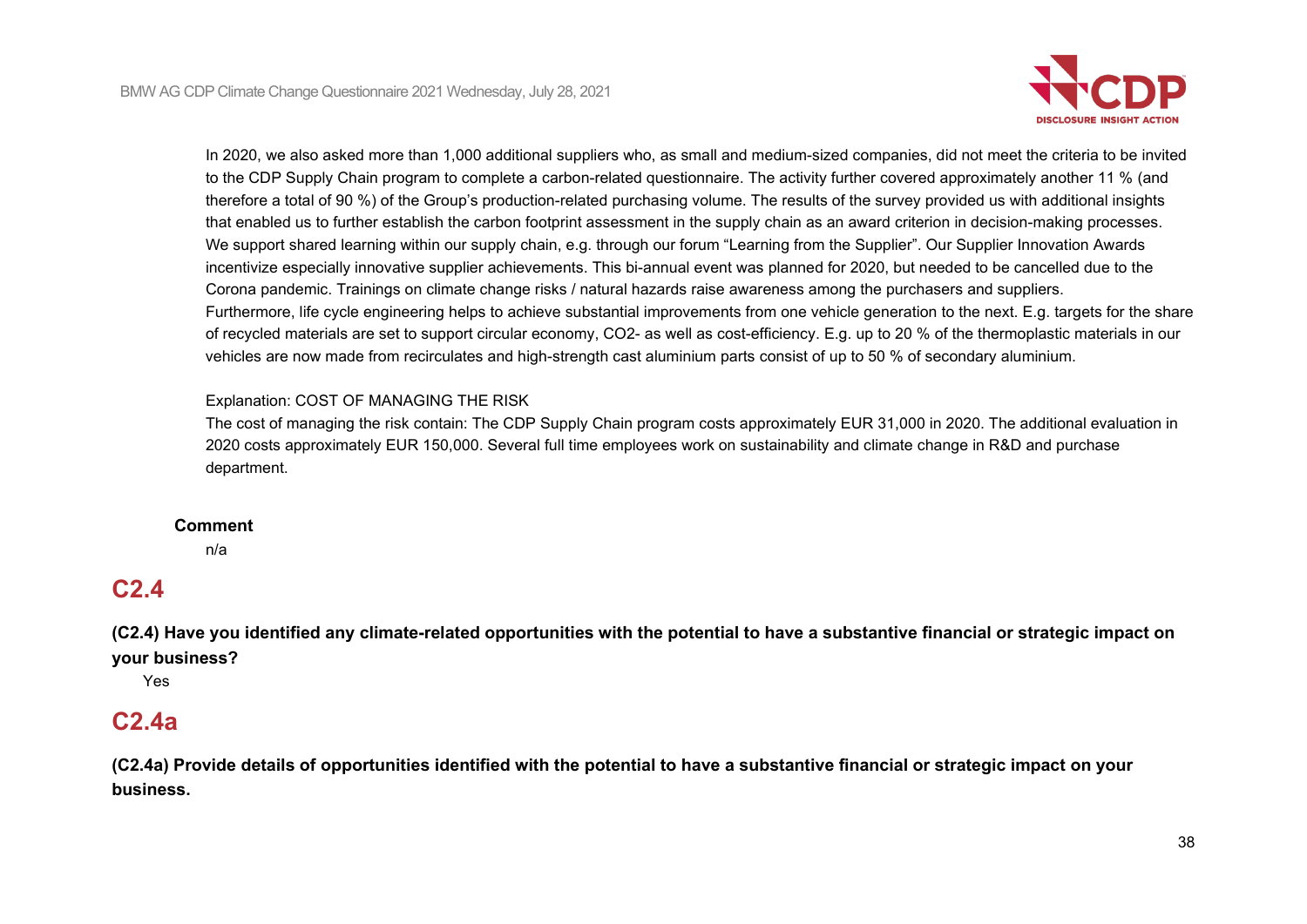In 2020, we also asked more than 1,000 additional suppliers who, as small and medium-sized companies, did not meet the criteria to be invited to the CDP Supply Chain program to complete a carbon-related questionnaire. The activity further covered approximately another 11 % (and therefore a total of 90 %) of the Group's production-related purchasing volume. The results of the survey provided us with additional insights that enabled us to further establish the carbon footprint assessment in the supply chain as an award criterion in decision-making processes.
We support shared learning within our supply chain, e.g. through our forum "Learning from the Supplier". Our Supplier Innovation Awards incentivize especially innovative supplier achievements. This bi-annual event was planned for 2020, but needed to be cancelled due to the Corona pandemic. Trainings on climate change risks / natural hazards raise awareness among the purchasers and suppliers.
Furthermore, life cycle engineering helps to achieve substantial improvements from one vehicle generation to the next. E.g. targets for the share of recycled materials are set to support circular economy, CO2- as well as cost-efficiency. E.g. up to 20 % of the thermoplastic materials in our vehicles are now made from recirculates and high-strength cast aluminium parts consist of up to 50 % of secondary aluminium.

Explanation: COST OF MANAGING THE RISK
The cost of managing the risk contain: The CDP Supply Chain program costs approximately EUR 31,000 in 2020. The additional evaluation in 2020 costs approximately EUR 150,000. Several full time employees work on sustainability and climate change in R&D and purchase department.

**Comment**

n/a

## C2.4

**(C2.4) Have you identified any climate-related opportunities with the potential to have a substantive financial or strategic impact on your business?**

Yes

## C2.4a

**(C2.4a) Provide details of opportunities identified with the potential to have a substantive financial or strategic impact on your business.**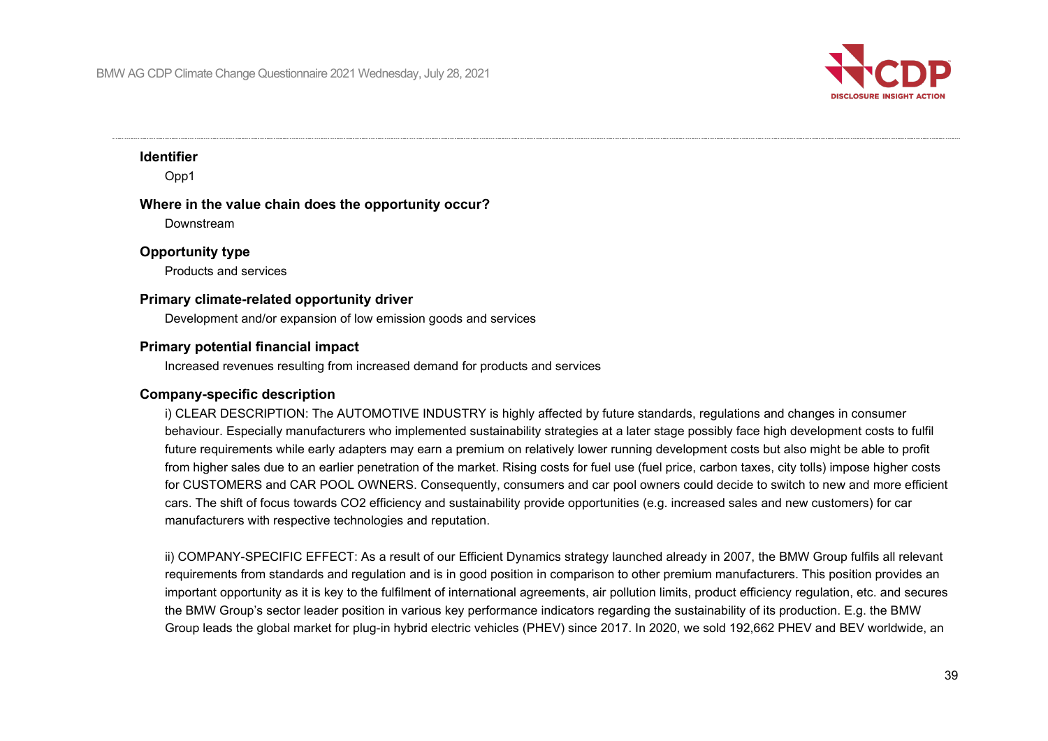**Identifier**

Opp1

**Where in the value chain does the opportunity occur?**

Downstream

**Opportunity type**

Products and services

**Primary climate-related opportunity driver**

Development and/or expansion of low emission goods and services

**Primary potential financial impact**

Increased revenues resulting from increased demand for products and services

**Company-specific description**

i) CLEAR DESCRIPTION: The AUTOMOTIVE INDUSTRY is highly affected by future standards, regulations and changes in consumer behaviour. Especially manufacturers who implemented sustainability strategies at a later stage possibly face high development costs to fulfil future requirements while early adapters may earn a premium on relatively lower running development costs but also might be able to profit from higher sales due to an earlier penetration of the market. Rising costs for fuel use (fuel price, carbon taxes, city tolls) impose higher costs for CUSTOMERS and CAR POOL OWNERS. Consequently, consumers and car pool owners could decide to switch to new and more efficient cars. The shift of focus towards CO2 efficiency and sustainability provide opportunities (e.g. increased sales and new customers) for car manufacturers with respective technologies and reputation.

ii) COMPANY-SPECIFIC EFFECT: As a result of our Efficient Dynamics strategy launched already in 2007, the BMW Group fulfils all relevant requirements from standards and regulation and is in good position in comparison to other premium manufacturers. This position provides an important opportunity as it is key to the fulfilment of international agreements, air pollution limits, product efficiency regulation, etc. and secures the BMW Group's sector leader position in various key performance indicators regarding the sustainability of its production. E.g. the BMW Group leads the global market for plug-in hybrid electric vehicles (PHEV) since 2017. In 2020, we sold 192,662 PHEV and BEV worldwide, an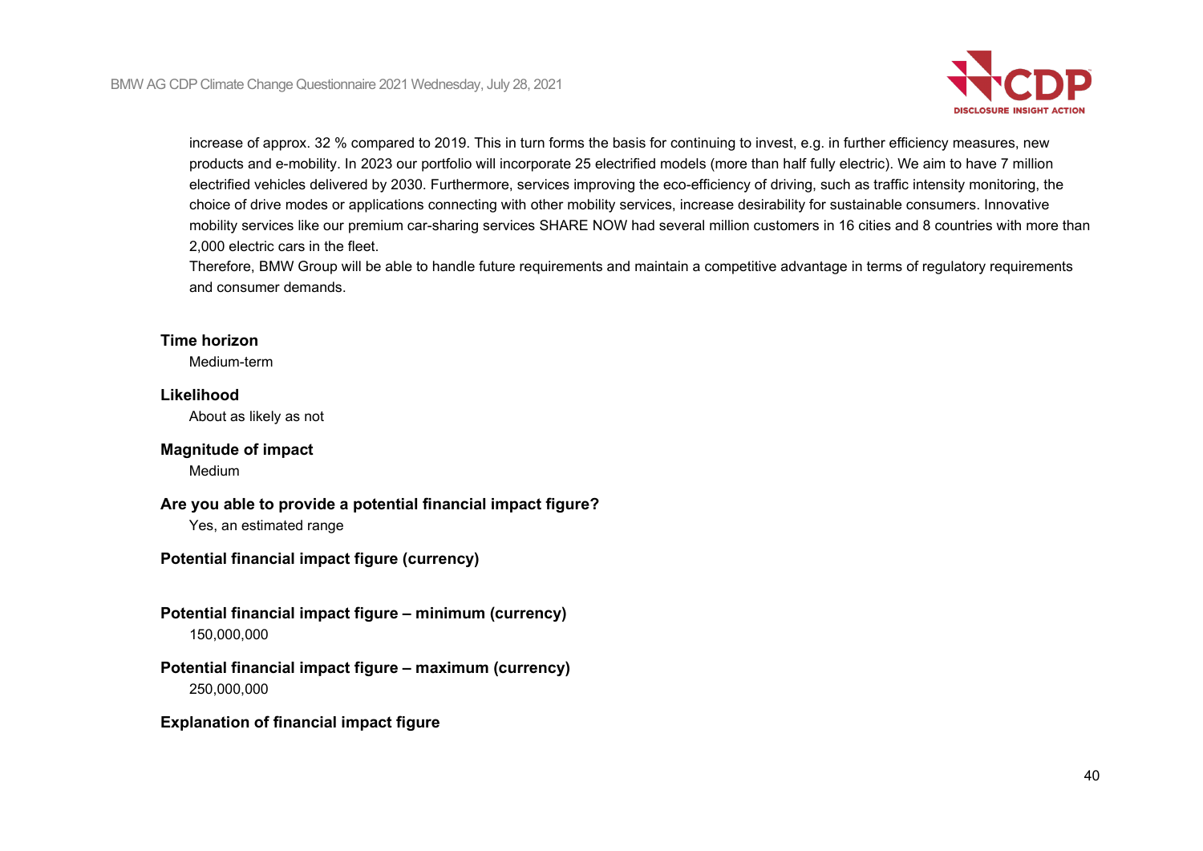increase of approx. 32 % compared to 2019. This in turn forms the basis for continuing to invest, e.g. in further efficiency measures, new products and e-mobility. In 2023 our portfolio will incorporate 25 electrified models (more than half fully electric). We aim to have 7 million electrified vehicles delivered by 2030. Furthermore, services improving the eco-efficiency of driving, such as traffic intensity monitoring, the choice of drive modes or applications connecting with other mobility services, increase desirability for sustainable consumers. Innovative mobility services like our premium car-sharing services SHARE NOW had several million customers in 16 cities and 8 countries with more than 2,000 electric cars in the fleet.
Therefore, BMW Group will be able to handle future requirements and maintain a competitive advantage in terms of regulatory requirements and consumer demands.

**Time horizon**

Medium-term

**Likelihood**

About as likely as not

**Magnitude of impact**

Medium

**Are you able to provide a potential financial impact figure?**

Yes, an estimated range

**Potential financial impact figure (currency)**

**Potential financial impact figure – minimum (currency)**

150,000,000

**Potential financial impact figure – maximum (currency)**

250,000,000

**Explanation of financial impact figure**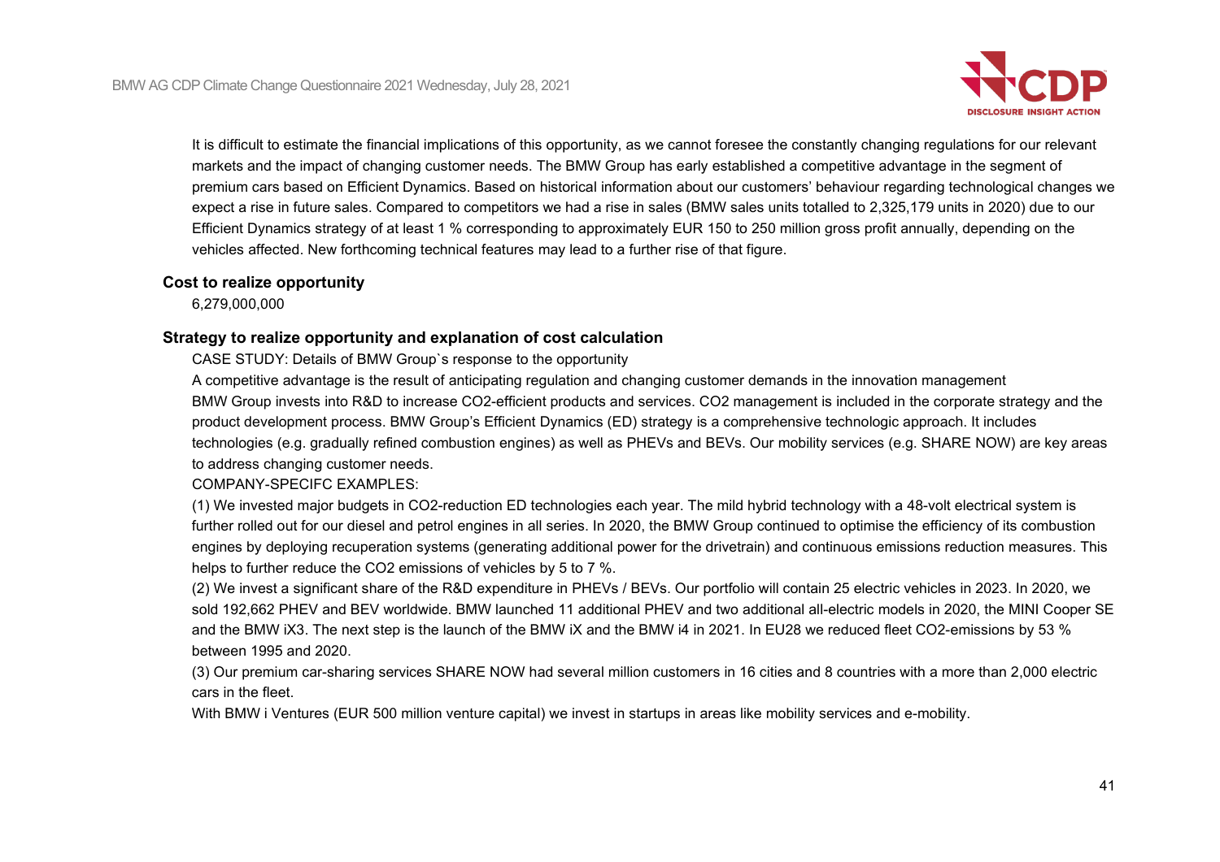It is difficult to estimate the financial implications of this opportunity, as we cannot foresee the constantly changing regulations for our relevant markets and the impact of changing customer needs. The BMW Group has early established a competitive advantage in the segment of premium cars based on Efficient Dynamics. Based on historical information about our customers' behaviour regarding technological changes we expect a rise in future sales. Compared to competitors we had a rise in sales (BMW sales units totalled to 2,325,179 units in 2020) due to our Efficient Dynamics strategy of at least 1 % corresponding to approximately EUR 150 to 250 million gross profit annually, depending on the vehicles affected. New forthcoming technical features may lead to a further rise of that figure.

**Cost to realize opportunity**

6,279,000,000

**Strategy to realize opportunity and explanation of cost calculation**

CASE STUDY: Details of BMW Group`s response to the opportunity

A competitive advantage is the result of anticipating regulation and changing customer demands in the innovation management

BMW Group invests into R&D to increase $CO_2$-efficient products and services. $CO_2$ management is included in the corporate strategy and the product development process. BMW Group's Efficient Dynamics (ED) strategy is a comprehensive technologic approach. It includes technologies (e.g. gradually refined combustion engines) as well as PHEVs and BEVs. Our mobility services (e.g. SHARE NOW) are key areas to address changing customer needs.

COMPANY-SPECIFC EXAMPLES:

(1) We invested major budgets in $CO_2$-reduction ED technologies each year. The mild hybrid technology with a 48-volt electrical system is further rolled out for our diesel and petrol engines in all series. In 2020, the BMW Group continued to optimise the efficiency of its combustion engines by deploying recuperation systems (generating additional power for the drivetrain) and continuous emissions reduction measures. This helps to further reduce the $CO_2$ emissions of vehicles by 5 to 7 %.

(2) We invest a significant share of the R&D expenditure in PHEVs / BEVs. Our portfolio will contain 25 electric vehicles in 2023. In 2020, we sold 192,662 PHEV and BEV worldwide. BMW launched 11 additional PHEV and two additional all-electric models in 2020, the MINI Cooper SE and the BMW iX3. The next step is the launch of the BMW iX and the BMW i4 in 2021. In EU28 we reduced fleet $CO_2$-emissions by 53 % between 1995 and 2020.

(3) Our premium car-sharing services SHARE NOW had several million customers in 16 cities and 8 countries with a more than 2,000 electric cars in the fleet.

With BMW i Ventures (EUR 500 million venture capital) we invest in startups in areas like mobility services and e-mobility.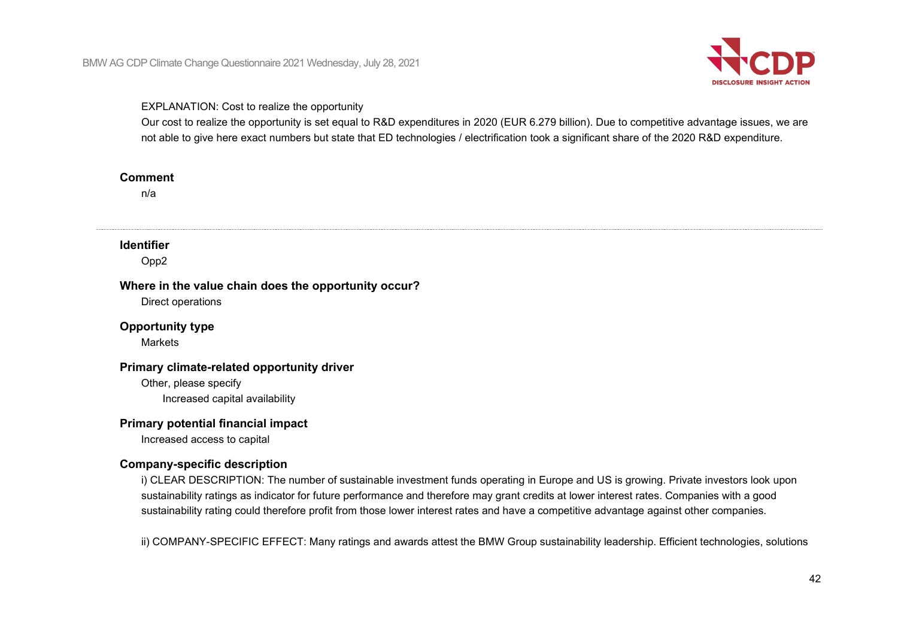EXPLANATION: Cost to realize the opportunity

Our cost to realize the opportunity is set equal to R&D expenditures in 2020 (EUR 6.279 billion). Due to competitive advantage issues, we are not able to give here exact numbers but state that ED technologies / electrification took a significant share of the 2020 R&D expenditure.

**Comment**

n/a

---

**Identifier**

Opp2

**Where in the value chain does the opportunity occur?**

Direct operations

**Opportunity type**

Markets

**Primary climate-related opportunity driver**

Other, please specify

Increased capital availability

**Primary potential financial impact**

Increased access to capital

**Company-specific description**

i) CLEAR DESCRIPTION: The number of sustainable investment funds operating in Europe and US is growing. Private investors look upon sustainability ratings as indicator for future performance and therefore may grant credits at lower interest rates. Companies with a good sustainability rating could therefore profit from those lower interest rates and have a competitive advantage against other companies.

ii) COMPANY-SPECIFIC EFFECT: Many ratings and awards attest the BMW Group sustainability leadership. Efficient technologies, solutions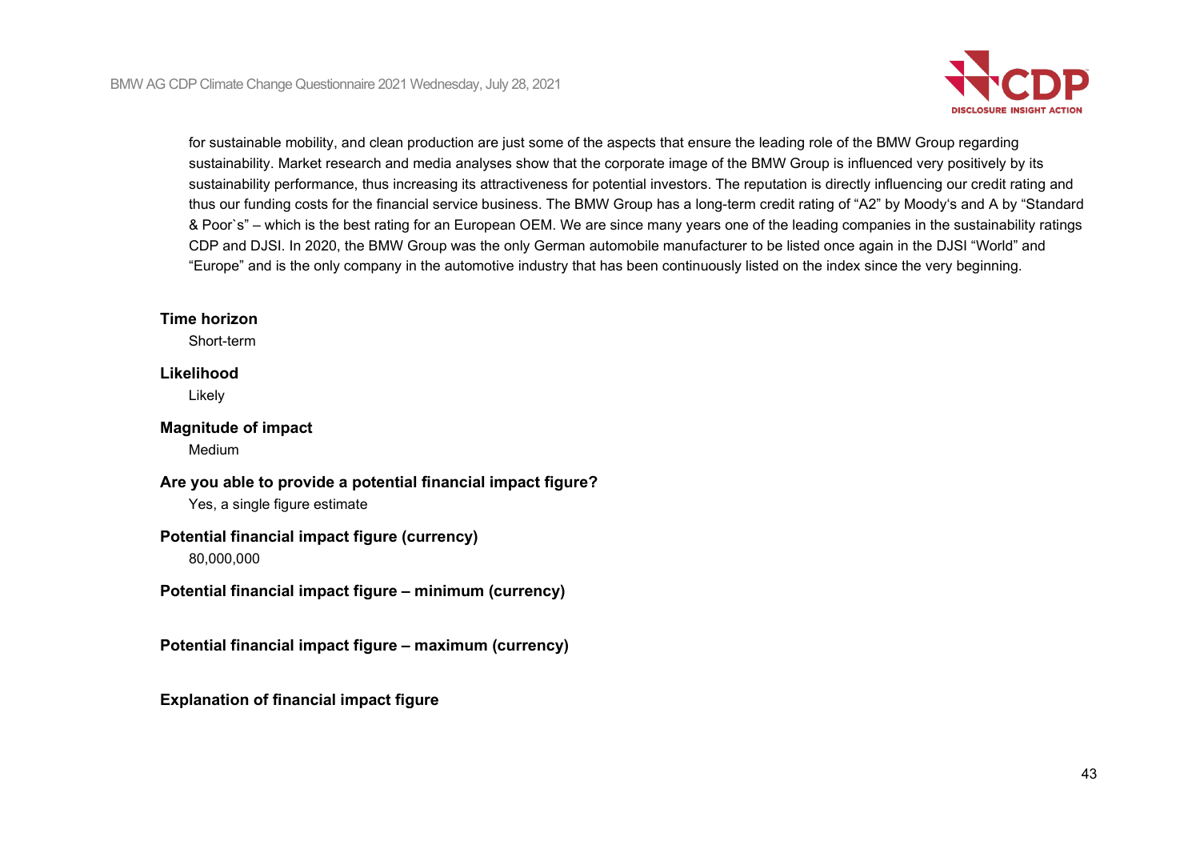for sustainable mobility, and clean production are just some of the aspects that ensure the leading role of the BMW Group regarding sustainability. Market research and media analyses show that the corporate image of the BMW Group is influenced very positively by its sustainability performance, thus increasing its attractiveness for potential investors. The reputation is directly influencing our credit rating and thus our funding costs for the financial service business. The BMW Group has a long-term credit rating of "A2" by Moody's and A by "Standard & Poor`s" – which is the best rating for an European OEM. We are since many years one of the leading companies in the sustainability ratings CDP and DJSI. In 2020, the BMW Group was the only German automobile manufacturer to be listed once again in the DJSI "World" and "Europe" and is the only company in the automotive industry that has been continuously listed on the index since the very beginning.

**Time horizon**

Short-term

**Likelihood**

Likely

**Magnitude of impact**

Medium

**Are you able to provide a potential financial impact figure?**

Yes, a single figure estimate

**Potential financial impact figure (currency)**

80,000,000

**Potential financial impact figure – minimum (currency)**

**Potential financial impact figure – maximum (currency)**

**Explanation of financial impact figure**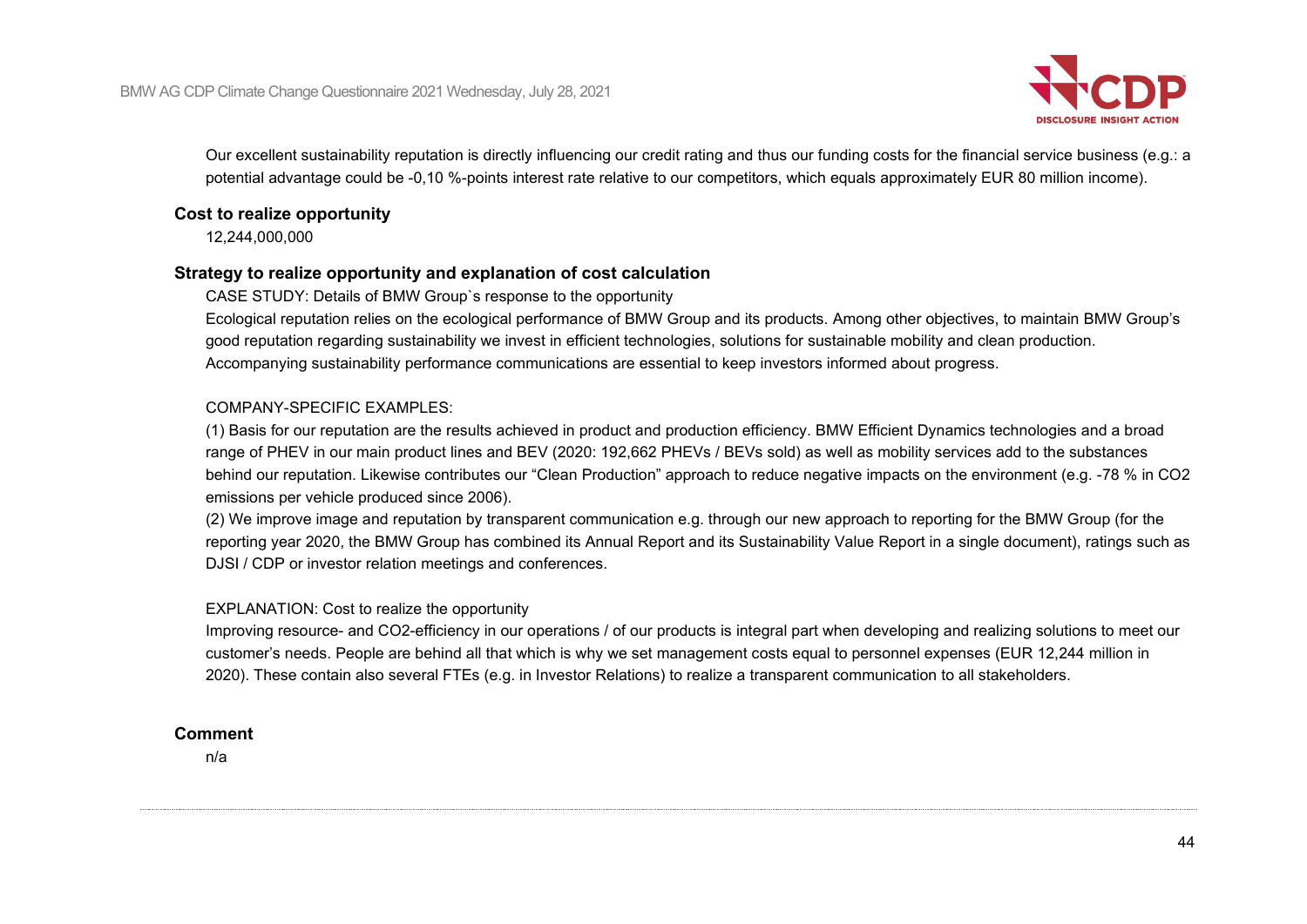Our excellent sustainability reputation is directly influencing our credit rating and thus our funding costs for the financial service business (e.g.: a potential advantage could be -0,10 %-points interest rate relative to our competitors, which equals approximately EUR 80 million income).

**Cost to realize opportunity**

12,244,000,000

**Strategy to realize opportunity and explanation of cost calculation**

CASE STUDY: Details of BMW Group`s response to the opportunity
Ecological reputation relies on the ecological performance of BMW Group and its products. Among other objectives, to maintain BMW Group's good reputation regarding sustainability we invest in efficient technologies, solutions for sustainable mobility and clean production. Accompanying sustainability performance communications are essential to keep investors informed about progress.

COMPANY-SPECIFIC EXAMPLES:
(1) Basis for our reputation are the results achieved in product and production efficiency. BMW Efficient Dynamics technologies and a broad range of PHEV in our main product lines and BEV (2020: 192,662 PHEVs / BEVs sold) as well as mobility services add to the substances behind our reputation. Likewise contributes our "Clean Production" approach to reduce negative impacts on the environment (e.g. -78 % in CO2 emissions per vehicle produced since 2006).
(2) We improve image and reputation by transparent communication e.g. through our new approach to reporting for the BMW Group (for the reporting year 2020, the BMW Group has combined its Annual Report and its Sustainability Value Report in a single document), ratings such as DJSI / CDP or investor relation meetings and conferences.

EXPLANATION: Cost to realize the opportunity
Improving resource- and CO2-efficiency in our operations / of our products is integral part when developing and realizing solutions to meet our customer's needs. People are behind all that which is why we set management costs equal to personnel expenses (EUR 12,244 million in 2020). These contain also several FTEs (e.g. in Investor Relations) to realize a transparent communication to all stakeholders.

**Comment**

n/a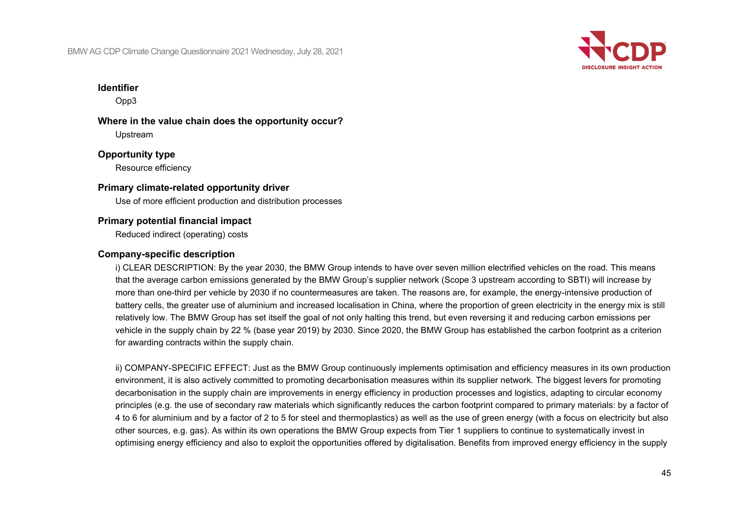**Identifier**

Opp3

**Where in the value chain does the opportunity occur?**

Upstream

**Opportunity type**

Resource efficiency

**Primary climate-related opportunity driver**

Use of more efficient production and distribution processes

**Primary potential financial impact**

Reduced indirect (operating) costs

**Company-specific description**

i) CLEAR DESCRIPTION: By the year 2030, the BMW Group intends to have over seven million electrified vehicles on the road. This means that the average carbon emissions generated by the BMW Group's supplier network (Scope 3 upstream according to SBTI) will increase by more than one-third per vehicle by 2030 if no countermeasures are taken. The reasons are, for example, the energy-intensive production of battery cells, the greater use of aluminium and increased localisation in China, where the proportion of green electricity in the energy mix is still relatively low. The BMW Group has set itself the goal of not only halting this trend, but even reversing it and reducing carbon emissions per vehicle in the supply chain by 22 % (base year 2019) by 2030. Since 2020, the BMW Group has established the carbon footprint as a criterion for awarding contracts within the supply chain.

ii) COMPANY-SPECIFIC EFFECT: Just as the BMW Group continuously implements optimisation and efficiency measures in its own production environment, it is also actively committed to promoting decarbonisation measures within its supplier network. The biggest levers for promoting decarbonisation in the supply chain are improvements in energy efficiency in production processes and logistics, adapting to circular economy principles (e.g. the use of secondary raw materials which significantly reduces the carbon footprint compared to primary materials: by a factor of 4 to 6 for aluminium and by a factor of 2 to 5 for steel and thermoplastics) as well as the use of green energy (with a focus on electricity but also other sources, e.g. gas). As within its own operations the BMW Group expects from Tier 1 suppliers to continue to systematically invest in optimising energy efficiency and also to exploit the opportunities offered by digitalisation. Benefits from improved energy efficiency in the supply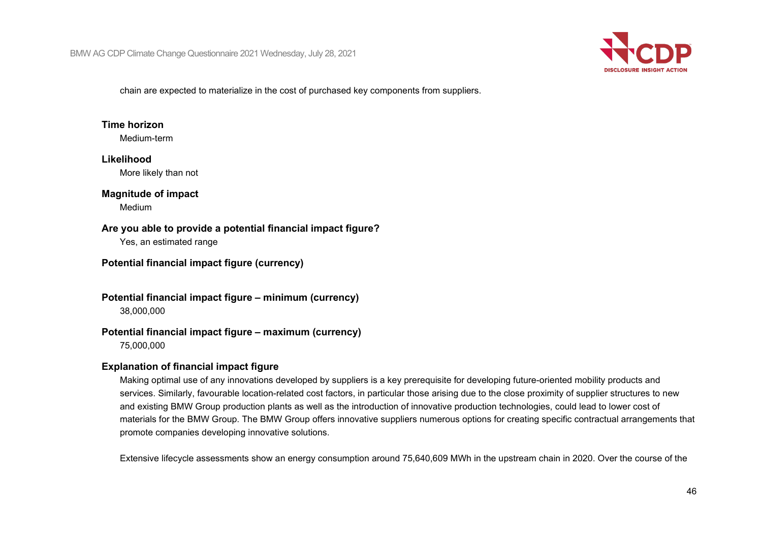chain are expected to materialize in the cost of purchased key components from suppliers.

**Time horizon**

Medium-term

**Likelihood**

More likely than not

**Magnitude of impact**

Medium

**Are you able to provide a potential financial impact figure?**

Yes, an estimated range

**Potential financial impact figure (currency)**

**Potential financial impact figure – minimum (currency)**

38,000,000

**Potential financial impact figure – maximum (currency)**

75,000,000

**Explanation of financial impact figure**

Making optimal use of any innovations developed by suppliers is a key prerequisite for developing future-oriented mobility products and services. Similarly, favourable location-related cost factors, in particular those arising due to the close proximity of supplier structures to new and existing BMW Group production plants as well as the introduction of innovative production technologies, could lead to lower cost of materials for the BMW Group. The BMW Group offers innovative suppliers numerous options for creating specific contractual arrangements that promote companies developing innovative solutions.

Extensive lifecycle assessments show an energy consumption around 75,640,609 MWh in the upstream chain in 2020. Over the course of the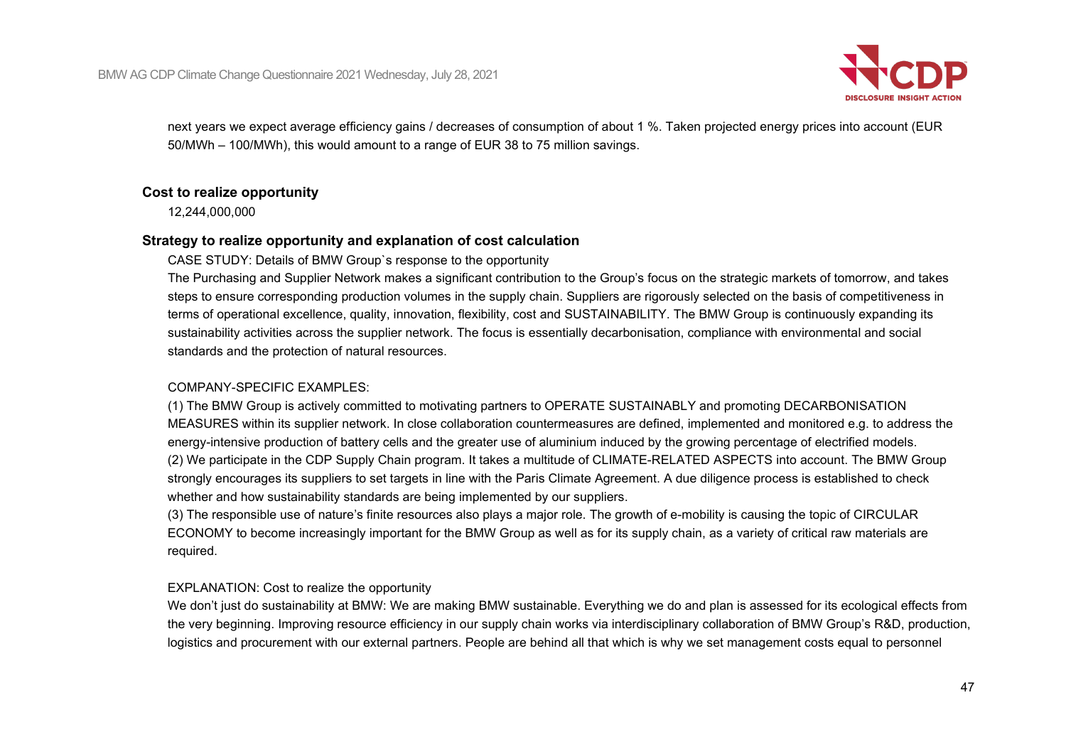next years we expect average efficiency gains / decreases of consumption of about 1 %. Taken projected energy prices into account (EUR 50/MWh – 100/MWh), this would amount to a range of EUR 38 to 75 million savings.

**Cost to realize opportunity**

12,244,000,000

**Strategy to realize opportunity and explanation of cost calculation**

CASE STUDY: Details of BMW Group`s response to the opportunity

The Purchasing and Supplier Network makes a significant contribution to the Group's focus on the strategic markets of tomorrow, and takes steps to ensure corresponding production volumes in the supply chain. Suppliers are rigorously selected on the basis of competitiveness in terms of operational excellence, quality, innovation, flexibility, cost and SUSTAINABILITY. The BMW Group is continuously expanding its sustainability activities across the supplier network. The focus is essentially decarbonisation, compliance with environmental and social standards and the protection of natural resources.

COMPANY-SPECIFIC EXAMPLES:

(1) The BMW Group is actively committed to motivating partners to OPERATE SUSTAINABLY and promoting DECARBONISATION MEASURES within its supplier network. In close collaboration countermeasures are defined, implemented and monitored e.g. to address the energy-intensive production of battery cells and the greater use of aluminium induced by the growing percentage of electrified models.
(2) We participate in the CDP Supply Chain program. It takes a multitude of CLIMATE-RELATED ASPECTS into account. The BMW Group strongly encourages its suppliers to set targets in line with the Paris Climate Agreement. A due diligence process is established to check whether and how sustainability standards are being implemented by our suppliers.
(3) The responsible use of nature's finite resources also plays a major role. The growth of e-mobility is causing the topic of CIRCULAR ECONOMY to become increasingly important for the BMW Group as well as for its supply chain, as a variety of critical raw materials are required.

EXPLANATION: Cost to realize the opportunity

We don't just do sustainability at BMW: We are making BMW sustainable. Everything we do and plan is assessed for its ecological effects from the very beginning. Improving resource efficiency in our supply chain works via interdisciplinary collaboration of BMW Group's R&D, production, logistics and procurement with our external partners. People are behind all that which is why we set management costs equal to personnel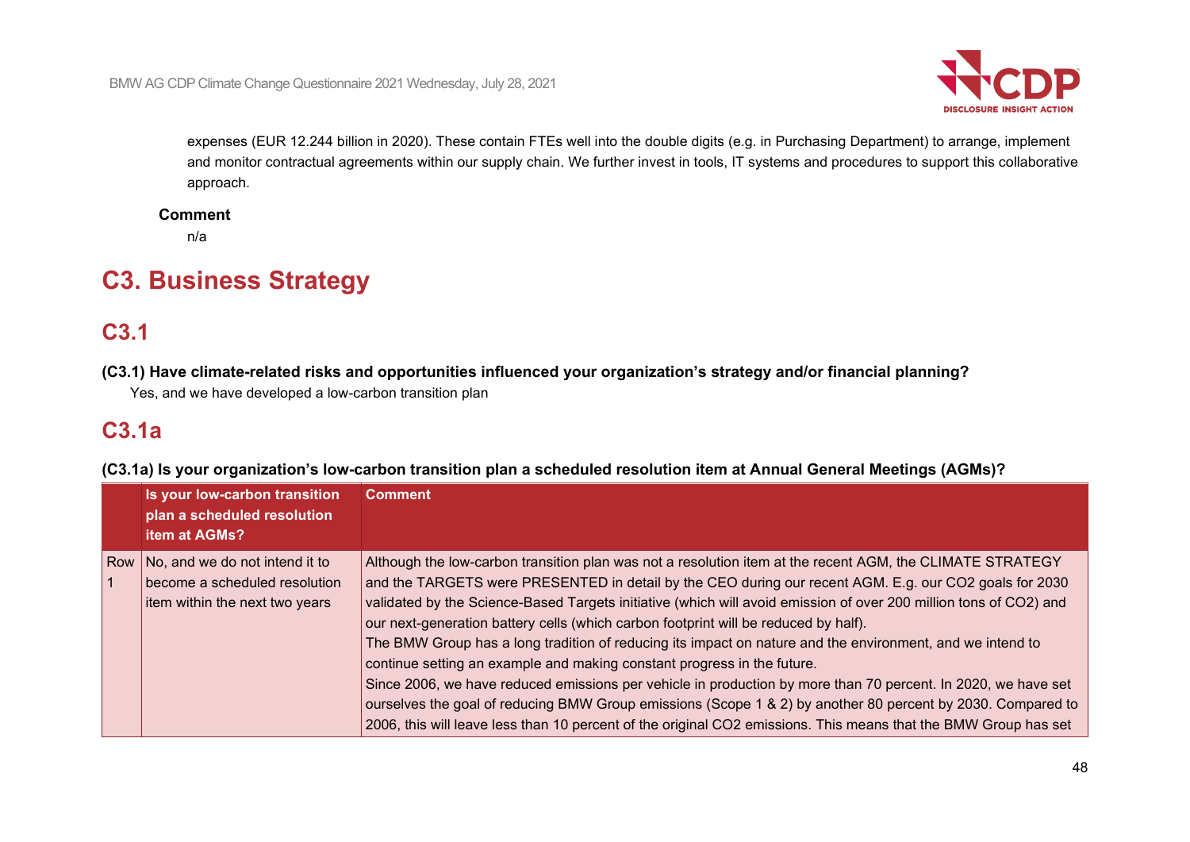expenses (EUR 12.244 billion in 2020). These contain FTEs well into the double digits (e.g. in Purchasing Department) to arrange, implement and monitor contractual agreements within our supply chain. We further invest in tools, IT systems and procedures to support this collaborative approach.

**Comment**

n/a

# C3. Business Strategy

## C3.1

**(C3.1) Have climate-related risks and opportunities influenced your organization's strategy and/or financial planning?**

Yes, and we have developed a low-carbon transition plan

## C3.1a

**(C3.1a) Is your organization's low-carbon transition plan a scheduled resolution item at Annual General Meetings (AGMs)?**

| | Is your low-carbon transition plan a scheduled resolution item at AGMs? | Comment |
|---|---|---|
| Row 1 | No, and we do not intend it to become a scheduled resolution item within the next two years | Although the low-carbon transition plan was not a resolution item at the recent AGM, the CLIMATE STRATEGY and the TARGETS were PRESENTED in detail by the CEO during our recent AGM. E.g. our CO2 goals for 2030 validated by the Science-Based Targets initiative (which will avoid emission of over 200 million tons of CO2) and our next-generation battery cells (which carbon footprint will be reduced by half).<br>The BMW Group has a long tradition of reducing its impact on nature and the environment, and we intend to continue setting an example and making constant progress in the future.<br>Since 2006, we have reduced emissions per vehicle in production by more than 70 percent. In 2020, we have set ourselves the goal of reducing BMW Group emissions (Scope 1 & 2) by another 80 percent by 2030. Compared to 2006, this will leave less than 10 percent of the original CO2 emissions. This means that the BMW Group has set |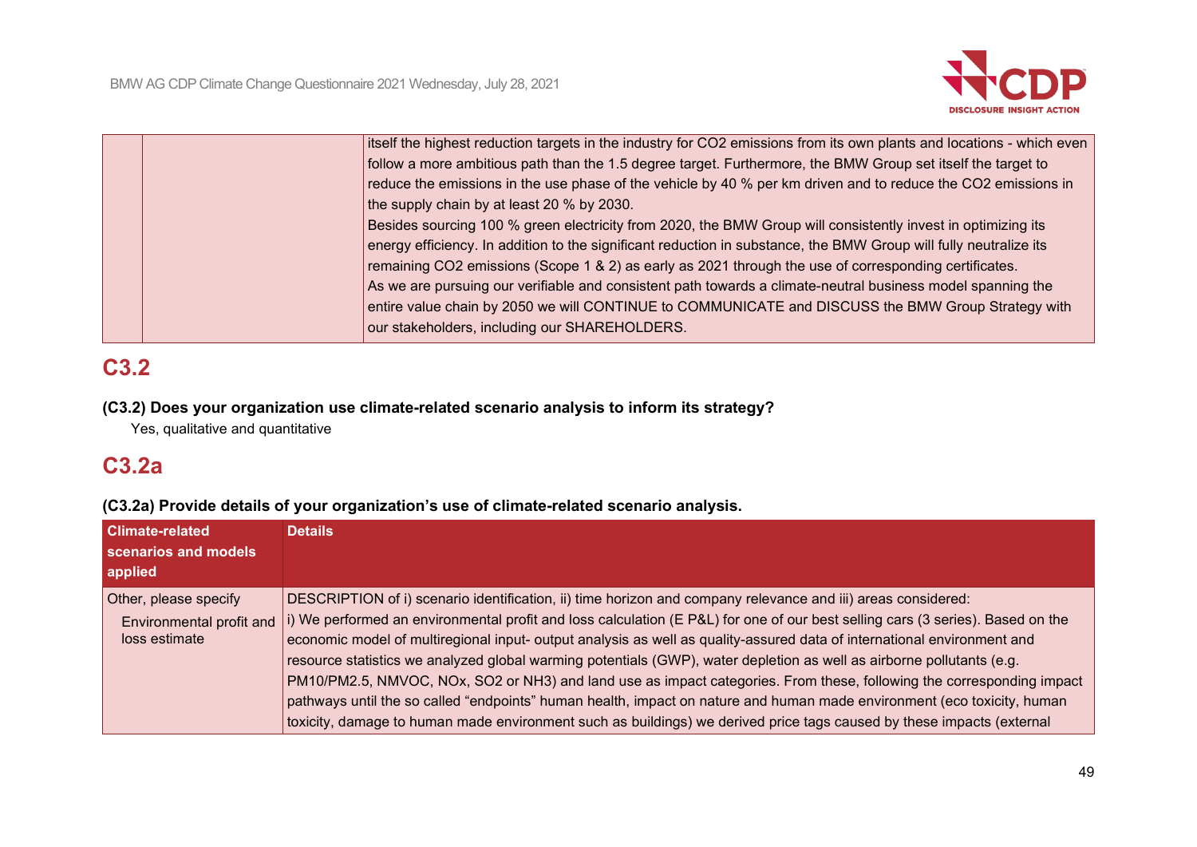| | | |
|---|---|---|
| | | itself the highest reduction targets in the industry for $CO_2$ emissions from its own plants and locations - which even follow a more ambitious path than the 1.5 degree target. Furthermore, the BMW Group set itself the target to reduce the emissions in the use phase of the vehicle by 40 % per km driven and to reduce the $CO_2$ emissions in the supply chain by at least 20 % by 2030.<br>Besides sourcing 100 % green electricity from 2020, the BMW Group will consistently invest in optimizing its energy efficiency. In addition to the significant reduction in substance, the BMW Group will fully neutralize its remaining $CO_2$ emissions (Scope 1 & 2) as early as 2021 through the use of corresponding certificates.<br>As we are pursuing our verifiable and consistent path towards a climate-neutral business model spanning the entire value chain by 2050 we will CONTINUE to COMMUNICATE and DISCUSS the BMW Group Strategy with our stakeholders, including our SHAREHOLDERS. |

## C3.2

**(C3.2) Does your organization use climate-related scenario analysis to inform its strategy?**

Yes, qualitative and quantitative

## C3.2a

**(C3.2a) Provide details of your organization's use of climate-related scenario analysis.**

| Climate-related scenarios and models applied | Details |
|---|---|
| Other, please specify<br>Environmental profit and loss estimate | DESCRIPTION of i) scenario identification, ii) time horizon and company relevance and iii) areas considered:<br>i) We performed an environmental profit and loss calculation (E P&L) for one of our best selling cars (3 series). Based on the economic model of multiregional input- output analysis as well as quality-assured data of international environment and resource statistics we analyzed global warming potentials (GWP), water depletion as well as airborne pollutants (e.g. PM10/PM2.5, NMVOC, NOx, $SO_2$ or $NH_3$) and land use as impact categories. From these, following the corresponding impact pathways until the so called "endpoints" human health, impact on nature and human made environment (eco toxicity, human toxicity, damage to human made environment such as buildings) we derived price tags caused by these impacts (external |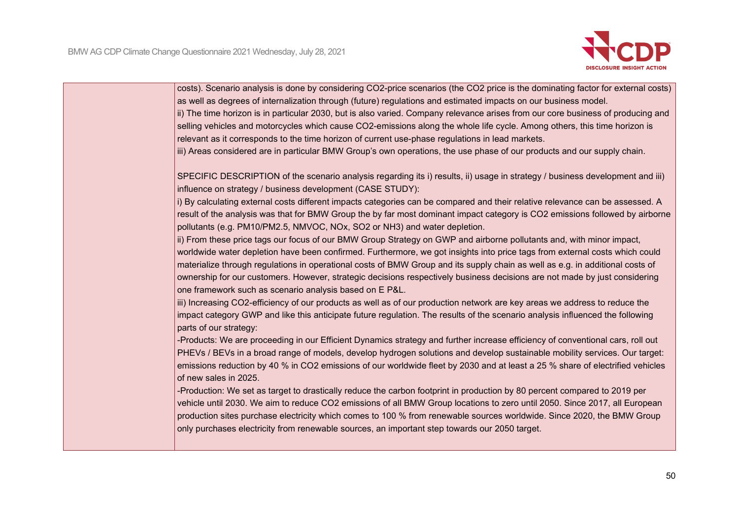| | |
|---|---|
| | costs). Scenario analysis is done by considering $CO_2$-price scenarios (the $CO_2$ price is the dominating factor for external costs) as well as degrees of internalization through (future) regulations and estimated impacts on our business model.<br>ii) The time horizon is in particular 2030, but is also varied. Company relevance arises from our core business of producing and selling vehicles and motorcycles which cause $CO_2$-emissions along the whole life cycle. Among others, this time horizon is relevant as it corresponds to the time horizon of current use-phase regulations in lead markets.<br>iii) Areas considered are in particular BMW Group's own operations, the use phase of our products and our supply chain.<br><br>SPECIFIC DESCRIPTION of the scenario analysis regarding its i) results, ii) usage in strategy / business development and iii) influence on strategy / business development (CASE STUDY):<br>i) By calculating external costs different impacts categories can be compared and their relative relevance can be assessed. A result of the analysis was that for BMW Group the by far most dominant impact category is $CO_2$ emissions followed by airborne pollutants (e.g. PM10/PM2.5, NMVOC, $NO_x$, $SO_2$ or $NH_3$) and water depletion.<br>ii) From these price tags our focus of our BMW Group Strategy on GWP and airborne pollutants and, with minor impact, worldwide water depletion have been confirmed. Furthermore, we got insights into price tags from external costs which could materialize through regulations in operational costs of BMW Group and its supply chain as well as e.g. in additional costs of ownership for our customers. However, strategic decisions respectively business decisions are not made by just considering one framework such as scenario analysis based on E P&L.<br>iii) Increasing $CO_2$-efficiency of our products as well as of our production network are key areas we address to reduce the impact category GWP and like this anticipate future regulation. The results of the scenario analysis influenced the following parts of our strategy:<br>-Products: We are proceeding in our Efficient Dynamics strategy and further increase efficiency of conventional cars, roll out PHEVs / BEVs in a broad range of models, develop hydrogen solutions and develop sustainable mobility services. Our target: emissions reduction by 40 % in $CO_2$ emissions of our worldwide fleet by 2030 and at least a 25 % share of electrified vehicles of new sales in 2025.<br>-Production: We set as target to drastically reduce the carbon footprint in production by 80 percent compared to 2019 per vehicle until 2030. We aim to reduce $CO_2$ emissions of all BMW Group locations to zero until 2050. Since 2017, all European production sites purchase electricity which comes to 100 % from renewable sources worldwide. Since 2020, the BMW Group only purchases electricity from renewable sources, an important step towards our 2050 target. |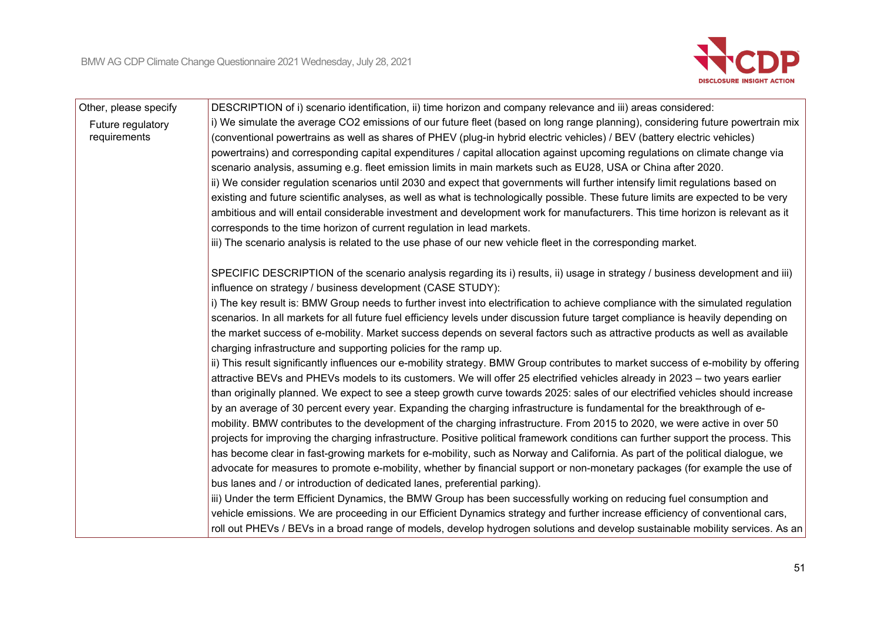| | |
|---|---|
| Other, please specify<br>Future regulatory requirements | DESCRIPTION of i) scenario identification, ii) time horizon and company relevance and iii) areas considered:<br>i) We simulate the average $CO_2$ emissions of our future fleet (based on long range planning), considering future powertrain mix (conventional powertrains as well as shares of PHEV (plug-in hybrid electric vehicles) / BEV (battery electric vehicles) powertrains) and corresponding capital expenditures / capital allocation against upcoming regulations on climate change via scenario analysis, assuming e.g. fleet emission limits in main markets such as EU28, USA or China after 2020.<br>ii) We consider regulation scenarios until 2030 and expect that governments will further intensify limit regulations based on existing and future scientific analyses, as well as what is technologically possible. These future limits are expected to be very ambitious and will entail considerable investment and development work for manufacturers. This time horizon is relevant as it corresponds to the time horizon of current regulation in lead markets.<br>iii) The scenario analysis is related to the use phase of our new vehicle fleet in the corresponding market.<br><br>SPECIFIC DESCRIPTION of the scenario analysis regarding its i) results, ii) usage in strategy / business development and iii) influence on strategy / business development (CASE STUDY):<br>i) The key result is: BMW Group needs to further invest into electrification to achieve compliance with the simulated regulation scenarios. In all markets for all future fuel efficiency levels under discussion future target compliance is heavily depending on the market success of e-mobility. Market success depends on several factors such as attractive products as well as available charging infrastructure and supporting policies for the ramp up.<br>ii) This result significantly influences our e-mobility strategy. BMW Group contributes to market success of e-mobility by offering attractive BEVs and PHEVs models to its customers. We will offer 25 electrified vehicles already in 2023 – two years earlier than originally planned. We expect to see a steep growth curve towards 2025: sales of our electrified vehicles should increase by an average of 30 percent every year. Expanding the charging infrastructure is fundamental for the breakthrough of e-mobility. BMW contributes to the development of the charging infrastructure. From 2015 to 2020, we were active in over 50 projects for improving the charging infrastructure. Positive political framework conditions can further support the process. This has become clear in fast-growing markets for e-mobility, such as Norway and California. As part of the political dialogue, we advocate for measures to promote e-mobility, whether by financial support or non-monetary packages (for example the use of bus lanes and / or introduction of dedicated lanes, preferential parking).<br>iii) Under the term Efficient Dynamics, the BMW Group has been successfully working on reducing fuel consumption and vehicle emissions. We are proceeding in our Efficient Dynamics strategy and further increase efficiency of conventional cars, roll out PHEVs / BEVs in a broad range of models, develop hydrogen solutions and develop sustainable mobility services. As an |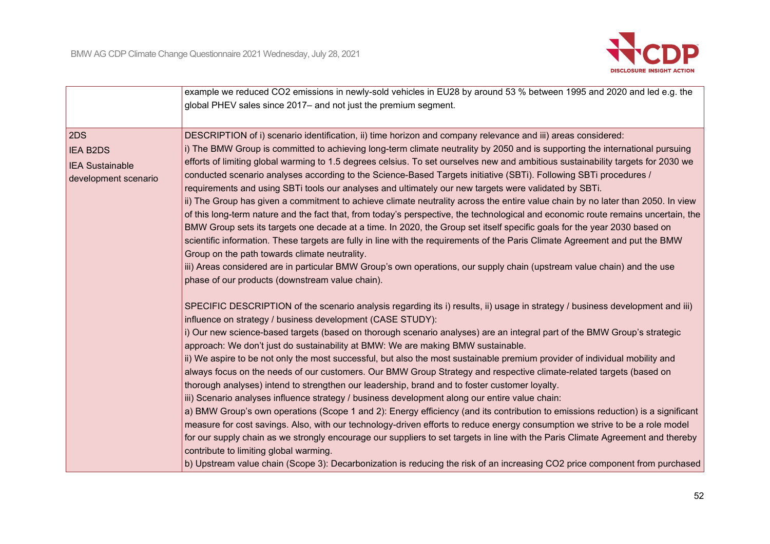| | |
|---|---|
| | example we reduced $CO_2$ emissions in newly-sold vehicles in EU28 by around 53 % between 1995 and 2020 and led e.g. the global PHEV sales since 2017– and not just the premium segment. |
| 2DS<br>IEA B2DS<br>IEA Sustainable development scenario | DESCRIPTION of i) scenario identification, ii) time horizon and company relevance and iii) areas considered:<br>i) The BMW Group is committed to achieving long-term climate neutrality by 2050 and is supporting the international pursuing efforts of limiting global warming to 1.5 degrees celsius. To set ourselves new and ambitious sustainability targets for 2030 we conducted scenario analyses according to the Science-Based Targets initiative (SBTi). Following SBTi procedures / requirements and using SBTi tools our analyses and ultimately our new targets were validated by SBTi.<br>ii) The Group has given a commitment to achieve climate neutrality across the entire value chain by no later than 2050. In view of this long-term nature and the fact that, from today's perspective, the technological and economic route remains uncertain, the BMW Group sets its targets one decade at a time. In 2020, the Group set itself specific goals for the year 2030 based on scientific information. These targets are fully in line with the requirements of the Paris Climate Agreement and put the BMW Group on the path towards climate neutrality.<br>iii) Areas considered are in particular BMW Group's own operations, our supply chain (upstream value chain) and the use phase of our products (downstream value chain).<br><br>SPECIFIC DESCRIPTION of the scenario analysis regarding its i) results, ii) usage in strategy / business development and iii) influence on strategy / business development (CASE STUDY):<br>i) Our new science-based targets (based on thorough scenario analyses) are an integral part of the BMW Group's strategic approach: We don't just do sustainability at BMW: We are making BMW sustainable.<br>ii) We aspire to be not only the most successful, but also the most sustainable premium provider of individual mobility and always focus on the needs of our customers. Our BMW Group Strategy and respective climate-related targets (based on thorough analyses) intend to strengthen our leadership, brand and to foster customer loyalty.<br>iii) Scenario analyses influence strategy / business development along our entire value chain:<br>a) BMW Group's own operations (Scope 1 and 2): Energy efficiency (and its contribution to emissions reduction) is a significant measure for cost savings. Also, with our technology-driven efforts to reduce energy consumption we strive to be a role model for our supply chain as we strongly encourage our suppliers to set targets in line with the Paris Climate Agreement and thereby contribute to limiting global warming.<br>b) Upstream value chain (Scope 3): Decarbonization is reducing the risk of an increasing $CO_2$ price component from purchased |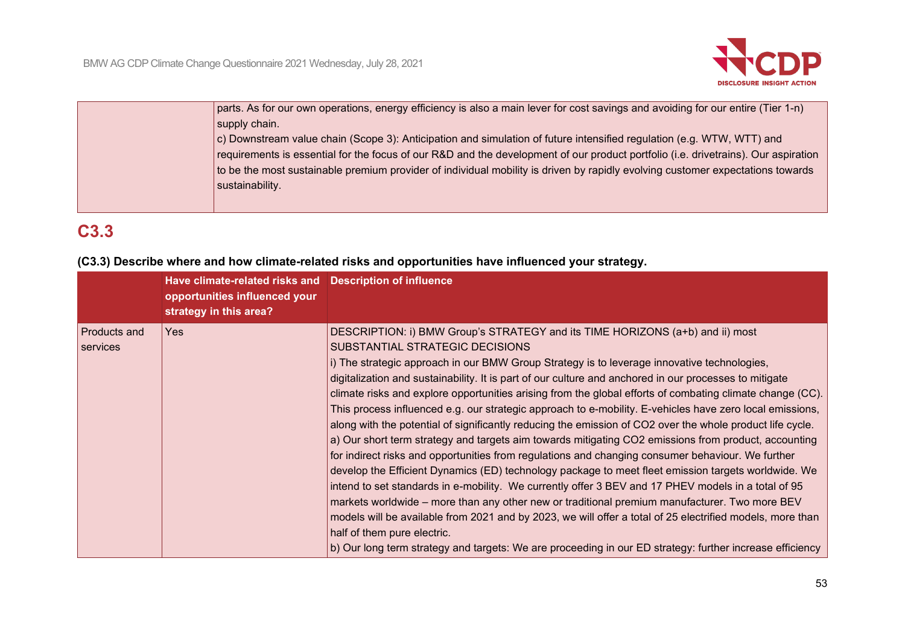| | |
|---|---|
| | parts. As for our own operations, energy efficiency is also a main lever for cost savings and avoiding for our entire (Tier 1-n) supply chain.<br>c) Downstream value chain (Scope 3): Anticipation and simulation of future intensified regulation (e.g. WTW, WTT) and requirements is essential for the focus of our R&D and the development of our product portfolio (i.e. drivetrains). Our aspiration to be the most sustainable premium provider of individual mobility is driven by rapidly evolving customer expectations towards sustainability. |

## C3.3

**(C3.3) Describe where and how climate-related risks and opportunities have influenced your strategy.**

| | Have climate-related risks and opportunities influenced your strategy in this area? | Description of influence |
|---|---|---|
| Products and services | Yes | DESCRIPTION: i) BMW Group's STRATEGY and its TIME HORIZONS (a+b) and ii) most SUBSTANTIAL STRATEGIC DECISIONS<br>i) The strategic approach in our BMW Group Strategy is to leverage innovative technologies, digitalization and sustainability. It is part of our culture and anchored in our processes to mitigate climate risks and explore opportunities arising from the global efforts of combating climate change (CC). This process influenced e.g. our strategic approach to e-mobility. E-vehicles have zero local emissions, along with the potential of significantly reducing the emission of CO2 over the whole product life cycle.<br>a) Our short term strategy and targets aim towards mitigating CO2 emissions from product, accounting for indirect risks and opportunities from regulations and changing consumer behaviour. We further develop the Efficient Dynamics (ED) technology package to meet fleet emission targets worldwide. We intend to set standards in e-mobility. We currently offer 3 BEV and 17 PHEV models in a total of 95 markets worldwide – more than any other new or traditional premium manufacturer. Two more BEV models will be available from 2021 and by 2023, we will offer a total of 25 electrified models, more than half of them pure electric.<br>b) Our long term strategy and targets: We are proceeding in our ED strategy: further increase efficiency |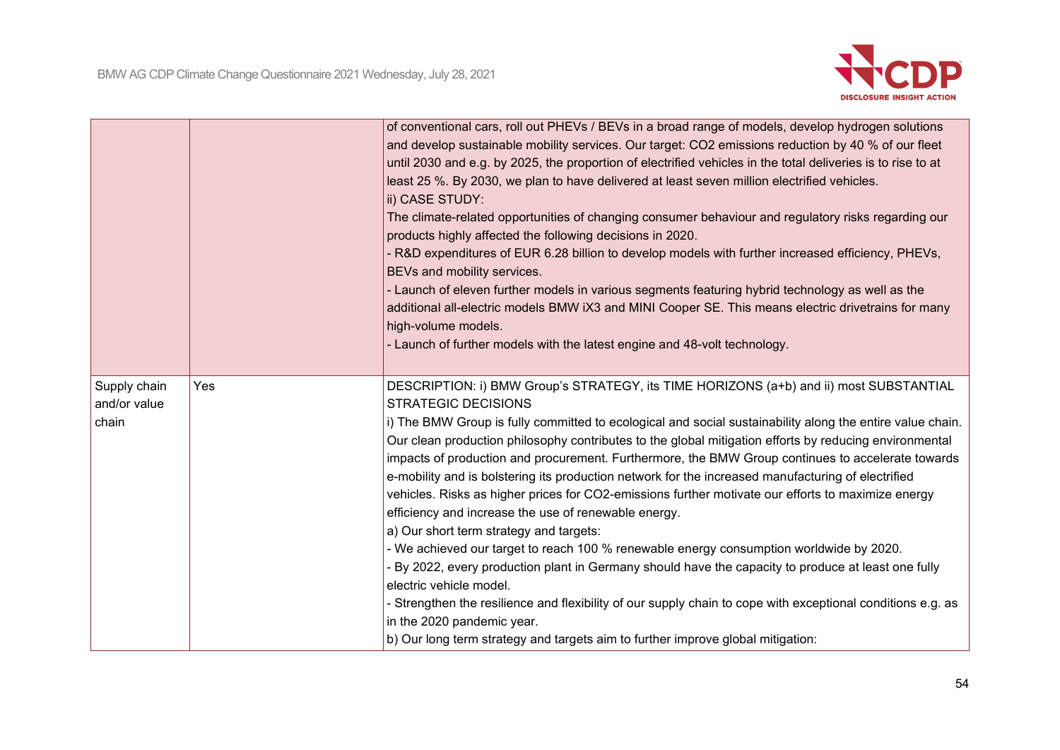|  |  |  |
|---|---|---|
|  |  | of conventional cars, roll out PHEVs / BEVs in a broad range of models, develop hydrogen solutions and develop sustainable mobility services. Our target: $CO_2$ emissions reduction by 40 % of our fleet until 2030 and e.g. by 2025, the proportion of electrified vehicles in the total deliveries is to rise to at least 25 %. By 2030, we plan to have delivered at least seven million electrified vehicles.<br>ii) CASE STUDY:<br>The climate-related opportunities of changing consumer behaviour and regulatory risks regarding our products highly affected the following decisions in 2020.<br>- R&D expenditures of EUR 6.28 billion to develop models with further increased efficiency, PHEVs, BEVs and mobility services.<br>- Launch of eleven further models in various segments featuring hybrid technology as well as the additional all-electric models BMW iX3 and MINI Cooper SE. This means electric drivetrains for many high-volume models.<br>- Launch of further models with the latest engine and 48-volt technology. |
| Supply chain and/or value chain | Yes | DESCRIPTION: i) BMW Group's STRATEGY, its TIME HORIZONS (a+b) and ii) most SUBSTANTIAL STRATEGIC DECISIONS<br>i) The BMW Group is fully committed to ecological and social sustainability along the entire value chain. Our clean production philosophy contributes to the global mitigation efforts by reducing environmental impacts of production and procurement. Furthermore, the BMW Group continues to accelerate towards e-mobility and is bolstering its production network for the increased manufacturing of electrified vehicles. Risks as higher prices for $CO_2$-emissions further motivate our efforts to maximize energy efficiency and increase the use of renewable energy.<br>a) Our short term strategy and targets:<br>- We achieved our target to reach 100 % renewable energy consumption worldwide by 2020.<br>- By 2022, every production plant in Germany should have the capacity to produce at least one fully electric vehicle model.<br>- Strengthen the resilience and flexibility of our supply chain to cope with exceptional conditions e.g. as in the 2020 pandemic year.<br>b) Our long term strategy and targets aim to further improve global mitigation: |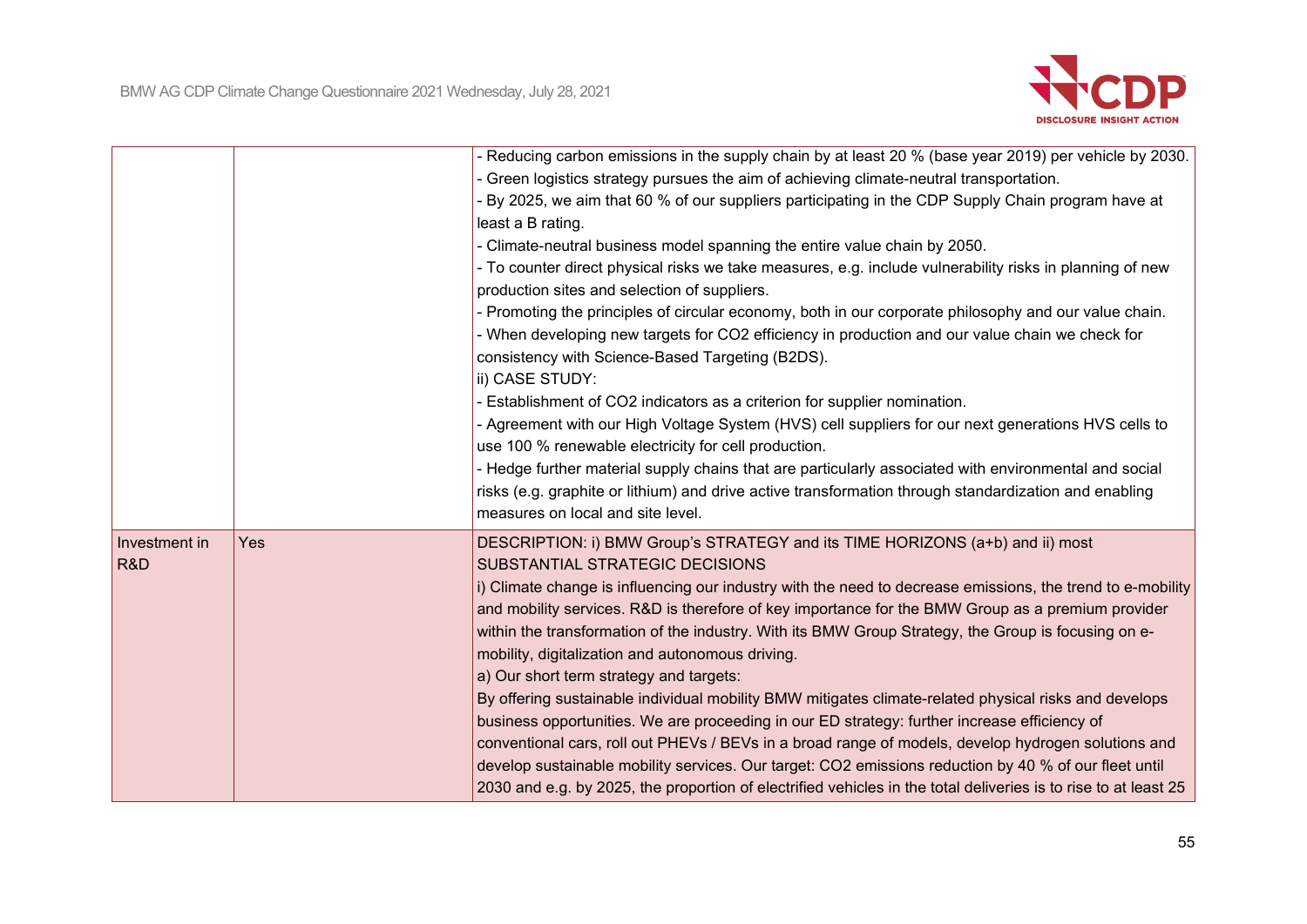| | | |
|---|---|---|
| | | - Reducing carbon emissions in the supply chain by at least 20 % (base year 2019) per vehicle by 2030.<br>- Green logistics strategy pursues the aim of achieving climate-neutral transportation.<br>- By 2025, we aim that 60 % of our suppliers participating in the CDP Supply Chain program have at least a B rating.<br>- Climate-neutral business model spanning the entire value chain by 2050.<br>- To counter direct physical risks we take measures, e.g. include vulnerability risks in planning of new production sites and selection of suppliers.<br>- Promoting the principles of circular economy, both in our corporate philosophy and our value chain.<br>- When developing new targets for $CO_2$ efficiency in production and our value chain we check for consistency with Science-Based Targeting (B2DS).<br>ii) CASE STUDY:<br>- Establishment of $CO_2$ indicators as a criterion for supplier nomination.<br>- Agreement with our High Voltage System (HVS) cell suppliers for our next generations HVS cells to use 100 % renewable electricity for cell production.<br>- Hedge further material supply chains that are particularly associated with environmental and social risks (e.g. graphite or lithium) and drive active transformation through standardization and enabling measures on local and site level. |
| Investment in R&D | Yes | DESCRIPTION: i) BMW Group's STRATEGY and its TIME HORIZONS (a+b) and ii) most SUBSTANTIAL STRATEGIC DECISIONS<br>i) Climate change is influencing our industry with the need to decrease emissions, the trend to e-mobility and mobility services. R&D is therefore of key importance for the BMW Group as a premium provider within the transformation of the industry. With its BMW Group Strategy, the Group is focusing on e-mobility, digitalization and autonomous driving.<br>a) Our short term strategy and targets:<br>By offering sustainable individual mobility BMW mitigates climate-related physical risks and develops business opportunities. We are proceeding in our ED strategy: further increase efficiency of conventional cars, roll out PHEVs / BEVs in a broad range of models, develop hydrogen solutions and develop sustainable mobility services. Our target: $CO_2$ emissions reduction by 40 % of our fleet until 2030 and e.g. by 2025, the proportion of electrified vehicles in the total deliveries is to rise to at least 25 |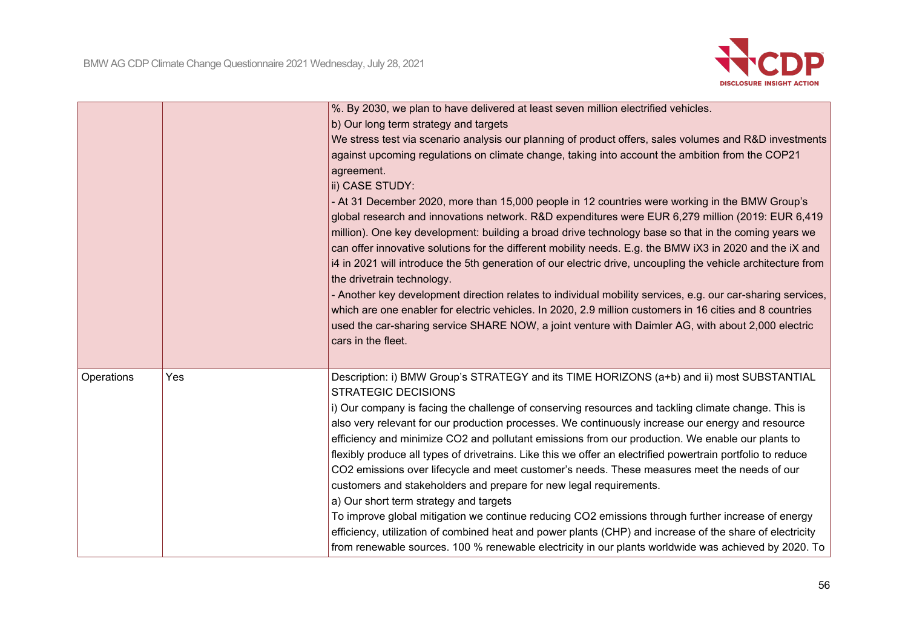| | | |
|---|---|---|
| | | %. By 2030, we plan to have delivered at least seven million electrified vehicles.<br>b) Our long term strategy and targets<br>We stress test via scenario analysis our planning of product offers, sales volumes and R&D investments against upcoming regulations on climate change, taking into account the ambition from the COP21 agreement.<br>ii) CASE STUDY:<br>- At 31 December 2020, more than 15,000 people in 12 countries were working in the BMW Group's global research and innovations network. R&D expenditures were EUR 6,279 million (2019: EUR 6,419 million). One key development: building a broad drive technology base so that in the coming years we can offer innovative solutions for the different mobility needs. E.g. the BMW iX3 in 2020 and the iX and i4 in 2021 will introduce the 5th generation of our electric drive, uncoupling the vehicle architecture from the drivetrain technology.<br>- Another key development direction relates to individual mobility services, e.g. our car-sharing services, which are one enabler for electric vehicles. In 2020, 2.9 million customers in 16 cities and 8 countries used the car-sharing service SHARE NOW, a joint venture with Daimler AG, with about 2,000 electric cars in the fleet. |
| Operations | Yes | Description: i) BMW Group's STRATEGY and its TIME HORIZONS (a+b) and ii) most SUBSTANTIAL STRATEGIC DECISIONS<br>i) Our company is facing the challenge of conserving resources and tackling climate change. This is also very relevant for our production processes. We continuously increase our energy and resource efficiency and minimize $CO_2$ and pollutant emissions from our production. We enable our plants to flexibly produce all types of drivetrains. Like this we offer an electrified powertrain portfolio to reduce $CO_2$ emissions over lifecycle and meet customer's needs. These measures meet the needs of our customers and stakeholders and prepare for new legal requirements.<br>a) Our short term strategy and targets<br>To improve global mitigation we continue reducing $CO_2$ emissions through further increase of energy efficiency, utilization of combined heat and power plants (CHP) and increase of the share of electricity from renewable sources. 100 % renewable electricity in our plants worldwide was achieved by 2020. To |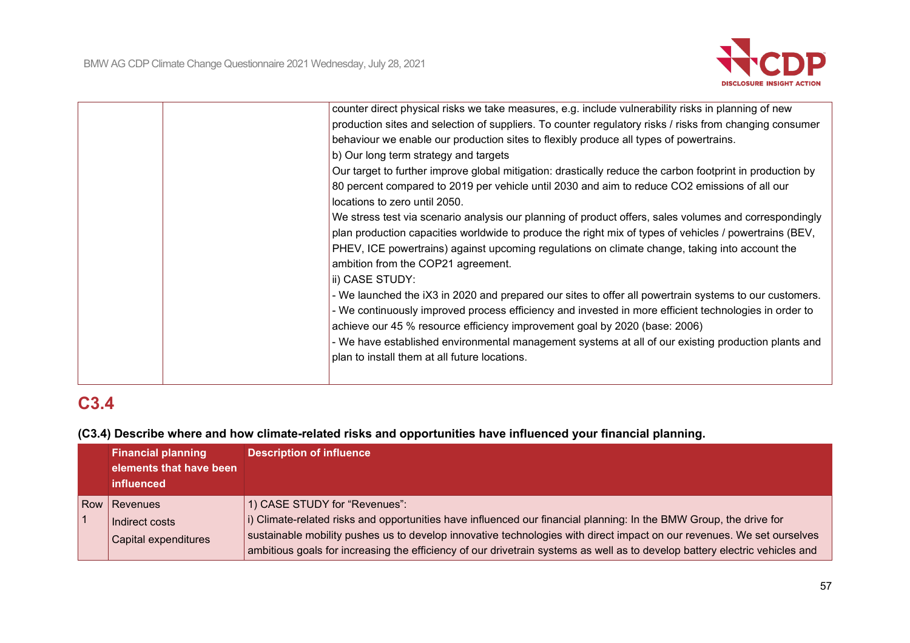| | | |
|---|---|---|
| | | counter direct physical risks we take measures, e.g. include vulnerability risks in planning of new production sites and selection of suppliers. To counter regulatory risks / risks from changing consumer behaviour we enable our production sites to flexibly produce all types of powertrains.<br>b) Our long term strategy and targets<br>Our target to further improve global mitigation: drastically reduce the carbon footprint in production by 80 percent compared to 2019 per vehicle until 2030 and aim to reduce CO2 emissions of all our locations to zero until 2050.<br>We stress test via scenario analysis our planning of product offers, sales volumes and correspondingly plan production capacities worldwide to produce the right mix of types of vehicles / powertrains (BEV, PHEV, ICE powertrains) against upcoming regulations on climate change, taking into account the ambition from the COP21 agreement.<br>ii) CASE STUDY:<br>- We launched the iX3 in 2020 and prepared our sites to offer all powertrain systems to our customers.<br>- We continuously improved process efficiency and invested in more efficient technologies in order to achieve our 45 % resource efficiency improvement goal by 2020 (base: 2006)<br>- We have established environmental management systems at all of our existing production plants and plan to install them at all future locations. |

## C3.4

**(C3.4) Describe where and how climate-related risks and opportunities have influenced your financial planning.**

| | Financial planning elements that have been influenced | Description of influence |
|---|---|---|
| Row 1 | Revenues<br>Indirect costs<br>Capital expenditures | 1) CASE STUDY for "Revenues":<br>i) Climate-related risks and opportunities have influenced our financial planning: In the BMW Group, the drive for sustainable mobility pushes us to develop innovative technologies with direct impact on our revenues. We set ourselves ambitious goals for increasing the efficiency of our drivetrain systems as well as to develop battery electric vehicles and |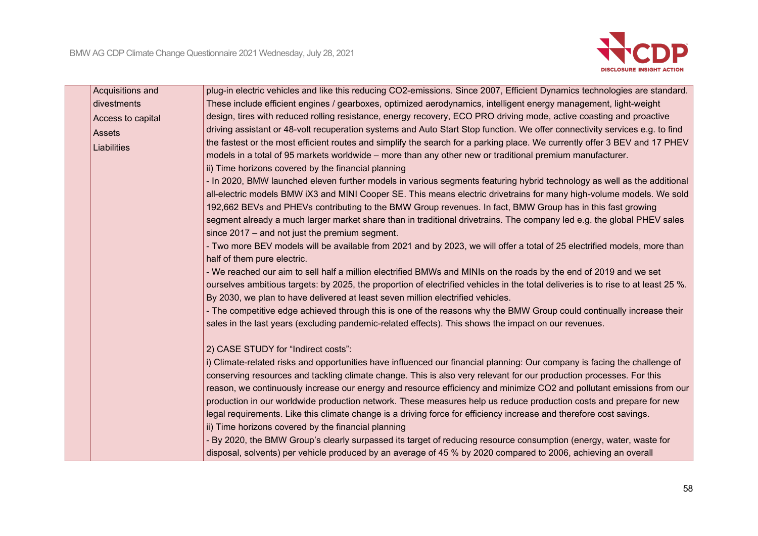| | | |
|---|---|---|
| | Acquisitions and divestments<br>Access to capital<br>Assets<br>Liabilities | plug-in electric vehicles and like this reducing CO2-emissions. Since 2007, Efficient Dynamics technologies are standard. These include efficient engines / gearboxes, optimized aerodynamics, intelligent energy management, light-weight design, tires with reduced rolling resistance, energy recovery, ECO PRO driving mode, active coasting and proactive driving assistant or 48-volt recuperation systems and Auto Start Stop function. We offer connectivity services e.g. to find the fastest or the most efficient routes and simplify the search for a parking place. We currently offer 3 BEV and 17 PHEV models in a total of 95 markets worldwide – more than any other new or traditional premium manufacturer.<br>ii) Time horizons covered by the financial planning<br>- In 2020, BMW launched eleven further models in various segments featuring hybrid technology as well as the additional all-electric models BMW iX3 and MINI Cooper SE. This means electric drivetrains for many high-volume models. We sold 192,662 BEVs and PHEVs contributing to the BMW Group revenues. In fact, BMW Group has in this fast growing segment already a much larger market share than in traditional drivetrains. The company led e.g. the global PHEV sales since 2017 – and not just the premium segment.<br>- Two more BEV models will be available from 2021 and by 2023, we will offer a total of 25 electrified models, more than half of them pure electric.<br>- We reached our aim to sell half a million electrified BMWs and MINIs on the roads by the end of 2019 and we set ourselves ambitious targets: by 2025, the proportion of electrified vehicles in the total deliveries is to rise to at least 25 %. By 2030, we plan to have delivered at least seven million electrified vehicles.<br>- The competitive edge achieved through this is one of the reasons why the BMW Group could continually increase their sales in the last years (excluding pandemic-related effects). This shows the impact on our revenues.<br><br>2) CASE STUDY for "Indirect costs":<br>i) Climate-related risks and opportunities have influenced our financial planning: Our company is facing the challenge of conserving resources and tackling climate change. This is also very relevant for our production processes. For this reason, we continuously increase our energy and resource efficiency and minimize CO2 and pollutant emissions from our production in our worldwide production network. These measures help us reduce production costs and prepare for new legal requirements. Like this climate change is a driving force for efficiency increase and therefore cost savings.<br>ii) Time horizons covered by the financial planning<br>- By 2020, the BMW Group's clearly surpassed its target of reducing resource consumption (energy, water, waste for disposal, solvents) per vehicle produced by an average of 45 % by 2020 compared to 2006, achieving an overall |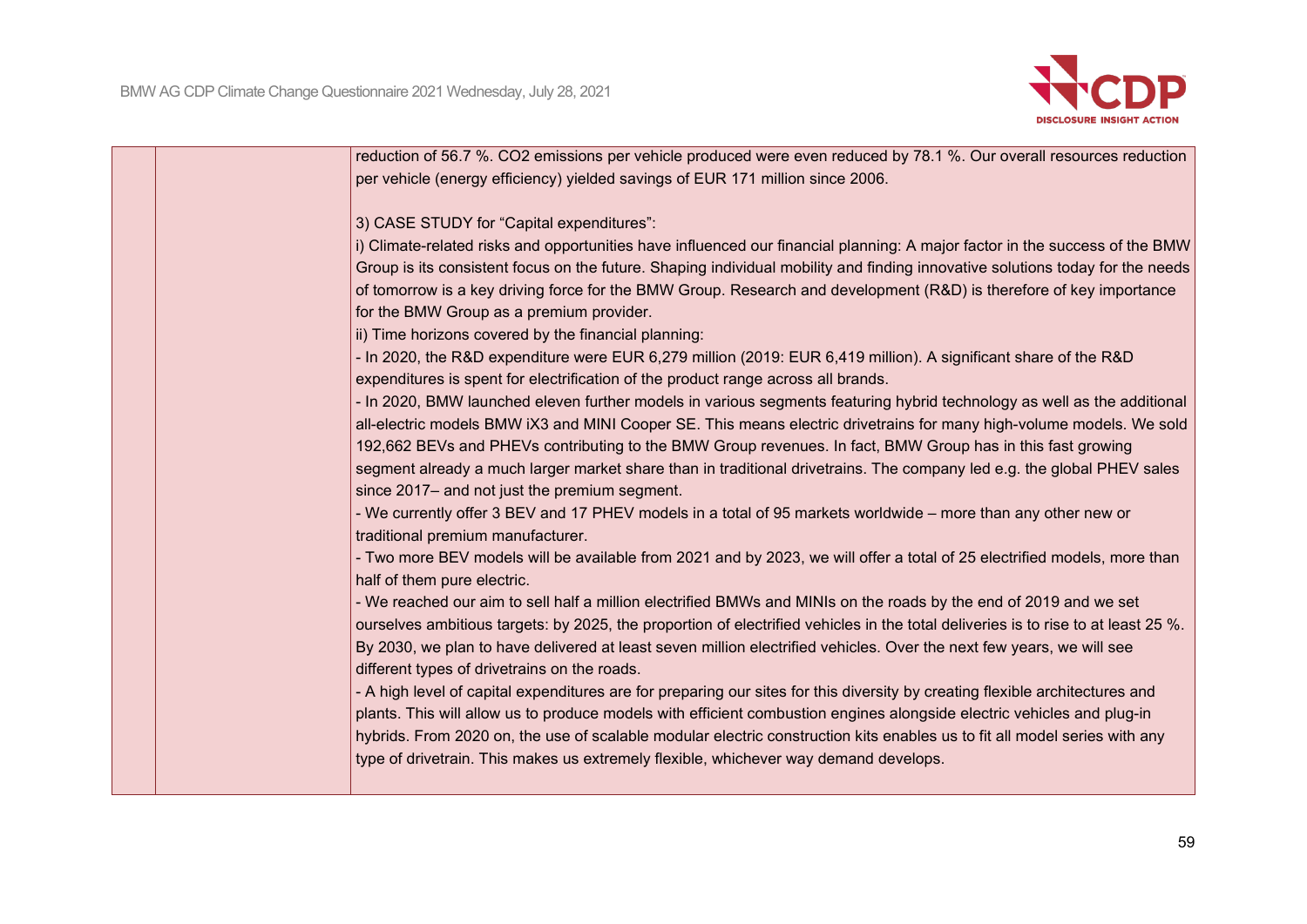| | | |
|---|---|---|
| | | reduction of 56.7 %. $CO_2$ emissions per vehicle produced were even reduced by 78.1 %. Our overall resources reduction per vehicle (energy efficiency) yielded savings of EUR 171 million since 2006.<br><br>3) CASE STUDY for "Capital expenditures":<br>i) Climate-related risks and opportunities have influenced our financial planning: A major factor in the success of the BMW Group is its consistent focus on the future. Shaping individual mobility and finding innovative solutions today for the needs of tomorrow is a key driving force for the BMW Group. Research and development (R&D) is therefore of key importance for the BMW Group as a premium provider.<br>ii) Time horizons covered by the financial planning:<br>- In 2020, the R&D expenditure were EUR 6,279 million (2019: EUR 6,419 million). A significant share of the R&D expenditures is spent for electrification of the product range across all brands.<br>- In 2020, BMW launched eleven further models in various segments featuring hybrid technology as well as the additional all-electric models BMW iX3 and MINI Cooper SE. This means electric drivetrains for many high-volume models. We sold 192,662 BEVs and PHEVs contributing to the BMW Group revenues. In fact, BMW Group has in this fast growing segment already a much larger market share than in traditional drivetrains. The company led e.g. the global PHEV sales since 2017– and not just the premium segment.<br>- We currently offer 3 BEV and 17 PHEV models in a total of 95 markets worldwide – more than any other new or traditional premium manufacturer.<br>- Two more BEV models will be available from 2021 and by 2023, we will offer a total of 25 electrified models, more than half of them pure electric.<br>- We reached our aim to sell half a million electrified BMWs and MINIs on the roads by the end of 2019 and we set ourselves ambitious targets: by 2025, the proportion of electrified vehicles in the total deliveries is to rise to at least 25 %. By 2030, we plan to have delivered at least seven million electrified vehicles. Over the next few years, we will see different types of drivetrains on the roads.<br>- A high level of capital expenditures are for preparing our sites for this diversity by creating flexible architectures and plants. This will allow us to produce models with efficient combustion engines alongside electric vehicles and plug-in hybrids. From 2020 on, the use of scalable modular electric construction kits enables us to fit all model series with any type of drivetrain. This makes us extremely flexible, whichever way demand develops. |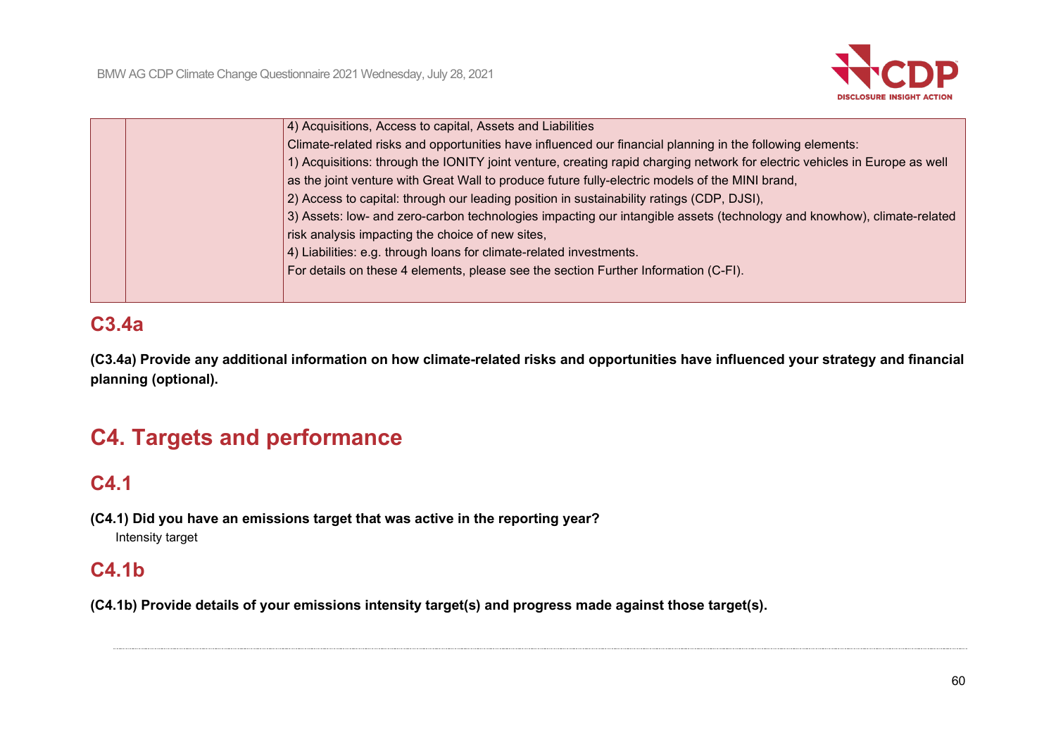| | | |
|---|---|---|
| | | 4) Acquisitions, Access to capital, Assets and Liabilities<br>Climate-related risks and opportunities have influenced our financial planning in the following elements:<br>1) Acquisitions: through the IONITY joint venture, creating rapid charging network for electric vehicles in Europe as well as the joint venture with Great Wall to produce future fully-electric models of the MINI brand,<br>2) Access to capital: through our leading position in sustainability ratings (CDP, DJSI),<br>3) Assets: low- and zero-carbon technologies impacting our intangible assets (technology and knowhow), climate-related risk analysis impacting the choice of new sites,<br>4) Liabilities: e.g. through loans for climate-related investments.<br>For details on these 4 elements, please see the section Further Information (C-FI). |

## C3.4a

**(C3.4a) Provide any additional information on how climate-related risks and opportunities have influenced your strategy and financial planning (optional).**

# C4. Targets and performance

## C4.1

**(C4.1) Did you have an emissions target that was active in the reporting year?**

Intensity target

## C4.1b

**(C4.1b) Provide details of your emissions intensity target(s) and progress made against those target(s).**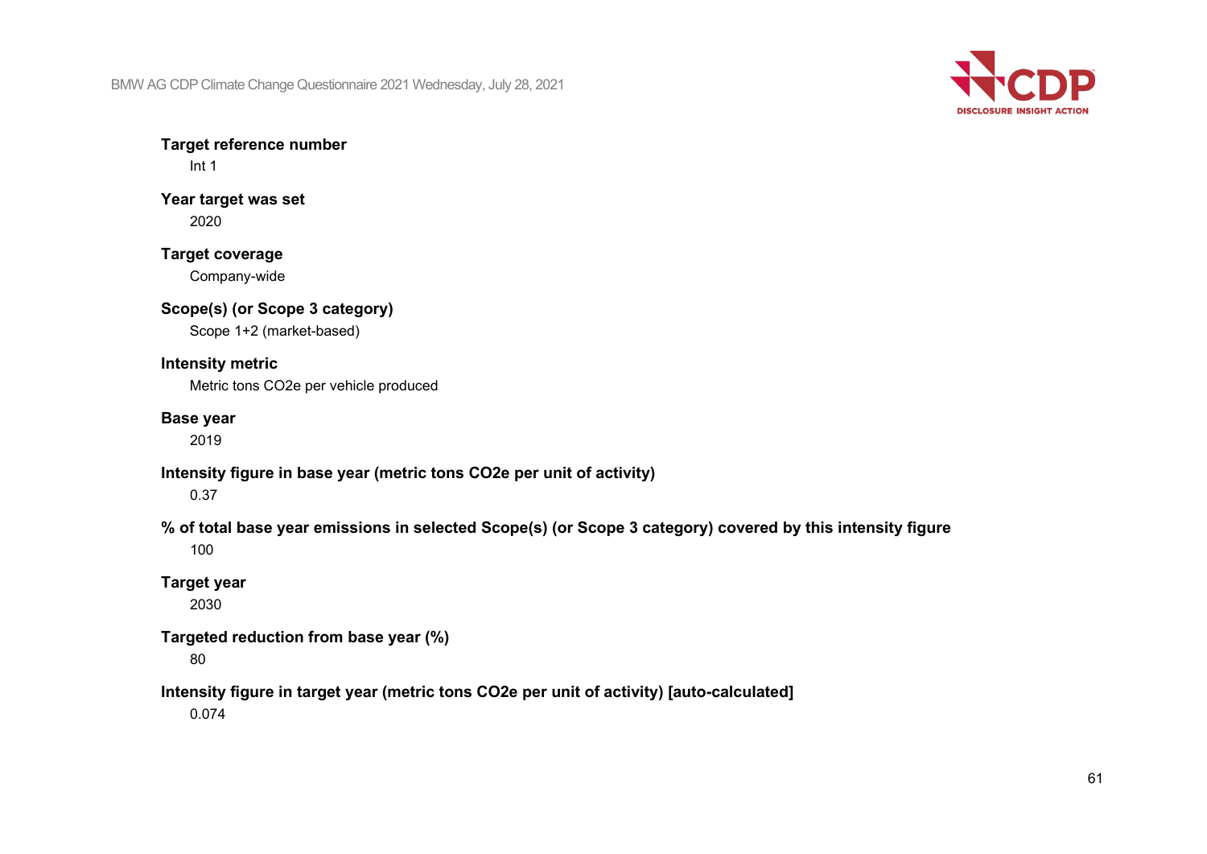**Target reference number**

Int 1

**Year target was set**

2020

**Target coverage**

Company-wide

**Scope(s) (or Scope 3 category)**

Scope 1+2 (market-based)

**Intensity metric**

Metric tons CO2e per vehicle produced

**Base year**

2019

**Intensity figure in base year (metric tons CO2e per unit of activity)**

0.37

**% of total base year emissions in selected Scope(s) (or Scope 3 category) covered by this intensity figure**

100

**Target year**

2030

**Targeted reduction from base year (%)**

80

**Intensity figure in target year (metric tons CO2e per unit of activity) [auto-calculated]**

0.074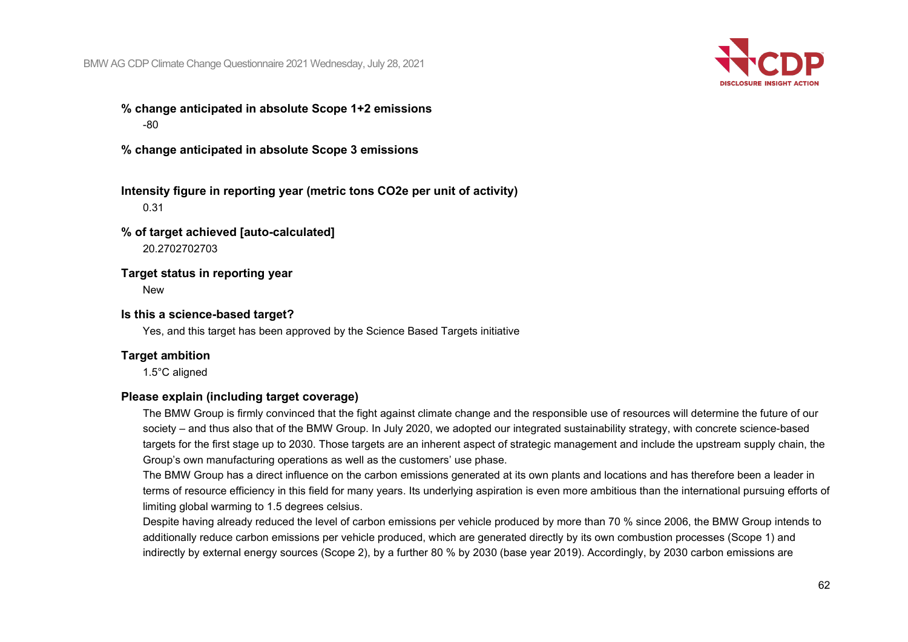**% change anticipated in absolute Scope 1+2 emissions**

-80

**% change anticipated in absolute Scope 3 emissions**

**Intensity figure in reporting year (metric tons CO2e per unit of activity)**

0.31

**% of target achieved [auto-calculated]**

20.2702702703

**Target status in reporting year**

New

**Is this a science-based target?**

Yes, and this target has been approved by the Science Based Targets initiative

**Target ambition**

1.5°C aligned

**Please explain (including target coverage)**

The BMW Group is firmly convinced that the fight against climate change and the responsible use of resources will determine the future of our society – and thus also that of the BMW Group. In July 2020, we adopted our integrated sustainability strategy, with concrete science-based targets for the first stage up to 2030. Those targets are an inherent aspect of strategic management and include the upstream supply chain, the Group's own manufacturing operations as well as the customers' use phase.

The BMW Group has a direct influence on the carbon emissions generated at its own plants and locations and has therefore been a leader in terms of resource efficiency in this field for many years. Its underlying aspiration is even more ambitious than the international pursuing efforts of limiting global warming to 1.5 degrees celsius.

Despite having already reduced the level of carbon emissions per vehicle produced by more than 70 % since 2006, the BMW Group intends to additionally reduce carbon emissions per vehicle produced, which are generated directly by its own combustion processes (Scope 1) and indirectly by external energy sources (Scope 2), by a further 80 % by 2030 (base year 2019). Accordingly, by 2030 carbon emissions are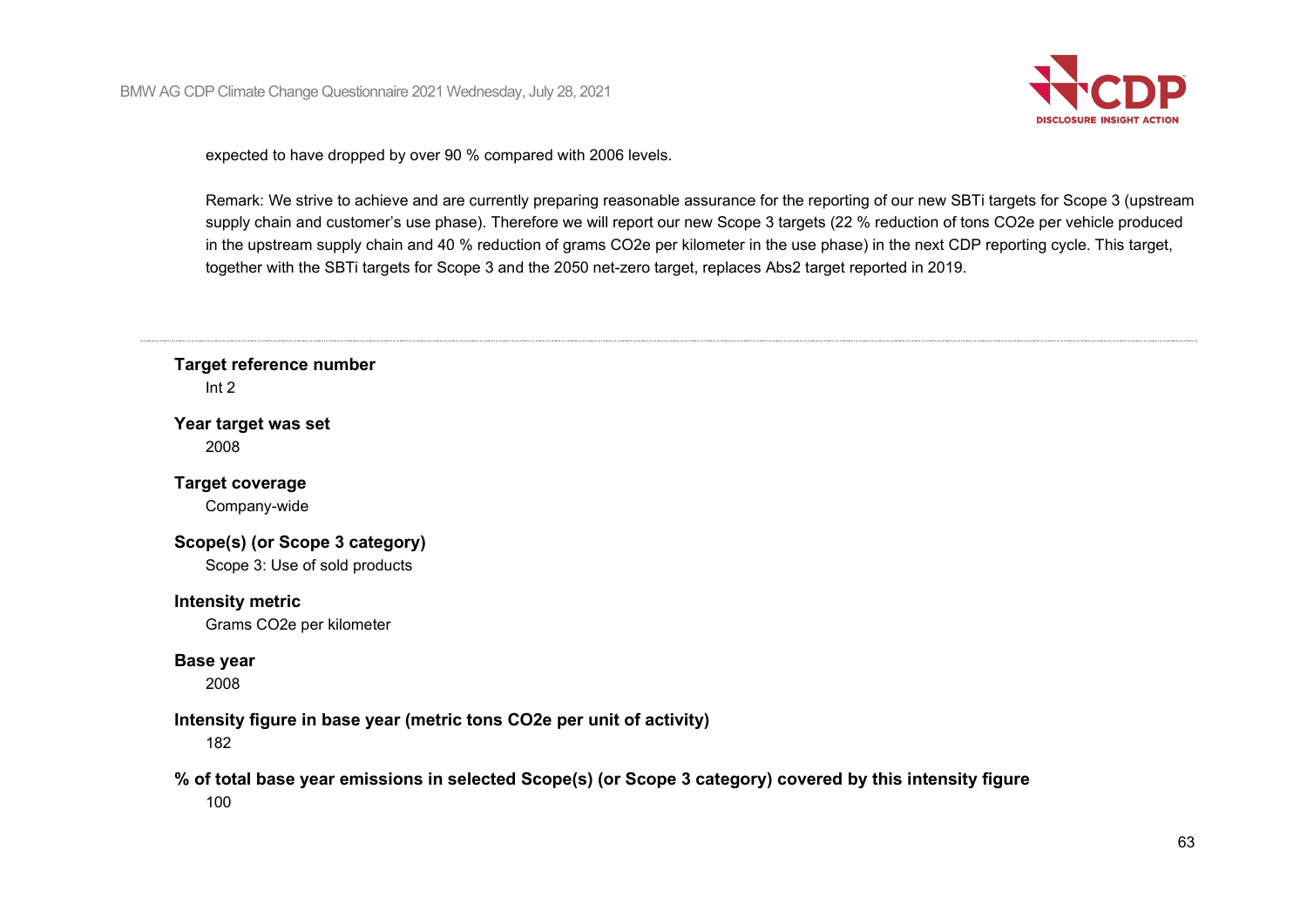expected to have dropped by over 90 % compared with 2006 levels.

Remark: We strive to achieve and are currently preparing reasonable assurance for the reporting of our new SBTi targets for Scope 3 (upstream supply chain and customer's use phase). Therefore we will report our new Scope 3 targets (22 % reduction of tons CO2e per vehicle produced in the upstream supply chain and 40 % reduction of grams CO2e per kilometer in the use phase) in the next CDP reporting cycle. This target, together with the SBTi targets for Scope 3 and the 2050 net-zero target, replaces Abs2 target reported in 2019.

---

**Target reference number**
Int 2

**Year target was set**
2008

**Target coverage**
Company-wide

**Scope(s) (or Scope 3 category)**
Scope 3: Use of sold products

**Intensity metric**
Grams CO2e per kilometer

**Base year**
2008

**Intensity figure in base year (metric tons CO2e per unit of activity)**
182

**% of total base year emissions in selected Scope(s) (or Scope 3 category) covered by this intensity figure**
100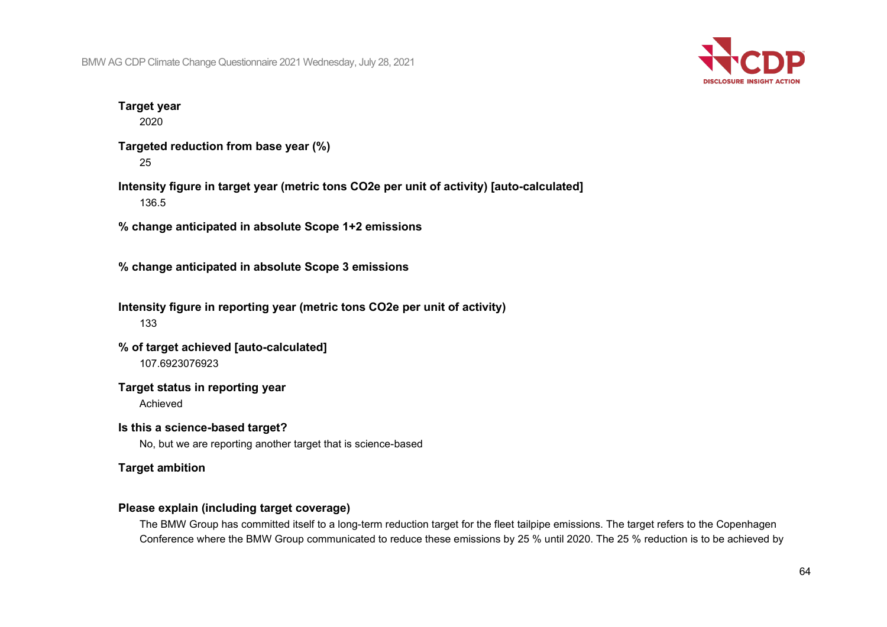**Target year**

2020

**Targeted reduction from base year (%)**

25

**Intensity figure in target year (metric tons CO2e per unit of activity) [auto-calculated]**

136.5

**% change anticipated in absolute Scope 1+2 emissions**

**% change anticipated in absolute Scope 3 emissions**

**Intensity figure in reporting year (metric tons CO2e per unit of activity)**

133

**% of target achieved [auto-calculated]**

107.6923076923

**Target status in reporting year**

Achieved

**Is this a science-based target?**

No, but we are reporting another target that is science-based

**Target ambition**

**Please explain (including target coverage)**

The BMW Group has committed itself to a long-term reduction target for the fleet tailpipe emissions. The target refers to the Copenhagen Conference where the BMW Group communicated to reduce these emissions by 25 % until 2020. The 25 % reduction is to be achieved by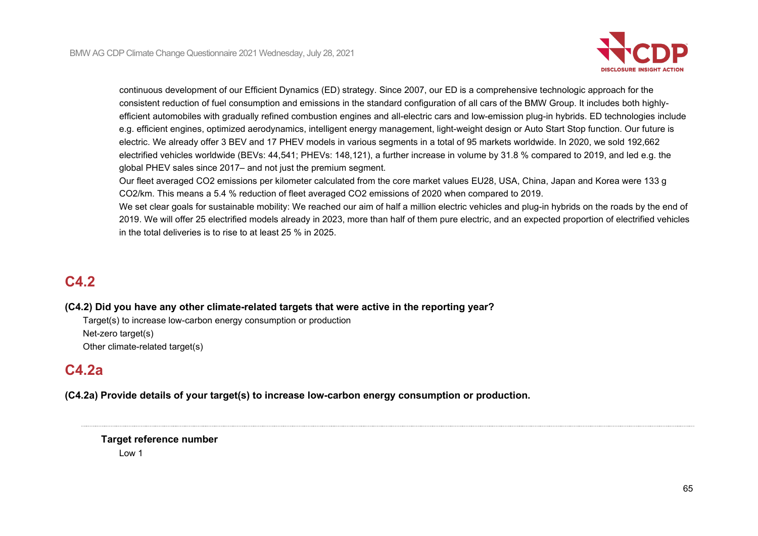continuous development of our Efficient Dynamics (ED) strategy. Since 2007, our ED is a comprehensive technologic approach for the consistent reduction of fuel consumption and emissions in the standard configuration of all cars of the BMW Group. It includes both highly-efficient automobiles with gradually refined combustion engines and all-electric cars and low-emission plug-in hybrids. ED technologies include e.g. efficient engines, optimized aerodynamics, intelligent energy management, light-weight design or Auto Start Stop function. Our future is electric. We already offer 3 BEV and 17 PHEV models in various segments in a total of 95 markets worldwide. In 2020, we sold 192,662 electrified vehicles worldwide (BEVs: 44,541; PHEVs: 148,121), a further increase in volume by 31.8 % compared to 2019, and led e.g. the global PHEV sales since 2017– and not just the premium segment.

Our fleet averaged $CO_2$ emissions per kilometer calculated from the core market values EU28, USA, China, Japan and Korea were 133 g $CO_2$/km. This means a 5.4 % reduction of fleet averaged $CO_2$ emissions of 2020 when compared to 2019.

We set clear goals for sustainable mobility: We reached our aim of half a million electric vehicles and plug-in hybrids on the roads by the end of 2019. We will offer 25 electrified models already in 2023, more than half of them pure electric, and an expected proportion of electrified vehicles in the total deliveries is to rise to at least 25 % in 2025.

## C4.2

**(C4.2) Did you have any other climate-related targets that were active in the reporting year?**

Target(s) to increase low-carbon energy consumption or production

Net-zero target(s)

Other climate-related target(s)

## C4.2a

**(C4.2a) Provide details of your target(s) to increase low-carbon energy consumption or production.**

---

**Target reference number**

Low 1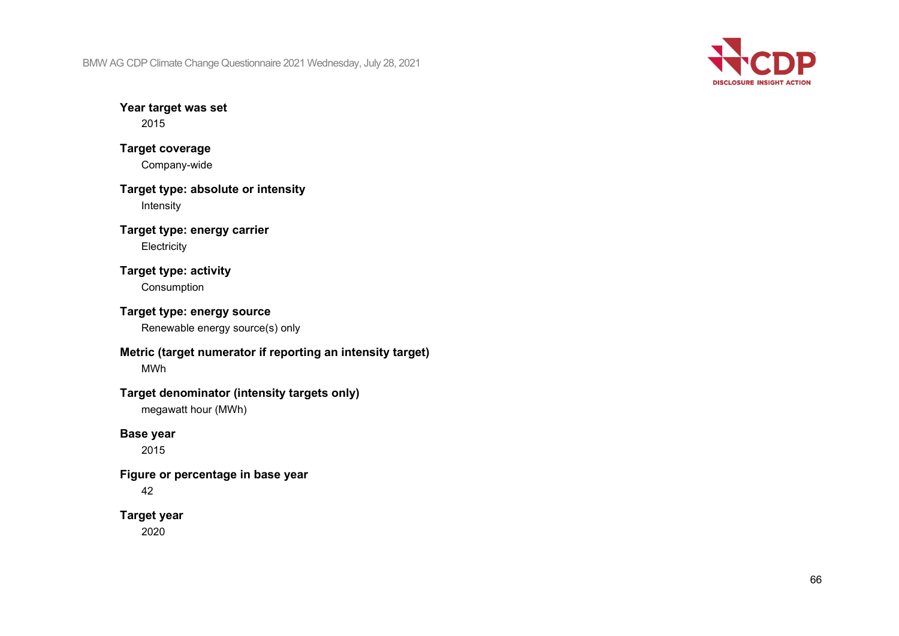**Year target was set**

2015

**Target coverage**

Company-wide

**Target type: absolute or intensity**

Intensity

**Target type: energy carrier**

Electricity

**Target type: activity**

Consumption

**Target type: energy source**

Renewable energy source(s) only

**Metric (target numerator if reporting an intensity target)**

MWh

**Target denominator (intensity targets only)**

megawatt hour (MWh)

**Base year**

2015

**Figure or percentage in base year**

42

**Target year**

2020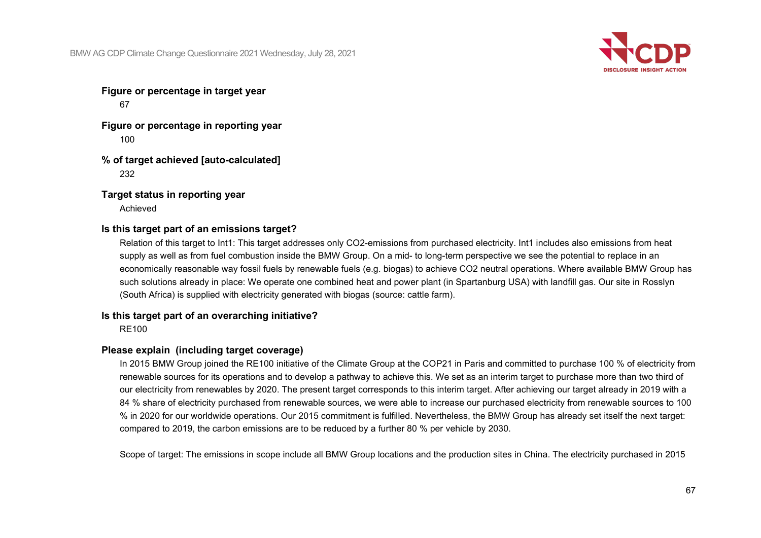**Figure or percentage in target year**

67

**Figure or percentage in reporting year**

100

**% of target achieved [auto-calculated]**

232

**Target status in reporting year**

Achieved

**Is this target part of an emissions target?**

Relation of this target to Int1: This target addresses only CO2-emissions from purchased electricity. Int1 includes also emissions from heat supply as well as from fuel combustion inside the BMW Group. On a mid- to long-term perspective we see the potential to replace in an economically reasonable way fossil fuels by renewable fuels (e.g. biogas) to achieve CO2 neutral operations. Where available BMW Group has such solutions already in place: We operate one combined heat and power plant (in Spartanburg USA) with landfill gas. Our site in Rosslyn (South Africa) is supplied with electricity generated with biogas (source: cattle farm).

**Is this target part of an overarching initiative?**

RE100

**Please explain (including target coverage)**

In 2015 BMW Group joined the RE100 initiative of the Climate Group at the COP21 in Paris and committed to purchase 100 % of electricity from renewable sources for its operations and to develop a pathway to achieve this. We set as an interim target to purchase more than two third of our electricity from renewables by 2020. The present target corresponds to this interim target. After achieving our target already in 2019 with a 84 % share of electricity purchased from renewable sources, we were able to increase our purchased electricity from renewable sources to 100 % in 2020 for our worldwide operations. Our 2015 commitment is fulfilled. Nevertheless, the BMW Group has already set itself the next target: compared to 2019, the carbon emissions are to be reduced by a further 80 % per vehicle by 2030.

Scope of target: The emissions in scope include all BMW Group locations and the production sites in China. The electricity purchased in 2015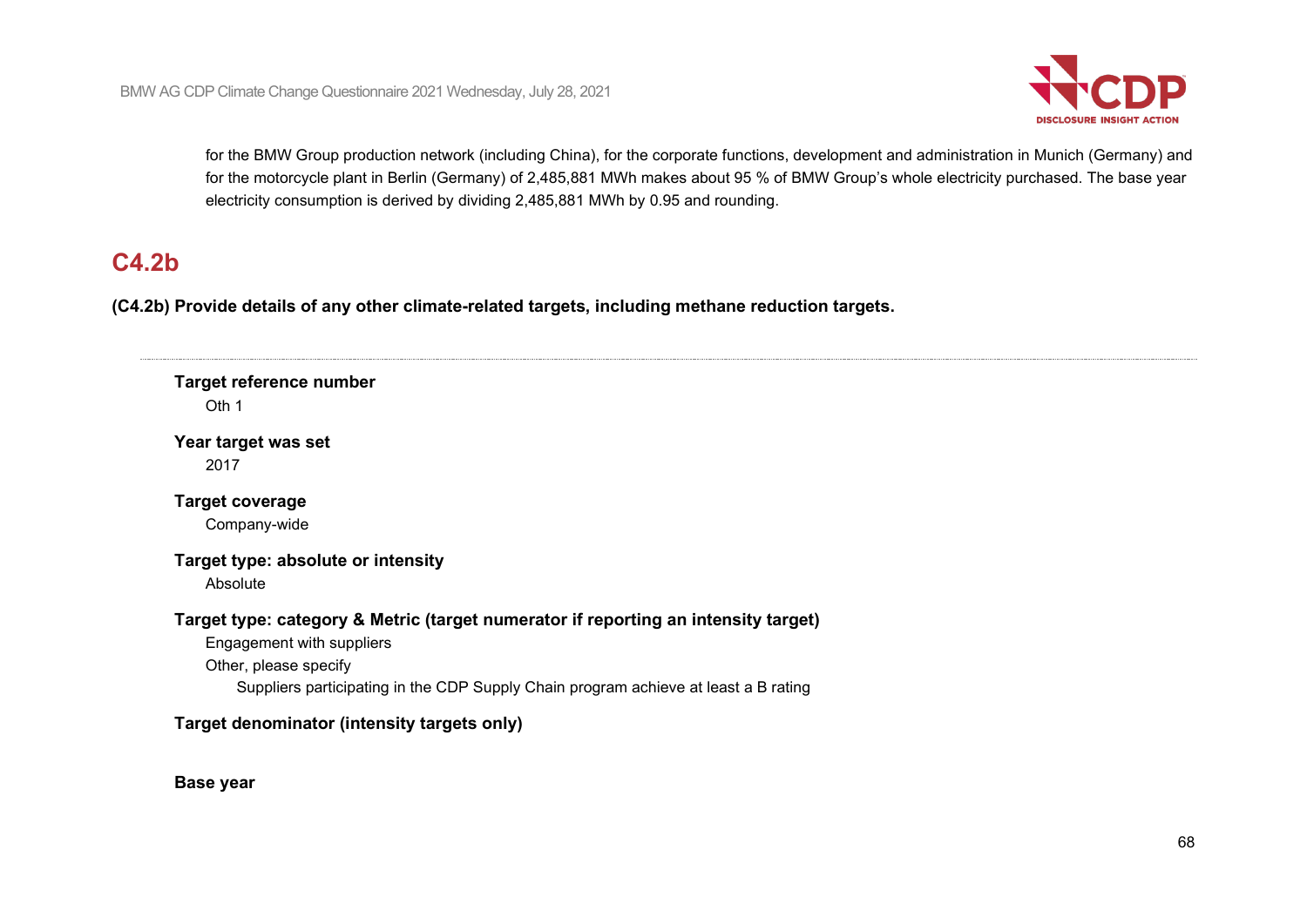for the BMW Group production network (including China), for the corporate functions, development and administration in Munich (Germany) and for the motorcycle plant in Berlin (Germany) of 2,485,881 MWh makes about 95 % of BMW Group's whole electricity purchased. The base year electricity consumption is derived by dividing 2,485,881 MWh by 0.95 and rounding.

## C4.2b

**(C4.2b) Provide details of any other climate-related targets, including methane reduction targets.**

---

**Target reference number**

Oth 1

**Year target was set**

2017

**Target coverage**

Company-wide

**Target type: absolute or intensity**

Absolute

**Target type: category & Metric (target numerator if reporting an intensity target)**

Engagement with suppliers

Other, please specify

Suppliers participating in the CDP Supply Chain program achieve at least a B rating

**Target denominator (intensity targets only)**

**Base year**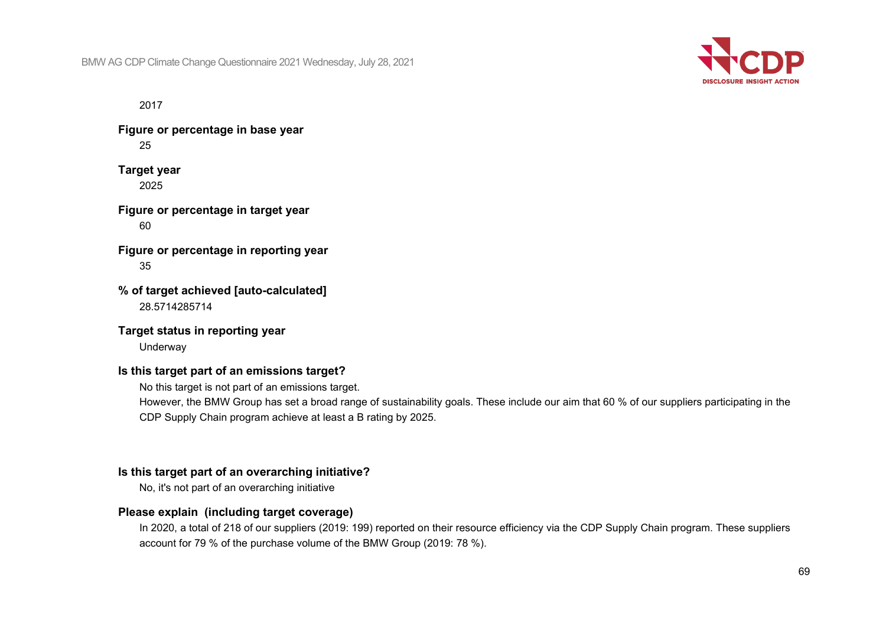2017

**Figure or percentage in base year**

25

**Target year**

2025

**Figure or percentage in target year**

60

**Figure or percentage in reporting year**

35

**% of target achieved [auto-calculated]**

28.5714285714

**Target status in reporting year**

Underway

**Is this target part of an emissions target?**

No this target is not part of an emissions target.

However, the BMW Group has set a broad range of sustainability goals. These include our aim that 60 % of our suppliers participating in the CDP Supply Chain program achieve at least a B rating by 2025.

**Is this target part of an overarching initiative?**

No, it's not part of an overarching initiative

**Please explain (including target coverage)**

In 2020, a total of 218 of our suppliers (2019: 199) reported on their resource efficiency via the CDP Supply Chain program. These suppliers account for 79 % of the purchase volume of the BMW Group (2019: 78 %).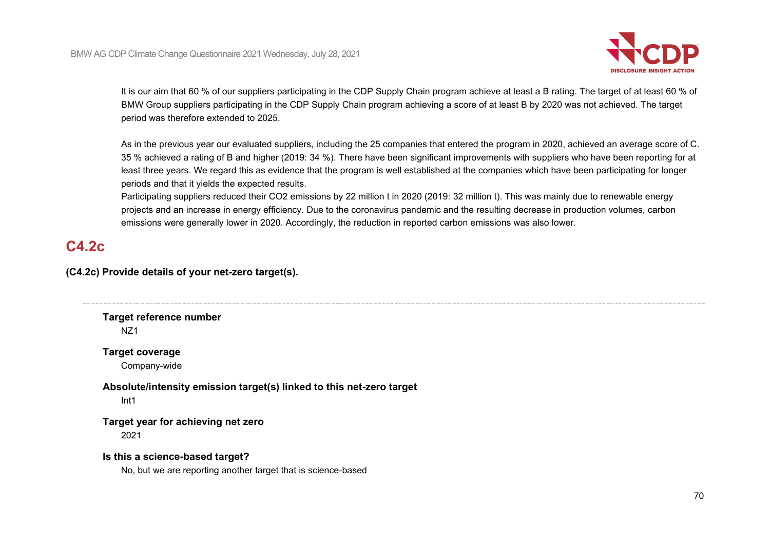It is our aim that 60 % of our suppliers participating in the CDP Supply Chain program achieve at least a B rating. The target of at least 60 % of BMW Group suppliers participating in the CDP Supply Chain program achieving a score of at least B by 2020 was not achieved. The target period was therefore extended to 2025.

As in the previous year our evaluated suppliers, including the 25 companies that entered the program in 2020, achieved an average score of C. 35 % achieved a rating of B and higher (2019: 34 %). There have been significant improvements with suppliers who have been reporting for at least three years. We regard this as evidence that the program is well established at the companies which have been participating for longer periods and that it yields the expected results.
Participating suppliers reduced their CO2 emissions by 22 million t in 2020 (2019: 32 million t). This was mainly due to renewable energy projects and an increase in energy efficiency. Due to the coronavirus pandemic and the resulting decrease in production volumes, carbon emissions were generally lower in 2020. Accordingly, the reduction in reported carbon emissions was also lower.

## C4.2c

**(C4.2c) Provide details of your net-zero target(s).**

---

**Target reference number**
NZ1

**Target coverage**
Company-wide

**Absolute/intensity emission target(s) linked to this net-zero target**
Int1

**Target year for achieving net zero**
2021

**Is this a science-based target?**
No, but we are reporting another target that is science-based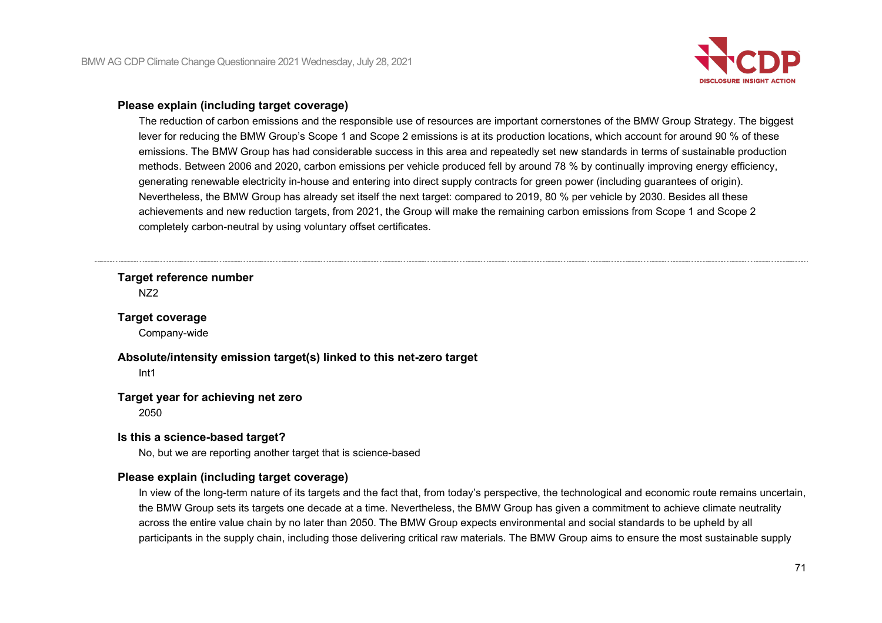**Please explain (including target coverage)**

The reduction of carbon emissions and the responsible use of resources are important cornerstones of the BMW Group Strategy. The biggest lever for reducing the BMW Group's Scope 1 and Scope 2 emissions is at its production locations, which account for around 90 % of these emissions. The BMW Group has had considerable success in this area and repeatedly set new standards in terms of sustainable production methods. Between 2006 and 2020, carbon emissions per vehicle produced fell by around 78 % by continually improving energy efficiency, generating renewable electricity in-house and entering into direct supply contracts for green power (including guarantees of origin). Nevertheless, the BMW Group has already set itself the next target: compared to 2019, 80 % per vehicle by 2030. Besides all these achievements and new reduction targets, from 2021, the Group will make the remaining carbon emissions from Scope 1 and Scope 2 completely carbon-neutral by using voluntary offset certificates.

---

**Target reference number**

NZ2

**Target coverage**

Company-wide

**Absolute/intensity emission target(s) linked to this net-zero target**

Int1

**Target year for achieving net zero**

2050

**Is this a science-based target?**

No, but we are reporting another target that is science-based

**Please explain (including target coverage)**

In view of the long-term nature of its targets and the fact that, from today's perspective, the technological and economic route remains uncertain, the BMW Group sets its targets one decade at a time. Nevertheless, the BMW Group has given a commitment to achieve climate neutrality across the entire value chain by no later than 2050. The BMW Group expects environmental and social standards to be upheld by all participants in the supply chain, including those delivering critical raw materials. The BMW Group aims to ensure the most sustainable supply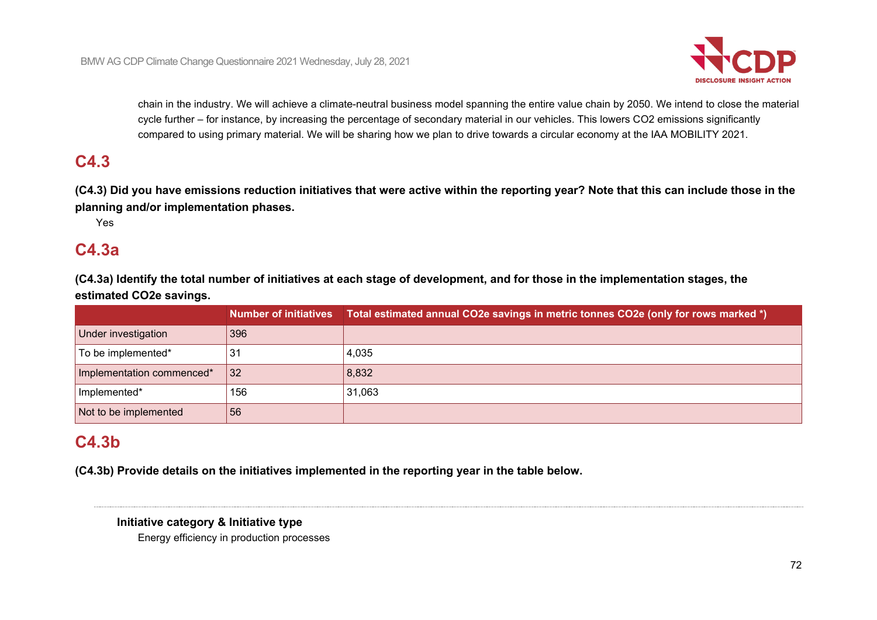chain in the industry. We will achieve a climate-neutral business model spanning the entire value chain by 2050. We intend to close the material cycle further – for instance, by increasing the percentage of secondary material in our vehicles. This lowers CO2 emissions significantly compared to using primary material. We will be sharing how we plan to drive towards a circular economy at the IAA MOBILITY 2021.

## C4.3

**(C4.3) Did you have emissions reduction initiatives that were active within the reporting year? Note that this can include those in the planning and/or implementation phases.**

Yes

## C4.3a

**(C4.3a) Identify the total number of initiatives at each stage of development, and for those in the implementation stages, the estimated CO2e savings.**

| | Number of initiatives | Total estimated annual CO2e savings in metric tonnes CO2e (only for rows marked *) |
|---|---|---|
| Under investigation | 396 | |
| To be implemented* | 31 | 4,035 |
| Implementation commenced* | 32 | 8,832 |
| Implemented* | 156 | 31,063 |
| Not to be implemented | 56 | |

## C4.3b

**(C4.3b) Provide details on the initiatives implemented in the reporting year in the table below.**

---

**Initiative category & Initiative type**

Energy efficiency in production processes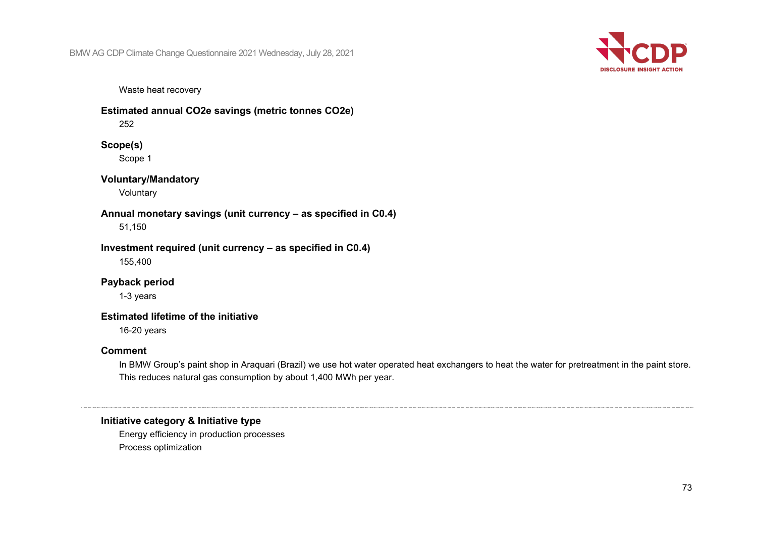Waste heat recovery

**Estimated annual CO2e savings (metric tonnes CO2e)**

252

**Scope(s)**

Scope 1

**Voluntary/Mandatory**

Voluntary

**Annual monetary savings (unit currency – as specified in C0.4)**

51,150

**Investment required (unit currency – as specified in C0.4)**

155,400

**Payback period**

1-3 years

**Estimated lifetime of the initiative**

16-20 years

**Comment**

In BMW Group's paint shop in Araquari (Brazil) we use hot water operated heat exchangers to heat the water for pretreatment in the paint store. This reduces natural gas consumption by about 1,400 MWh per year.

---

**Initiative category & Initiative type**

Energy efficiency in production processes

Process optimization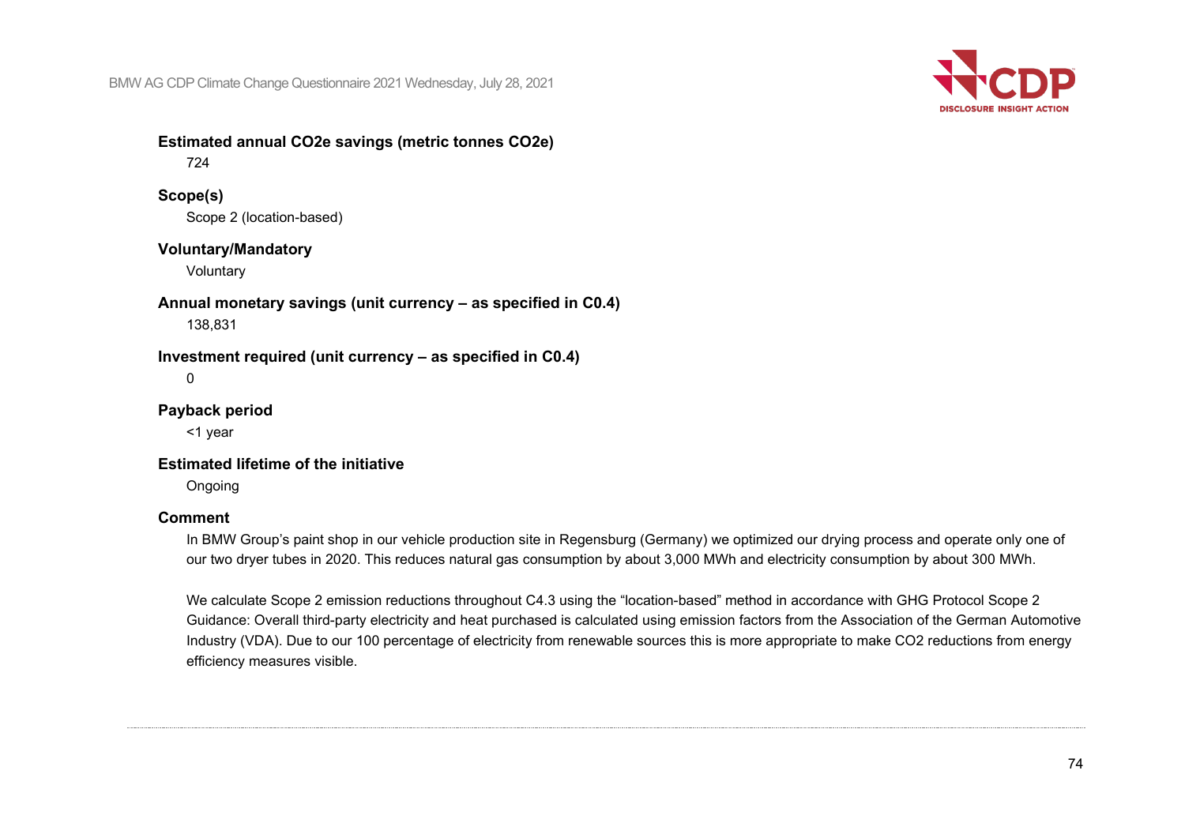**Estimated annual CO2e savings (metric tonnes CO2e)**

724

**Scope(s)**

Scope 2 (location-based)

**Voluntary/Mandatory**

Voluntary

**Annual monetary savings (unit currency – as specified in C0.4)**

138,831

**Investment required (unit currency – as specified in C0.4)**

0

**Payback period**

<1 year

**Estimated lifetime of the initiative**

Ongoing

**Comment**

In BMW Group's paint shop in our vehicle production site in Regensburg (Germany) we optimized our drying process and operate only one of our two dryer tubes in 2020. This reduces natural gas consumption by about 3,000 MWh and electricity consumption by about 300 MWh.

We calculate Scope 2 emission reductions throughout C4.3 using the "location-based" method in accordance with GHG Protocol Scope 2 Guidance: Overall third-party electricity and heat purchased is calculated using emission factors from the Association of the German Automotive Industry (VDA). Due to our 100 percentage of electricity from renewable sources this is more appropriate to make CO2 reductions from energy efficiency measures visible.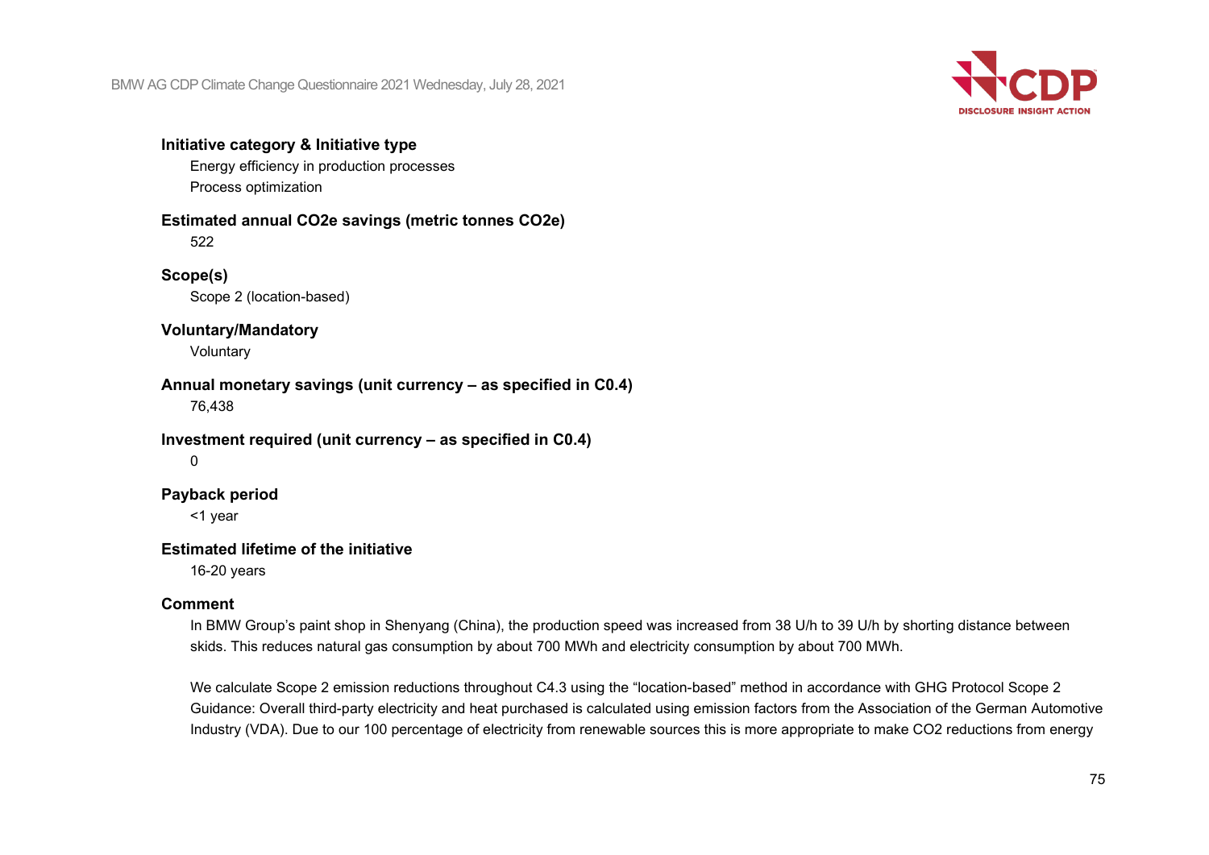**Initiative category & Initiative type**

Energy efficiency in production processes

Process optimization

**Estimated annual CO2e savings (metric tonnes CO2e)**

522

**Scope(s)**

Scope 2 (location-based)

**Voluntary/Mandatory**

Voluntary

**Annual monetary savings (unit currency – as specified in C0.4)**

76,438

**Investment required (unit currency – as specified in C0.4)**

0

**Payback period**

<1 year

**Estimated lifetime of the initiative**

16-20 years

**Comment**

In BMW Group's paint shop in Shenyang (China), the production speed was increased from 38 U/h to 39 U/h by shorting distance between skids. This reduces natural gas consumption by about 700 MWh and electricity consumption by about 700 MWh.

We calculate Scope 2 emission reductions throughout C4.3 using the "location-based" method in accordance with GHG Protocol Scope 2 Guidance: Overall third-party electricity and heat purchased is calculated using emission factors from the Association of the German Automotive Industry (VDA). Due to our 100 percentage of electricity from renewable sources this is more appropriate to make CO2 reductions from energy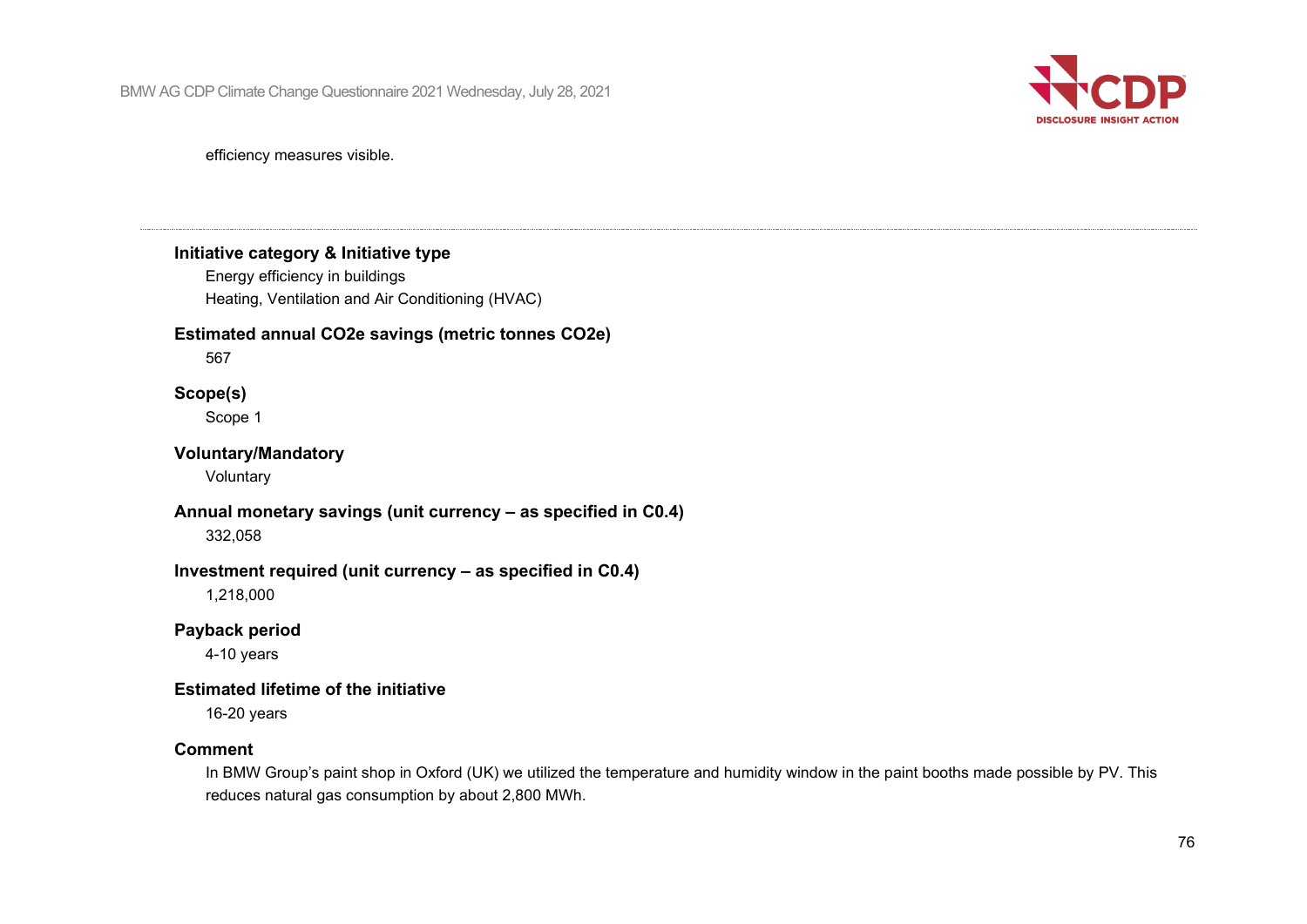efficiency measures visible.

---

**Initiative category & Initiative type**

Energy efficiency in buildings

Heating, Ventilation and Air Conditioning (HVAC)

**Estimated annual CO2e savings (metric tonnes CO2e)**

567

**Scope(s)**

Scope 1

**Voluntary/Mandatory**

Voluntary

**Annual monetary savings (unit currency – as specified in C0.4)**

332,058

**Investment required (unit currency – as specified in C0.4)**

1,218,000

**Payback period**

4-10 years

**Estimated lifetime of the initiative**

16-20 years

**Comment**

In BMW Group's paint shop in Oxford (UK) we utilized the temperature and humidity window in the paint booths made possible by PV. This reduces natural gas consumption by about 2,800 MWh.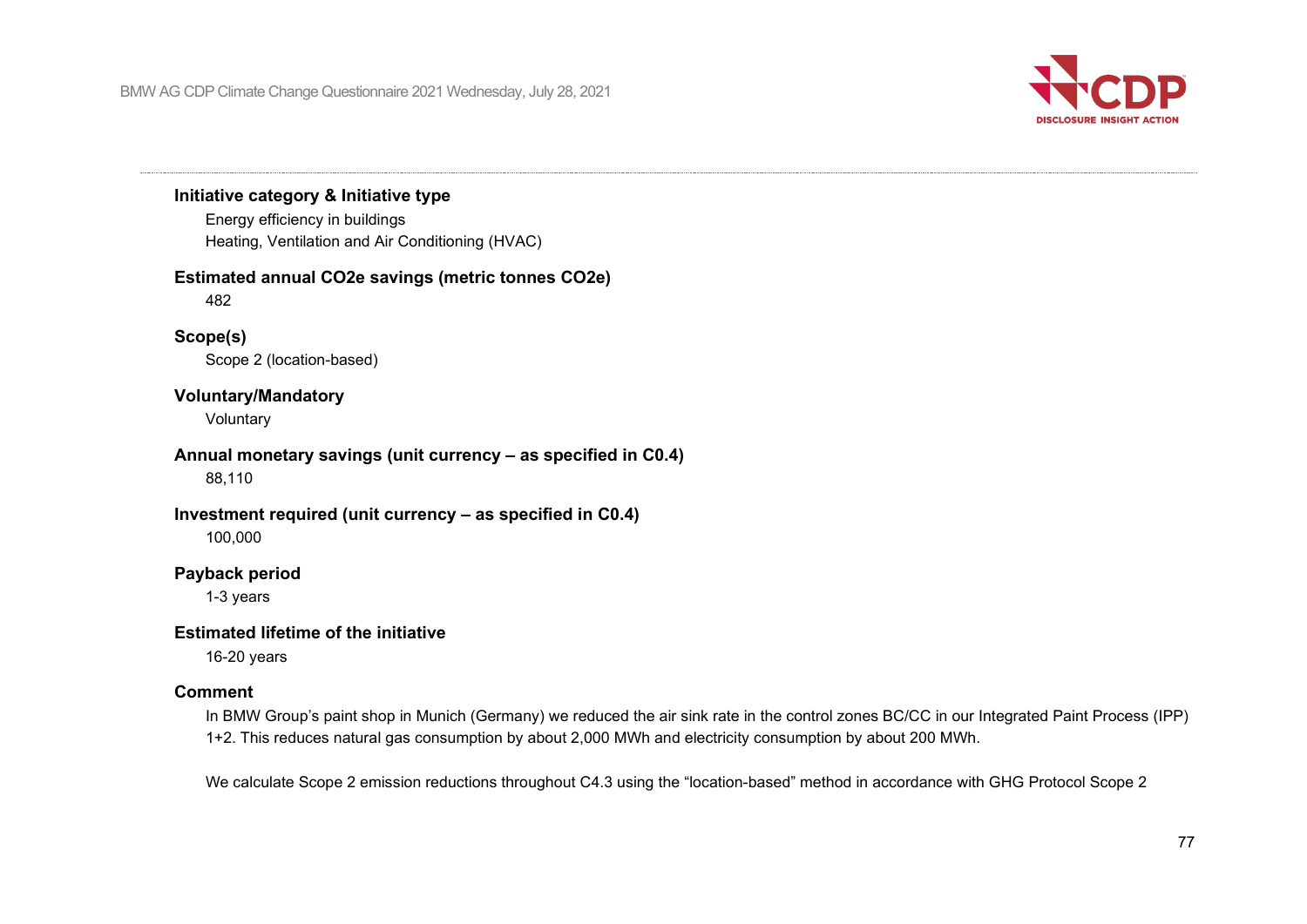**Initiative category & Initiative type**

Energy efficiency in buildings

Heating, Ventilation and Air Conditioning (HVAC)

**Estimated annual CO2e savings (metric tonnes CO2e)**

482

**Scope(s)**

Scope 2 (location-based)

**Voluntary/Mandatory**

Voluntary

**Annual monetary savings (unit currency – as specified in C0.4)**

88,110

**Investment required (unit currency – as specified in C0.4)**

100,000

**Payback period**

1-3 years

**Estimated lifetime of the initiative**

16-20 years

**Comment**

In BMW Group's paint shop in Munich (Germany) we reduced the air sink rate in the control zones BC/CC in our Integrated Paint Process (IPP) 1+2. This reduces natural gas consumption by about 2,000 MWh and electricity consumption by about 200 MWh.

We calculate Scope 2 emission reductions throughout C4.3 using the "location-based" method in accordance with GHG Protocol Scope 2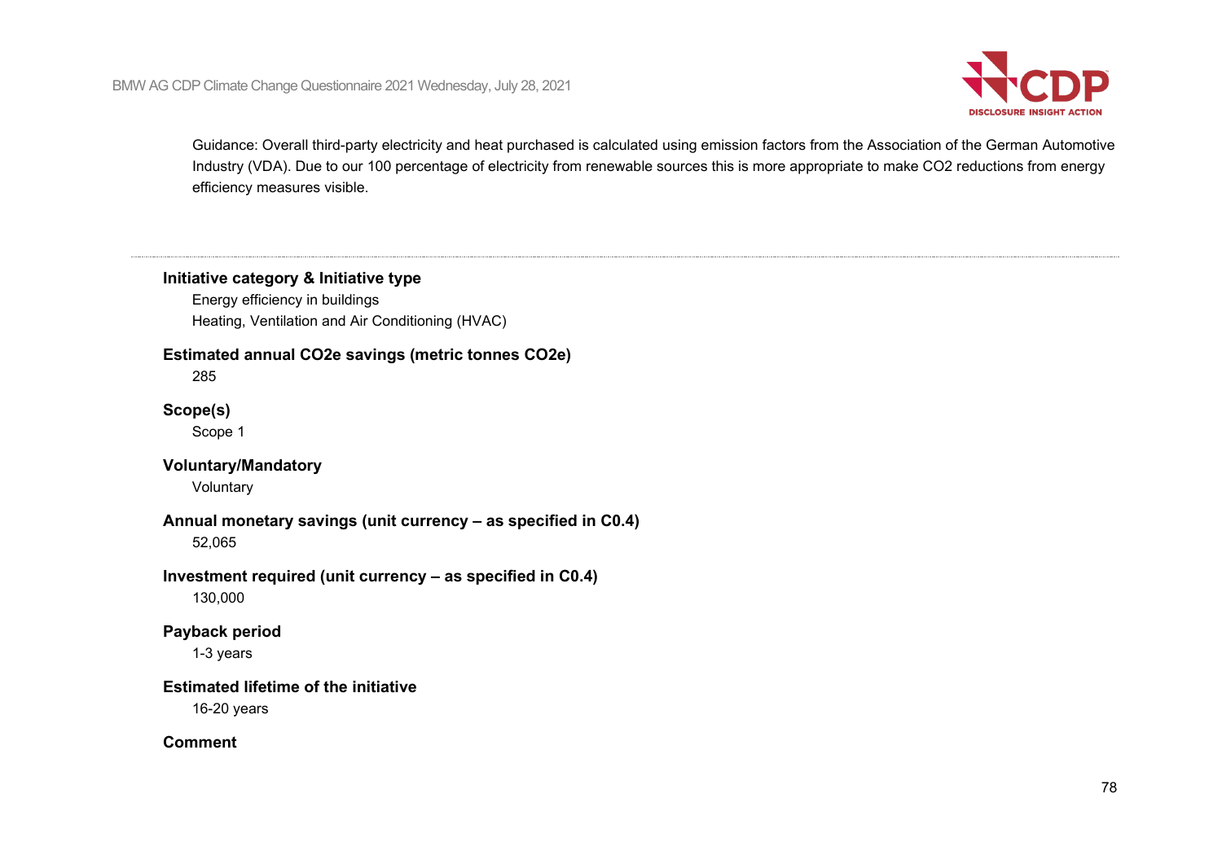Guidance: Overall third-party electricity and heat purchased is calculated using emission factors from the Association of the German Automotive Industry (VDA). Due to our 100 percentage of electricity from renewable sources this is more appropriate to make CO2 reductions from energy efficiency measures visible.

---

**Initiative category & Initiative type**

Energy efficiency in buildings

Heating, Ventilation and Air Conditioning (HVAC)

**Estimated annual CO2e savings (metric tonnes CO2e)**

285

**Scope(s)**

Scope 1

**Voluntary/Mandatory**

Voluntary

**Annual monetary savings (unit currency – as specified in C0.4)**

52,065

**Investment required (unit currency – as specified in C0.4)**

130,000

**Payback period**

1-3 years

**Estimated lifetime of the initiative**

16-20 years

**Comment**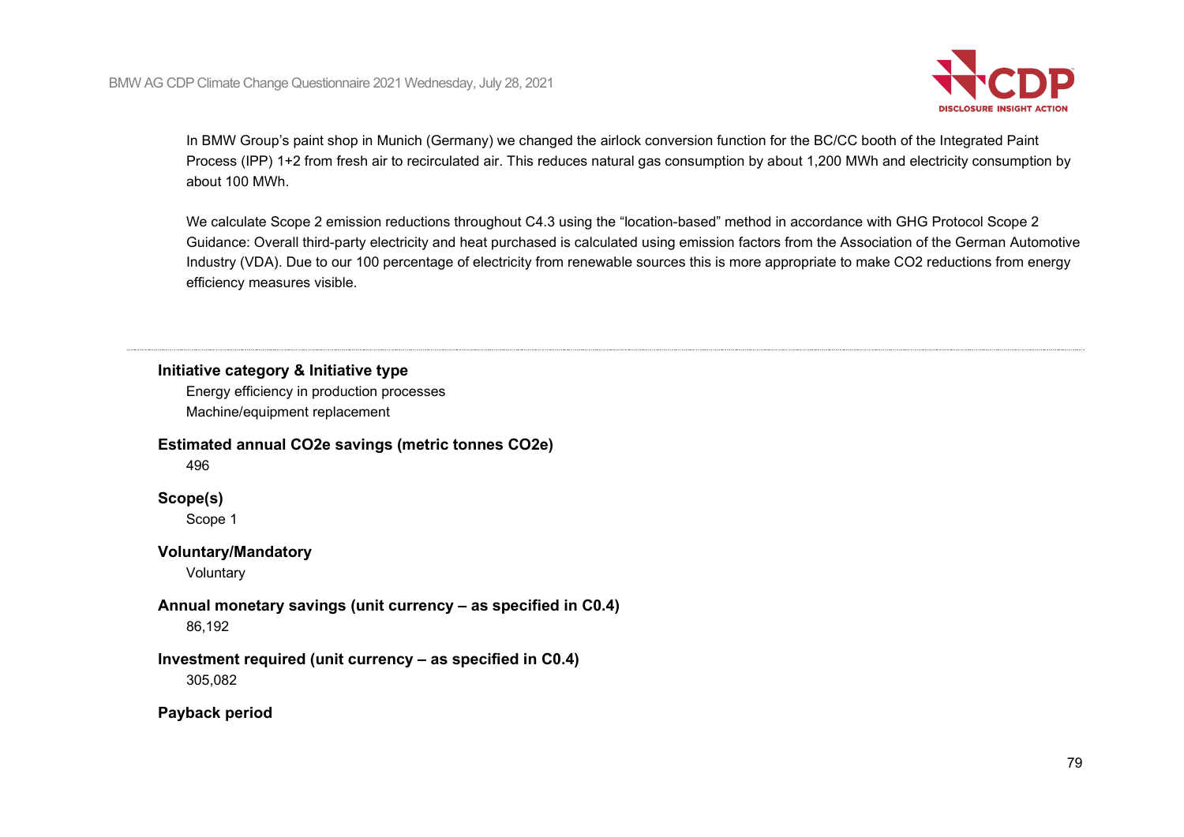In BMW Group's paint shop in Munich (Germany) we changed the airlock conversion function for the BC/CC booth of the Integrated Paint Process (IPP) 1+2 from fresh air to recirculated air. This reduces natural gas consumption by about 1,200 MWh and electricity consumption by about 100 MWh.

We calculate Scope 2 emission reductions throughout C4.3 using the "location-based" method in accordance with GHG Protocol Scope 2 Guidance: Overall third-party electricity and heat purchased is calculated using emission factors from the Association of the German Automotive Industry (VDA). Due to our 100 percentage of electricity from renewable sources this is more appropriate to make CO2 reductions from energy efficiency measures visible.

---

**Initiative category & Initiative type**

Energy efficiency in production processes

Machine/equipment replacement

**Estimated annual CO2e savings (metric tonnes CO2e)**

496

**Scope(s)**

Scope 1

**Voluntary/Mandatory**

Voluntary

**Annual monetary savings (unit currency – as specified in C0.4)**

86,192

**Investment required (unit currency – as specified in C0.4)**

305,082

**Payback period**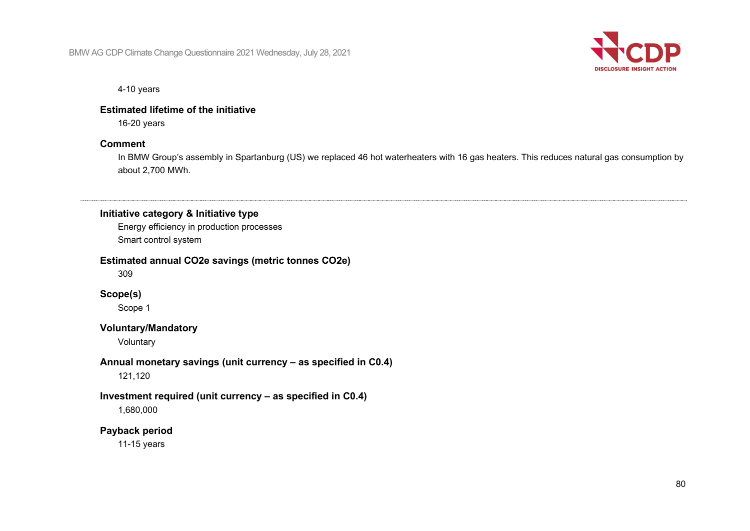4-10 years

**Estimated lifetime of the initiative**

16-20 years

**Comment**

In BMW Group's assembly in Spartanburg (US) we replaced 46 hot waterheaters with 16 gas heaters. This reduces natural gas consumption by about 2,700 MWh.

---

**Initiative category & Initiative type**

Energy efficiency in production processes
Smart control system

**Estimated annual CO2e savings (metric tonnes CO2e)**

309

**Scope(s)**

Scope 1

**Voluntary/Mandatory**

Voluntary

**Annual monetary savings (unit currency – as specified in C0.4)**

121,120

**Investment required (unit currency – as specified in C0.4)**

1,680,000

**Payback period**

11-15 years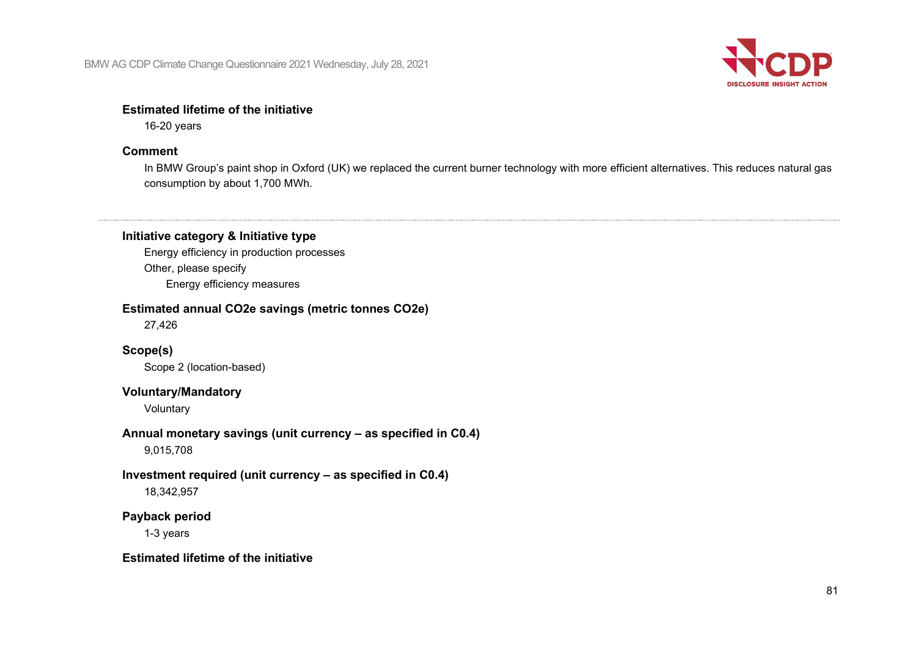**Estimated lifetime of the initiative**

16-20 years

**Comment**

In BMW Group's paint shop in Oxford (UK) we replaced the current burner technology with more efficient alternatives. This reduces natural gas consumption by about 1,700 MWh.

---

**Initiative category & Initiative type**

Energy efficiency in production processes

Other, please specify

Energy efficiency measures

**Estimated annual CO2e savings (metric tonnes CO2e)**

27,426

**Scope(s)**

Scope 2 (location-based)

**Voluntary/Mandatory**

Voluntary

**Annual monetary savings (unit currency – as specified in C0.4)**

9,015,708

**Investment required (unit currency – as specified in C0.4)**

18,342,957

**Payback period**

1-3 years

**Estimated lifetime of the initiative**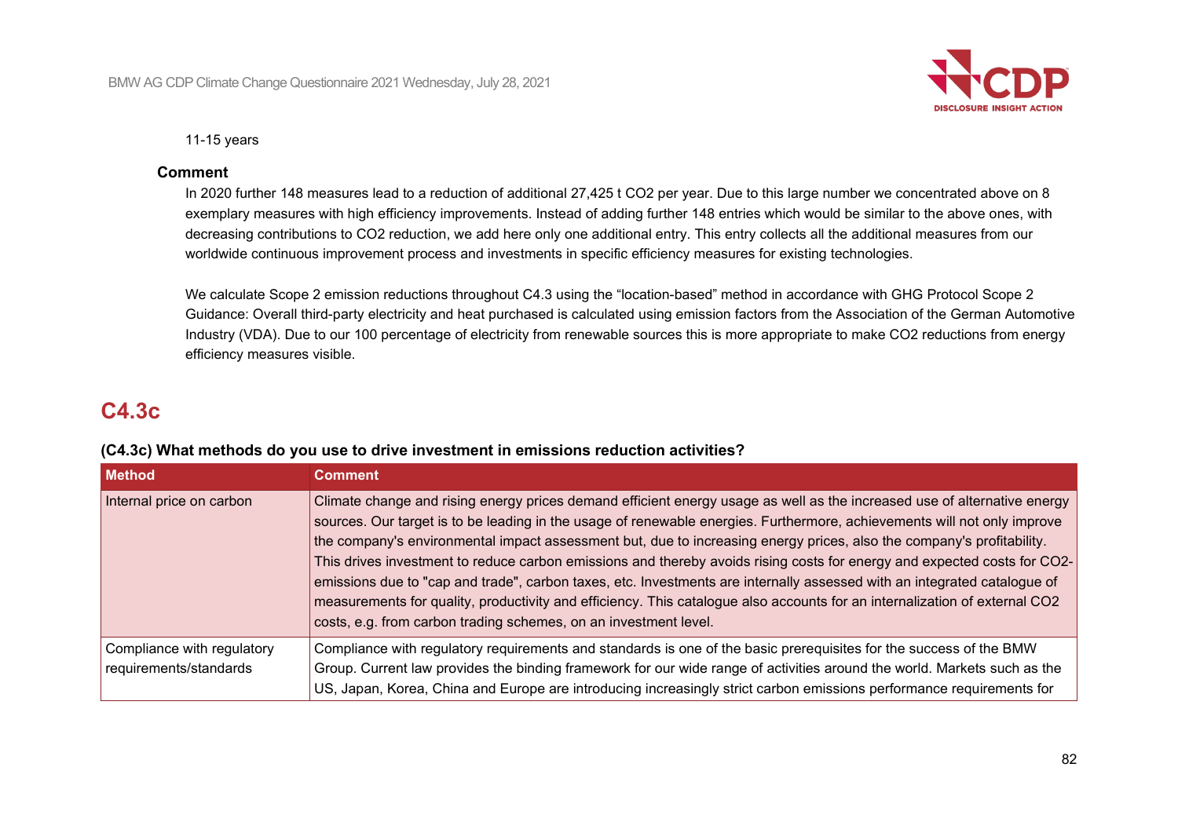11-15 years

**Comment**

In 2020 further 148 measures lead to a reduction of additional 27,425 t $CO_2$ per year. Due to this large number we concentrated above on 8 exemplary measures with high efficiency improvements. Instead of adding further 148 entries which would be similar to the above ones, with decreasing contributions to $CO_2$ reduction, we add here only one additional entry. This entry collects all the additional measures from our worldwide continuous improvement process and investments in specific efficiency measures for existing technologies.

We calculate Scope 2 emission reductions throughout C4.3 using the “location-based” method in accordance with GHG Protocol Scope 2 Guidance: Overall third-party electricity and heat purchased is calculated using emission factors from the Association of the German Automotive Industry (VDA). Due to our 100 percentage of electricity from renewable sources this is more appropriate to make $CO_2$ reductions from energy efficiency measures visible.

## C4.3c

**(C4.3c) What methods do you use to drive investment in emissions reduction activities?**

| Method | Comment |
|---|---|
| Internal price on carbon | Climate change and rising energy prices demand efficient energy usage as well as the increased use of alternative energy sources. Our target is to be leading in the usage of renewable energies. Furthermore, achievements will not only improve the company's environmental impact assessment but, due to increasing energy prices, also the company's profitability. This drives investment to reduce carbon emissions and thereby avoids rising costs for energy and expected costs for $CO_2$-emissions due to "cap and trade", carbon taxes, etc. Investments are internally assessed with an integrated catalogue of measurements for quality, productivity and efficiency. This catalogue also accounts for an internalization of external $CO_2$ costs, e.g. from carbon trading schemes, on an investment level. |
| Compliance with regulatory requirements/standards | Compliance with regulatory requirements and standards is one of the basic prerequisites for the success of the BMW Group. Current law provides the binding framework for our wide range of activities around the world. Markets such as the US, Japan, Korea, China and Europe are introducing increasingly strict carbon emissions performance requirements for |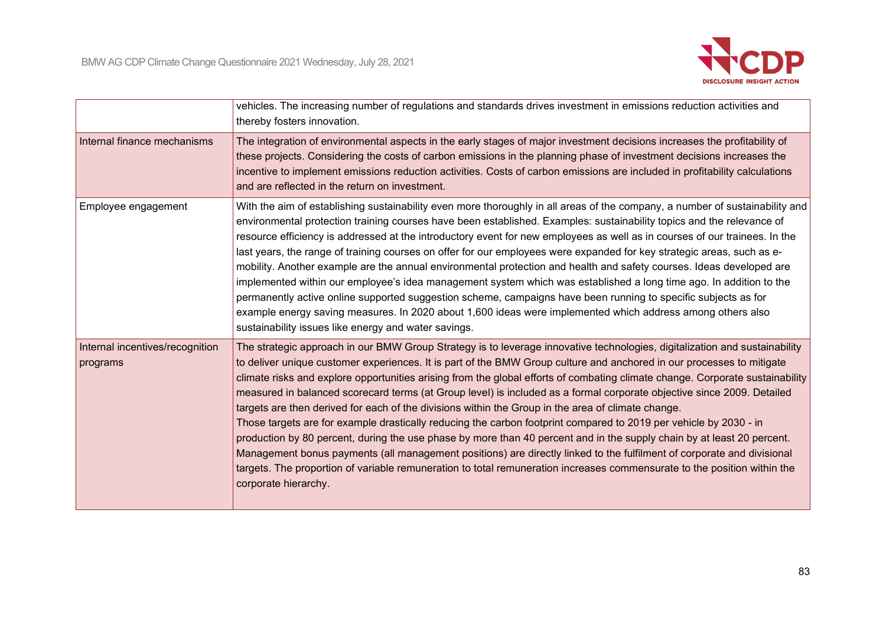| | |
|---|---|
| | vehicles. The increasing number of regulations and standards drives investment in emissions reduction activities and thereby fosters innovation. |
| Internal finance mechanisms | The integration of environmental aspects in the early stages of major investment decisions increases the profitability of these projects. Considering the costs of carbon emissions in the planning phase of investment decisions increases the incentive to implement emissions reduction activities. Costs of carbon emissions are included in profitability calculations and are reflected in the return on investment. |
| Employee engagement | With the aim of establishing sustainability even more thoroughly in all areas of the company, a number of sustainability and environmental protection training courses have been established. Examples: sustainability topics and the relevance of resource efficiency is addressed at the introductory event for new employees as well as in courses of our trainees. In the last years, the range of training courses on offer for our employees were expanded for key strategic areas, such as e-mobility. Another example are the annual environmental protection and health and safety courses. Ideas developed are implemented within our employee's idea management system which was established a long time ago. In addition to the permanently active online supported suggestion scheme, campaigns have been running to specific subjects as for example energy saving measures. In 2020 about 1,600 ideas were implemented which address among others also sustainability issues like energy and water savings. |
| Internal incentives/recognition programs | The strategic approach in our BMW Group Strategy is to leverage innovative technologies, digitalization and sustainability to deliver unique customer experiences. It is part of the BMW Group culture and anchored in our processes to mitigate climate risks and explore opportunities arising from the global efforts of combating climate change. Corporate sustainability measured in balanced scorecard terms (at Group level) is included as a formal corporate objective since 2009. Detailed targets are then derived for each of the divisions within the Group in the area of climate change.<br>Those targets are for example drastically reducing the carbon footprint compared to 2019 per vehicle by 2030 - in production by 80 percent, during the use phase by more than 40 percent and in the supply chain by at least 20 percent. Management bonus payments (all management positions) are directly linked to the fulfilment of corporate and divisional targets. The proportion of variable remuneration to total remuneration increases commensurate to the position within the corporate hierarchy. |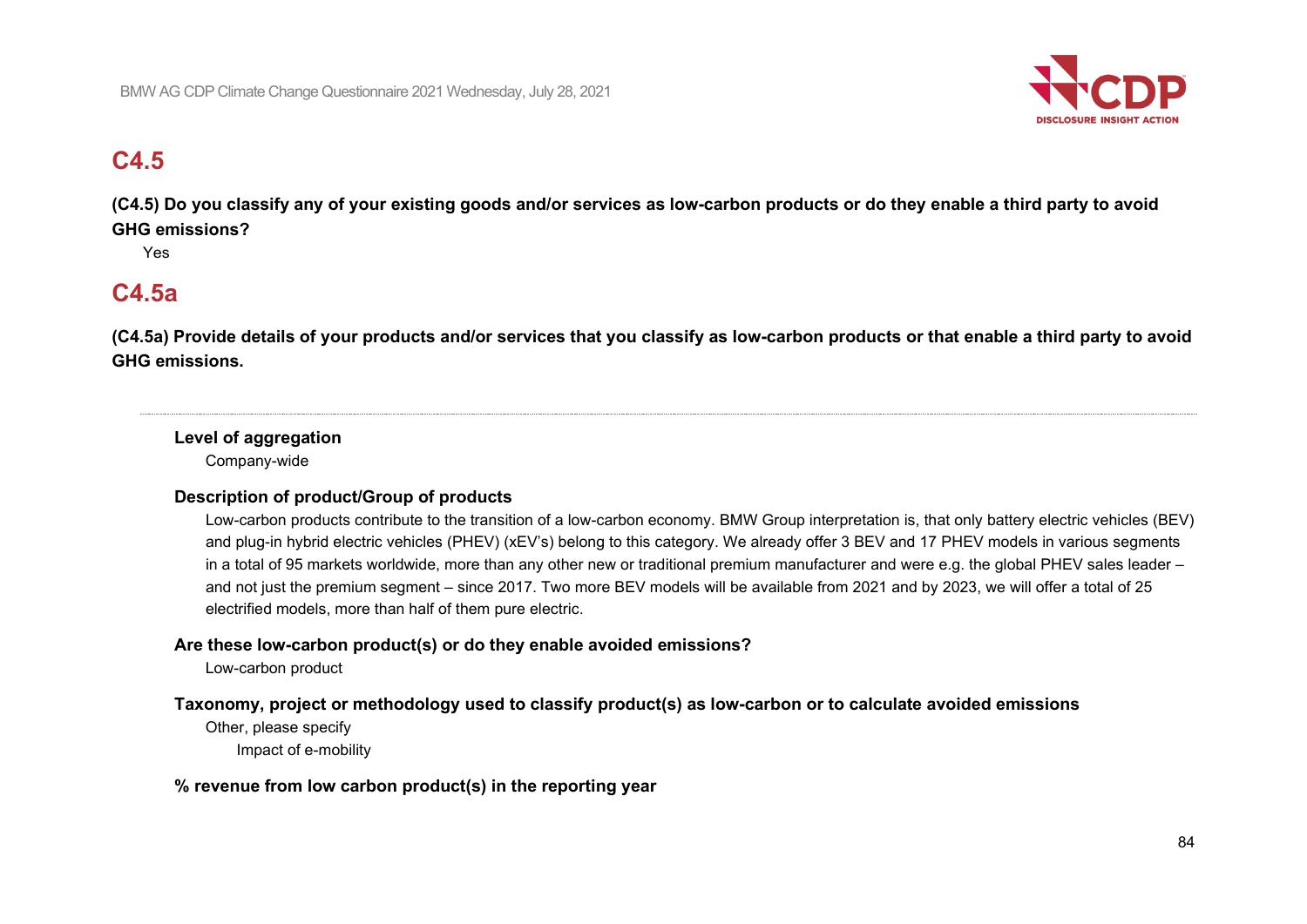## C4.5

**(C4.5) Do you classify any of your existing goods and/or services as low-carbon products or do they enable a third party to avoid GHG emissions?**

Yes

## C4.5a

**(C4.5a) Provide details of your products and/or services that you classify as low-carbon products or that enable a third party to avoid GHG emissions.**

---

**Level of aggregation**

Company-wide

**Description of product/Group of products**

Low-carbon products contribute to the transition of a low-carbon economy. BMW Group interpretation is, that only battery electric vehicles (BEV) and plug-in hybrid electric vehicles (PHEV) (xEV's) belong to this category. We already offer 3 BEV and 17 PHEV models in various segments in a total of 95 markets worldwide, more than any other new or traditional premium manufacturer and were e.g. the global PHEV sales leader – and not just the premium segment – since 2017. Two more BEV models will be available from 2021 and by 2023, we will offer a total of 25 electrified models, more than half of them pure electric.

**Are these low-carbon product(s) or do they enable avoided emissions?**

Low-carbon product

**Taxonomy, project or methodology used to classify product(s) as low-carbon or to calculate avoided emissions**

Other, please specify

Impact of e-mobility

**% revenue from low carbon product(s) in the reporting year**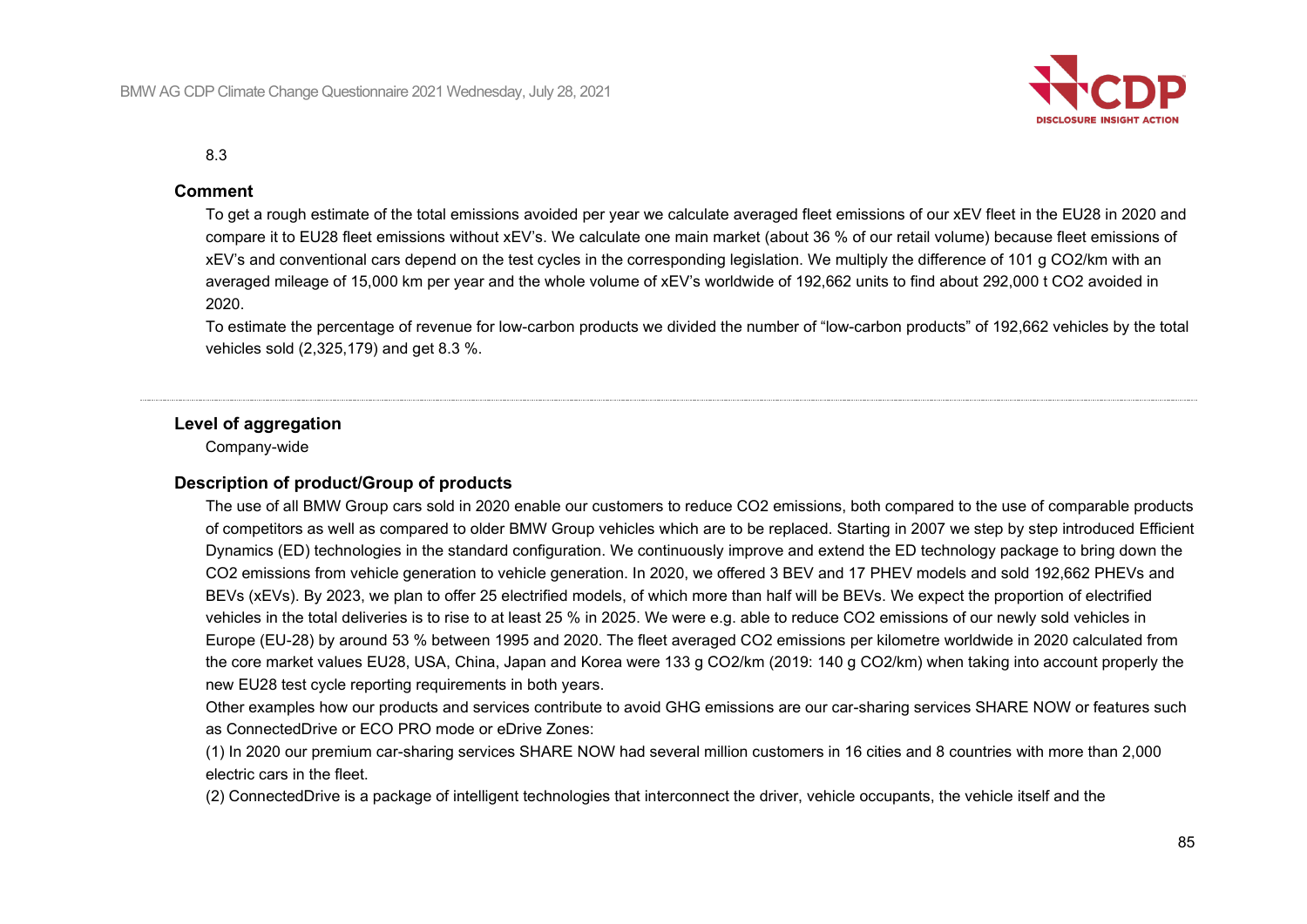8.3

**Comment**

To get a rough estimate of the total emissions avoided per year we calculate averaged fleet emissions of our xEV fleet in the EU28 in 2020 and compare it to EU28 fleet emissions without xEV's. We calculate one main market (about 36 % of our retail volume) because fleet emissions of xEV's and conventional cars depend on the test cycles in the corresponding legislation. We multiply the difference of 101 g $CO_2$/km with an averaged mileage of 15,000 km per year and the whole volume of xEV's worldwide of 192,662 units to find about 292,000 t $CO_2$ avoided in 2020.

To estimate the percentage of revenue for low-carbon products we divided the number of "low-carbon products" of 192,662 vehicles by the total vehicles sold (2,325,179) and get 8.3 %.

---

**Level of aggregation**

Company-wide

**Description of product/Group of products**

The use of all BMW Group cars sold in 2020 enable our customers to reduce $CO_2$ emissions, both compared to the use of comparable products of competitors as well as compared to older BMW Group vehicles which are to be replaced. Starting in 2007 we step by step introduced Efficient Dynamics (ED) technologies in the standard configuration. We continuously improve and extend the ED technology package to bring down the $CO_2$ emissions from vehicle generation to vehicle generation. In 2020, we offered 3 BEV and 17 PHEV models and sold 192,662 PHEVs and BEVs (xEVs). By 2023, we plan to offer 25 electrified models, of which more than half will be BEVs. We expect the proportion of electrified vehicles in the total deliveries is to rise to at least 25 % in 2025. We were e.g. able to reduce $CO_2$ emissions of our newly sold vehicles in Europe (EU-28) by around 53 % between 1995 and 2020. The fleet averaged $CO_2$ emissions per kilometre worldwide in 2020 calculated from the core market values EU28, USA, China, Japan and Korea were 133 g $CO_2$/km (2019: 140 g $CO_2$/km) when taking into account properly the new EU28 test cycle reporting requirements in both years.

Other examples how our products and services contribute to avoid GHG emissions are our car-sharing services SHARE NOW or features such as ConnectedDrive or ECO PRO mode or eDrive Zones:

(1) In 2020 our premium car-sharing services SHARE NOW had several million customers in 16 cities and 8 countries with more than 2,000 electric cars in the fleet.

(2) ConnectedDrive is a package of intelligent technologies that interconnect the driver, vehicle occupants, the vehicle itself and the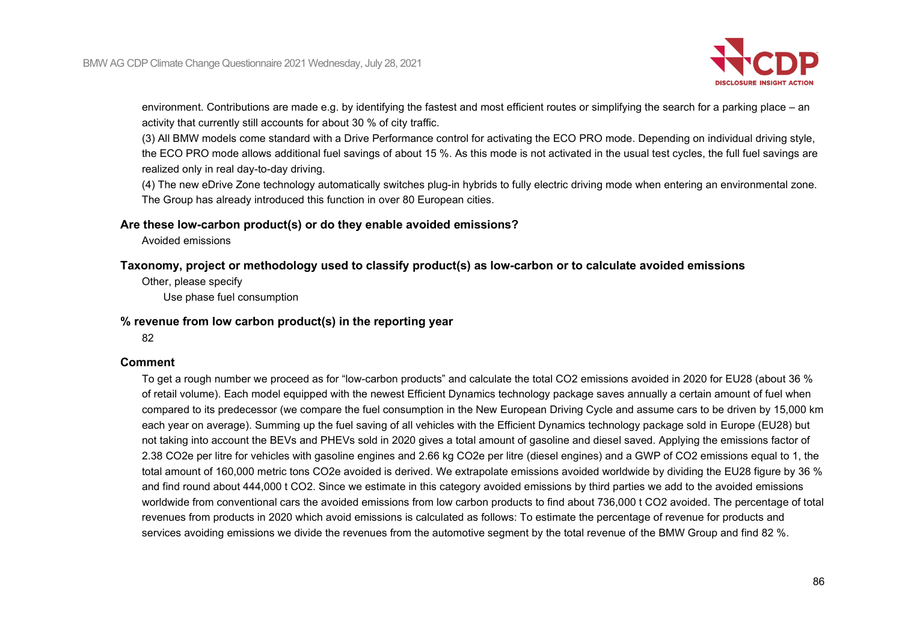environment. Contributions are made e.g. by identifying the fastest and most efficient routes or simplifying the search for a parking place – an activity that currently still accounts for about 30 % of city traffic.

(3) All BMW models come standard with a Drive Performance control for activating the ECO PRO mode. Depending on individual driving style, the ECO PRO mode allows additional fuel savings of about 15 %. As this mode is not activated in the usual test cycles, the full fuel savings are realized only in real day-to-day driving.

(4) The new eDrive Zone technology automatically switches plug-in hybrids to fully electric driving mode when entering an environmental zone. The Group has already introduced this function in over 80 European cities.

**Are these low-carbon product(s) or do they enable avoided emissions?**

Avoided emissions

**Taxonomy, project or methodology used to classify product(s) as low-carbon or to calculate avoided emissions**

Other, please specify

Use phase fuel consumption

**% revenue from low carbon product(s) in the reporting year**

82

**Comment**

To get a rough number we proceed as for "low-carbon products" and calculate the total $CO_2$ emissions avoided in 2020 for EU28 (about 36 % of retail volume). Each model equipped with the newest Efficient Dynamics technology package saves annually a certain amount of fuel when compared to its predecessor (we compare the fuel consumption in the New European Driving Cycle and assume cars to be driven by 15,000 km each year on average). Summing up the fuel saving of all vehicles with the Efficient Dynamics technology package sold in Europe (EU28) but not taking into account the BEVs and PHEVs sold in 2020 gives a total amount of gasoline and diesel saved. Applying the emissions factor of 2.38 $CO_2e$ per litre for vehicles with gasoline engines and 2.66 kg $CO_2e$ per litre (diesel engines) and a GWP of $CO_2$ emissions equal to 1, the total amount of 160,000 metric tons $CO_2e$ avoided is derived. We extrapolate emissions avoided worldwide by dividing the EU28 figure by 36 % and find round about 444,000 t $CO_2$. Since we estimate in this category avoided emissions by third parties we add to the avoided emissions worldwide from conventional cars the avoided emissions from low carbon products to find about 736,000 t $CO_2$ avoided. The percentage of total revenues from products in 2020 which avoid emissions is calculated as follows: To estimate the percentage of revenue for products and services avoiding emissions we divide the revenues from the automotive segment by the total revenue of the BMW Group and find 82 %.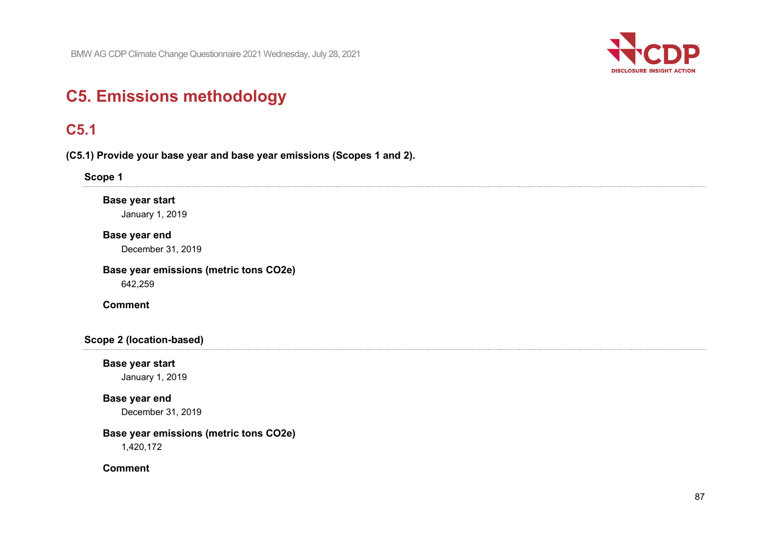# C5. Emissions methodology

## C5.1

**(C5.1) Provide your base year and base year emissions (Scopes 1 and 2).**

### Scope 1

**Base year start**

January 1, 2019

**Base year end**

December 31, 2019

**Base year emissions (metric tons CO2e)**

642,259

**Comment**

### Scope 2 (location-based)

**Base year start**

January 1, 2019

**Base year end**

December 31, 2019

**Base year emissions (metric tons CO2e)**

1,420,172

**Comment**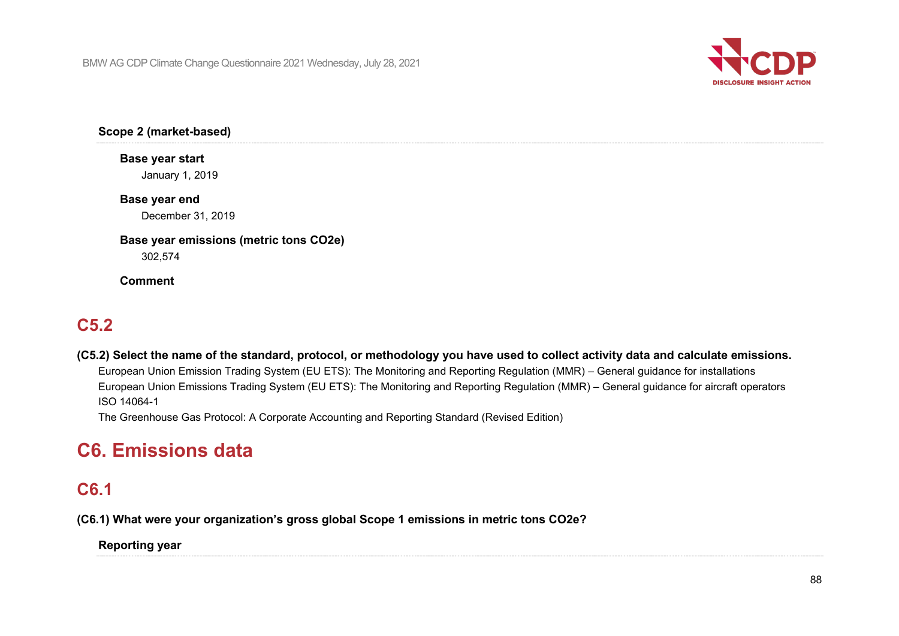**Scope 2 (market-based)**

**Base year start**

January 1, 2019

**Base year end**

December 31, 2019

**Base year emissions (metric tons CO2e)**

302,574

**Comment**

## C5.2

**(C5.2) Select the name of the standard, protocol, or methodology you have used to collect activity data and calculate emissions.**

European Union Emission Trading System (EU ETS): The Monitoring and Reporting Regulation (MMR) – General guidance for installations
European Union Emissions Trading System (EU ETS): The Monitoring and Reporting Regulation (MMR) – General guidance for aircraft operators
ISO 14064-1
The Greenhouse Gas Protocol: A Corporate Accounting and Reporting Standard (Revised Edition)

# C6. Emissions data

## C6.1

**(C6.1) What were your organization's gross global Scope 1 emissions in metric tons CO2e?**

**Reporting year**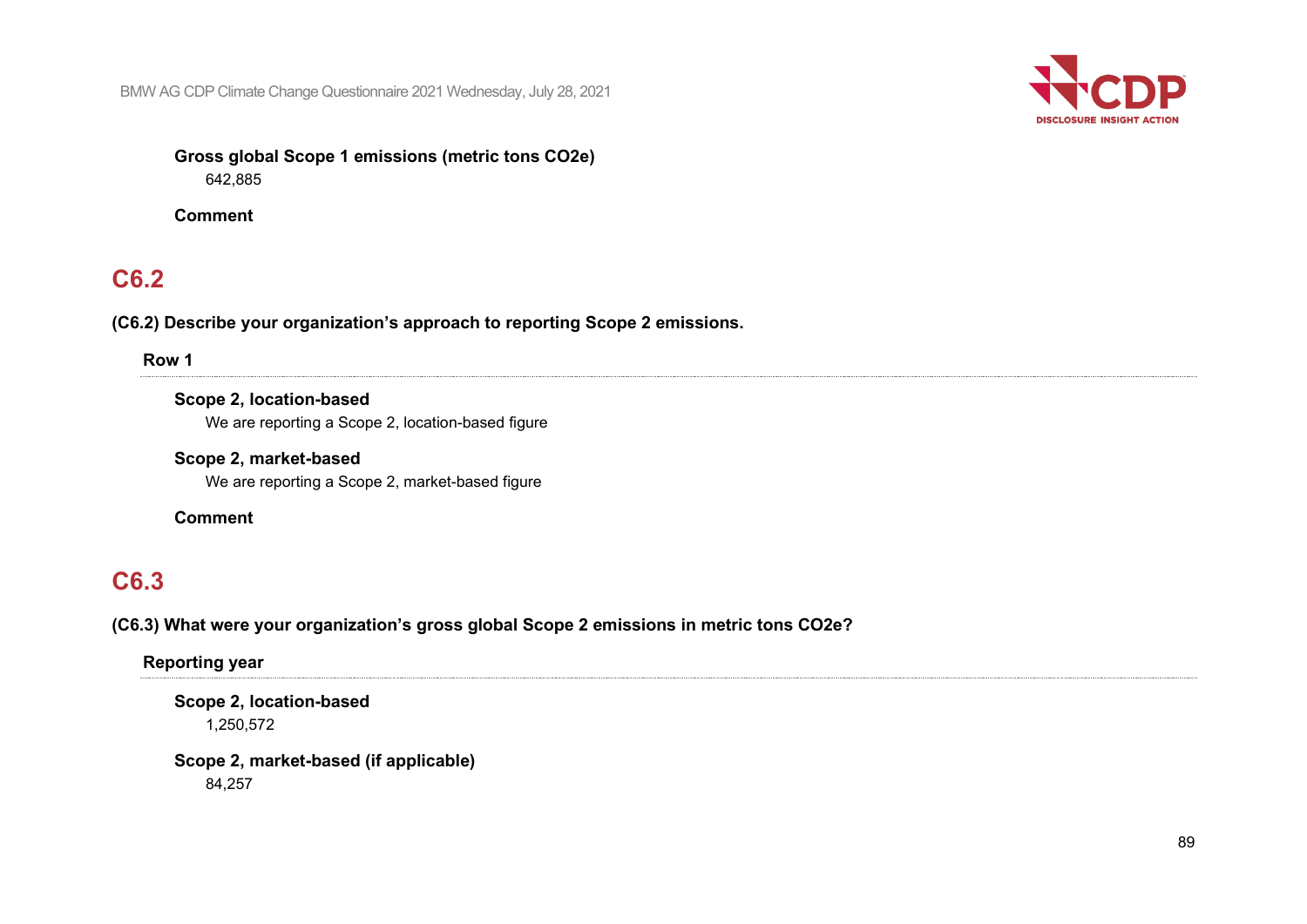**Gross global Scope 1 emissions (metric tons CO2e)**

642,885

**Comment**

## C6.2

**(C6.2) Describe your organization's approach to reporting Scope 2 emissions.**

**Row 1**

**Scope 2, location-based**

We are reporting a Scope 2, location-based figure

**Scope 2, market-based**

We are reporting a Scope 2, market-based figure

**Comment**

## C6.3

**(C6.3) What were your organization's gross global Scope 2 emissions in metric tons CO2e?**

**Reporting year**

**Scope 2, location-based**

1,250,572

**Scope 2, market-based (if applicable)**

84,257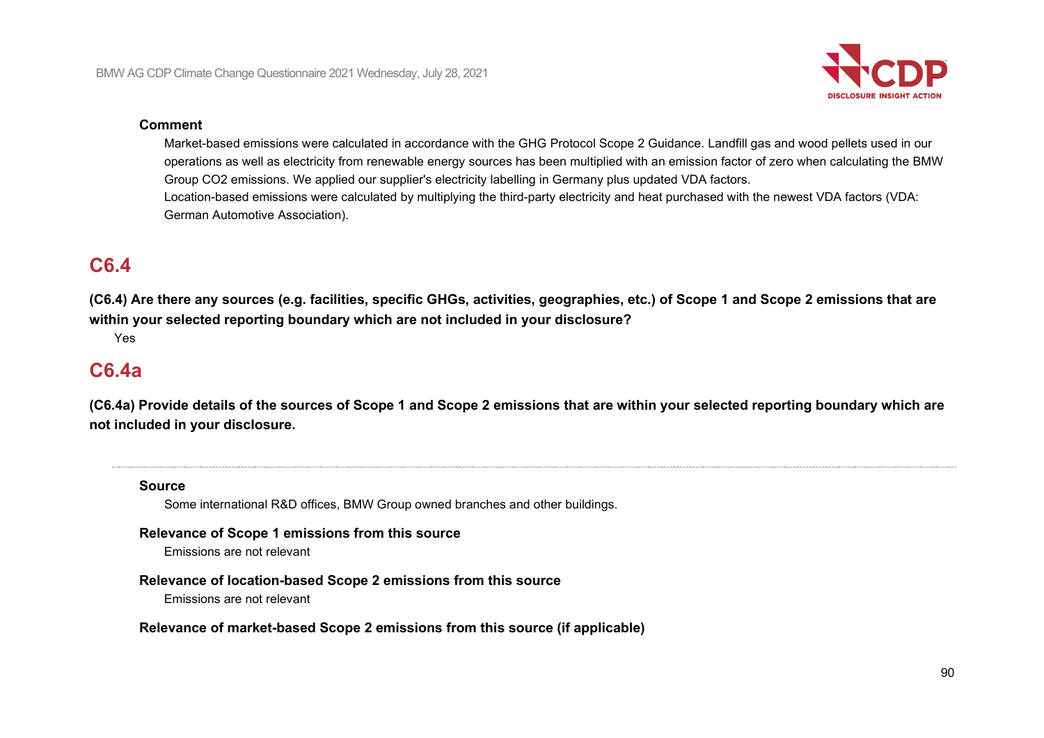**Comment**

Market-based emissions were calculated in accordance with the GHG Protocol Scope 2 Guidance. Landfill gas and wood pellets used in our operations as well as electricity from renewable energy sources has been multiplied with an emission factor of zero when calculating the BMW Group CO2 emissions. We applied our supplier's electricity labelling in Germany plus updated VDA factors.
Location-based emissions were calculated by multiplying the third-party electricity and heat purchased with the newest VDA factors (VDA: German Automotive Association).

## C6.4

**(C6.4) Are there any sources (e.g. facilities, specific GHGs, activities, geographies, etc.) of Scope 1 and Scope 2 emissions that are within your selected reporting boundary which are not included in your disclosure?**

Yes

## C6.4a

**(C6.4a) Provide details of the sources of Scope 1 and Scope 2 emissions that are within your selected reporting boundary which are not included in your disclosure.**

---

**Source**

Some international R&D offices, BMW Group owned branches and other buildings.

**Relevance of Scope 1 emissions from this source**

Emissions are not relevant

**Relevance of location-based Scope 2 emissions from this source**

Emissions are not relevant

**Relevance of market-based Scope 2 emissions from this source (if applicable)**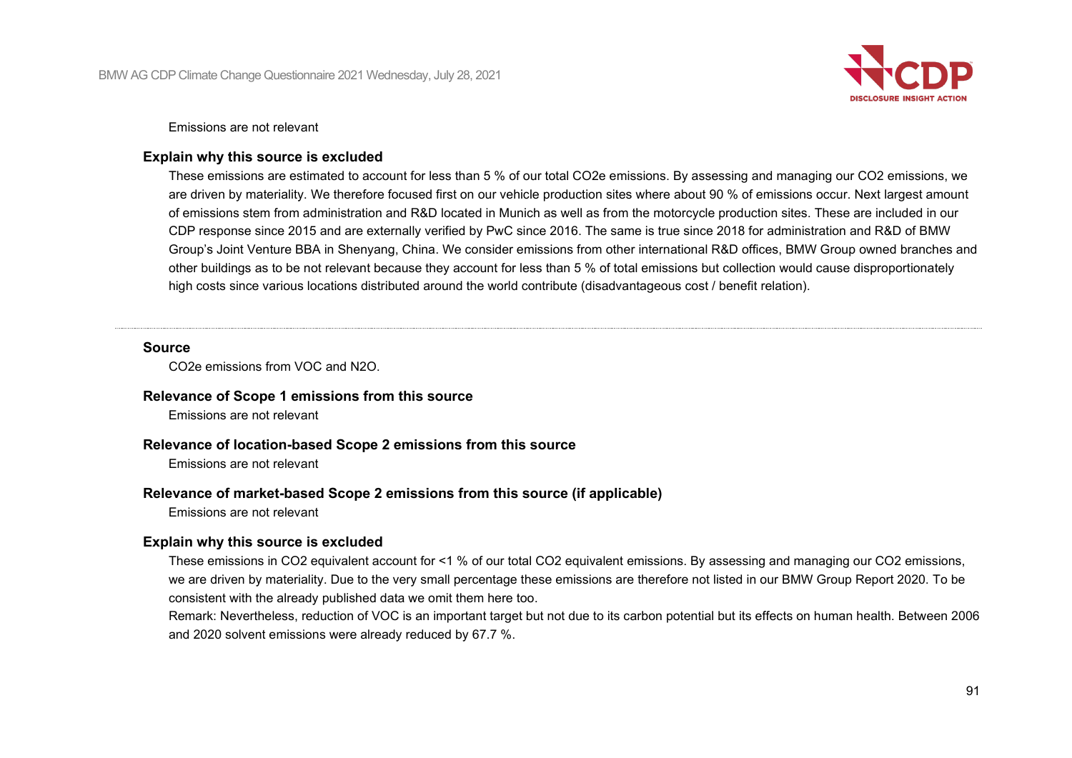Emissions are not relevant

**Explain why this source is excluded**

These emissions are estimated to account for less than 5 % of our total $CO_2e$ emissions. By assessing and managing our $CO_2$ emissions, we are driven by materiality. We therefore focused first on our vehicle production sites where about 90 % of emissions occur. Next largest amount of emissions stem from administration and R&D located in Munich as well as from the motorcycle production sites. These are included in our CDP response since 2015 and are externally verified by PwC since 2016. The same is true since 2018 for administration and R&D of BMW Group's Joint Venture BBA in Shenyang, China. We consider emissions from other international R&D offices, BMW Group owned branches and other buildings as to be not relevant because they account for less than 5 % of total emissions but collection would cause disproportionately high costs since various locations distributed around the world contribute (disadvantageous cost / benefit relation).

---

**Source**

$CO_2e$ emissions from VOC and $N_2O$.

**Relevance of Scope 1 emissions from this source**

Emissions are not relevant

**Relevance of location-based Scope 2 emissions from this source**

Emissions are not relevant

**Relevance of market-based Scope 2 emissions from this source (if applicable)**

Emissions are not relevant

**Explain why this source is excluded**

These emissions in $CO_2$ equivalent account for <1 % of our total $CO_2$ equivalent emissions. By assessing and managing our $CO_2$ emissions, we are driven by materiality. Due to the very small percentage these emissions are therefore not listed in our BMW Group Report 2020. To be consistent with the already published data we omit them here too.

Remark: Nevertheless, reduction of VOC is an important target but not due to its carbon potential but its effects on human health. Between 2006 and 2020 solvent emissions were already reduced by 67.7 %.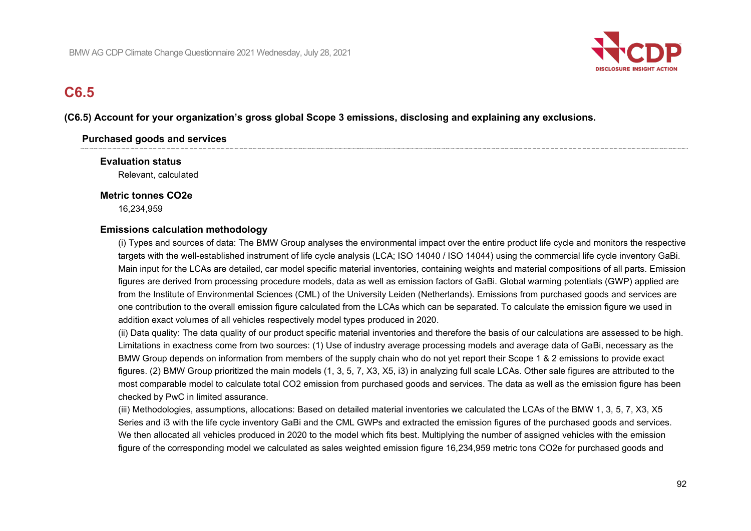# C6.5

**(C6.5) Account for your organization's gross global Scope 3 emissions, disclosing and explaining any exclusions.**

### Purchased goods and services

**Evaluation status**

Relevant, calculated

**Metric tonnes CO2e**

16,234,959

**Emissions calculation methodology**

(i) Types and sources of data: The BMW Group analyses the environmental impact over the entire product life cycle and monitors the respective targets with the well-established instrument of life cycle analysis (LCA; ISO 14040 / ISO 14044) using the commercial life cycle inventory GaBi. Main input for the LCAs are detailed, car model specific material inventories, containing weights and material compositions of all parts. Emission figures are derived from processing procedure models, data as well as emission factors of GaBi. Global warming potentials (GWP) applied are from the Institute of Environmental Sciences (CML) of the University Leiden (Netherlands). Emissions from purchased goods and services are one contribution to the overall emission figure calculated from the LCAs which can be separated. To calculate the emission figure we used in addition exact volumes of all vehicles respectively model types produced in 2020.

(ii) Data quality: The data quality of our product specific material inventories and therefore the basis of our calculations are assessed to be high. Limitations in exactness come from two sources: (1) Use of industry average processing models and average data of GaBi, necessary as the BMW Group depends on information from members of the supply chain who do not yet report their Scope 1 & 2 emissions to provide exact figures. (2) BMW Group prioritized the main models (1, 3, 5, 7, X3, X5, i3) in analyzing full scale LCAs. Other sale figures are attributed to the most comparable model to calculate total CO2 emission from purchased goods and services. The data as well as the emission figure has been checked by PwC in limited assurance.

(iii) Methodologies, assumptions, allocations: Based on detailed material inventories we calculated the LCAs of the BMW 1, 3, 5, 7, X3, X5 Series and i3 with the life cycle inventory GaBi and the CML GWPs and extracted the emission figures of the purchased goods and services. We then allocated all vehicles produced in 2020 to the model which fits best. Multiplying the number of assigned vehicles with the emission figure of the corresponding model we calculated as sales weighted emission figure 16,234,959 metric tons CO2e for purchased goods and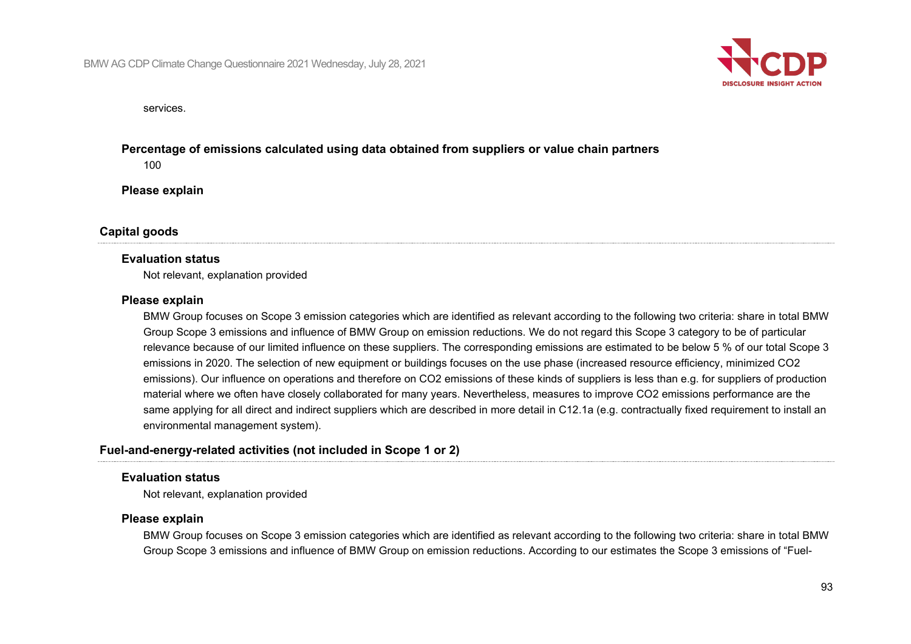services.

**Percentage of emissions calculated using data obtained from suppliers or value chain partners**

100

**Please explain**

### Capital goods

**Evaluation status**

Not relevant, explanation provided

**Please explain**

BMW Group focuses on Scope 3 emission categories which are identified as relevant according to the following two criteria: share in total BMW Group Scope 3 emissions and influence of BMW Group on emission reductions. We do not regard this Scope 3 category to be of particular relevance because of our limited influence on these suppliers. The corresponding emissions are estimated to be below 5 % of our total Scope 3 emissions in 2020. The selection of new equipment or buildings focuses on the use phase (increased resource efficiency, minimized $CO_2$ emissions). Our influence on operations and therefore on $CO_2$ emissions of these kinds of suppliers is less than e.g. for suppliers of production material where we often have closely collaborated for many years. Nevertheless, measures to improve $CO_2$ emissions performance are the same applying for all direct and indirect suppliers which are described in more detail in C12.1a (e.g. contractually fixed requirement to install an environmental management system).

### Fuel-and-energy-related activities (not included in Scope 1 or 2)

**Evaluation status**

Not relevant, explanation provided

**Please explain**

BMW Group focuses on Scope 3 emission categories which are identified as relevant according to the following two criteria: share in total BMW Group Scope 3 emissions and influence of BMW Group on emission reductions. According to our estimates the Scope 3 emissions of “Fuel-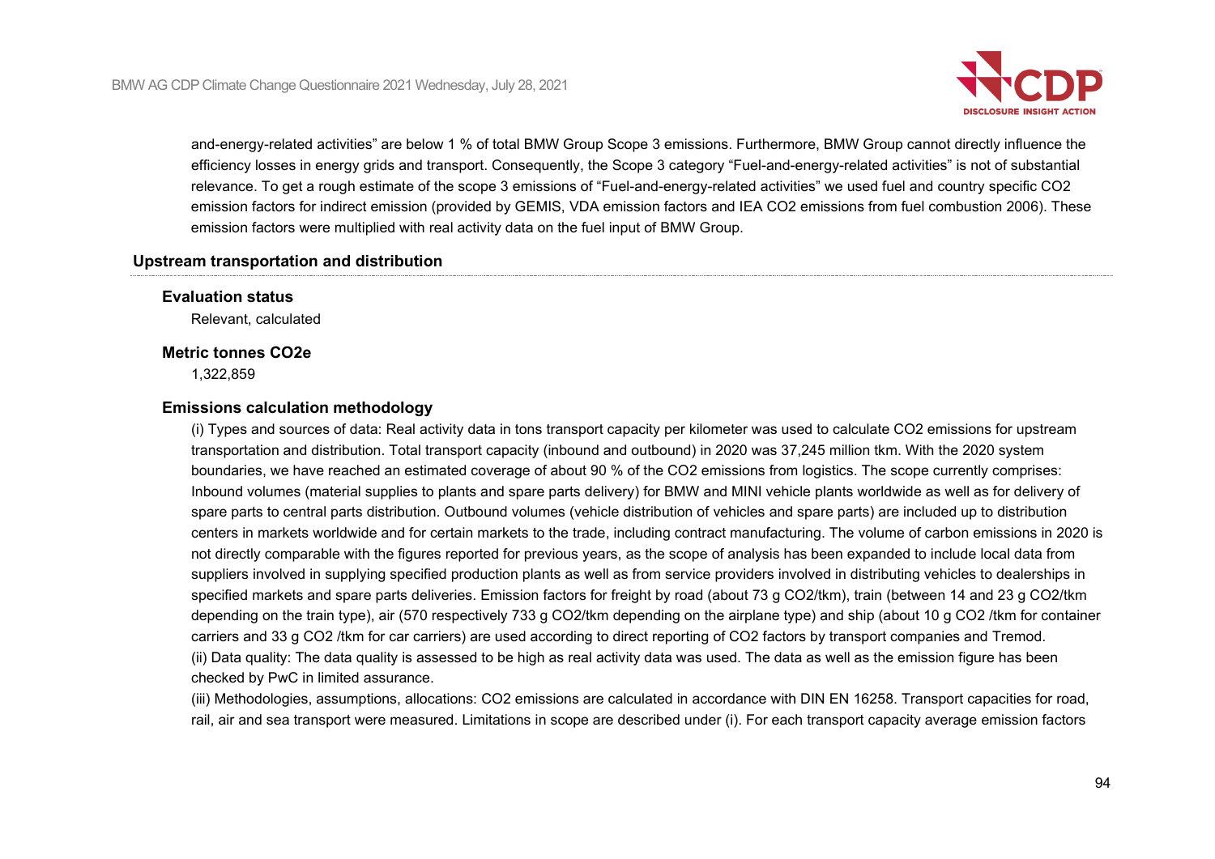and-energy-related activities" are below 1 % of total BMW Group Scope 3 emissions. Furthermore, BMW Group cannot directly influence the efficiency losses in energy grids and transport. Consequently, the Scope 3 category "Fuel-and-energy-related activities" is not of substantial relevance. To get a rough estimate of the scope 3 emissions of "Fuel-and-energy-related activities" we used fuel and country specific $CO_2$ emission factors for indirect emission (provided by GEMIS, VDA emission factors and IEA $CO_2$ emissions from fuel combustion 2006). These emission factors were multiplied with real activity data on the fuel input of BMW Group.

## Upstream transportation and distribution

### Evaluation status

Relevant, calculated

### Metric tonnes CO2e

1,322,859

### Emissions calculation methodology

(i) Types and sources of data: Real activity data in tons transport capacity per kilometer was used to calculate $CO_2$ emissions for upstream transportation and distribution. Total transport capacity (inbound and outbound) in 2020 was 37,245 million tkm. With the 2020 system boundaries, we have reached an estimated coverage of about 90 % of the $CO_2$ emissions from logistics. The scope currently comprises: Inbound volumes (material supplies to plants and spare parts delivery) for BMW and MINI vehicle plants worldwide as well as for delivery of spare parts to central parts distribution. Outbound volumes (vehicle distribution of vehicles and spare parts) are included up to distribution centers in markets worldwide and for certain markets to the trade, including contract manufacturing. The volume of carbon emissions in 2020 is not directly comparable with the figures reported for previous years, as the scope of analysis has been expanded to include local data from suppliers involved in supplying specified production plants as well as from service providers involved in distributing vehicles to dealerships in specified markets and spare parts deliveries. Emission factors for freight by road (about 73 g $CO_2$/tkm), train (between 14 and 23 g $CO_2$/tkm depending on the train type), air (570 respectively 733 g $CO_2$/tkm depending on the airplane type) and ship (about 10 g $CO_2$ /tkm for container carriers and 33 g $CO_2$ /tkm for car carriers) are used according to direct reporting of $CO_2$ factors by transport companies and Tremod.
(ii) Data quality: The data quality is assessed to be high as real activity data was used. The data as well as the emission figure has been checked by PwC in limited assurance.
(iii) Methodologies, assumptions, allocations: $CO_2$ emissions are calculated in accordance with DIN EN 16258. Transport capacities for road, rail, air and sea transport were measured. Limitations in scope are described under (i). For each transport capacity average emission factors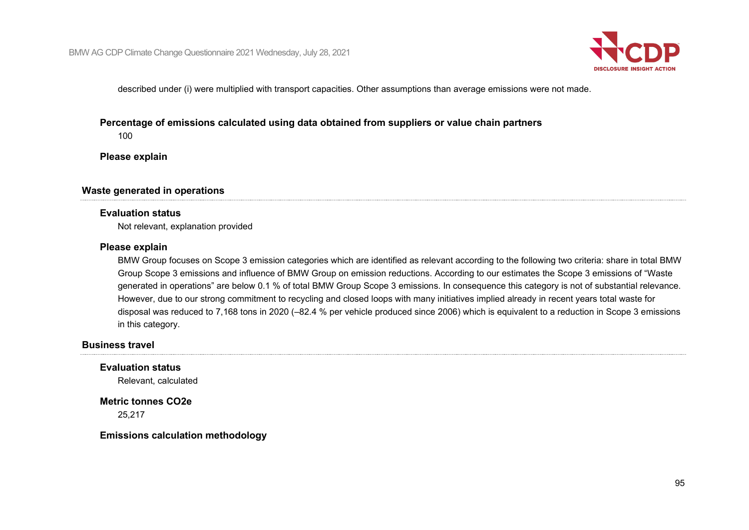described under (i) were multiplied with transport capacities. Other assumptions than average emissions were not made.

**Percentage of emissions calculated using data obtained from suppliers or value chain partners**

100

**Please explain**

### Waste generated in operations

**Evaluation status**

Not relevant, explanation provided

**Please explain**

BMW Group focuses on Scope 3 emission categories which are identified as relevant according to the following two criteria: share in total BMW Group Scope 3 emissions and influence of BMW Group on emission reductions. According to our estimates the Scope 3 emissions of "Waste generated in operations" are below 0.1 % of total BMW Group Scope 3 emissions. In consequence this category is not of substantial relevance. However, due to our strong commitment to recycling and closed loops with many initiatives implied already in recent years total waste for disposal was reduced to 7,168 tons in 2020 (–82.4 % per vehicle produced since 2006) which is equivalent to a reduction in Scope 3 emissions in this category.

### Business travel

**Evaluation status**

Relevant, calculated

**Metric tonnes CO2e**

25,217

**Emissions calculation methodology**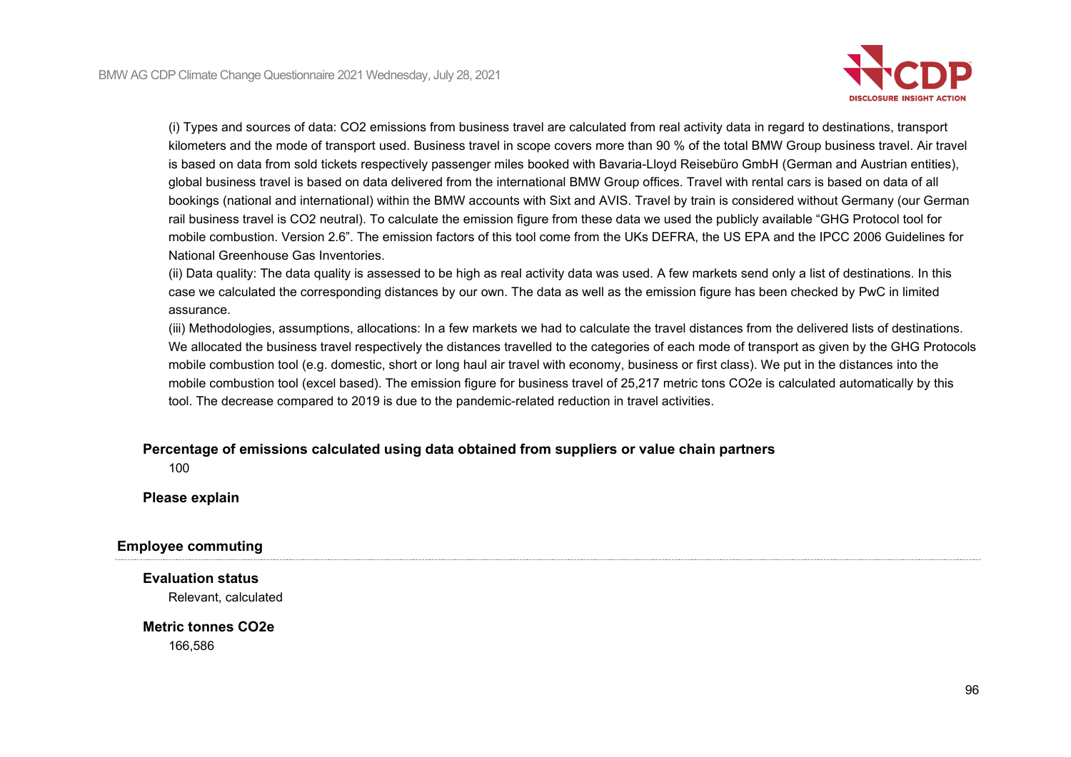(i) Types and sources of data: CO2 emissions from business travel are calculated from real activity data in regard to destinations, transport kilometers and the mode of transport used. Business travel in scope covers more than 90 % of the total BMW Group business travel. Air travel is based on data from sold tickets respectively passenger miles booked with Bavaria-Lloyd Reisebüro GmbH (German and Austrian entities), global business travel is based on data delivered from the international BMW Group offices. Travel with rental cars is based on data of all bookings (national and international) within the BMW accounts with Sixt and AVIS. Travel by train is considered without Germany (our German rail business travel is CO2 neutral). To calculate the emission figure from these data we used the publicly available "GHG Protocol tool for mobile combustion. Version 2.6". The emission factors of this tool come from the UKs DEFRA, the US EPA and the IPCC 2006 Guidelines for National Greenhouse Gas Inventories.
(ii) Data quality: The data quality is assessed to be high as real activity data was used. A few markets send only a list of destinations. In this case we calculated the corresponding distances by our own. The data as well as the emission figure has been checked by PwC in limited assurance.
(iii) Methodologies, assumptions, allocations: In a few markets we had to calculate the travel distances from the delivered lists of destinations. We allocated the business travel respectively the distances travelled to the categories of each mode of transport as given by the GHG Protocols mobile combustion tool (e.g. domestic, short or long haul air travel with economy, business or first class). We put in the distances into the mobile combustion tool (excel based). The emission figure for business travel of 25,217 metric tons CO2e is calculated automatically by this tool. The decrease compared to 2019 is due to the pandemic-related reduction in travel activities.

**Percentage of emissions calculated using data obtained from suppliers or value chain partners**

100

**Please explain**

### Employee commuting

**Evaluation status**

Relevant, calculated

**Metric tonnes CO2e**

166,586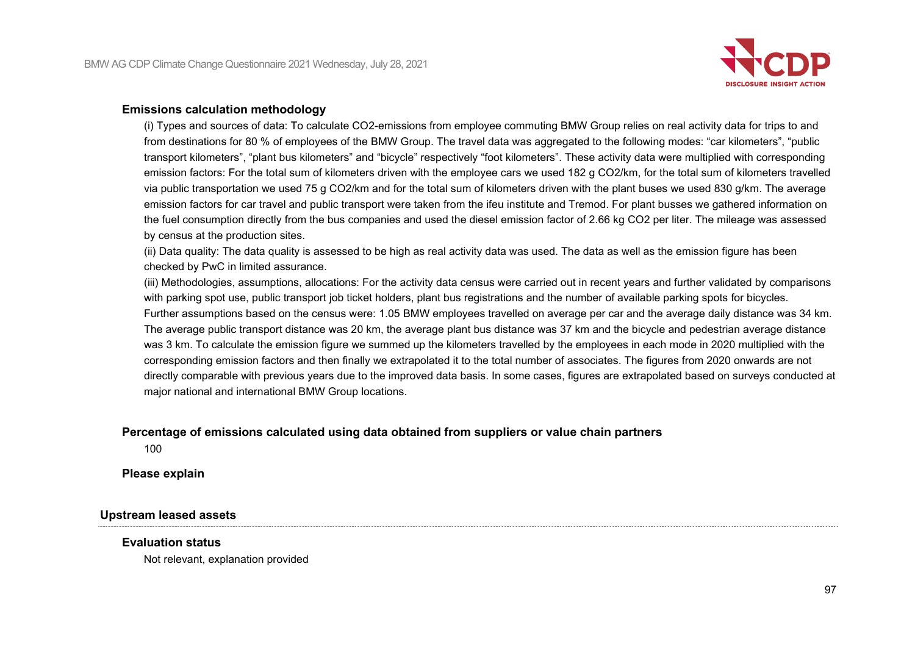#### Emissions calculation methodology

(i) Types and sources of data: To calculate CO2-emissions from employee commuting BMW Group relies on real activity data for trips to and from destinations for 80 % of employees of the BMW Group. The travel data was aggregated to the following modes: “car kilometers”, “public transport kilometers”, “plant bus kilometers” and “bicycle” respectively “foot kilometers”. These activity data were multiplied with corresponding emission factors: For the total sum of kilometers driven with the employee cars we used 182 g CO2/km, for the total sum of kilometers travelled via public transportation we used 75 g CO2/km and for the total sum of kilometers driven with the plant buses we used 830 g/km. The average emission factors for car travel and public transport were taken from the ifeu institute and Tremod. For plant busses we gathered information on the fuel consumption directly from the bus companies and used the diesel emission factor of 2.66 kg CO2 per liter. The mileage was assessed by census at the production sites.

(ii) Data quality: The data quality is assessed to be high as real activity data was used. The data as well as the emission figure has been checked by PwC in limited assurance.

(iii) Methodologies, assumptions, allocations: For the activity data census were carried out in recent years and further validated by comparisons with parking spot use, public transport job ticket holders, plant bus registrations and the number of available parking spots for bicycles. Further assumptions based on the census were: 1.05 BMW employees travelled on average per car and the average daily distance was 34 km. The average public transport distance was 20 km, the average plant bus distance was 37 km and the bicycle and pedestrian average distance was 3 km. To calculate the emission figure we summed up the kilometers travelled by the employees in each mode in 2020 multiplied with the corresponding emission factors and then finally we extrapolated it to the total number of associates. The figures from 2020 onwards are not directly comparable with previous years due to the improved data basis. In some cases, figures are extrapolated based on surveys conducted at major national and international BMW Group locations.

#### Percentage of emissions calculated using data obtained from suppliers or value chain partners

100

#### Please explain

### Upstream leased assets

#### Evaluation status

Not relevant, explanation provided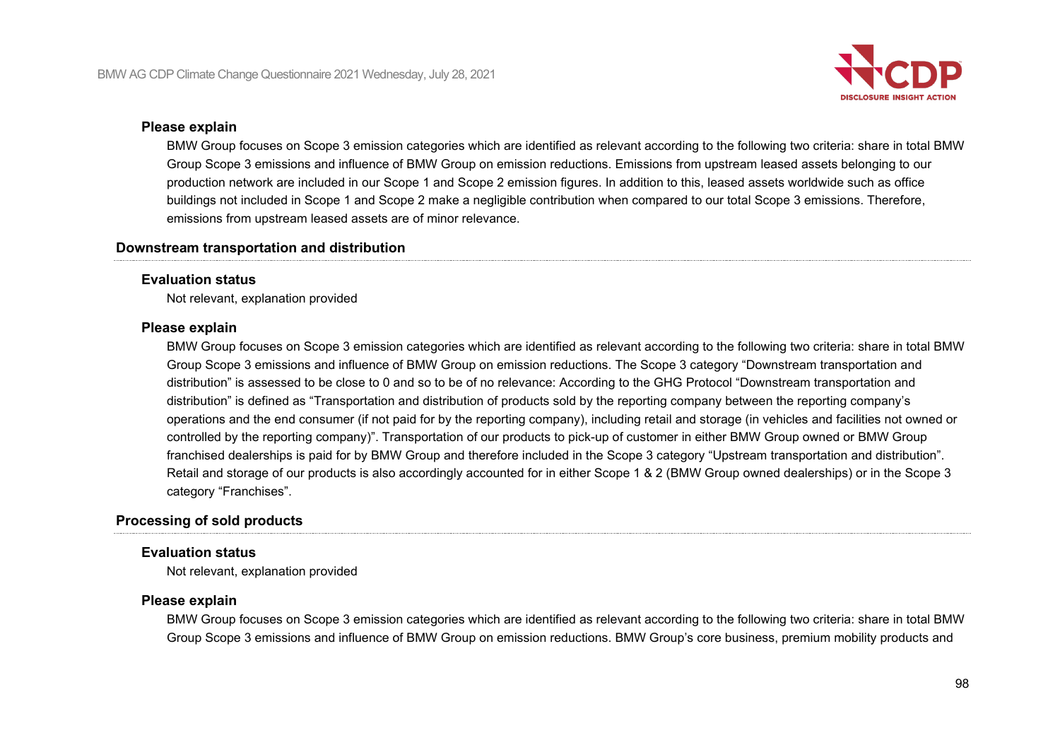#### Please explain

BMW Group focuses on Scope 3 emission categories which are identified as relevant according to the following two criteria: share in total BMW Group Scope 3 emissions and influence of BMW Group on emission reductions. Emissions from upstream leased assets belonging to our production network are included in our Scope 1 and Scope 2 emission figures. In addition to this, leased assets worldwide such as office buildings not included in Scope 1 and Scope 2 make a negligible contribution when compared to our total Scope 3 emissions. Therefore, emissions from upstream leased assets are of minor relevance.

### Downstream transportation and distribution

#### Evaluation status

Not relevant, explanation provided

#### Please explain

BMW Group focuses on Scope 3 emission categories which are identified as relevant according to the following two criteria: share in total BMW Group Scope 3 emissions and influence of BMW Group on emission reductions. The Scope 3 category “Downstream transportation and distribution” is assessed to be close to 0 and so to be of no relevance: According to the GHG Protocol “Downstream transportation and distribution” is defined as “Transportation and distribution of products sold by the reporting company between the reporting company’s operations and the end consumer (if not paid for by the reporting company), including retail and storage (in vehicles and facilities not owned or controlled by the reporting company)”. Transportation of our products to pick-up of customer in either BMW Group owned or BMW Group franchised dealerships is paid for by BMW Group and therefore included in the Scope 3 category “Upstream transportation and distribution”. Retail and storage of our products is also accordingly accounted for in either Scope 1 & 2 (BMW Group owned dealerships) or in the Scope 3 category “Franchises”.

### Processing of sold products

#### Evaluation status

Not relevant, explanation provided

#### Please explain

BMW Group focuses on Scope 3 emission categories which are identified as relevant according to the following two criteria: share in total BMW Group Scope 3 emissions and influence of BMW Group on emission reductions. BMW Group’s core business, premium mobility products and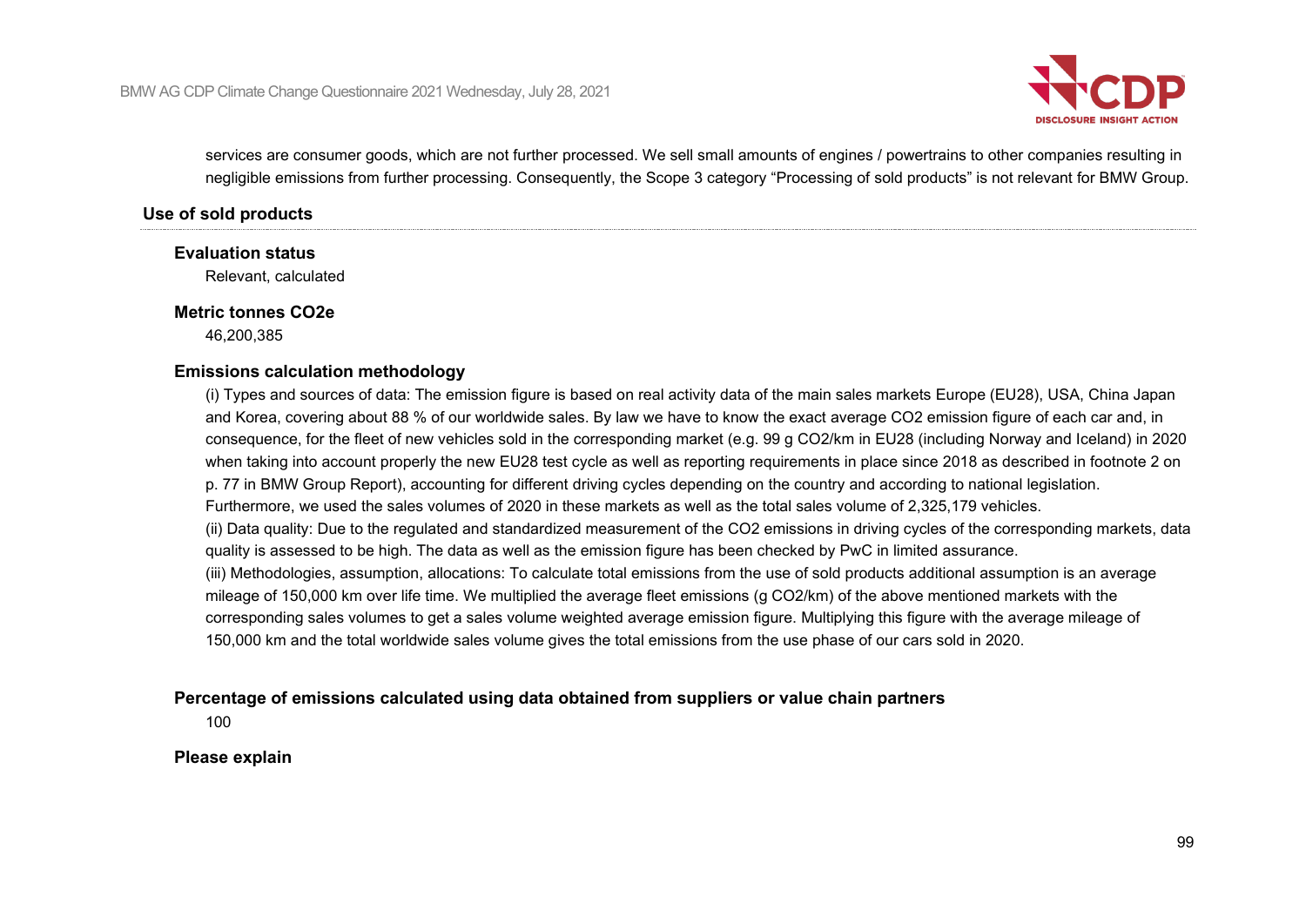services are consumer goods, which are not further processed. We sell small amounts of engines / powertrains to other companies resulting in negligible emissions from further processing. Consequently, the Scope 3 category "Processing of sold products" is not relevant for BMW Group.

## Use of sold products

**Evaluation status**

Relevant, calculated

**Metric tonnes CO2e**

46,200,385

**Emissions calculation methodology**

(i) Types and sources of data: The emission figure is based on real activity data of the main sales markets Europe (EU28), USA, China Japan and Korea, covering about 88 % of our worldwide sales. By law we have to know the exact average $CO_2$ emission figure of each car and, in consequence, for the fleet of new vehicles sold in the corresponding market (e.g. 99 g $CO_2$/km in EU28 (including Norway and Iceland) in 2020 when taking into account properly the new EU28 test cycle as well as reporting requirements in place since 2018 as described in footnote 2 on p. 77 in BMW Group Report), accounting for different driving cycles depending on the country and according to national legislation. Furthermore, we used the sales volumes of 2020 in these markets as well as the total sales volume of 2,325,179 vehicles.

(ii) Data quality: Due to the regulated and standardized measurement of the $CO_2$ emissions in driving cycles of the corresponding markets, data quality is assessed to be high. The data as well as the emission figure has been checked by PwC in limited assurance.

(iii) Methodologies, assumption, allocations: To calculate total emissions from the use of sold products additional assumption is an average mileage of 150,000 km over life time. We multiplied the average fleet emissions (g $CO_2$/km) of the above mentioned markets with the corresponding sales volumes to get a sales volume weighted average emission figure. Multiplying this figure with the average mileage of 150,000 km and the total worldwide sales volume gives the total emissions from the use phase of our cars sold in 2020.

**Percentage of emissions calculated using data obtained from suppliers or value chain partners**

100

**Please explain**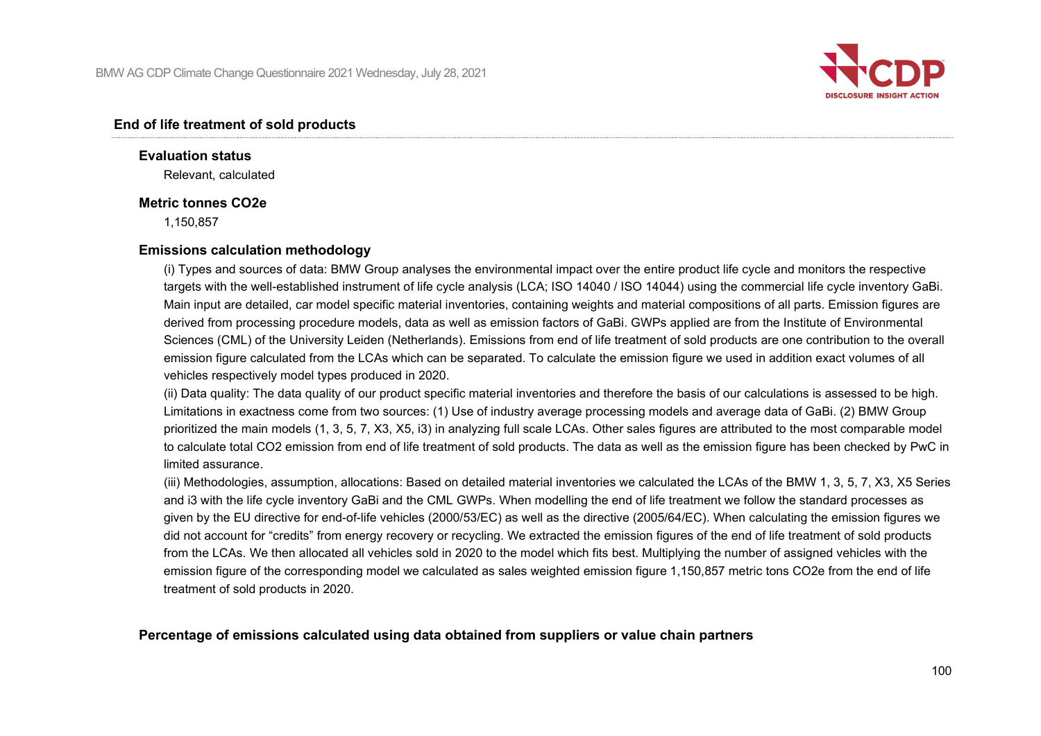### End of life treatment of sold products

**Evaluation status**

Relevant, calculated

**Metric tonnes CO2e**

1,150,857

**Emissions calculation methodology**

(i) Types and sources of data: BMW Group analyses the environmental impact over the entire product life cycle and monitors the respective targets with the well-established instrument of life cycle analysis (LCA; ISO 14040 / ISO 14044) using the commercial life cycle inventory GaBi. Main input are detailed, car model specific material inventories, containing weights and material compositions of all parts. Emission figures are derived from processing procedure models, data as well as emission factors of GaBi. GWPs applied are from the Institute of Environmental Sciences (CML) of the University Leiden (Netherlands). Emissions from end of life treatment of sold products are one contribution to the overall emission figure calculated from the LCAs which can be separated. To calculate the emission figure we used in addition exact volumes of all vehicles respectively model types produced in 2020.

(ii) Data quality: The data quality of our product specific material inventories and therefore the basis of our calculations is assessed to be high. Limitations in exactness come from two sources: (1) Use of industry average processing models and average data of GaBi. (2) BMW Group prioritized the main models (1, 3, 5, 7, X3, X5, i3) in analyzing full scale LCAs. Other sales figures are attributed to the most comparable model to calculate total CO2 emission from end of life treatment of sold products. The data as well as the emission figure has been checked by PwC in limited assurance.

(iii) Methodologies, assumption, allocations: Based on detailed material inventories we calculated the LCAs of the BMW 1, 3, 5, 7, X3, X5 Series and i3 with the life cycle inventory GaBi and the CML GWPs. When modelling the end of life treatment we follow the standard processes as given by the EU directive for end-of-life vehicles (2000/53/EC) as well as the directive (2005/64/EC). When calculating the emission figures we did not account for "credits" from energy recovery or recycling. We extracted the emission figures of the end of life treatment of sold products from the LCAs. We then allocated all vehicles sold in 2020 to the model which fits best. Multiplying the number of assigned vehicles with the emission figure of the corresponding model we calculated as sales weighted emission figure 1,150,857 metric tons CO2e from the end of life treatment of sold products in 2020.

**Percentage of emissions calculated using data obtained from suppliers or value chain partners**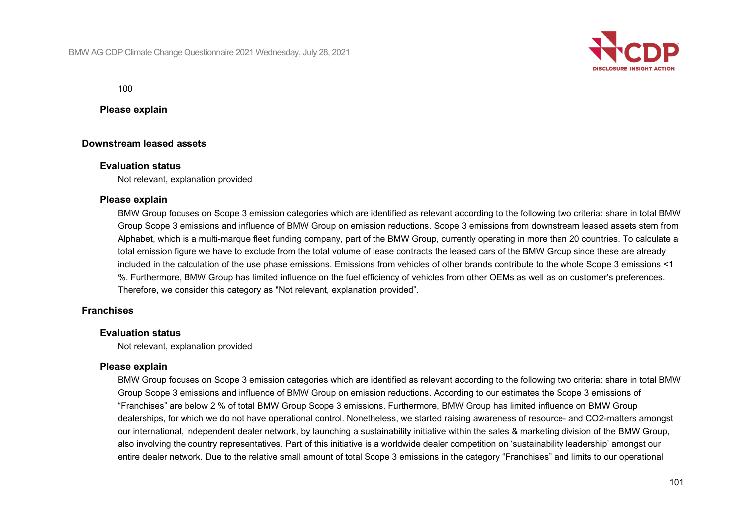100

**Please explain**

### Downstream leased assets

**Evaluation status**

Not relevant, explanation provided

**Please explain**

BMW Group focuses on Scope 3 emission categories which are identified as relevant according to the following two criteria: share in total BMW Group Scope 3 emissions and influence of BMW Group on emission reductions. Scope 3 emissions from downstream leased assets stem from Alphabet, which is a multi-marque fleet funding company, part of the BMW Group, currently operating in more than 20 countries. To calculate a total emission figure we have to exclude from the total volume of lease contracts the leased cars of the BMW Group since these are already included in the calculation of the use phase emissions. Emissions from vehicles of other brands contribute to the whole Scope 3 emissions <1 %. Furthermore, BMW Group has limited influence on the fuel efficiency of vehicles from other OEMs as well as on customer's preferences. Therefore, we consider this category as "Not relevant, explanation provided".

### Franchises

**Evaluation status**

Not relevant, explanation provided

**Please explain**

BMW Group focuses on Scope 3 emission categories which are identified as relevant according to the following two criteria: share in total BMW Group Scope 3 emissions and influence of BMW Group on emission reductions. According to our estimates the Scope 3 emissions of "Franchises" are below 2 % of total BMW Group Scope 3 emissions. Furthermore, BMW Group has limited influence on BMW Group dealerships, for which we do not have operational control. Nonetheless, we started raising awareness of resource- and CO2-matters amongst our international, independent dealer network, by launching a sustainability initiative within the sales & marketing division of the BMW Group, also involving the country representatives. Part of this initiative is a worldwide dealer competition on 'sustainability leadership' amongst our entire dealer network. Due to the relative small amount of total Scope 3 emissions in the category "Franchises" and limits to our operational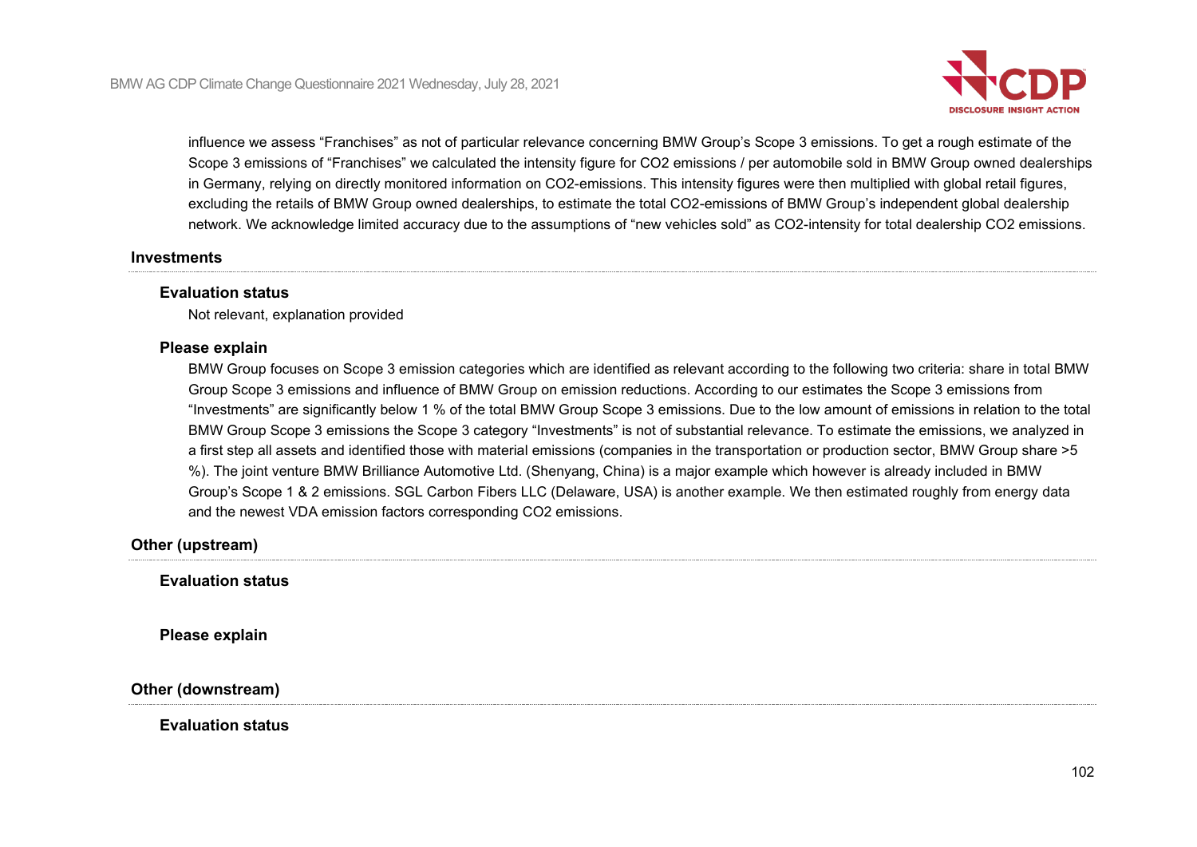influence we assess “Franchises” as not of particular relevance concerning BMW Group’s Scope 3 emissions. To get a rough estimate of the Scope 3 emissions of “Franchises” we calculated the intensity figure for CO2 emissions / per automobile sold in BMW Group owned dealerships in Germany, relying on directly monitored information on CO2-emissions. This intensity figures were then multiplied with global retail figures, excluding the retails of BMW Group owned dealerships, to estimate the total CO2-emissions of BMW Group’s independent global dealership network. We acknowledge limited accuracy due to the assumptions of “new vehicles sold” as CO2-intensity for total dealership CO2 emissions.

### Investments

**Evaluation status**

Not relevant, explanation provided

**Please explain**

BMW Group focuses on Scope 3 emission categories which are identified as relevant according to the following two criteria: share in total BMW Group Scope 3 emissions and influence of BMW Group on emission reductions. According to our estimates the Scope 3 emissions from “Investments” are significantly below 1 % of the total BMW Group Scope 3 emissions. Due to the low amount of emissions in relation to the total BMW Group Scope 3 emissions the Scope 3 category “Investments” is not of substantial relevance. To estimate the emissions, we analyzed in a first step all assets and identified those with material emissions (companies in the transportation or production sector, BMW Group share >5 %). The joint venture BMW Brilliance Automotive Ltd. (Shenyang, China) is a major example which however is already included in BMW Group’s Scope 1 & 2 emissions. SGL Carbon Fibers LLC (Delaware, USA) is another example. We then estimated roughly from energy data and the newest VDA emission factors corresponding CO2 emissions.

### Other (upstream)

**Evaluation status**

**Please explain**

### Other (downstream)

**Evaluation status**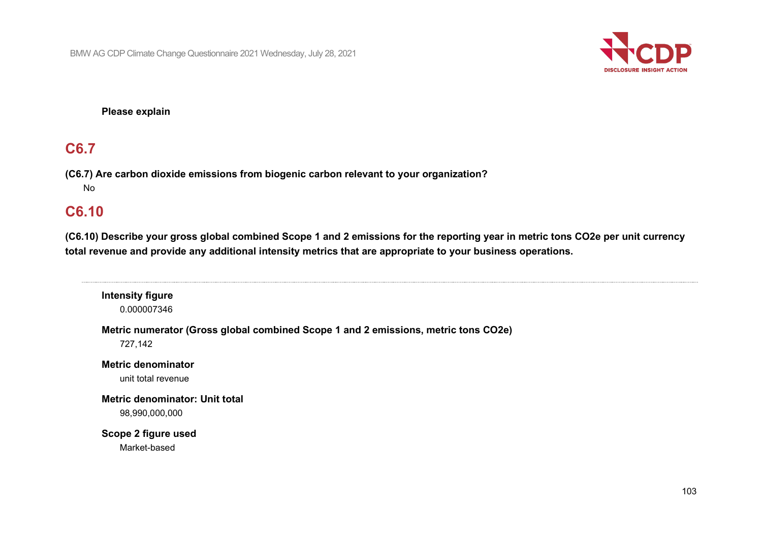**Please explain**

## C6.7

**(C6.7) Are carbon dioxide emissions from biogenic carbon relevant to your organization?**

No

## C6.10

**(C6.10) Describe your gross global combined Scope 1 and 2 emissions for the reporting year in metric tons CO2e per unit currency total revenue and provide any additional intensity metrics that are appropriate to your business operations.**

---

**Intensity figure**

0.000007346

**Metric numerator (Gross global combined Scope 1 and 2 emissions, metric tons CO2e)**

727,142

**Metric denominator**

unit total revenue

**Metric denominator: Unit total**

98,990,000,000

**Scope 2 figure used**

Market-based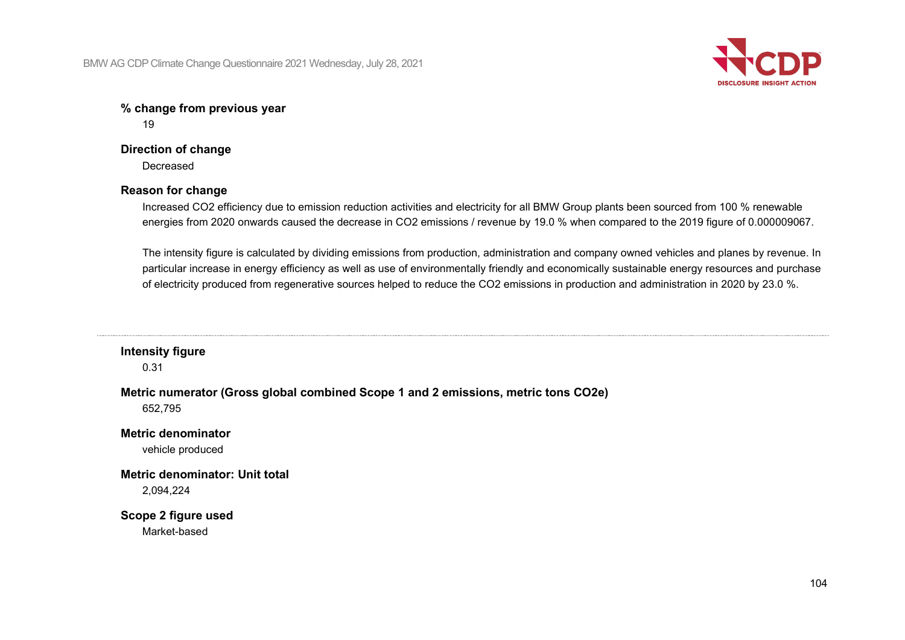**% change from previous year**

19

**Direction of change**

Decreased

**Reason for change**

Increased CO2 efficiency due to emission reduction activities and electricity for all BMW Group plants been sourced from 100 % renewable energies from 2020 onwards caused the decrease in CO2 emissions / revenue by 19.0 % when compared to the 2019 figure of 0.000009067.

The intensity figure is calculated by dividing emissions from production, administration and company owned vehicles and planes by revenue. In particular increase in energy efficiency as well as use of environmentally friendly and economically sustainable energy resources and purchase of electricity produced from regenerative sources helped to reduce the CO2 emissions in production and administration in 2020 by 23.0 %.

---

**Intensity figure**

0.31

**Metric numerator (Gross global combined Scope 1 and 2 emissions, metric tons CO2e)**

652,795

**Metric denominator**

vehicle produced

**Metric denominator: Unit total**

2,094,224

**Scope 2 figure used**

Market-based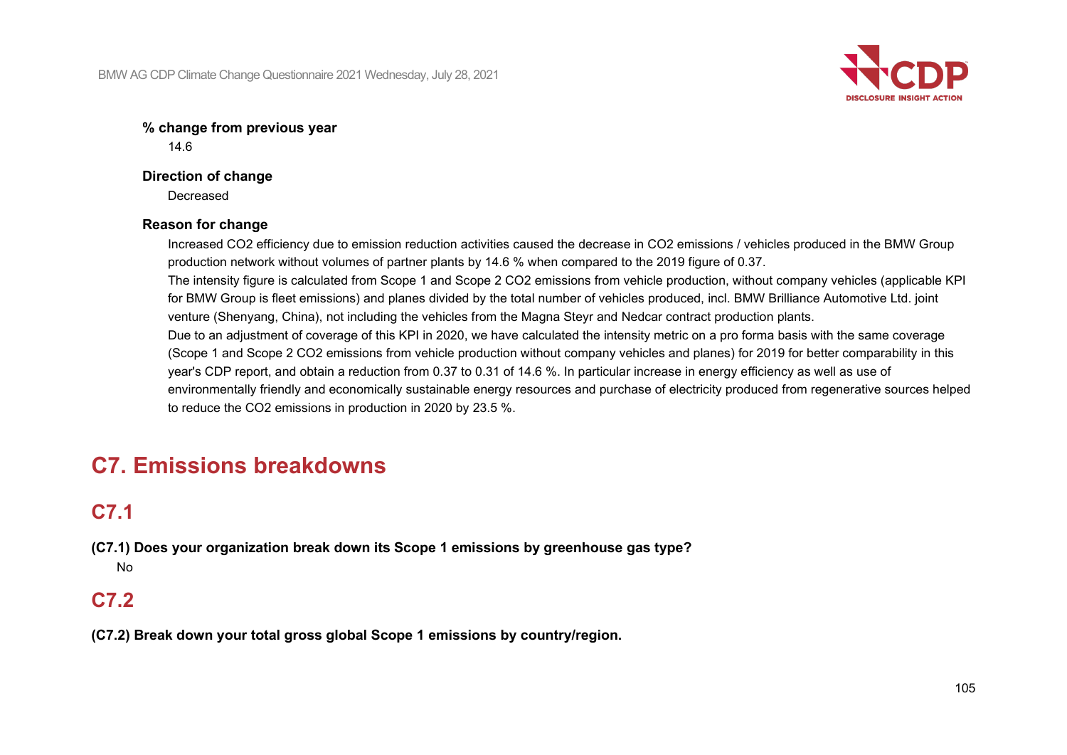**% change from previous year**

14.6

**Direction of change**

Decreased

**Reason for change**

Increased $CO_2$ efficiency due to emission reduction activities caused the decrease in $CO_2$ emissions / vehicles produced in the BMW Group production network without volumes of partner plants by 14.6 % when compared to the 2019 figure of 0.37.

The intensity figure is calculated from Scope 1 and Scope 2 $CO_2$ emissions from vehicle production, without company vehicles (applicable KPI for BMW Group is fleet emissions) and planes divided by the total number of vehicles produced, incl. BMW Brilliance Automotive Ltd. joint venture (Shenyang, China), not including the vehicles from the Magna Steyr and Nedcar contract production plants.

Due to an adjustment of coverage of this KPI in 2020, we have calculated the intensity metric on a pro forma basis with the same coverage (Scope 1 and Scope 2 $CO_2$ emissions from vehicle production without company vehicles and planes) for 2019 for better comparability in this year's CDP report, and obtain a reduction from 0.37 to 0.31 of 14.6 %. In particular increase in energy efficiency as well as use of environmentally friendly and economically sustainable energy resources and purchase of electricity produced from regenerative sources helped to reduce the $CO_2$ emissions in production in 2020 by 23.5 %.

# C7. Emissions breakdowns

## C7.1

**(C7.1) Does your organization break down its Scope 1 emissions by greenhouse gas type?**

No

## C7.2

**(C7.2) Break down your total gross global Scope 1 emissions by country/region.**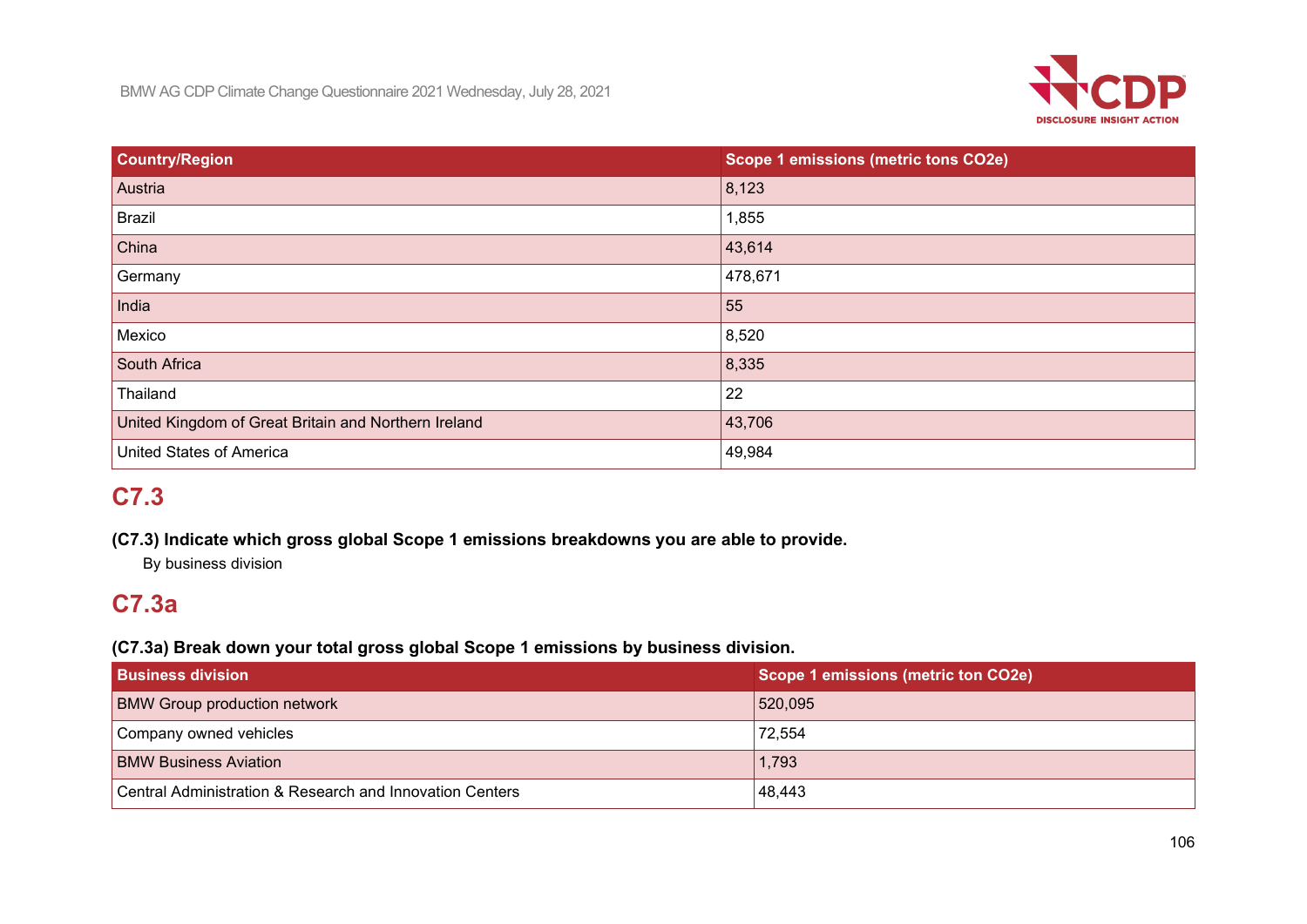| Country/Region | Scope 1 emissions (metric tons CO2e) |
| --- | --- |
| Austria | 8,123 |
| Brazil | 1,855 |
| China | 43,614 |
| Germany | 478,671 |
| India | 55 |
| Mexico | 8,520 |
| South Africa | 8,335 |
| Thailand | 22 |
| United Kingdom of Great Britain and Northern Ireland | 43,706 |
| United States of America | 49,984 |

## C7.3

**(C7.3) Indicate which gross global Scope 1 emissions breakdowns you are able to provide.**

By business division

## C7.3a

**(C7.3a) Break down your total gross global Scope 1 emissions by business division.**

| Business division | Scope 1 emissions (metric ton CO2e) |
| --- | --- |
| BMW Group production network | 520,095 |
| Company owned vehicles | 72,554 |
| BMW Business Aviation | 1,793 |
| Central Administration & Research and Innovation Centers | 48,443 |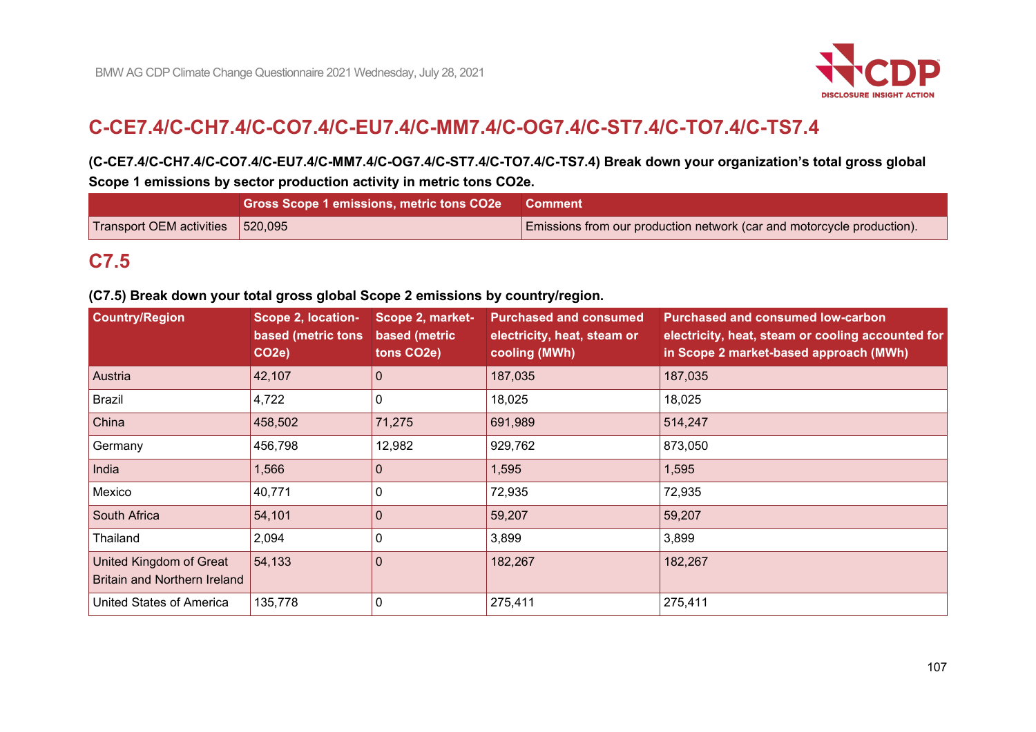## C-CE7.4/C-CH7.4/C-CO7.4/C-EU7.4/C-MM7.4/C-OG7.4/C-ST7.4/C-TO7.4/C-TS7.4

**(C-CE7.4/C-CH7.4/C-CO7.4/C-EU7.4/C-MM7.4/C-OG7.4/C-ST7.4/C-TO7.4/C-TS7.4) Break down your organization's total gross global Scope 1 emissions by sector production activity in metric tons CO2e.**

| | Gross Scope 1 emissions, metric tons CO2e | Comment |
|---|---|---|
| Transport OEM activities | 520,095 | Emissions from our production network (car and motorcycle production). |

## C7.5

**(C7.5) Break down your total gross global Scope 2 emissions by country/region.**

| Country/Region | Scope 2, location-based (metric tons CO2e) | Scope 2, market-based (metric tons CO2e) | Purchased and consumed electricity, heat, steam or cooling (MWh) | Purchased and consumed low-carbon electricity, heat, steam or cooling accounted for in Scope 2 market-based approach (MWh) |
|---|---|---|---|---|
| Austria | 42,107 | 0 | 187,035 | 187,035 |
| Brazil | 4,722 | 0 | 18,025 | 18,025 |
| China | 458,502 | 71,275 | 691,989 | 514,247 |
| Germany | 456,798 | 12,982 | 929,762 | 873,050 |
| India | 1,566 | 0 | 1,595 | 1,595 |
| Mexico | 40,771 | 0 | 72,935 | 72,935 |
| South Africa | 54,101 | 0 | 59,207 | 59,207 |
| Thailand | 2,094 | 0 | 3,899 | 3,899 |
| United Kingdom of Great Britain and Northern Ireland | 54,133 | 0 | 182,267 | 182,267 |
| United States of America | 135,778 | 0 | 275,411 | 275,411 |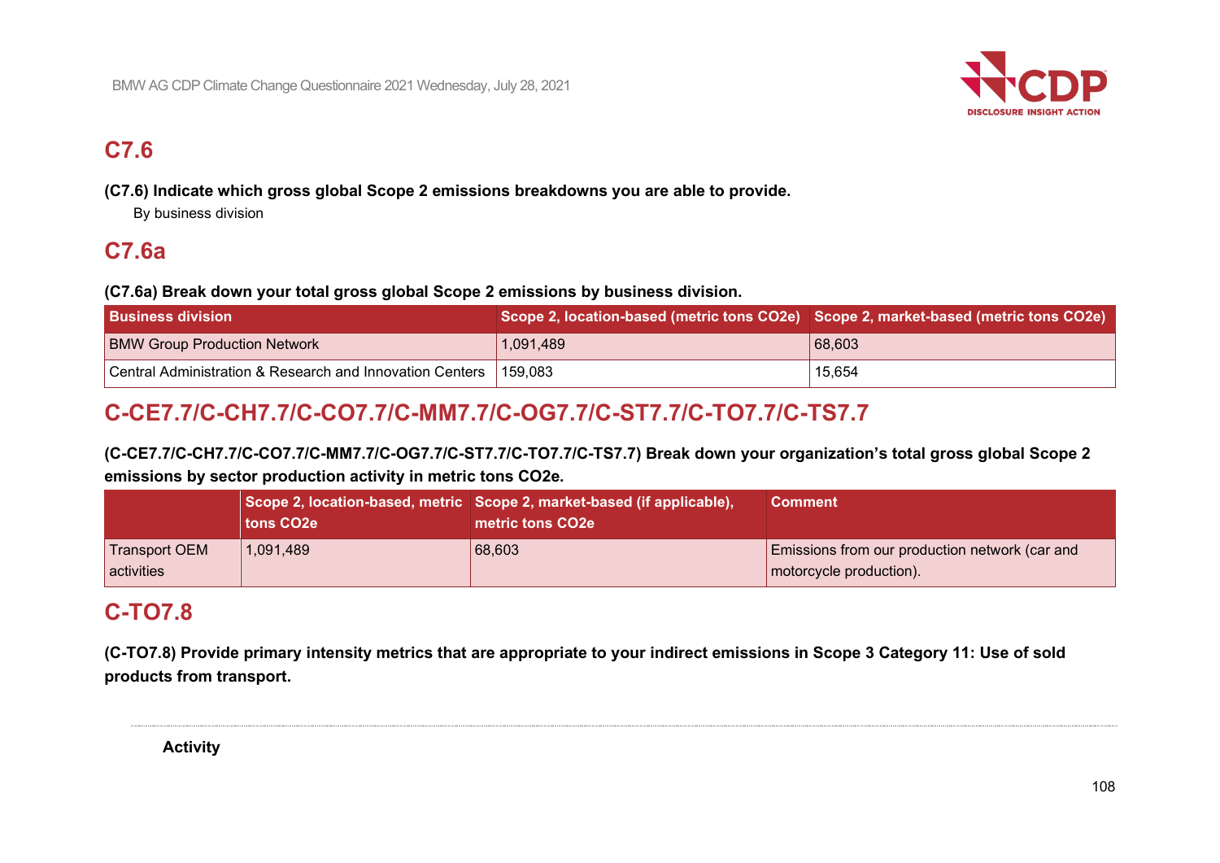## C7.6

**(C7.6) Indicate which gross global Scope 2 emissions breakdowns you are able to provide.**

By business division

## C7.6a

**(C7.6a) Break down your total gross global Scope 2 emissions by business division.**

| Business division | Scope 2, location-based (metric tons CO2e) | Scope 2, market-based (metric tons CO2e) |
|---|---|---|
| BMW Group Production Network | 1,091,489 | 68,603 |
| Central Administration & Research and Innovation Centers | 159,083 | 15,654 |

## C-CE7.7/C-CH7.7/C-CO7.7/C-MM7.7/C-OG7.7/C-ST7.7/C-TO7.7/C-TS7.7

**(C-CE7.7/C-CH7.7/C-CO7.7/C-MM7.7/C-OG7.7/C-ST7.7/C-TO7.7/C-TS7.7) Break down your organization's total gross global Scope 2 emissions by sector production activity in metric tons CO2e.**

| | Scope 2, location-based, metric tons CO2e | Scope 2, market-based (if applicable), metric tons CO2e | Comment |
|---|---|---|---|
| Transport OEM activities | 1,091,489 | 68,603 | Emissions from our production network (car and motorcycle production). |

## C-TO7.8

**(C-TO7.8) Provide primary intensity metrics that are appropriate to your indirect emissions in Scope 3 Category 11: Use of sold products from transport.**

**Activity**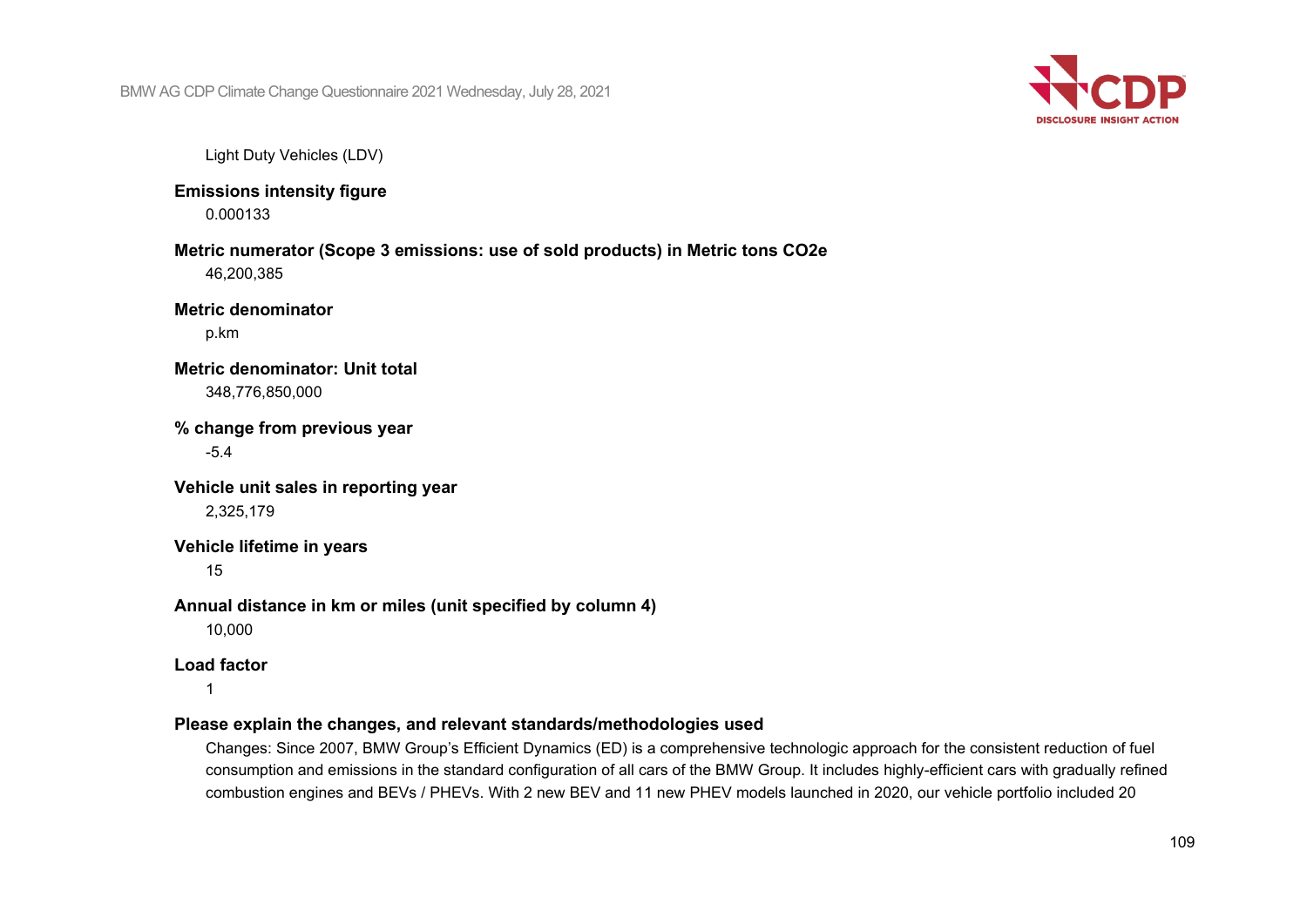Light Duty Vehicles (LDV)

**Emissions intensity figure**

0.000133

**Metric numerator (Scope 3 emissions: use of sold products) in Metric tons CO2e**

46,200,385

**Metric denominator**

p.km

**Metric denominator: Unit total**

348,776,850,000

**% change from previous year**

-5.4

**Vehicle unit sales in reporting year**

2,325,179

**Vehicle lifetime in years**

15

**Annual distance in km or miles (unit specified by column 4)**

10,000

**Load factor**

1

**Please explain the changes, and relevant standards/methodologies used**

Changes: Since 2007, BMW Group's Efficient Dynamics (ED) is a comprehensive technologic approach for the consistent reduction of fuel consumption and emissions in the standard configuration of all cars of the BMW Group. It includes highly-efficient cars with gradually refined combustion engines and BEVs / PHEVs. With 2 new BEV and 11 new PHEV models launched in 2020, our vehicle portfolio included 20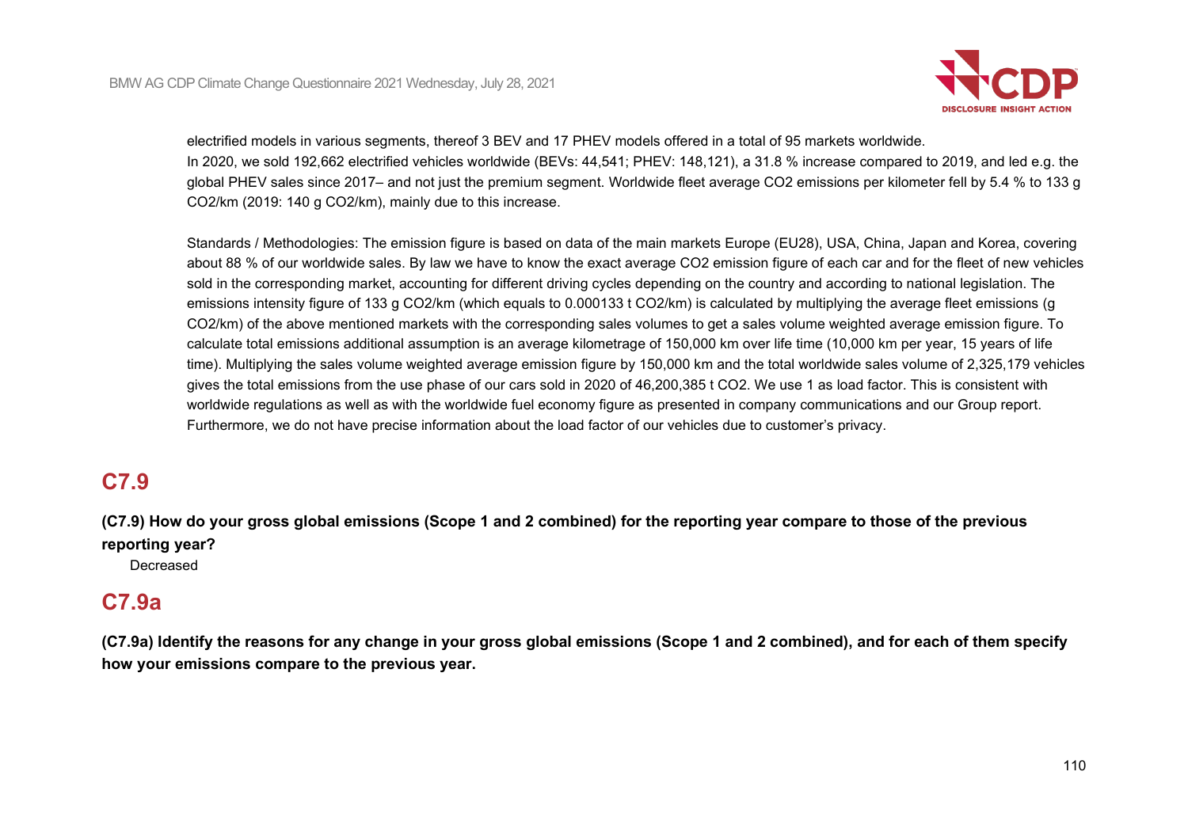electrified models in various segments, thereof 3 BEV and 17 PHEV models offered in a total of 95 markets worldwide.
In 2020, we sold 192,662 electrified vehicles worldwide (BEVs: 44,541; PHEV: 148,121), a 31.8 % increase compared to 2019, and led e.g. the global PHEV sales since 2017– and not just the premium segment. Worldwide fleet average $CO_2$ emissions per kilometer fell by 5.4 % to 133 g $CO_2$/km (2019: 140 g $CO_2$/km), mainly due to this increase.

Standards / Methodologies: The emission figure is based on data of the main markets Europe (EU28), USA, China, Japan and Korea, covering about 88 % of our worldwide sales. By law we have to know the exact average $CO_2$ emission figure of each car and for the fleet of new vehicles sold in the corresponding market, accounting for different driving cycles depending on the country and according to national legislation. The emissions intensity figure of 133 g $CO_2$/km (which equals to 0.000133 t $CO_2$/km) is calculated by multiplying the average fleet emissions (g $CO_2$/km) of the above mentioned markets with the corresponding sales volumes to get a sales volume weighted average emission figure. To calculate total emissions additional assumption is an average kilometrage of 150,000 km over life time (10,000 km per year, 15 years of life time). Multiplying the sales volume weighted average emission figure by 150,000 km and the total worldwide sales volume of 2,325,179 vehicles gives the total emissions from the use phase of our cars sold in 2020 of 46,200,385 t $CO_2$. We use 1 as load factor. This is consistent with worldwide regulations as well as with the worldwide fuel economy figure as presented in company communications and our Group report. Furthermore, we do not have precise information about the load factor of our vehicles due to customer's privacy.

## C7.9

**(C7.9) How do your gross global emissions (Scope 1 and 2 combined) for the reporting year compare to those of the previous reporting year?**

Decreased

## C7.9a

**(C7.9a) Identify the reasons for any change in your gross global emissions (Scope 1 and 2 combined), and for each of them specify how your emissions compare to the previous year.**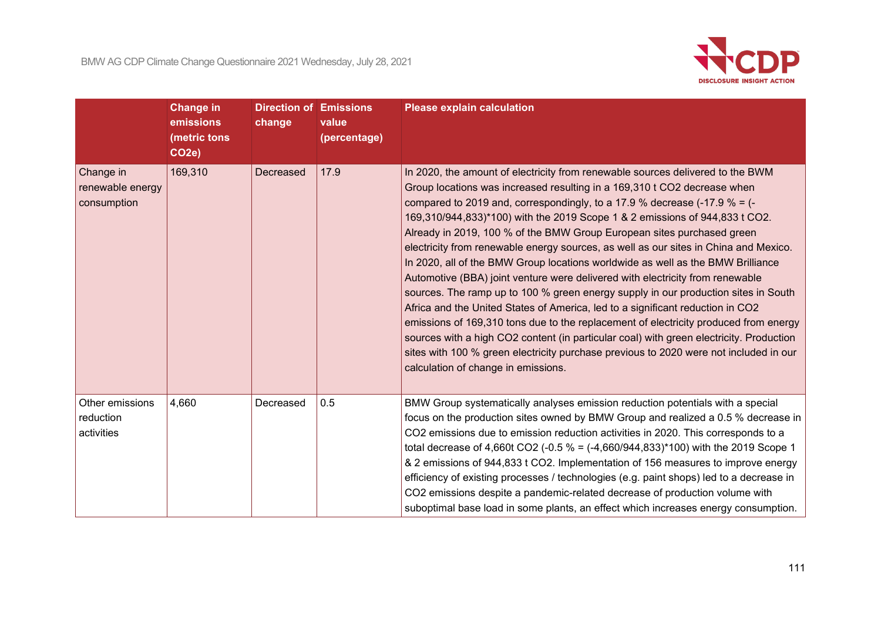| | Change in emissions (metric tons CO2e) | Direction of change | Emissions value (percentage) | Please explain calculation |
|---|---|---|---|---|
| Change in renewable energy consumption | 169,310 | Decreased | 17.9 | In 2020, the amount of electricity from renewable sources delivered to the BWM Group locations was increased resulting in a 169,310 t CO2 decrease when compared to 2019 and, correspondingly, to a 17.9 % decrease (-17.9 % = (-169,310/944,833)*100) with the 2019 Scope 1 & 2 emissions of 944,833 t CO2. Already in 2019, 100 % of the BMW Group European sites purchased green electricity from renewable energy sources, as well as our sites in China and Mexico. In 2020, all of the BMW Group locations worldwide as well as the BMW Brilliance Automotive (BBA) joint venture were delivered with electricity from renewable sources. The ramp up to 100 % green energy supply in our production sites in South Africa and the United States of America, led to a significant reduction in CO2 emissions of 169,310 tons due to the replacement of electricity produced from energy sources with a high CO2 content (in particular coal) with green electricity. Production sites with 100 % green electricity purchase previous to 2020 were not included in our calculation of change in emissions. |
| Other emissions reduction activities | 4,660 | Decreased | 0.5 | BMW Group systematically analyses emission reduction potentials with a special focus on the production sites owned by BMW Group and realized a 0.5 % decrease in CO2 emissions due to emission reduction activities in 2020. This corresponds to a total decrease of 4,660t CO2 (-0.5 % = (-4,660/944,833)*100) with the 2019 Scope 1 & 2 emissions of 944,833 t CO2. Implementation of 156 measures to improve energy efficiency of existing processes / technologies (e.g. paint shops) led to a decrease in CO2 emissions despite a pandemic-related decrease of production volume with suboptimal base load in some plants, an effect which increases energy consumption. |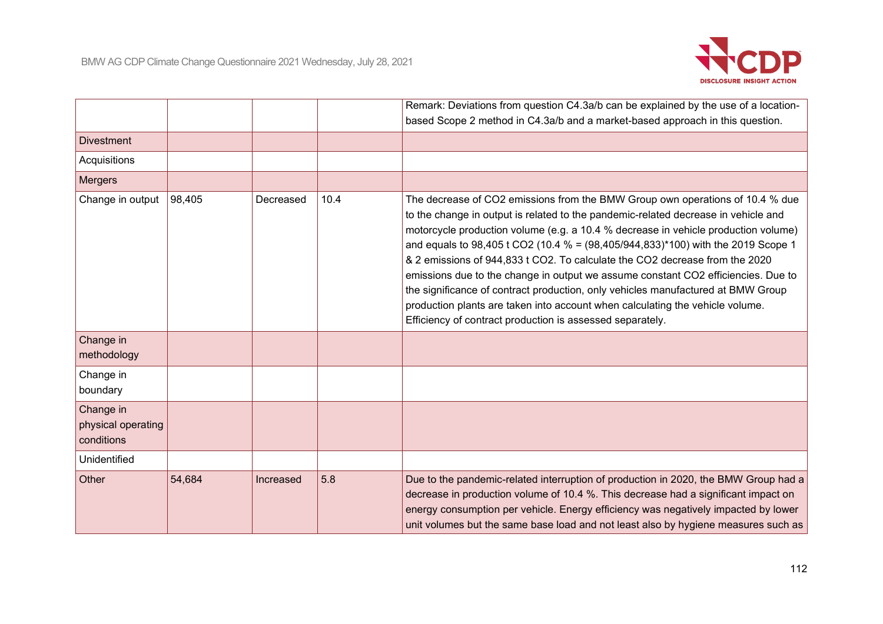| | | | | |
|---|---|---|---|---|
| | | | | Remark: Deviations from question C4.3a/b can be explained by the use of a location-based Scope 2 method in C4.3a/b and a market-based approach in this question. |
| Divestment | | | | |
| Acquisitions | | | | |
| Mergers | | | | |
| Change in output | 98,405 | Decreased | 10.4 | The decrease of CO2 emissions from the BMW Group own operations of 10.4 % due to the change in output is related to the pandemic-related decrease in vehicle and motorcycle production volume (e.g. a 10.4 % decrease in vehicle production volume) and equals to 98,405 t CO2 (10.4 % = (98,405/944,833)*100) with the 2019 Scope 1 & 2 emissions of 944,833 t CO2. To calculate the CO2 decrease from the 2020 emissions due to the change in output we assume constant CO2 efficiencies. Due to the significance of contract production, only vehicles manufactured at BMW Group production plants are taken into account when calculating the vehicle volume. Efficiency of contract production is assessed separately. |
| Change in methodology | | | | |
| Change in boundary | | | | |
| Change in physical operating conditions | | | | |
| Unidentified | | | | |
| Other | 54,684 | Increased | 5.8 | Due to the pandemic-related interruption of production in 2020, the BMW Group had a decrease in production volume of 10.4 %. This decrease had a significant impact on energy consumption per vehicle. Energy efficiency was negatively impacted by lower unit volumes but the same base load and not least also by hygiene measures such as |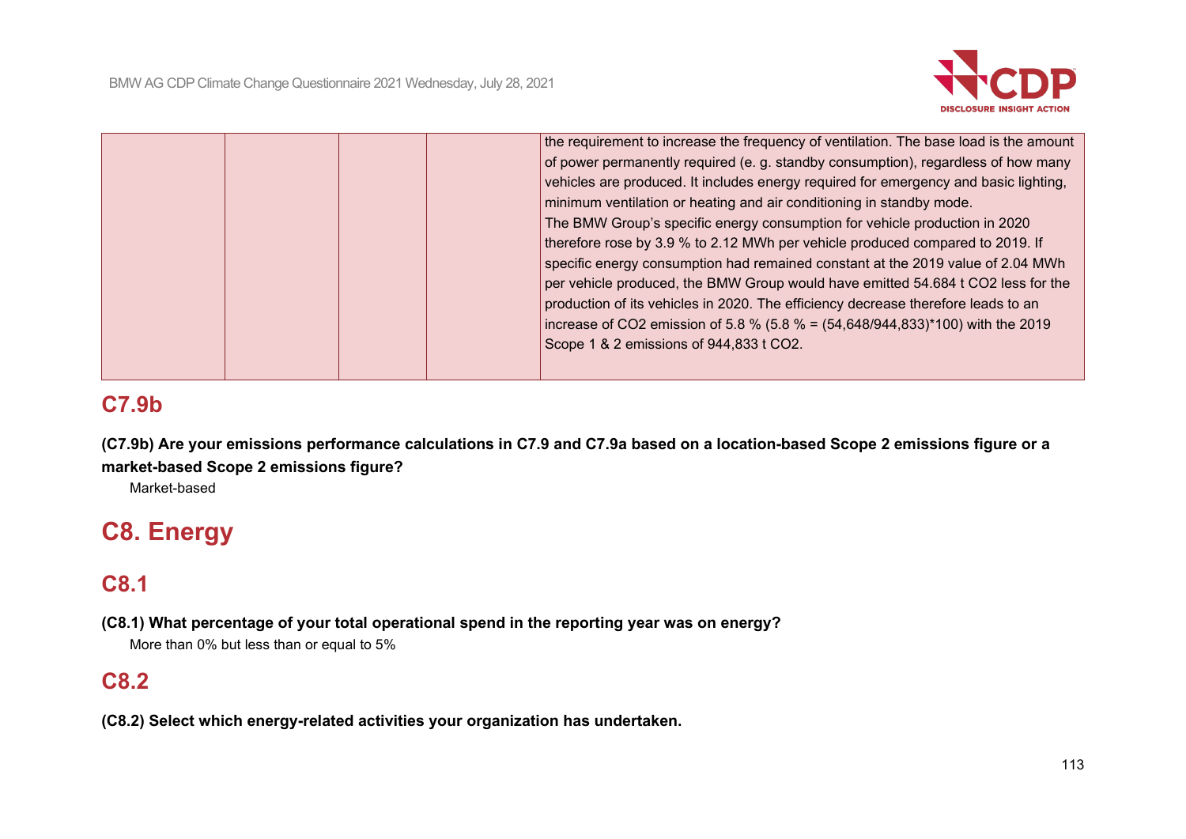| | | | | |
|---|---|---|---|---|
| | | | | the requirement to increase the frequency of ventilation. The base load is the amount of power permanently required (e. g. standby consumption), regardless of how many vehicles are produced. It includes energy required for emergency and basic lighting, minimum ventilation or heating and air conditioning in standby mode.<br>The BMW Group's specific energy consumption for vehicle production in 2020 therefore rose by 3.9 % to 2.12 MWh per vehicle produced compared to 2019. If specific energy consumption had remained constant at the 2019 value of 2.04 MWh per vehicle produced, the BMW Group would have emitted 54.684 t CO2 less for the production of its vehicles in 2020. The efficiency decrease therefore leads to an increase of CO2 emission of 5.8 % (5.8 % = (54,648/944,833)*100) with the 2019 Scope 1 & 2 emissions of 944,833 t CO2. |

## C7.9b

**(C7.9b) Are your emissions performance calculations in C7.9 and C7.9a based on a location-based Scope 2 emissions figure or a market-based Scope 2 emissions figure?**

Market-based

# C8. Energy

## C8.1

**(C8.1) What percentage of your total operational spend in the reporting year was on energy?**

More than 0% but less than or equal to 5%

## C8.2

**(C8.2) Select which energy-related activities your organization has undertaken.**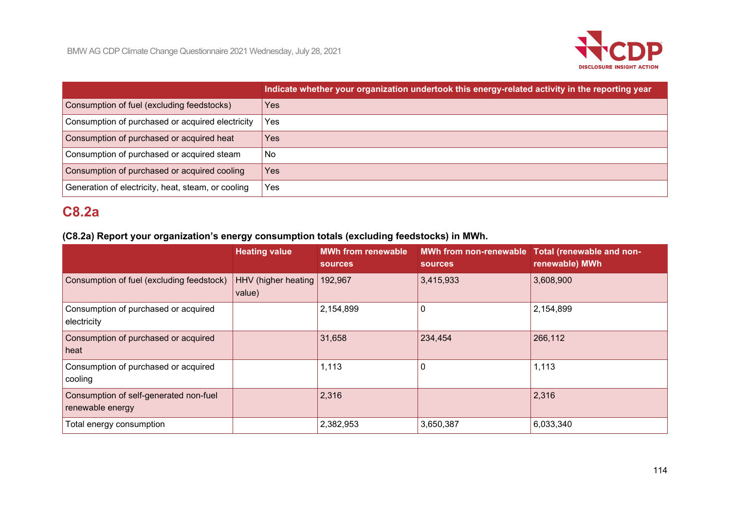| | Indicate whether your organization undertook this energy-related activity in the reporting year |
|---|---|
| Consumption of fuel (excluding feedstocks) | Yes |
| Consumption of purchased or acquired electricity | Yes |
| Consumption of purchased or acquired heat | Yes |
| Consumption of purchased or acquired steam | No |
| Consumption of purchased or acquired cooling | Yes |
| Generation of electricity, heat, steam, or cooling | Yes |

## C8.2a

**(C8.2a) Report your organization's energy consumption totals (excluding feedstocks) in MWh.**

| | Heating value | MWh from renewable sources | MWh from non-renewable sources | Total (renewable and non-renewable) MWh |
|---|---|---|---|---|
| Consumption of fuel (excluding feedstock) | HHV (higher heating value) | 192,967 | 3,415,933 | 3,608,900 |
| Consumption of purchased or acquired electricity | | 2,154,899 | 0 | 2,154,899 |
| Consumption of purchased or acquired heat | | 31,658 | 234,454 | 266,112 |
| Consumption of purchased or acquired cooling | | 1,113 | 0 | 1,113 |
| Consumption of self-generated non-fuel renewable energy | | 2,316 | | 2,316 |
| Total energy consumption | | 2,382,953 | 3,650,387 | 6,033,340 |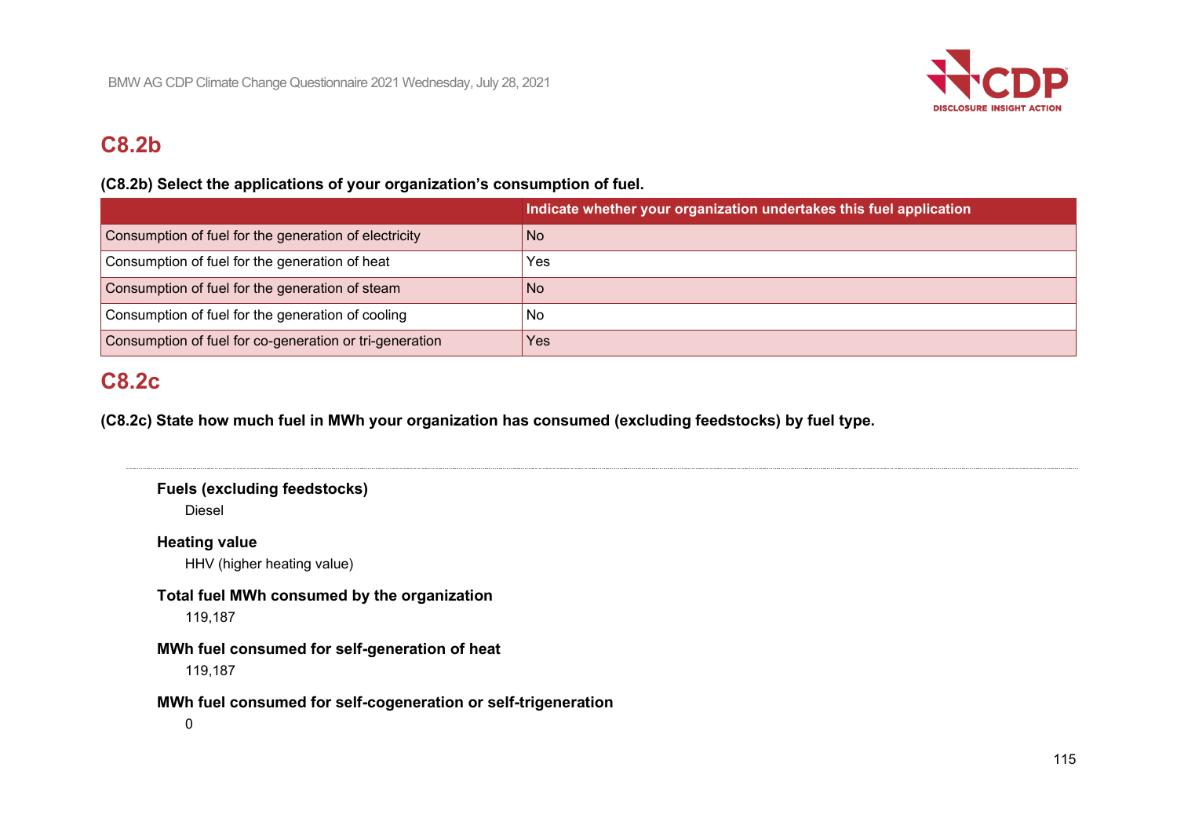## C8.2b

**(C8.2b) Select the applications of your organization's consumption of fuel.**

| | Indicate whether your organization undertakes this fuel application |
|---|---|
| Consumption of fuel for the generation of electricity | No |
| Consumption of fuel for the generation of heat | Yes |
| Consumption of fuel for the generation of steam | No |
| Consumption of fuel for the generation of cooling | No |
| Consumption of fuel for co-generation or tri-generation | Yes |

## C8.2c

**(C8.2c) State how much fuel in MWh your organization has consumed (excluding feedstocks) by fuel type.**

---

**Fuels (excluding feedstocks)**

Diesel

**Heating value**

HHV (higher heating value)

**Total fuel MWh consumed by the organization**

119,187

**MWh fuel consumed for self-generation of heat**

119,187

**MWh fuel consumed for self-cogeneration or self-trigeneration**

0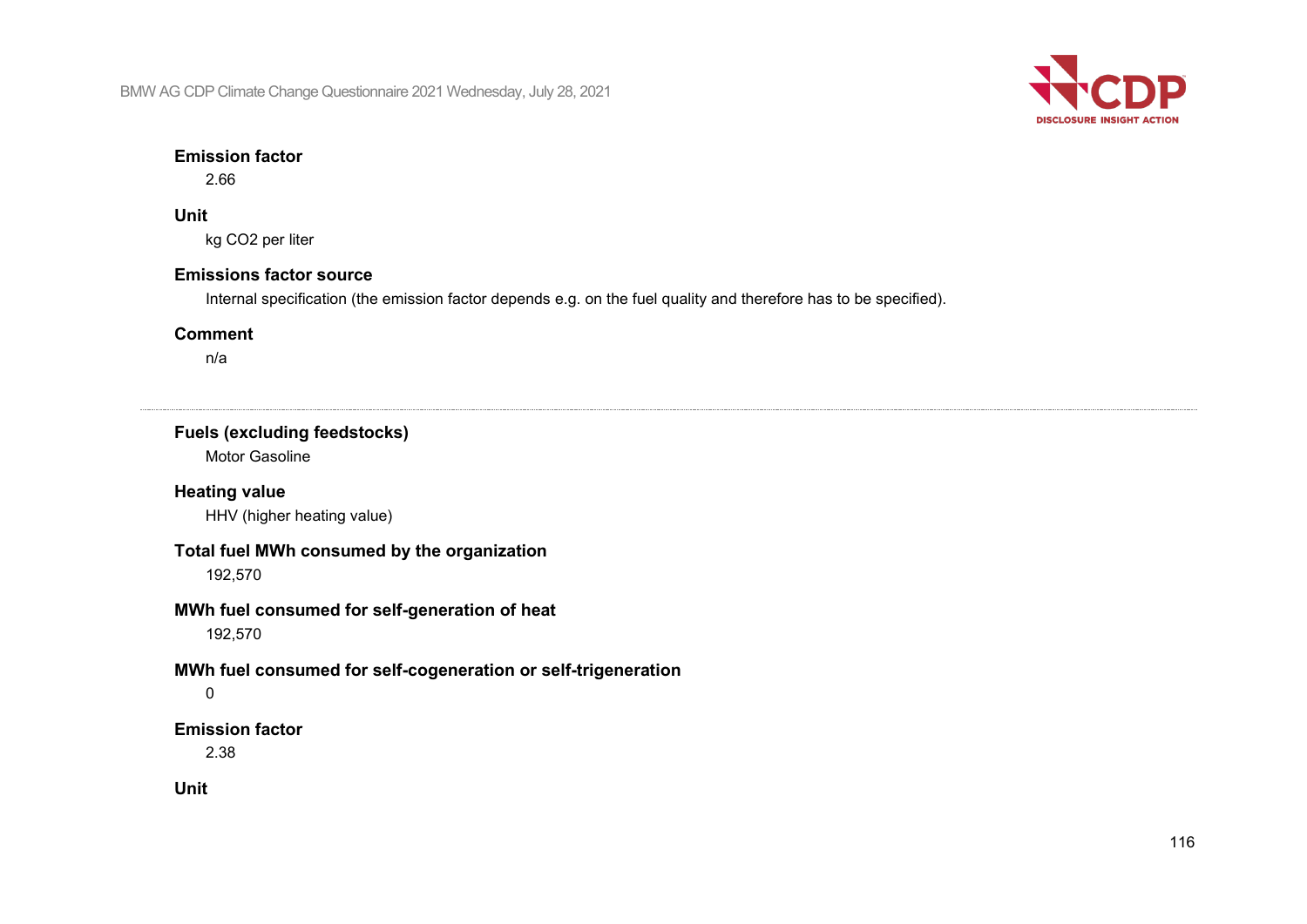**Emission factor**

2.66

**Unit**

kg CO2 per liter

**Emissions factor source**

Internal specification (the emission factor depends e.g. on the fuel quality and therefore has to be specified).

**Comment**

n/a

---

**Fuels (excluding feedstocks)**

Motor Gasoline

**Heating value**

HHV (higher heating value)

**Total fuel MWh consumed by the organization**

192,570

**MWh fuel consumed for self-generation of heat**

192,570

**MWh fuel consumed for self-cogeneration or self-trigeneration**

0

**Emission factor**

2.38

**Unit**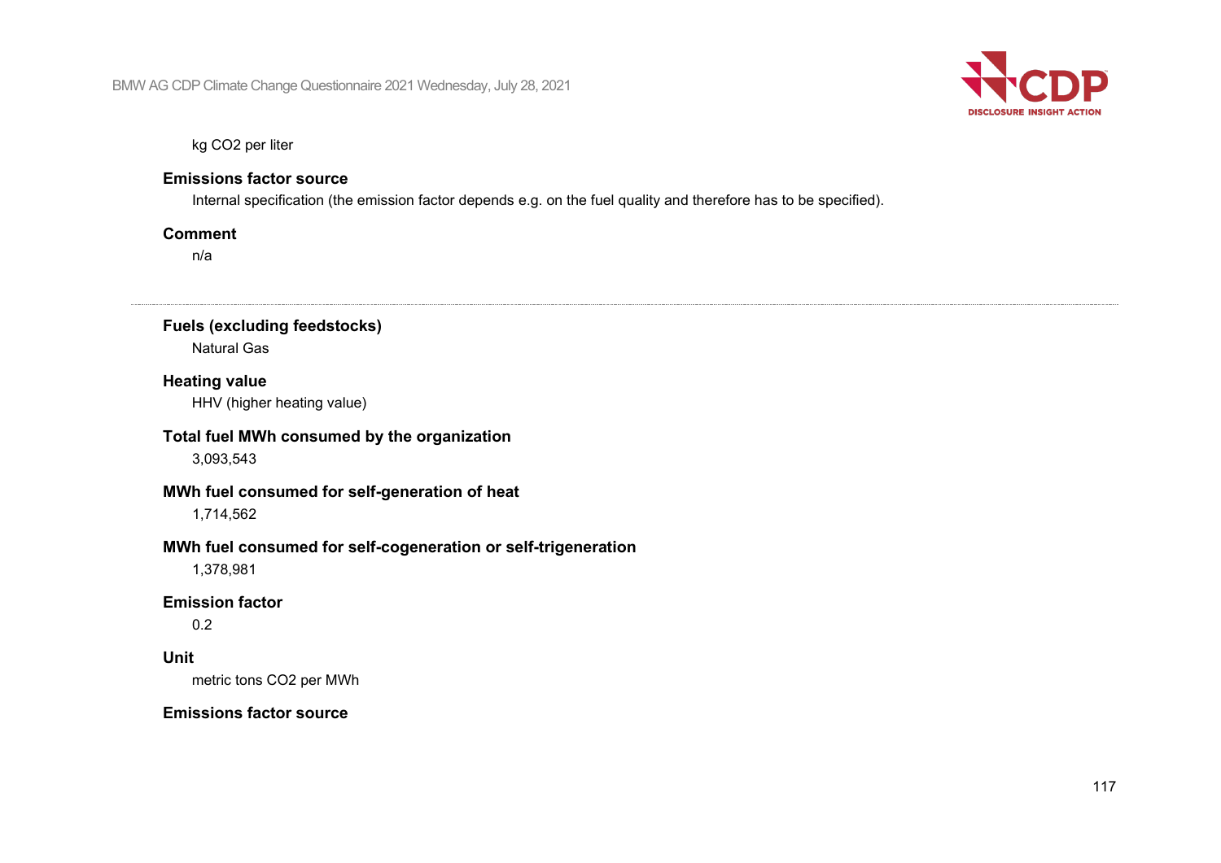kg CO2 per liter

**Emissions factor source**

Internal specification (the emission factor depends e.g. on the fuel quality and therefore has to be specified).

**Comment**

n/a

---

**Fuels (excluding feedstocks)**

Natural Gas

**Heating value**

HHV (higher heating value)

**Total fuel MWh consumed by the organization**

3,093,543

**MWh fuel consumed for self-generation of heat**

1,714,562

**MWh fuel consumed for self-cogeneration or self-trigeneration**

1,378,981

**Emission factor**

0.2

**Unit**

metric tons CO2 per MWh

**Emissions factor source**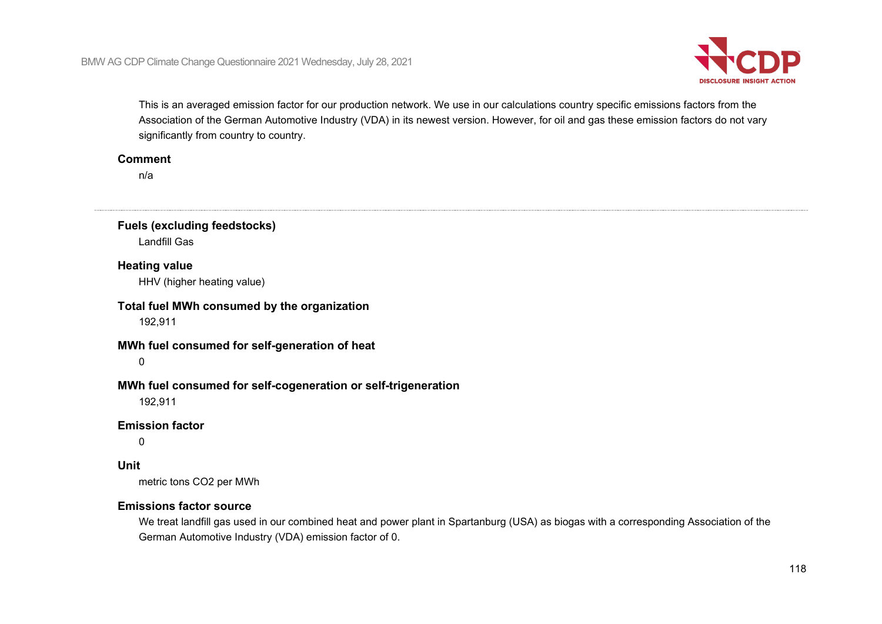This is an averaged emission factor for our production network. We use in our calculations country specific emissions factors from the Association of the German Automotive Industry (VDA) in its newest version. However, for oil and gas these emission factors do not vary significantly from country to country.

**Comment**

n/a

---

**Fuels (excluding feedstocks)**

Landfill Gas

**Heating value**

HHV (higher heating value)

**Total fuel MWh consumed by the organization**

192,911

**MWh fuel consumed for self-generation of heat**

0

**MWh fuel consumed for self-cogeneration or self-trigeneration**

192,911

**Emission factor**

0

**Unit**

metric tons $CO_2$ per MWh

**Emissions factor source**

We treat landfill gas used in our combined heat and power plant in Spartanburg (USA) as biogas with a corresponding Association of the German Automotive Industry (VDA) emission factor of 0.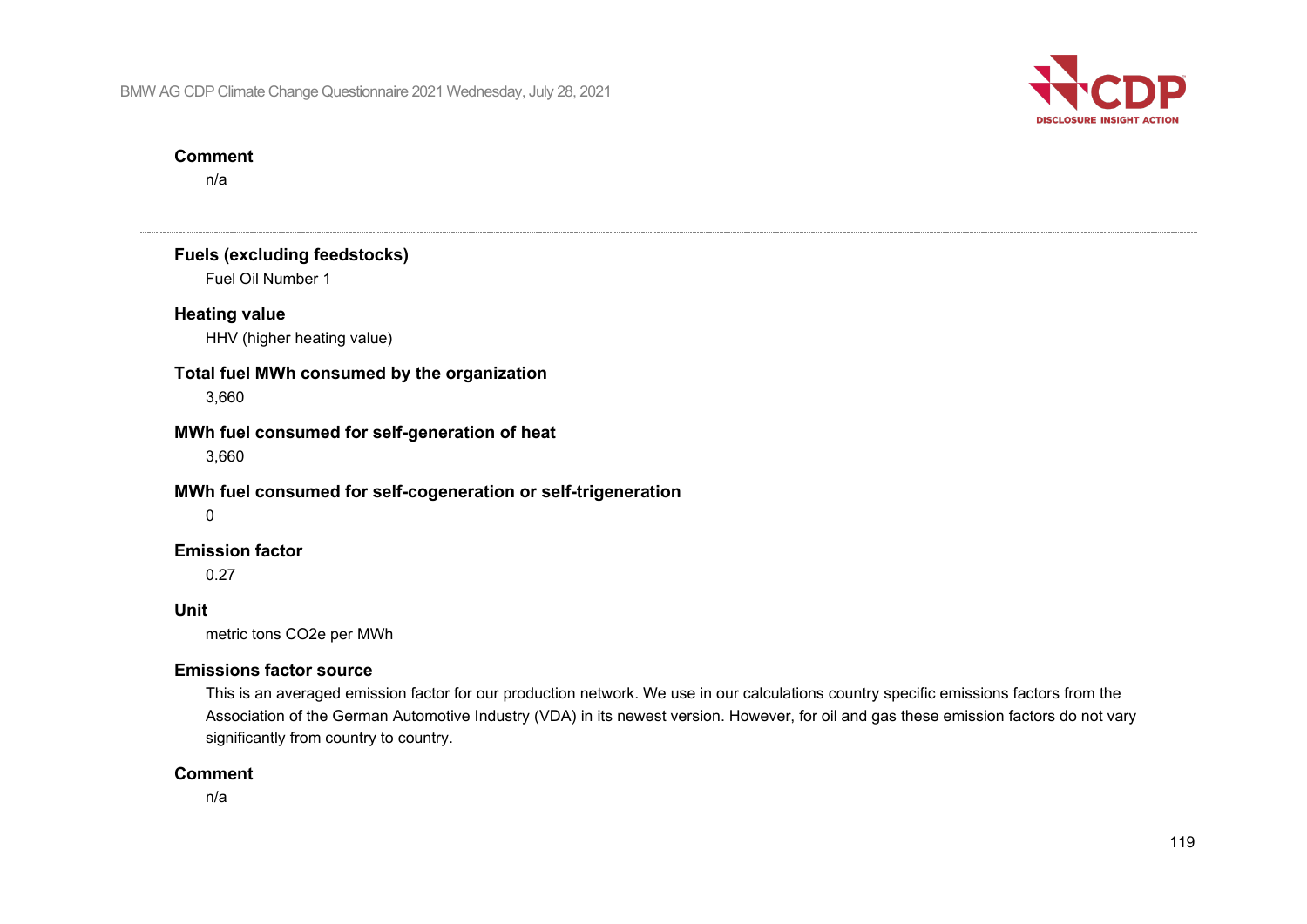**Comment**

n/a

---

**Fuels (excluding feedstocks)**

Fuel Oil Number 1

**Heating value**

HHV (higher heating value)

**Total fuel MWh consumed by the organization**

3,660

**MWh fuel consumed for self-generation of heat**

3,660

**MWh fuel consumed for self-cogeneration or self-trigeneration**

0

**Emission factor**

0.27

**Unit**

metric tons CO2e per MWh

**Emissions factor source**

This is an averaged emission factor for our production network. We use in our calculations country specific emissions factors from the Association of the German Automotive Industry (VDA) in its newest version. However, for oil and gas these emission factors do not vary significantly from country to country.

**Comment**

n/a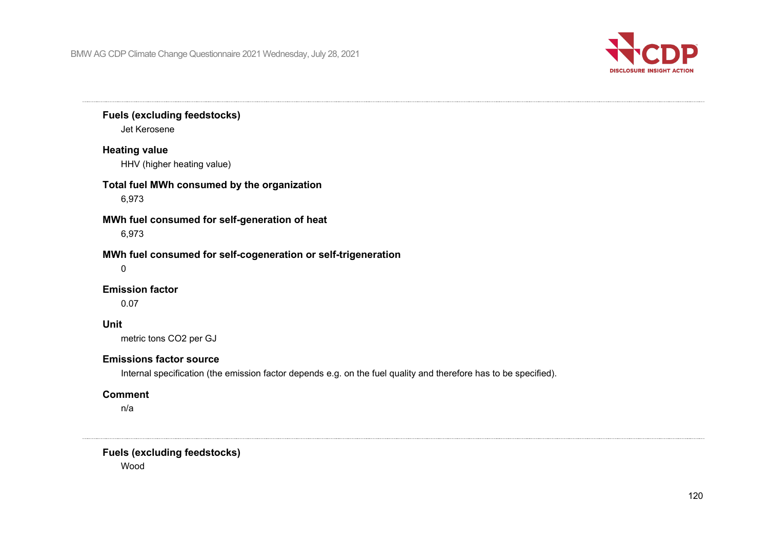**Fuels (excluding feedstocks)**

Jet Kerosene

**Heating value**

HHV (higher heating value)

**Total fuel MWh consumed by the organization**

6,973

**MWh fuel consumed for self-generation of heat**

6,973

**MWh fuel consumed for self-cogeneration or self-trigeneration**

0

**Emission factor**

0.07

**Unit**

metric tons CO2 per GJ

**Emissions factor source**

Internal specification (the emission factor depends e.g. on the fuel quality and therefore has to be specified).

**Comment**

n/a

---

**Fuels (excluding feedstocks)**

Wood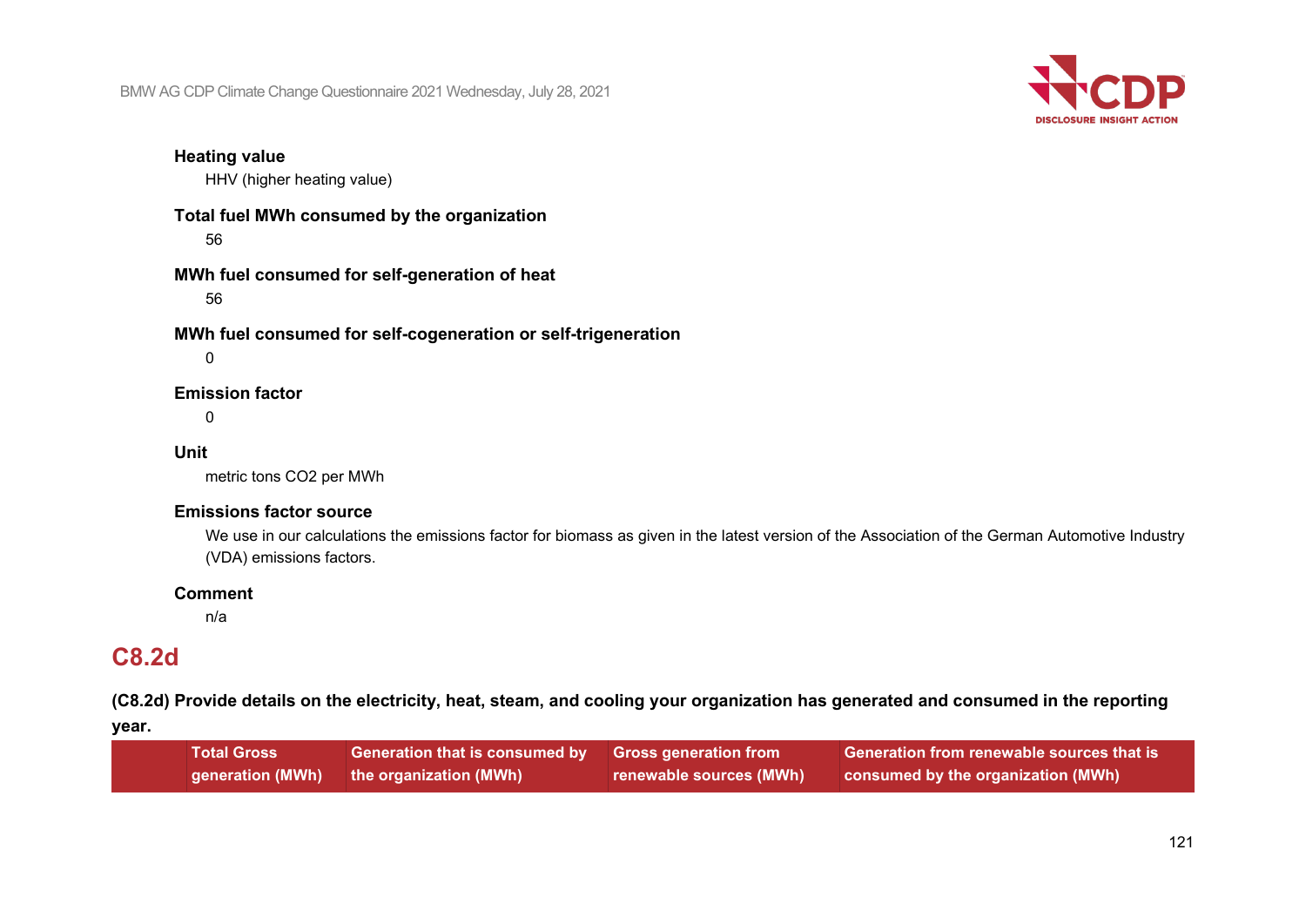**Heating value**

HHV (higher heating value)

**Total fuel MWh consumed by the organization**

56

**MWh fuel consumed for self-generation of heat**

56

**MWh fuel consumed for self-cogeneration or self-trigeneration**

0

**Emission factor**

0

**Unit**

metric tons CO2 per MWh

**Emissions factor source**

We use in our calculations the emissions factor for biomass as given in the latest version of the Association of the German Automotive Industry (VDA) emissions factors.

**Comment**

n/a

## C8.2d

**(C8.2d) Provide details on the electricity, heat, steam, and cooling your organization has generated and consumed in the reporting year.**

| | Total Gross generation (MWh) | Generation that is consumed by the organization (MWh) | Gross generation from renewable sources (MWh) | Generation from renewable sources that is consumed by the organization (MWh) |
|---|---|---|---|---|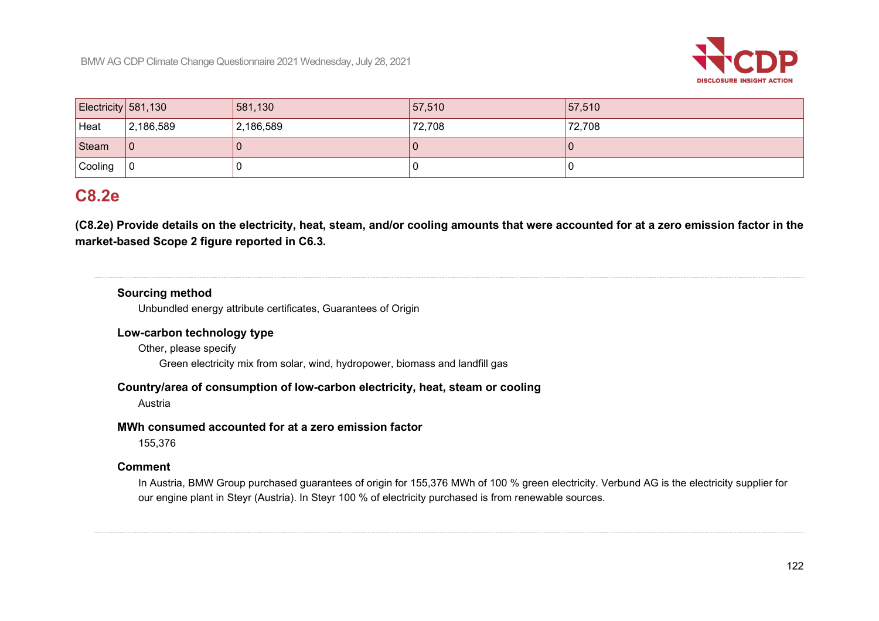| | | | | |
|---|---|---|---|---|
| Electricity | 581,130 | 581,130 | 57,510 | 57,510 |
| Heat | 2,186,589 | 2,186,589 | 72,708 | 72,708 |
| Steam | 0 | 0 | 0 | 0 |
| Cooling | 0 | 0 | 0 | 0 |

## C8.2e

**(C8.2e) Provide details on the electricity, heat, steam, and/or cooling amounts that were accounted for at a zero emission factor in the market-based Scope 2 figure reported in C6.3.**

**Sourcing method**

Unbundled energy attribute certificates, Guarantees of Origin

**Low-carbon technology type**

Other, please specify

Green electricity mix from solar, wind, hydropower, biomass and landfill gas

**Country/area of consumption of low-carbon electricity, heat, steam or cooling**

Austria

**MWh consumed accounted for at a zero emission factor**

155,376

**Comment**

In Austria, BMW Group purchased guarantees of origin for 155,376 MWh of 100 % green electricity. Verbund AG is the electricity supplier for our engine plant in Steyr (Austria). In Steyr 100 % of electricity purchased is from renewable sources.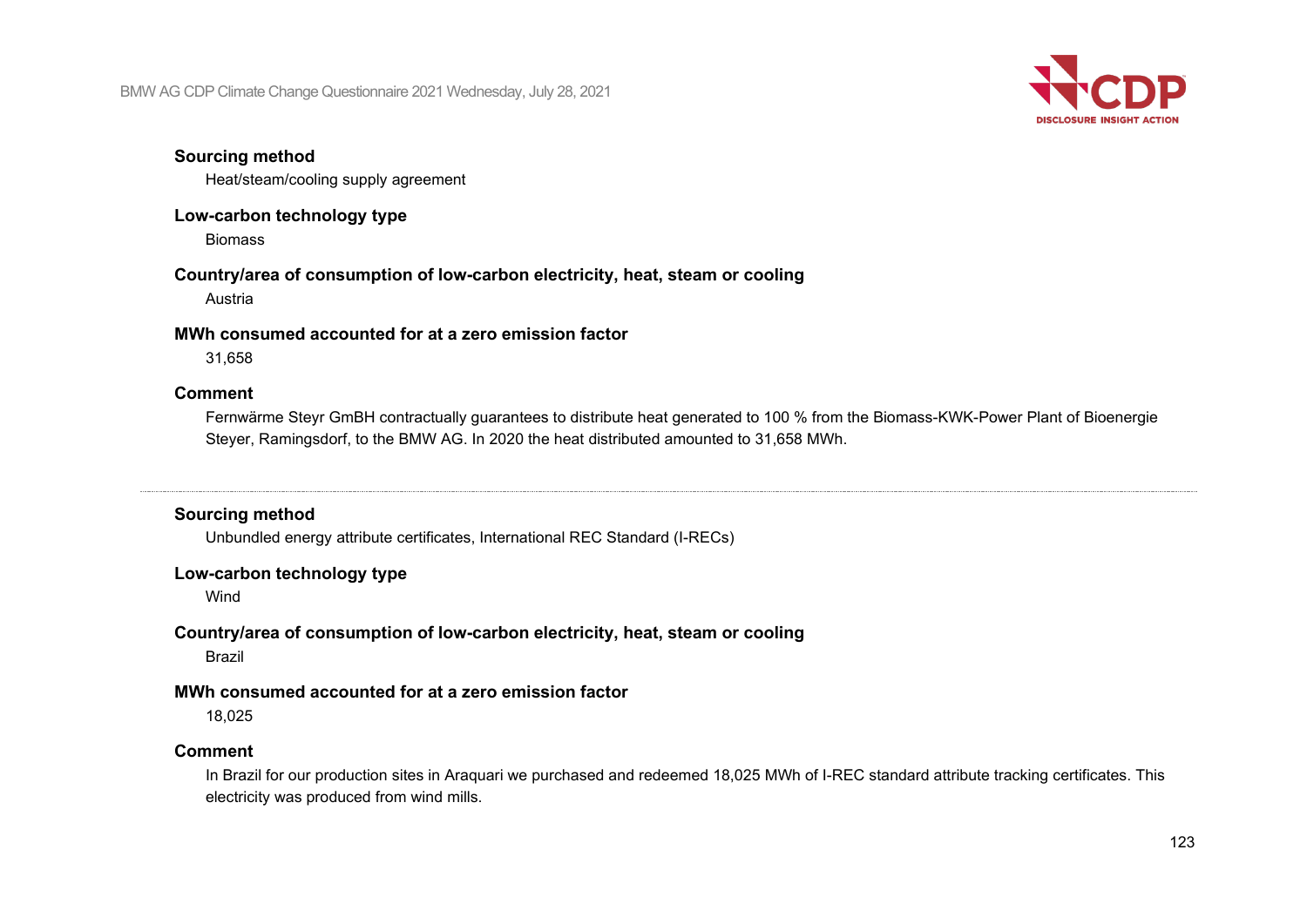**Sourcing method**

Heat/steam/cooling supply agreement

**Low-carbon technology type**

Biomass

**Country/area of consumption of low-carbon electricity, heat, steam or cooling**

Austria

**MWh consumed accounted for at a zero emission factor**

31,658

**Comment**

Fernwärme Steyr GmBH contractually guarantees to distribute heat generated to 100 % from the Biomass-KWK-Power Plant of Bioenergie Steyer, Ramingsdorf, to the BMW AG. In 2020 the heat distributed amounted to 31,658 MWh.

---

**Sourcing method**

Unbundled energy attribute certificates, International REC Standard (I-RECs)

**Low-carbon technology type**

Wind

**Country/area of consumption of low-carbon electricity, heat, steam or cooling**

Brazil

**MWh consumed accounted for at a zero emission factor**

18,025

**Comment**

In Brazil for our production sites in Araquari we purchased and redeemed 18,025 MWh of I-REC standard attribute tracking certificates. This electricity was produced from wind mills.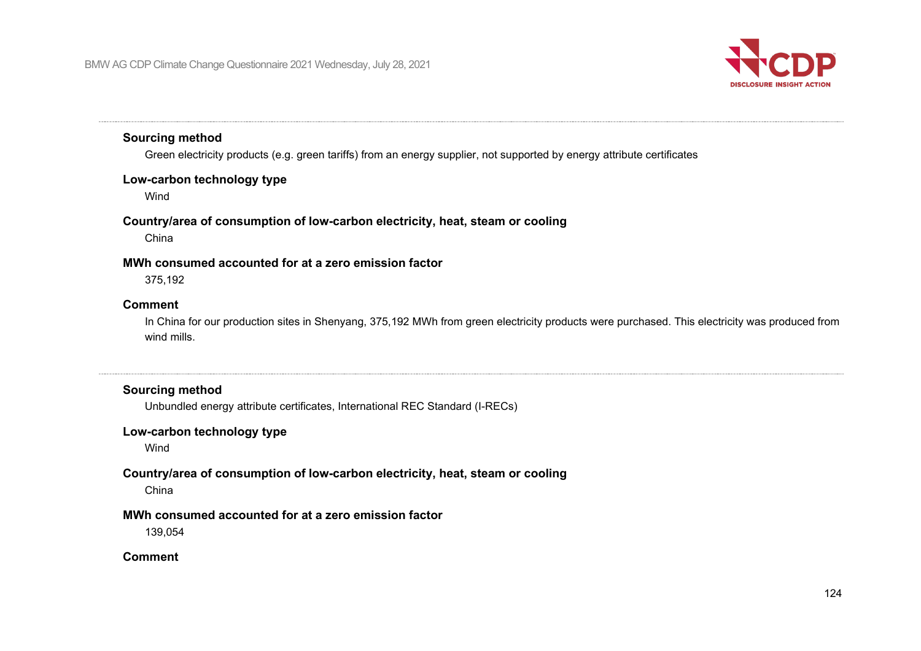**Sourcing method**

Green electricity products (e.g. green tariffs) from an energy supplier, not supported by energy attribute certificates

**Low-carbon technology type**

Wind

**Country/area of consumption of low-carbon electricity, heat, steam or cooling**

China

**MWh consumed accounted for at a zero emission factor**

375,192

**Comment**

In China for our production sites in Shenyang, 375,192 MWh from green electricity products were purchased. This electricity was produced from wind mills.

---

**Sourcing method**

Unbundled energy attribute certificates, International REC Standard (I-RECs)

**Low-carbon technology type**

Wind

**Country/area of consumption of low-carbon electricity, heat, steam or cooling**

China

**MWh consumed accounted for at a zero emission factor**

139,054

**Comment**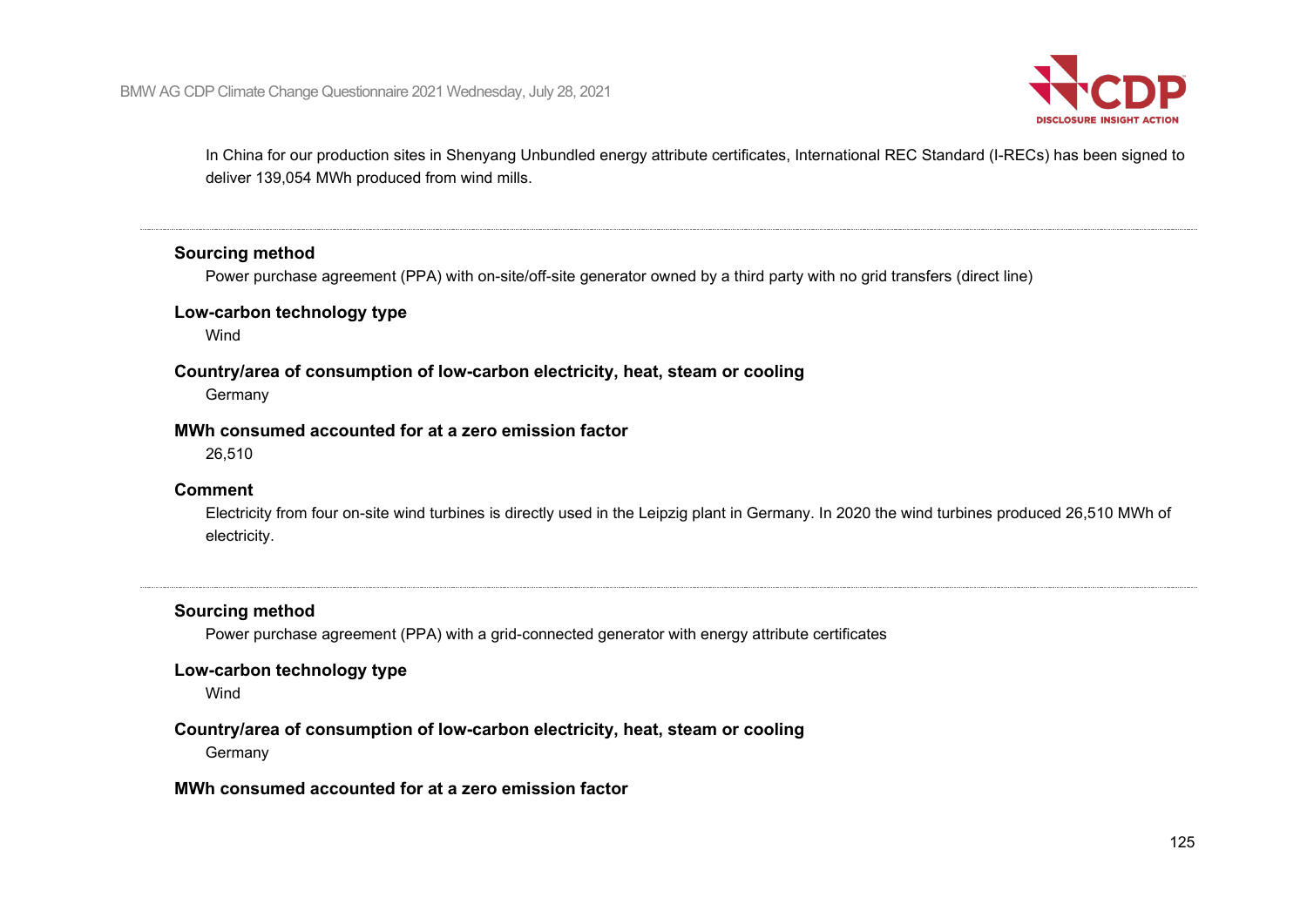In China for our production sites in Shenyang Unbundled energy attribute certificates, International REC Standard (I-RECs) has been signed to deliver 139,054 MWh produced from wind mills.

---

**Sourcing method**

Power purchase agreement (PPA) with on-site/off-site generator owned by a third party with no grid transfers (direct line)

**Low-carbon technology type**

Wind

**Country/area of consumption of low-carbon electricity, heat, steam or cooling**

Germany

**MWh consumed accounted for at a zero emission factor**

26,510

**Comment**

Electricity from four on-site wind turbines is directly used in the Leipzig plant in Germany. In 2020 the wind turbines produced 26,510 MWh of electricity.

---

**Sourcing method**

Power purchase agreement (PPA) with a grid-connected generator with energy attribute certificates

**Low-carbon technology type**

Wind

**Country/area of consumption of low-carbon electricity, heat, steam or cooling**

Germany

**MWh consumed accounted for at a zero emission factor**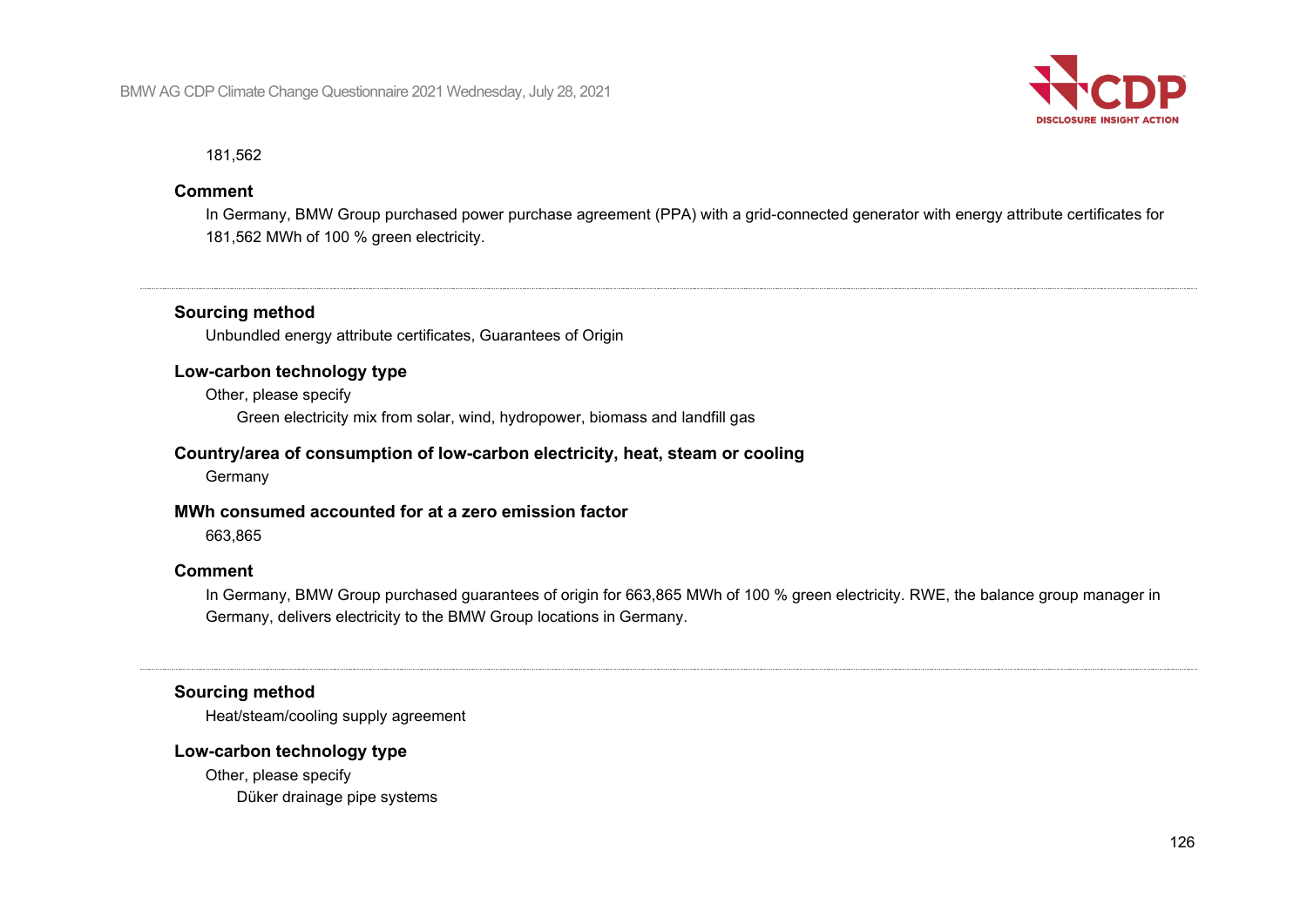181,562

**Comment**

In Germany, BMW Group purchased power purchase agreement (PPA) with a grid-connected generator with energy attribute certificates for 181,562 MWh of 100 % green electricity.

---

**Sourcing method**

Unbundled energy attribute certificates, Guarantees of Origin

**Low-carbon technology type**

Other, please specify

Green electricity mix from solar, wind, hydropower, biomass and landfill gas

**Country/area of consumption of low-carbon electricity, heat, steam or cooling**

Germany

**MWh consumed accounted for at a zero emission factor**

663,865

**Comment**

In Germany, BMW Group purchased guarantees of origin for 663,865 MWh of 100 % green electricity. RWE, the balance group manager in Germany, delivers electricity to the BMW Group locations in Germany.

---

**Sourcing method**

Heat/steam/cooling supply agreement

**Low-carbon technology type**

Other, please specify

Düker drainage pipe systems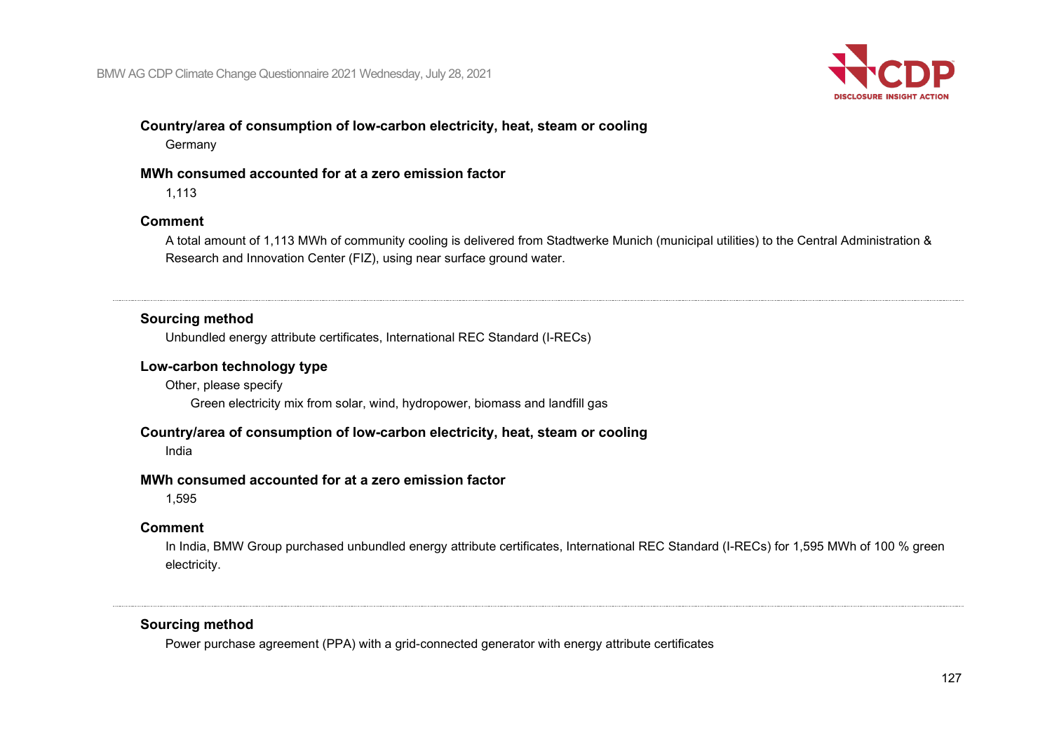**Country/area of consumption of low-carbon electricity, heat, steam or cooling**

Germany

**MWh consumed accounted for at a zero emission factor**

1,113

**Comment**

A total amount of 1,113 MWh of community cooling is delivered from Stadtwerke Munich (municipal utilities) to the Central Administration & Research and Innovation Center (FIZ), using near surface ground water.

---

**Sourcing method**

Unbundled energy attribute certificates, International REC Standard (I-RECs)

**Low-carbon technology type**

Other, please specify

Green electricity mix from solar, wind, hydropower, biomass and landfill gas

**Country/area of consumption of low-carbon electricity, heat, steam or cooling**

India

**MWh consumed accounted for at a zero emission factor**

1,595

**Comment**

In India, BMW Group purchased unbundled energy attribute certificates, International REC Standard (I-RECs) for 1,595 MWh of 100 % green electricity.

---

**Sourcing method**

Power purchase agreement (PPA) with a grid-connected generator with energy attribute certificates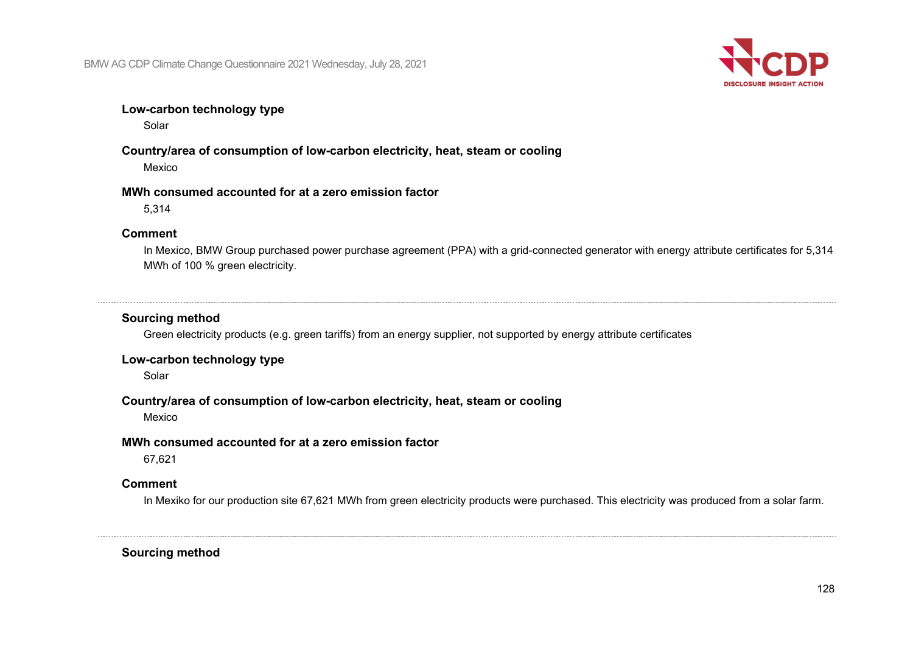**Low-carbon technology type**

Solar

**Country/area of consumption of low-carbon electricity, heat, steam or cooling**

Mexico

**MWh consumed accounted for at a zero emission factor**

5,314

**Comment**

In Mexico, BMW Group purchased power purchase agreement (PPA) with a grid-connected generator with energy attribute certificates for 5,314 MWh of 100 % green electricity.

---

**Sourcing method**

Green electricity products (e.g. green tariffs) from an energy supplier, not supported by energy attribute certificates

**Low-carbon technology type**

Solar

**Country/area of consumption of low-carbon electricity, heat, steam or cooling**

Mexico

**MWh consumed accounted for at a zero emission factor**

67,621

**Comment**

In Mexiko for our production site 67,621 MWh from green electricity products were purchased. This electricity was produced from a solar farm.

---

**Sourcing method**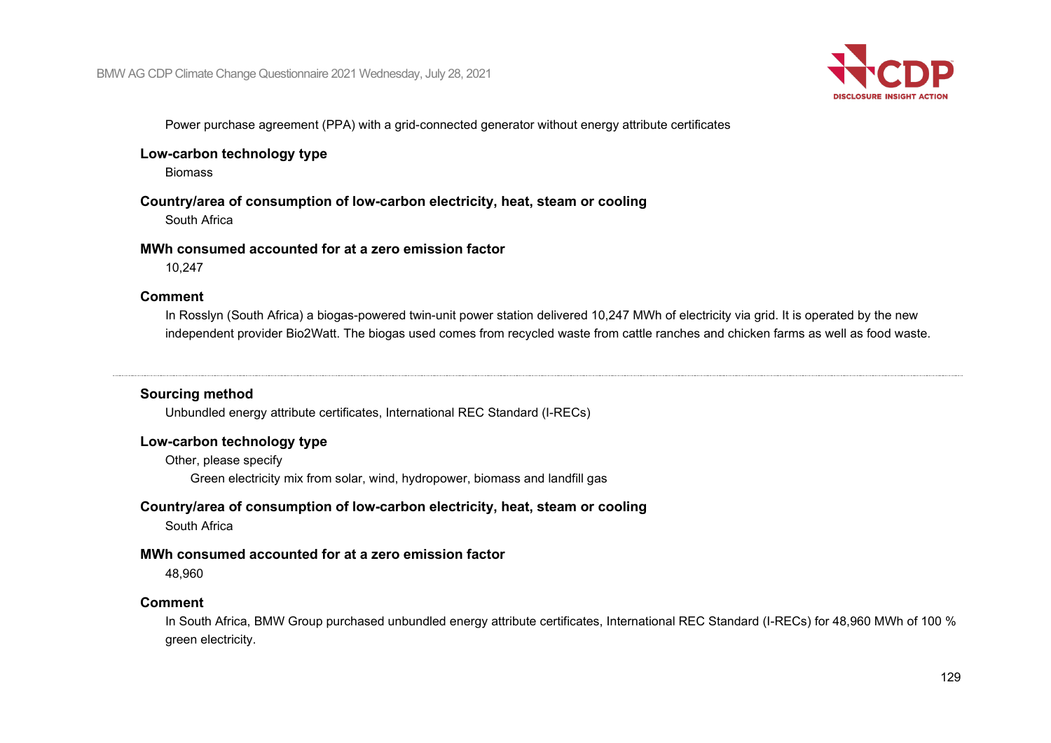Power purchase agreement (PPA) with a grid-connected generator without energy attribute certificates

**Low-carbon technology type**

Biomass

**Country/area of consumption of low-carbon electricity, heat, steam or cooling**

South Africa

**MWh consumed accounted for at a zero emission factor**

10,247

**Comment**

In Rosslyn (South Africa) a biogas-powered twin-unit power station delivered 10,247 MWh of electricity via grid. It is operated by the new independent provider Bio2Watt. The biogas used comes from recycled waste from cattle ranches and chicken farms as well as food waste.

---

**Sourcing method**

Unbundled energy attribute certificates, International REC Standard (I-RECs)

**Low-carbon technology type**

Other, please specify

Green electricity mix from solar, wind, hydropower, biomass and landfill gas

**Country/area of consumption of low-carbon electricity, heat, steam or cooling**

South Africa

**MWh consumed accounted for at a zero emission factor**

48,960

**Comment**

In South Africa, BMW Group purchased unbundled energy attribute certificates, International REC Standard (I-RECs) for 48,960 MWh of 100 % green electricity.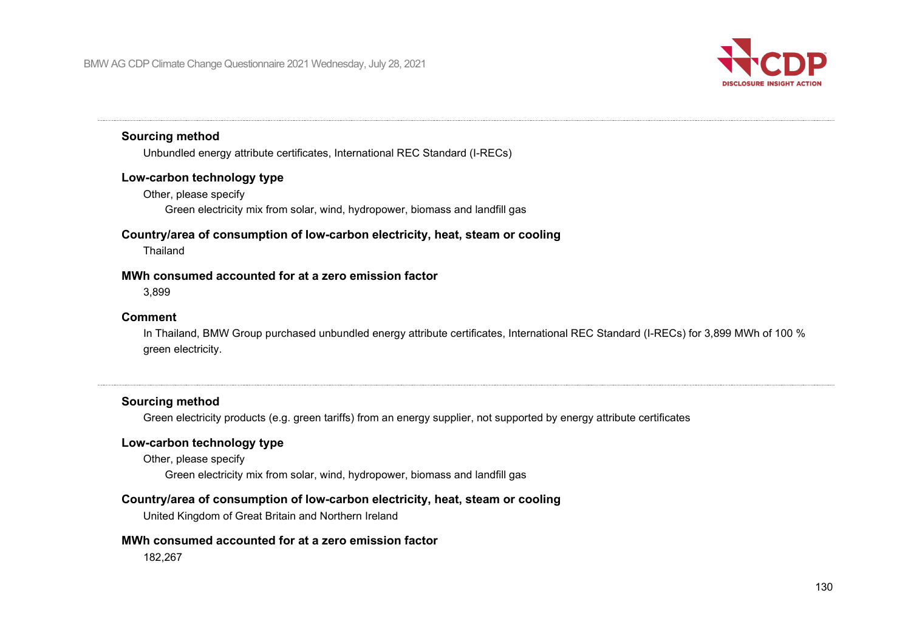**Sourcing method**

Unbundled energy attribute certificates, International REC Standard (I-RECs)

**Low-carbon technology type**

Other, please specify

Green electricity mix from solar, wind, hydropower, biomass and landfill gas

**Country/area of consumption of low-carbon electricity, heat, steam or cooling**

Thailand

**MWh consumed accounted for at a zero emission factor**

3,899

**Comment**

In Thailand, BMW Group purchased unbundled energy attribute certificates, International REC Standard (I-RECs) for 3,899 MWh of 100 % green electricity.

---

**Sourcing method**

Green electricity products (e.g. green tariffs) from an energy supplier, not supported by energy attribute certificates

**Low-carbon technology type**

Other, please specify

Green electricity mix from solar, wind, hydropower, biomass and landfill gas

**Country/area of consumption of low-carbon electricity, heat, steam or cooling**

United Kingdom of Great Britain and Northern Ireland

**MWh consumed accounted for at a zero emission factor**

182,267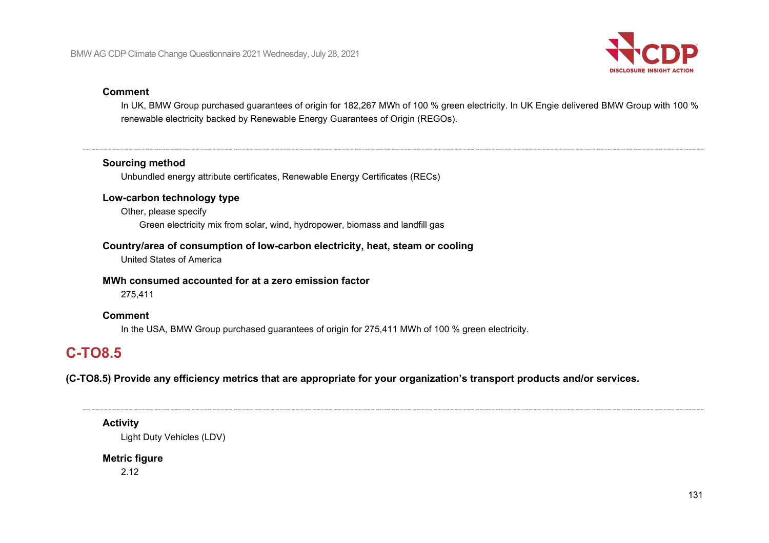**Comment**

In UK, BMW Group purchased guarantees of origin for 182,267 MWh of 100 % green electricity. In UK Engie delivered BMW Group with 100 % renewable electricity backed by Renewable Energy Guarantees of Origin (REGOs).

---

**Sourcing method**

Unbundled energy attribute certificates, Renewable Energy Certificates (RECs)

**Low-carbon technology type**

Other, please specify

Green electricity mix from solar, wind, hydropower, biomass and landfill gas

**Country/area of consumption of low-carbon electricity, heat, steam or cooling**

United States of America

**MWh consumed accounted for at a zero emission factor**

275,411

**Comment**

In the USA, BMW Group purchased guarantees of origin for 275,411 MWh of 100 % green electricity.

## C-TO8.5

**(C-TO8.5) Provide any efficiency metrics that are appropriate for your organization's transport products and/or services.**

---

**Activity**

Light Duty Vehicles (LDV)

**Metric figure**

2.12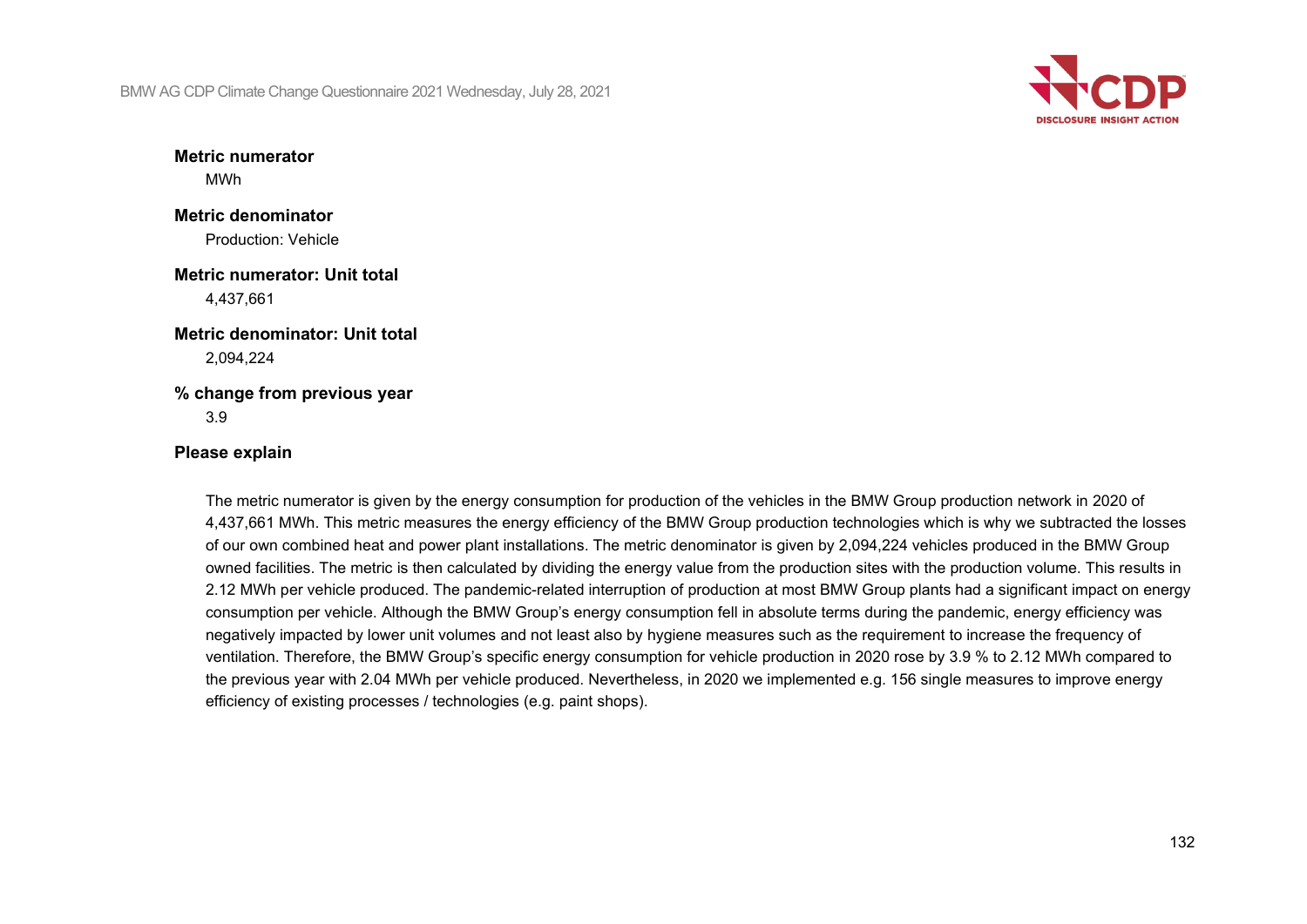**Metric numerator**

MWh

**Metric denominator**

Production: Vehicle

**Metric numerator: Unit total**

4,437,661

**Metric denominator: Unit total**

2,094,224

**% change from previous year**

3.9

**Please explain**

The metric numerator is given by the energy consumption for production of the vehicles in the BMW Group production network in 2020 of 4,437,661 MWh. This metric measures the energy efficiency of the BMW Group production technologies which is why we subtracted the losses of our own combined heat and power plant installations. The metric denominator is given by 2,094,224 vehicles produced in the BMW Group owned facilities. The metric is then calculated by dividing the energy value from the production sites with the production volume. This results in 2.12 MWh per vehicle produced. The pandemic-related interruption of production at most BMW Group plants had a significant impact on energy consumption per vehicle. Although the BMW Group's energy consumption fell in absolute terms during the pandemic, energy efficiency was negatively impacted by lower unit volumes and not least also by hygiene measures such as the requirement to increase the frequency of ventilation. Therefore, the BMW Group's specific energy consumption for vehicle production in 2020 rose by 3.9 % to 2.12 MWh compared to the previous year with 2.04 MWh per vehicle produced. Nevertheless, in 2020 we implemented e.g. 156 single measures to improve energy efficiency of existing processes / technologies (e.g. paint shops).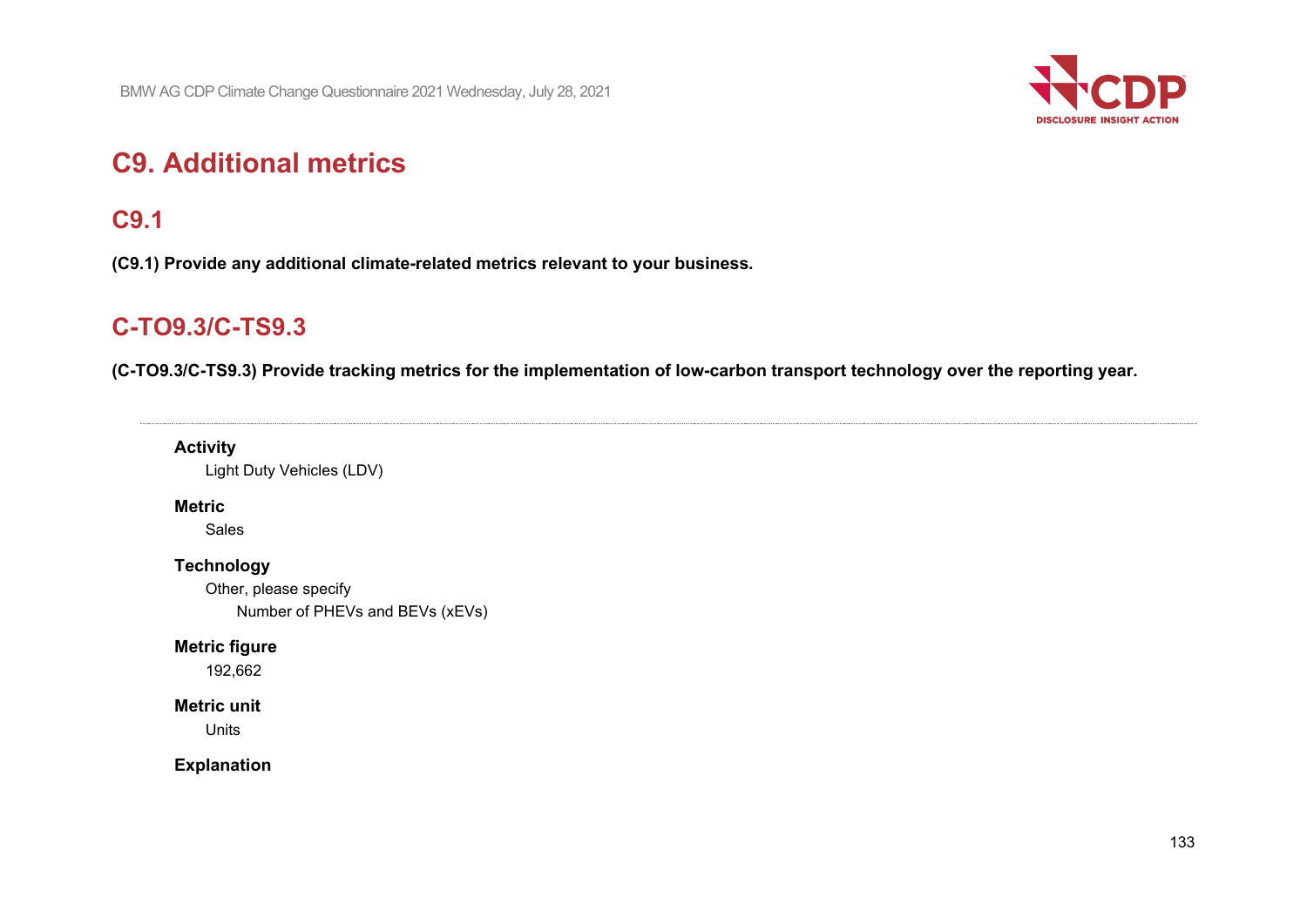# C9. Additional metrics

## C9.1

**(C9.1) Provide any additional climate-related metrics relevant to your business.**

## C-TO9.3/C-TS9.3

**(C-TO9.3/C-TS9.3) Provide tracking metrics for the implementation of low-carbon transport technology over the reporting year.**

---

**Activity**

Light Duty Vehicles (LDV)

**Metric**

Sales

**Technology**

Other, please specify

Number of PHEVs and BEVs (xEVs)

**Metric figure**

192,662

**Metric unit**

Units

**Explanation**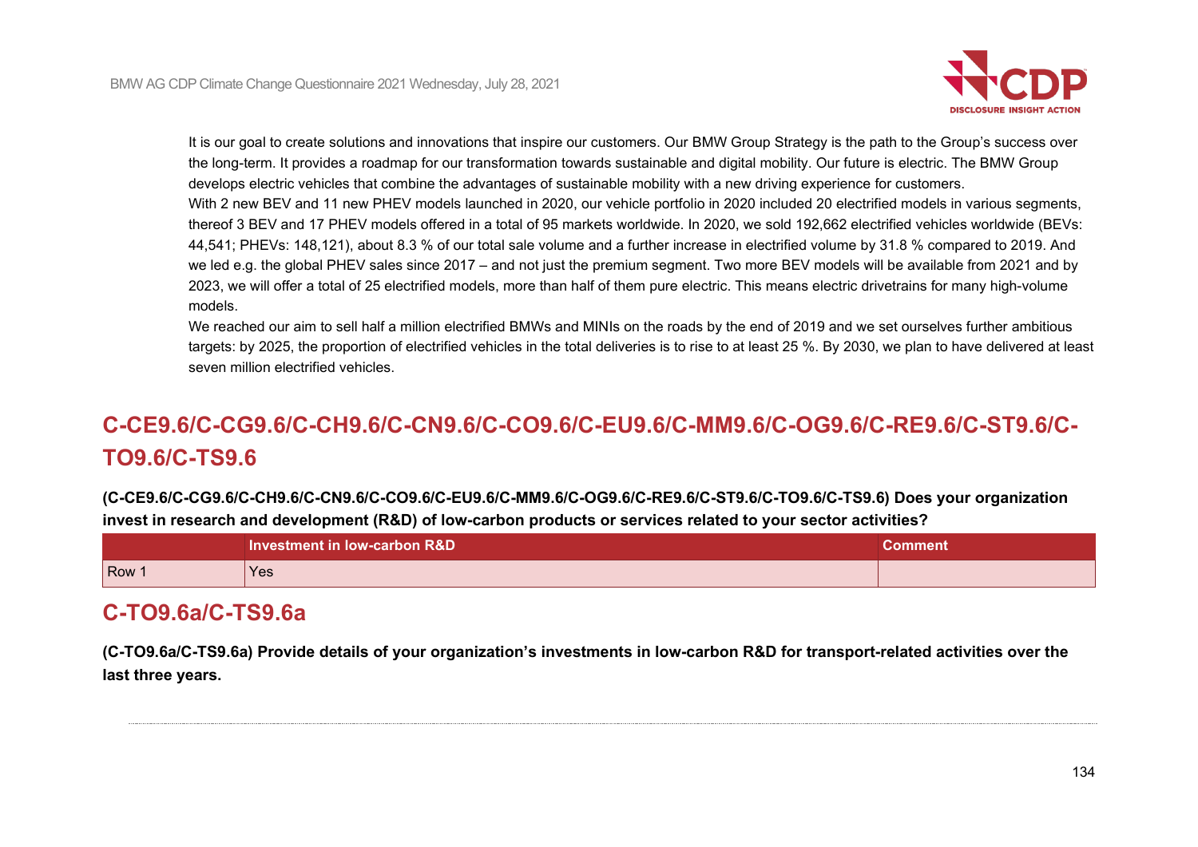It is our goal to create solutions and innovations that inspire our customers. Our BMW Group Strategy is the path to the Group's success over the long-term. It provides a roadmap for our transformation towards sustainable and digital mobility. Our future is electric. The BMW Group develops electric vehicles that combine the advantages of sustainable mobility with a new driving experience for customers.
With 2 new BEV and 11 new PHEV models launched in 2020, our vehicle portfolio in 2020 included 20 electrified models in various segments, thereof 3 BEV and 17 PHEV models offered in a total of 95 markets worldwide. In 2020, we sold 192,662 electrified vehicles worldwide (BEVs: 44,541; PHEVs: 148,121), about 8.3 % of our total sale volume and a further increase in electrified volume by 31.8 % compared to 2019. And we led e.g. the global PHEV sales since 2017 – and not just the premium segment. Two more BEV models will be available from 2021 and by 2023, we will offer a total of 25 electrified models, more than half of them pure electric. This means electric drivetrains for many high-volume models.
We reached our aim to sell half a million electrified BMWs and MINIs on the roads by the end of 2019 and we set ourselves further ambitious targets: by 2025, the proportion of electrified vehicles in the total deliveries is to rise to at least 25 %. By 2030, we plan to have delivered at least seven million electrified vehicles.

## C-CE9.6/C-CG9.6/C-CH9.6/C-CN9.6/C-CO9.6/C-EU9.6/C-MM9.6/C-OG9.6/C-RE9.6/C-ST9.6/C-TO9.6/C-TS9.6

**(C-CE9.6/C-CG9.6/C-CH9.6/C-CN9.6/C-CO9.6/C-EU9.6/C-MM9.6/C-OG9.6/C-RE9.6/C-ST9.6/C-TO9.6/C-TS9.6) Does your organization invest in research and development (R&D) of low-carbon products or services related to your sector activities?**

| | Investment in low-carbon R&D | Comment |
|---|---|---|
| Row 1 | Yes | |

## C-TO9.6a/C-TS9.6a

**(C-TO9.6a/C-TS9.6a) Provide details of your organization's investments in low-carbon R&D for transport-related activities over the last three years.**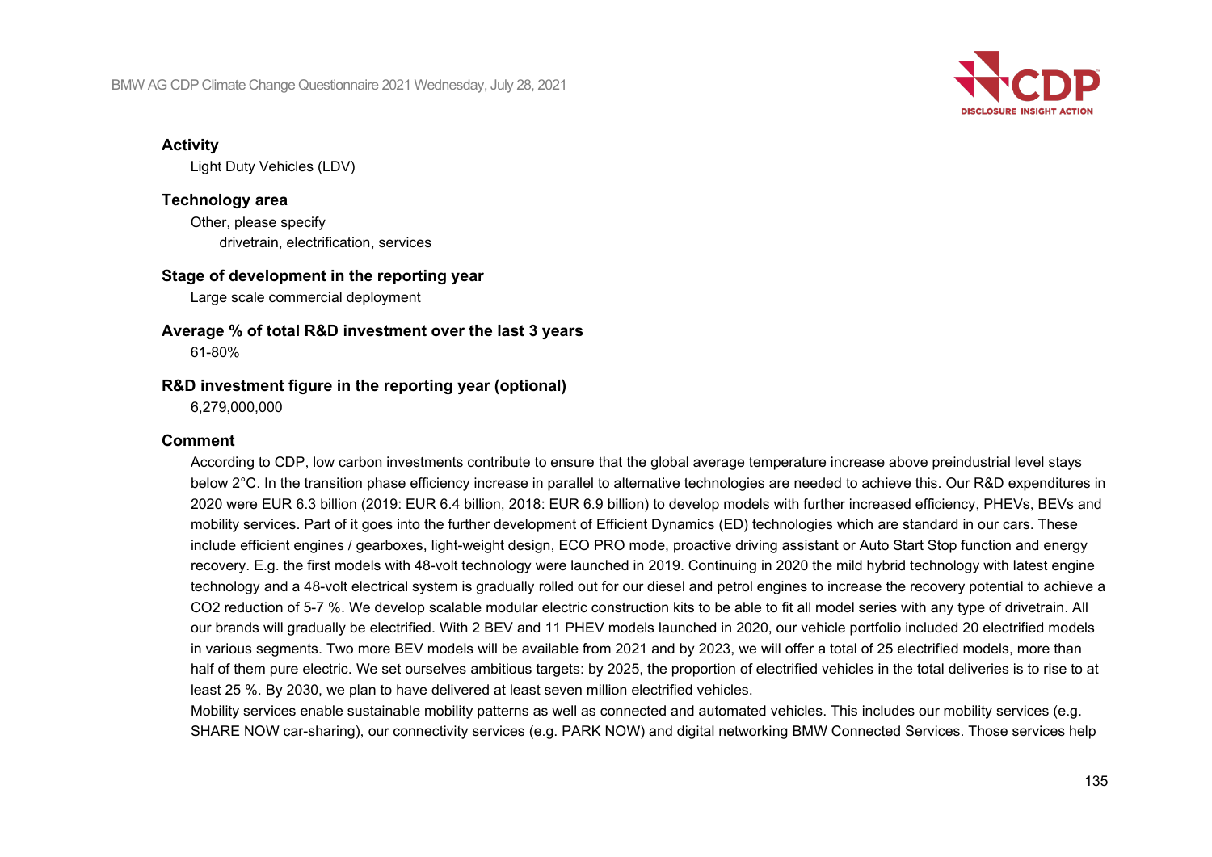**Activity**

Light Duty Vehicles (LDV)

**Technology area**

Other, please specify

drivetrain, electrification, services

**Stage of development in the reporting year**

Large scale commercial deployment

**Average % of total R&D investment over the last 3 years**

61-80%

**R&D investment figure in the reporting year (optional)**

6,279,000,000

**Comment**

According to CDP, low carbon investments contribute to ensure that the global average temperature increase above preindustrial level stays below 2°C. In the transition phase efficiency increase in parallel to alternative technologies are needed to achieve this. Our R&D expenditures in 2020 were EUR 6.3 billion (2019: EUR 6.4 billion, 2018: EUR 6.9 billion) to develop models with further increased efficiency, PHEVs, BEVs and mobility services. Part of it goes into the further development of Efficient Dynamics (ED) technologies which are standard in our cars. These include efficient engines / gearboxes, light-weight design, ECO PRO mode, proactive driving assistant or Auto Start Stop function and energy recovery. E.g. the first models with 48-volt technology were launched in 2019. Continuing in 2020 the mild hybrid technology with latest engine technology and a 48-volt electrical system is gradually rolled out for our diesel and petrol engines to increase the recovery potential to achieve a $CO_2$ reduction of 5-7 %. We develop scalable modular electric construction kits to be able to fit all model series with any type of drivetrain. All our brands will gradually be electrified. With 2 BEV and 11 PHEV models launched in 2020, our vehicle portfolio included 20 electrified models in various segments. Two more BEV models will be available from 2021 and by 2023, we will offer a total of 25 electrified models, more than half of them pure electric. We set ourselves ambitious targets: by 2025, the proportion of electrified vehicles in the total deliveries is to rise to at least 25 %. By 2030, we plan to have delivered at least seven million electrified vehicles.

Mobility services enable sustainable mobility patterns as well as connected and automated vehicles. This includes our mobility services (e.g. SHARE NOW car-sharing), our connectivity services (e.g. PARK NOW) and digital networking BMW Connected Services. Those services help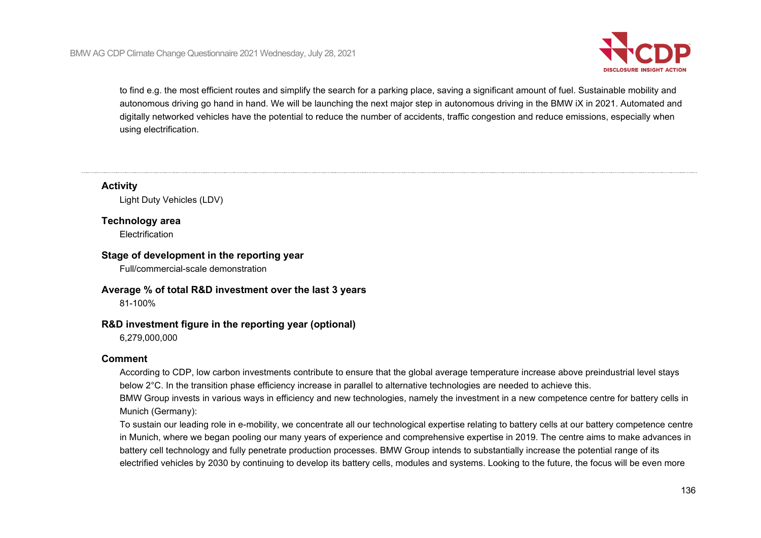to find e.g. the most efficient routes and simplify the search for a parking place, saving a significant amount of fuel. Sustainable mobility and autonomous driving go hand in hand. We will be launching the next major step in autonomous driving in the BMW iX in 2021. Automated and digitally networked vehicles have the potential to reduce the number of accidents, traffic congestion and reduce emissions, especially when using electrification.

---

**Activity**

Light Duty Vehicles (LDV)

**Technology area**

Electrification

**Stage of development in the reporting year**

Full/commercial-scale demonstration

**Average % of total R&D investment over the last 3 years**

81-100%

**R&D investment figure in the reporting year (optional)**

6,279,000,000

**Comment**

According to CDP, low carbon investments contribute to ensure that the global average temperature increase above preindustrial level stays below 2°C. In the transition phase efficiency increase in parallel to alternative technologies are needed to achieve this.
BMW Group invests in various ways in efficiency and new technologies, namely the investment in a new competence centre for battery cells in Munich (Germany):
To sustain our leading role in e-mobility, we concentrate all our technological expertise relating to battery cells at our battery competence centre in Munich, where we began pooling our many years of experience and comprehensive expertise in 2019. The centre aims to make advances in battery cell technology and fully penetrate production processes. BMW Group intends to substantially increase the potential range of its electrified vehicles by 2030 by continuing to develop its battery cells, modules and systems. Looking to the future, the focus will be even more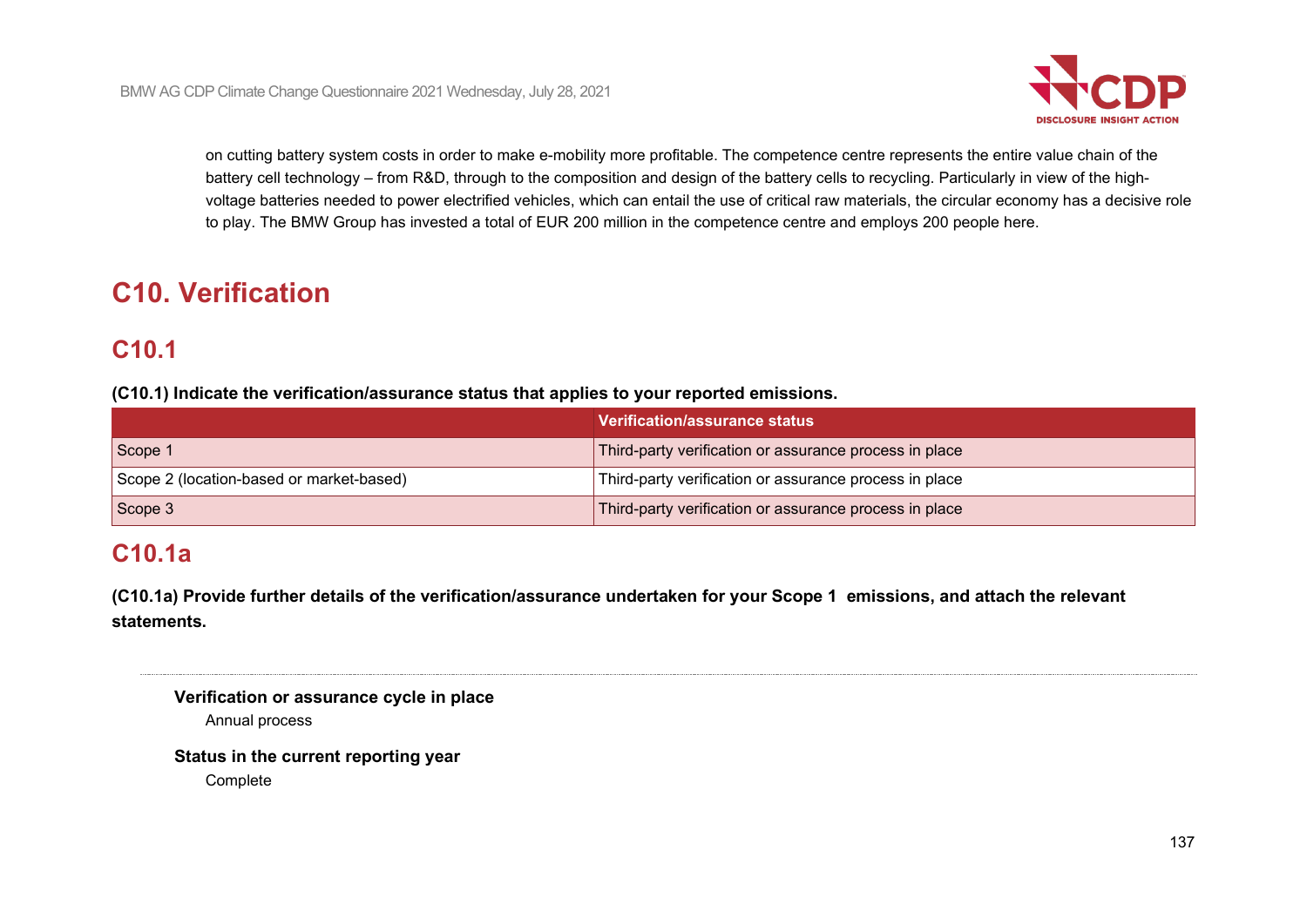on cutting battery system costs in order to make e-mobility more profitable. The competence centre represents the entire value chain of the battery cell technology – from R&D, through to the composition and design of the battery cells to recycling. Particularly in view of the high-voltage batteries needed to power electrified vehicles, which can entail the use of critical raw materials, the circular economy has a decisive role to play. The BMW Group has invested a total of EUR 200 million in the competence centre and employs 200 people here.

# C10. Verification

## C10.1

**(C10.1) Indicate the verification/assurance status that applies to your reported emissions.**

| | Verification/assurance status |
|---|---|
| Scope 1 | Third-party verification or assurance process in place |
| Scope 2 (location-based or market-based) | Third-party verification or assurance process in place |
| Scope 3 | Third-party verification or assurance process in place |

## C10.1a

**(C10.1a) Provide further details of the verification/assurance undertaken for your Scope 1 emissions, and attach the relevant statements.**

---

**Verification or assurance cycle in place**

Annual process

**Status in the current reporting year**

Complete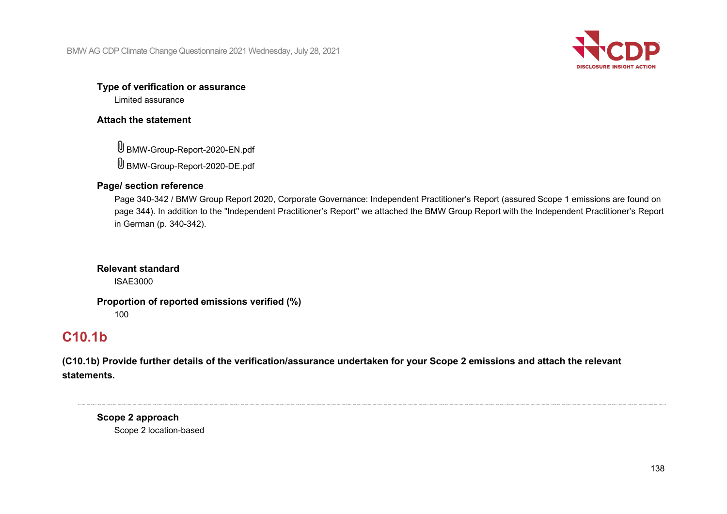**Type of verification or assurance**

Limited assurance

**Attach the statement**

BMW-Group-Report-2020-EN.pdf

BMW-Group-Report-2020-DE.pdf

**Page/ section reference**

Page 340-342 / BMW Group Report 2020, Corporate Governance: Independent Practitioner's Report (assured Scope 1 emissions are found on page 344). In addition to the "Independent Practitioner's Report" we attached the BMW Group Report with the Independent Practitioner's Report in German (p. 340-342).

**Relevant standard**

ISAE3000

**Proportion of reported emissions verified (%)**

100

## C10.1b

**(C10.1b) Provide further details of the verification/assurance undertaken for your Scope 2 emissions and attach the relevant statements.**

---

**Scope 2 approach**

Scope 2 location-based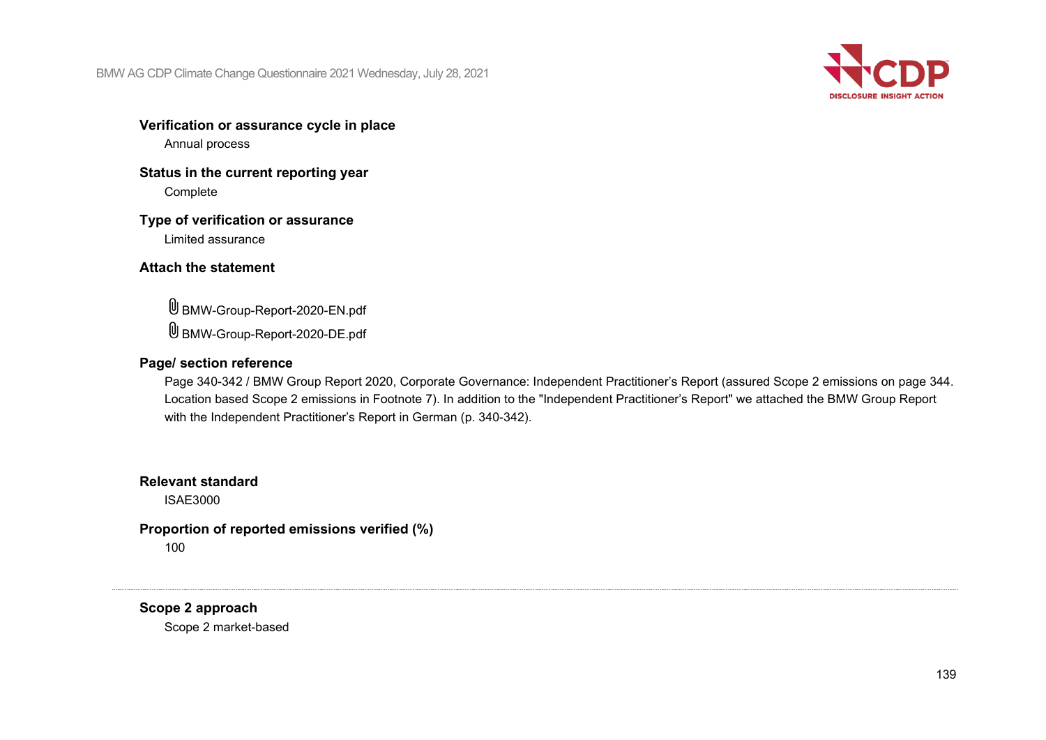**Verification or assurance cycle in place**

Annual process

**Status in the current reporting year**

Complete

**Type of verification or assurance**

Limited assurance

**Attach the statement**

BMW-Group-Report-2020-EN.pdf

BMW-Group-Report-2020-DE.pdf

**Page/ section reference**

Page 340-342 / BMW Group Report 2020, Corporate Governance: Independent Practitioner's Report (assured Scope 2 emissions on page 344. Location based Scope 2 emissions in Footnote 7). In addition to the "Independent Practitioner's Report" we attached the BMW Group Report with the Independent Practitioner's Report in German (p. 340-342).

**Relevant standard**

ISAE3000

**Proportion of reported emissions verified (%)**

100

---

**Scope 2 approach**

Scope 2 market-based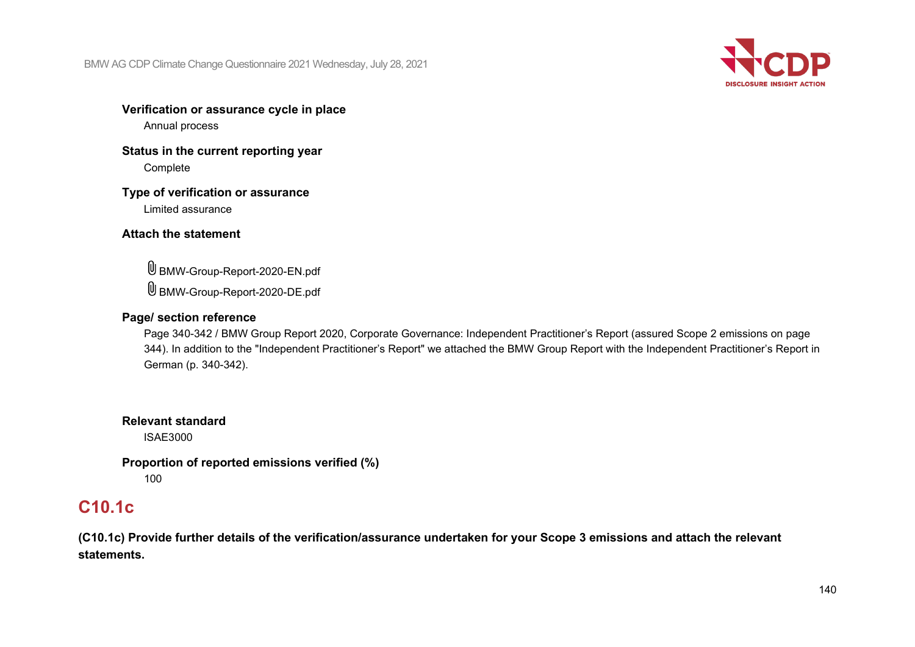**Verification or assurance cycle in place**

Annual process

**Status in the current reporting year**

Complete

**Type of verification or assurance**

Limited assurance

**Attach the statement**

BMW-Group-Report-2020-EN.pdf

BMW-Group-Report-2020-DE.pdf

**Page/ section reference**

Page 340-342 / BMW Group Report 2020, Corporate Governance: Independent Practitioner's Report (assured Scope 2 emissions on page 344). In addition to the "Independent Practitioner's Report" we attached the BMW Group Report with the Independent Practitioner's Report in German (p. 340-342).

**Relevant standard**

ISAE3000

**Proportion of reported emissions verified (%)**

100

## C10.1c

**(C10.1c) Provide further details of the verification/assurance undertaken for your Scope 3 emissions and attach the relevant statements.**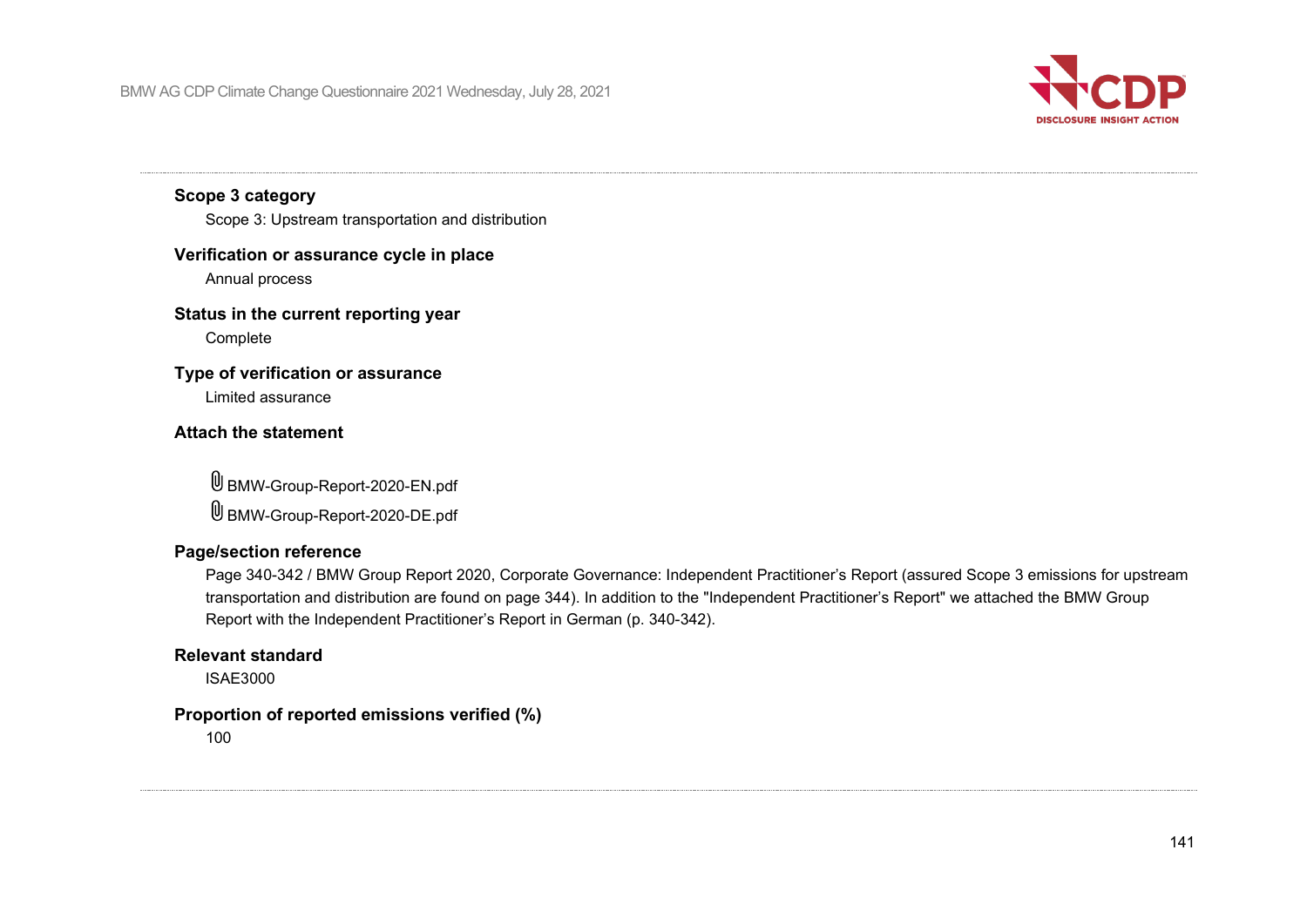**Scope 3 category**

Scope 3: Upstream transportation and distribution

**Verification or assurance cycle in place**

Annual process

**Status in the current reporting year**

Complete

**Type of verification or assurance**

Limited assurance

**Attach the statement**

BMW-Group-Report-2020-EN.pdf

BMW-Group-Report-2020-DE.pdf

**Page/section reference**

Page 340-342 / BMW Group Report 2020, Corporate Governance: Independent Practitioner's Report (assured Scope 3 emissions for upstream transportation and distribution are found on page 344). In addition to the "Independent Practitioner's Report" we attached the BMW Group Report with the Independent Practitioner's Report in German (p. 340-342).

**Relevant standard**

ISAE3000

**Proportion of reported emissions verified (%)**

100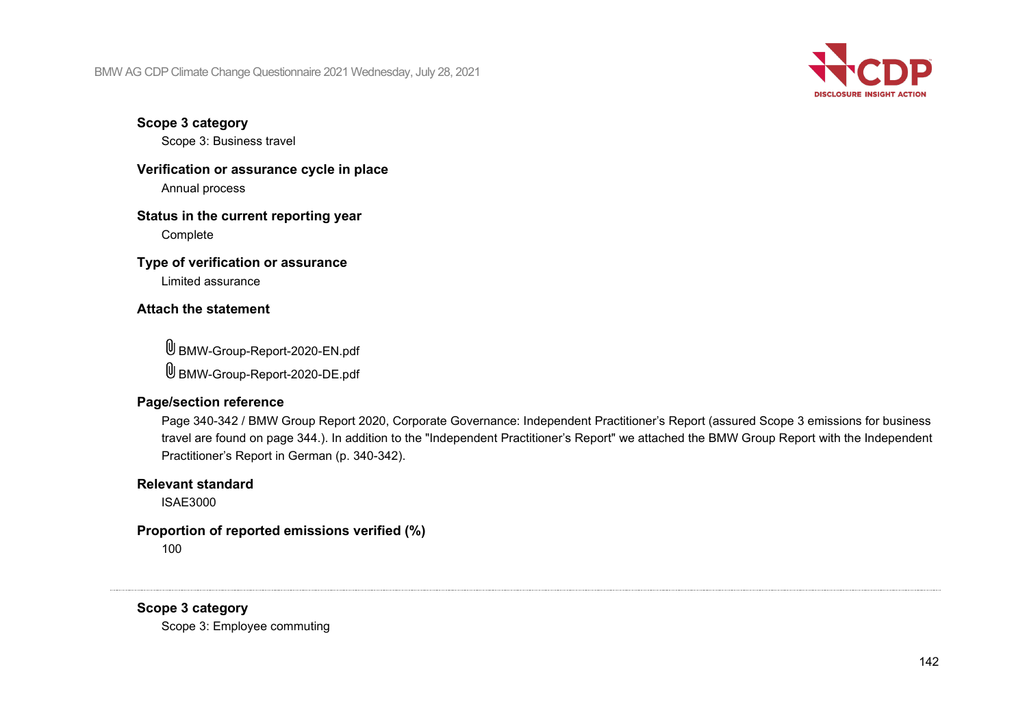**Scope 3 category**

Scope 3: Business travel

**Verification or assurance cycle in place**

Annual process

**Status in the current reporting year**

Complete

**Type of verification or assurance**

Limited assurance

**Attach the statement**

BMW-Group-Report-2020-EN.pdf

BMW-Group-Report-2020-DE.pdf

**Page/section reference**

Page 340-342 / BMW Group Report 2020, Corporate Governance: Independent Practitioner's Report (assured Scope 3 emissions for business travel are found on page 344.). In addition to the "Independent Practitioner's Report" we attached the BMW Group Report with the Independent Practitioner's Report in German (p. 340-342).

**Relevant standard**

ISAE3000

**Proportion of reported emissions verified (%)**

100

---

**Scope 3 category**

Scope 3: Employee commuting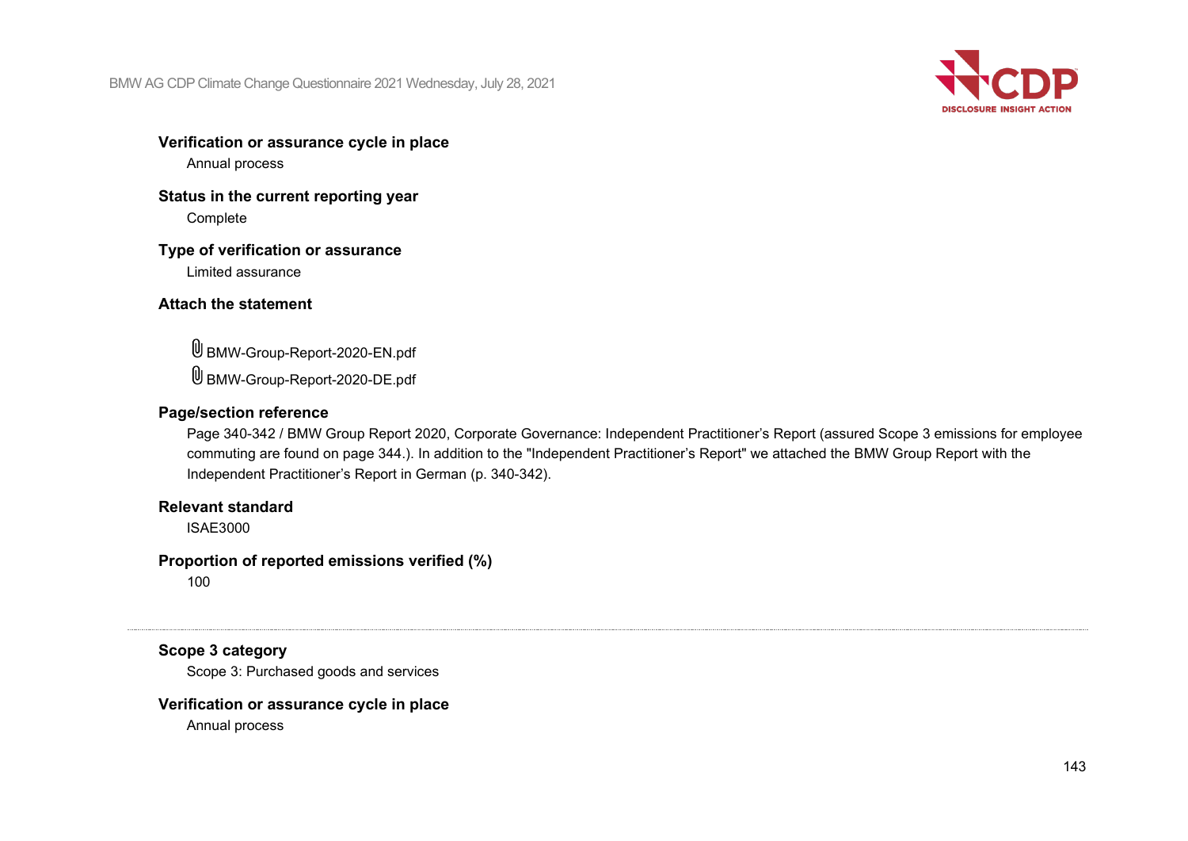**Verification or assurance cycle in place**

Annual process

**Status in the current reporting year**

Complete

**Type of verification or assurance**

Limited assurance

**Attach the statement**

BMW-Group-Report-2020-EN.pdf

BMW-Group-Report-2020-DE.pdf

**Page/section reference**

Page 340-342 / BMW Group Report 2020, Corporate Governance: Independent Practitioner's Report (assured Scope 3 emissions for employee commuting are found on page 344.). In addition to the "Independent Practitioner's Report" we attached the BMW Group Report with the Independent Practitioner's Report in German (p. 340-342).

**Relevant standard**

ISAE3000

**Proportion of reported emissions verified (%)**

100

---

**Scope 3 category**

Scope 3: Purchased goods and services

**Verification or assurance cycle in place**

Annual process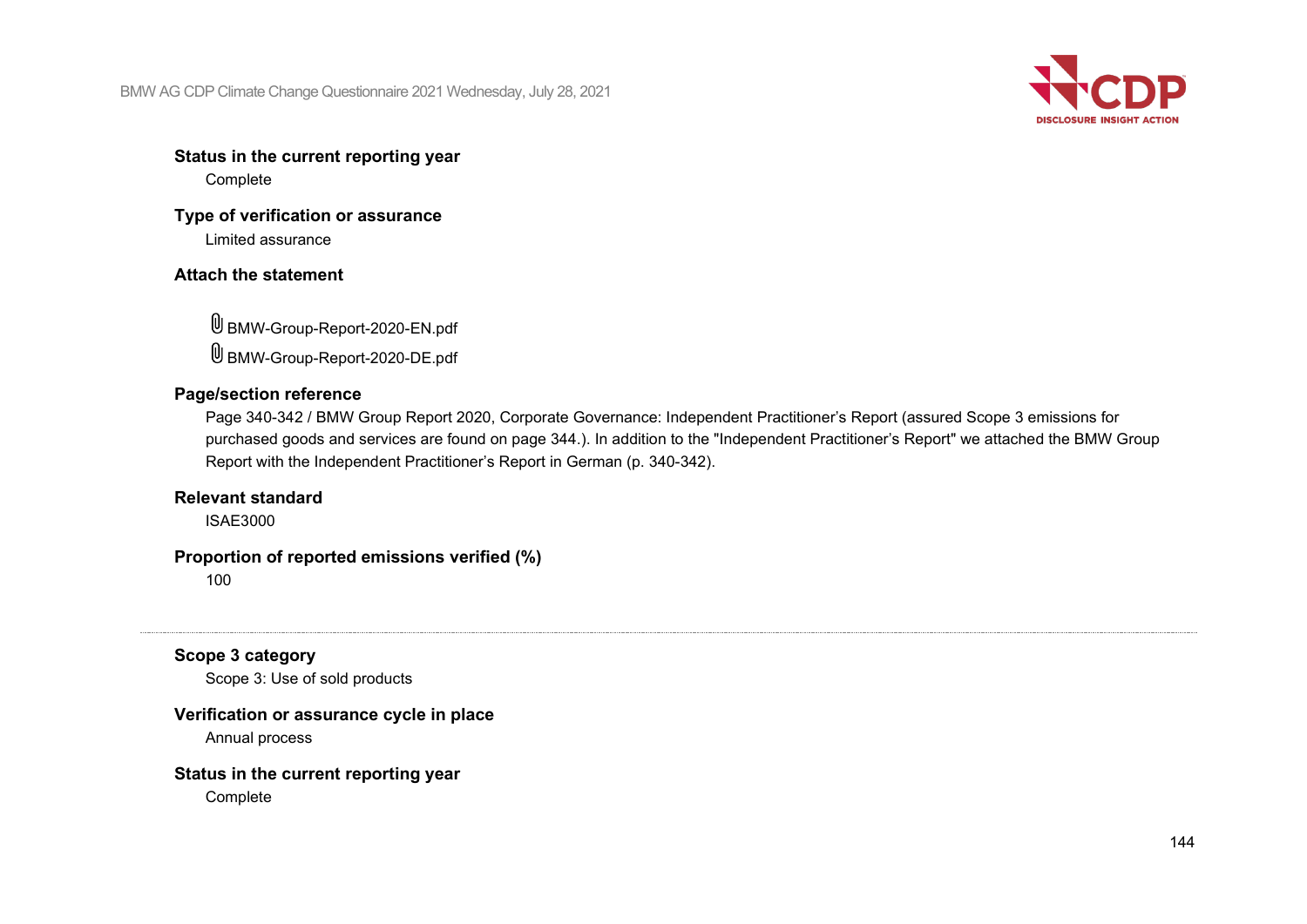**Status in the current reporting year**

Complete

**Type of verification or assurance**

Limited assurance

**Attach the statement**

BMW-Group-Report-2020-EN.pdf

BMW-Group-Report-2020-DE.pdf

**Page/section reference**

Page 340-342 / BMW Group Report 2020, Corporate Governance: Independent Practitioner's Report (assured Scope 3 emissions for purchased goods and services are found on page 344.). In addition to the "Independent Practitioner's Report" we attached the BMW Group Report with the Independent Practitioner's Report in German (p. 340-342).

**Relevant standard**

ISAE3000

**Proportion of reported emissions verified (%)**

100

---

**Scope 3 category**

Scope 3: Use of sold products

**Verification or assurance cycle in place**

Annual process

**Status in the current reporting year**

Complete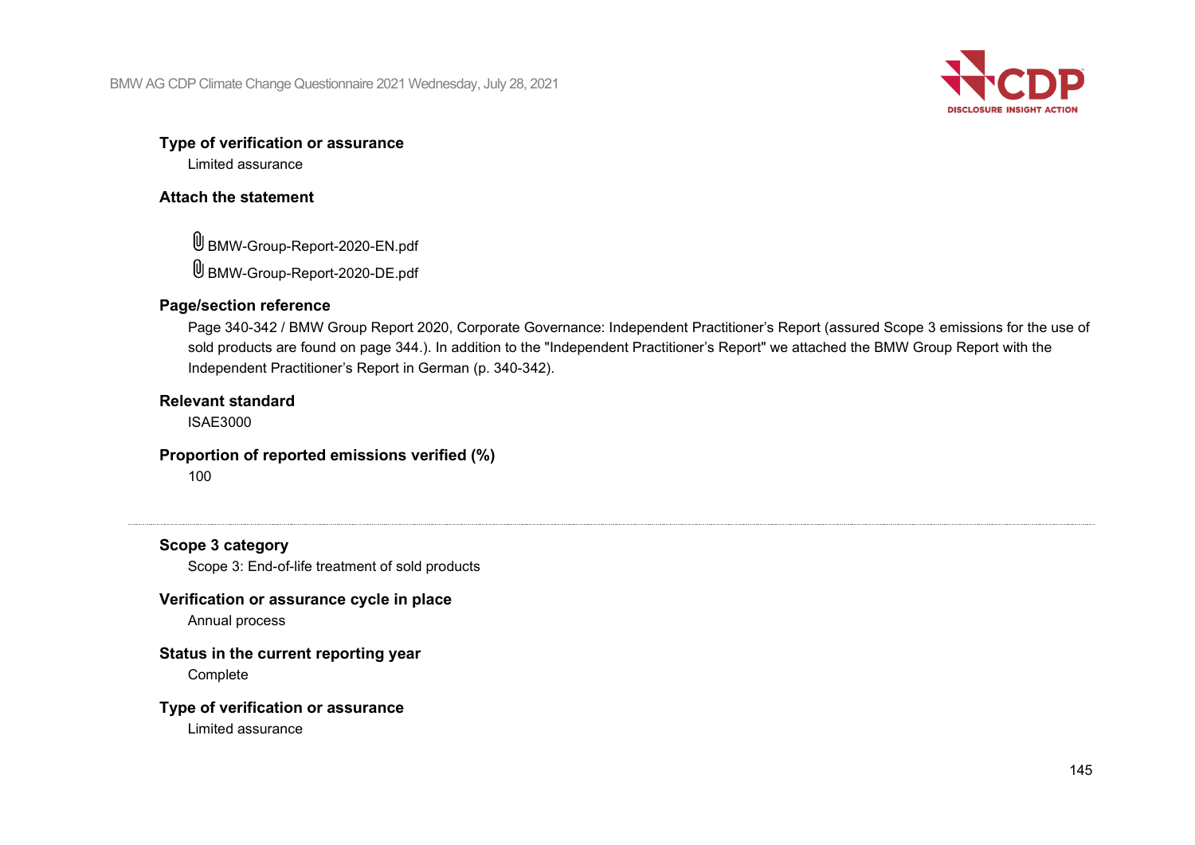**Type of verification or assurance**

Limited assurance

**Attach the statement**

BMW-Group-Report-2020-EN.pdf

BMW-Group-Report-2020-DE.pdf

**Page/section reference**

Page 340-342 / BMW Group Report 2020, Corporate Governance: Independent Practitioner's Report (assured Scope 3 emissions for the use of sold products are found on page 344.). In addition to the "Independent Practitioner's Report" we attached the BMW Group Report with the Independent Practitioner's Report in German (p. 340-342).

**Relevant standard**

ISAE3000

**Proportion of reported emissions verified (%)**

100

---

**Scope 3 category**

Scope 3: End-of-life treatment of sold products

**Verification or assurance cycle in place**

Annual process

**Status in the current reporting year**

Complete

**Type of verification or assurance**

Limited assurance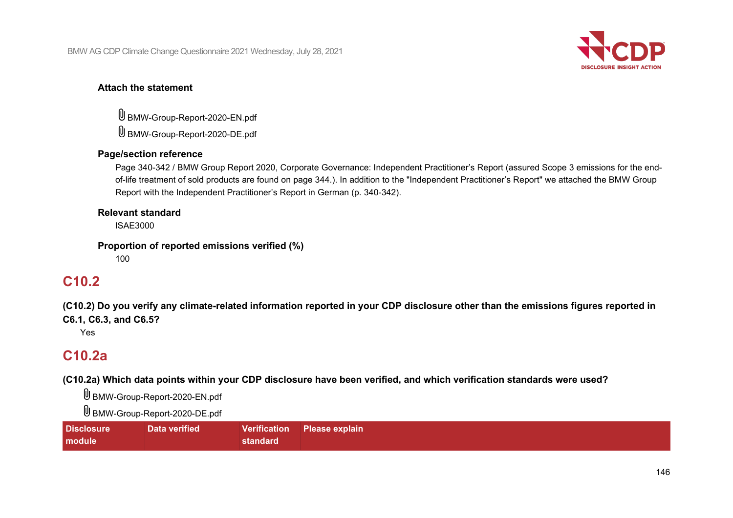**Attach the statement**

BMW-Group-Report-2020-EN.pdf

BMW-Group-Report-2020-DE.pdf

**Page/section reference**

Page 340-342 / BMW Group Report 2020, Corporate Governance: Independent Practitioner's Report (assured Scope 3 emissions for the end-of-life treatment of sold products are found on page 344.). In addition to the "Independent Practitioner's Report" we attached the BMW Group Report with the Independent Practitioner's Report in German (p. 340-342).

**Relevant standard**

ISAE3000

**Proportion of reported emissions verified (%)**

100

## C10.2

**(C10.2) Do you verify any climate-related information reported in your CDP disclosure other than the emissions figures reported in C6.1, C6.3, and C6.5?**

Yes

## C10.2a

**(C10.2a) Which data points within your CDP disclosure have been verified, and which verification standards were used?**

BMW-Group-Report-2020-EN.pdf

BMW-Group-Report-2020-DE.pdf

| Disclosure module | Data verified | Verification standard | Please explain |
|---|---|---|---|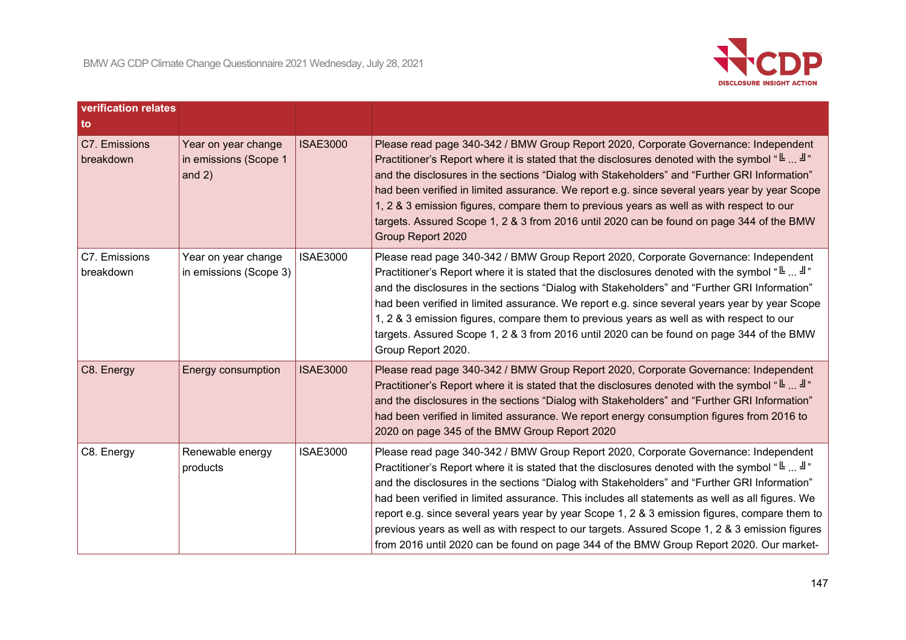| verification relates to | | | |
|---|---|---|---|
| C7. Emissions breakdown | Year on year change in emissions (Scope 1 and 2) | ISAE3000 | Please read page 340-342 / BMW Group Report 2020, Corporate Governance: Independent Practitioner's Report where it is stated that the disclosures denoted with the symbol "╚ ... ╝" and the disclosures in the sections "Dialog with Stakeholders" and "Further GRI Information" had been verified in limited assurance. We report e.g. since several years year by year Scope 1, 2 & 3 emission figures, compare them to previous years as well as with respect to our targets. Assured Scope 1, 2 & 3 from 2016 until 2020 can be found on page 344 of the BMW Group Report 2020 |
| C7. Emissions breakdown | Year on year change in emissions (Scope 3) | ISAE3000 | Please read page 340-342 / BMW Group Report 2020, Corporate Governance: Independent Practitioner's Report where it is stated that the disclosures denoted with the symbol "╚ ... ╝" and the disclosures in the sections "Dialog with Stakeholders" and "Further GRI Information" had been verified in limited assurance. We report e.g. since several years year by year Scope 1, 2 & 3 emission figures, compare them to previous years as well as with respect to our targets. Assured Scope 1, 2 & 3 from 2016 until 2020 can be found on page 344 of the BMW Group Report 2020. |
| C8. Energy | Energy consumption | ISAE3000 | Please read page 340-342 / BMW Group Report 2020, Corporate Governance: Independent Practitioner's Report where it is stated that the disclosures denoted with the symbol "╚ ... ╝" and the disclosures in the sections "Dialog with Stakeholders" and "Further GRI Information" had been verified in limited assurance. We report energy consumption figures from 2016 to 2020 on page 345 of the BMW Group Report 2020 |
| C8. Energy | Renewable energy products | ISAE3000 | Please read page 340-342 / BMW Group Report 2020, Corporate Governance: Independent Practitioner's Report where it is stated that the disclosures denoted with the symbol "╚ ... ╝" and the disclosures in the sections "Dialog with Stakeholders" and "Further GRI Information" had been verified in limited assurance. This includes all statements as well as all figures. We report e.g. since several years year by year Scope 1, 2 & 3 emission figures, compare them to previous years as well as with respect to our targets. Assured Scope 1, 2 & 3 emission figures from 2016 until 2020 can be found on page 344 of the BMW Group Report 2020. Our market- |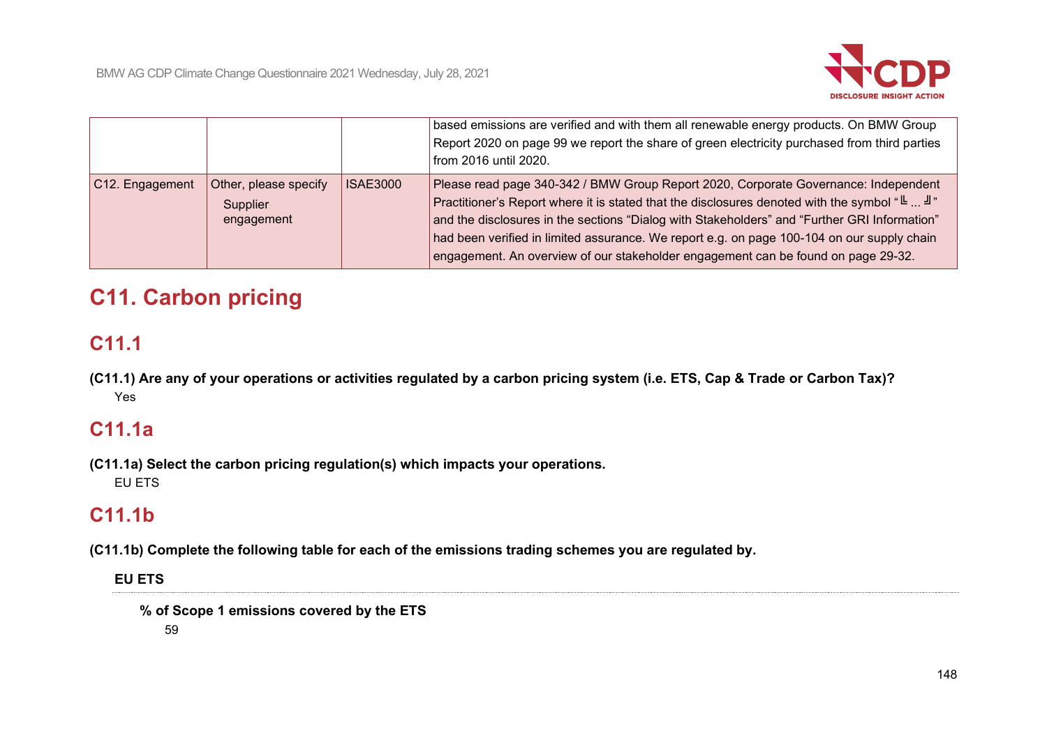| | | | |
|---|---|---|---|
| | | | based emissions are verified and with them all renewable energy products. On BMW Group Report 2020 on page 99 we report the share of green electricity purchased from third parties from 2016 until 2020. |
| C12. Engagement | Other, please specify<br>Supplier engagement | ISAE3000 | Please read page 340-342 / BMW Group Report 2020, Corporate Governance: Independent Practitioner's Report where it is stated that the disclosures denoted with the symbol "╚ ... ╝" and the disclosures in the sections "Dialog with Stakeholders" and "Further GRI Information" had been verified in limited assurance. We report e.g. on page 100-104 on our supply chain engagement. An overview of our stakeholder engagement can be found on page 29-32. |

# C11. Carbon pricing

## C11.1

**(C11.1) Are any of your operations or activities regulated by a carbon pricing system (i.e. ETS, Cap & Trade or Carbon Tax)?**

Yes

## C11.1a

**(C11.1a) Select the carbon pricing regulation(s) which impacts your operations.**

EU ETS

## C11.1b

**(C11.1b) Complete the following table for each of the emissions trading schemes you are regulated by.**

**EU ETS**

**% of Scope 1 emissions covered by the ETS**

59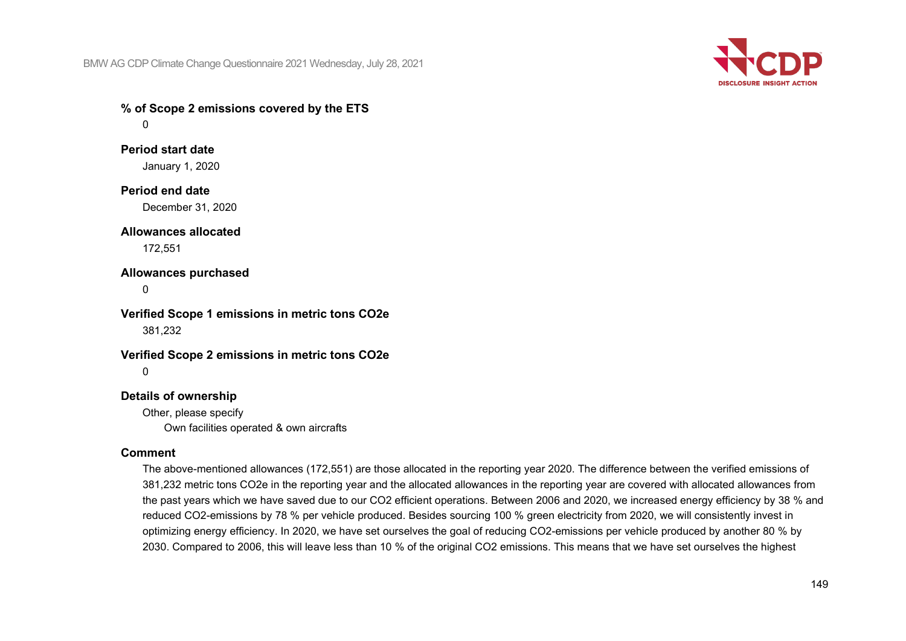**% of Scope 2 emissions covered by the ETS**

0

**Period start date**

January 1, 2020

**Period end date**

December 31, 2020

**Allowances allocated**

172,551

**Allowances purchased**

0

**Verified Scope 1 emissions in metric tons CO2e**

381,232

**Verified Scope 2 emissions in metric tons CO2e**

0

**Details of ownership**

Other, please specify

Own facilities operated & own aircrafts

**Comment**

The above-mentioned allowances (172,551) are those allocated in the reporting year 2020. The difference between the verified emissions of 381,232 metric tons CO2e in the reporting year and the allocated allowances in the reporting year are covered with allocated allowances from the past years which we have saved due to our CO2 efficient operations. Between 2006 and 2020, we increased energy efficiency by 38 % and reduced CO2-emissions by 78 % per vehicle produced. Besides sourcing 100 % green electricity from 2020, we will consistently invest in optimizing energy efficiency. In 2020, we have set ourselves the goal of reducing CO2-emissions per vehicle produced by another 80 % by 2030. Compared to 2006, this will leave less than 10 % of the original CO2 emissions. This means that we have set ourselves the highest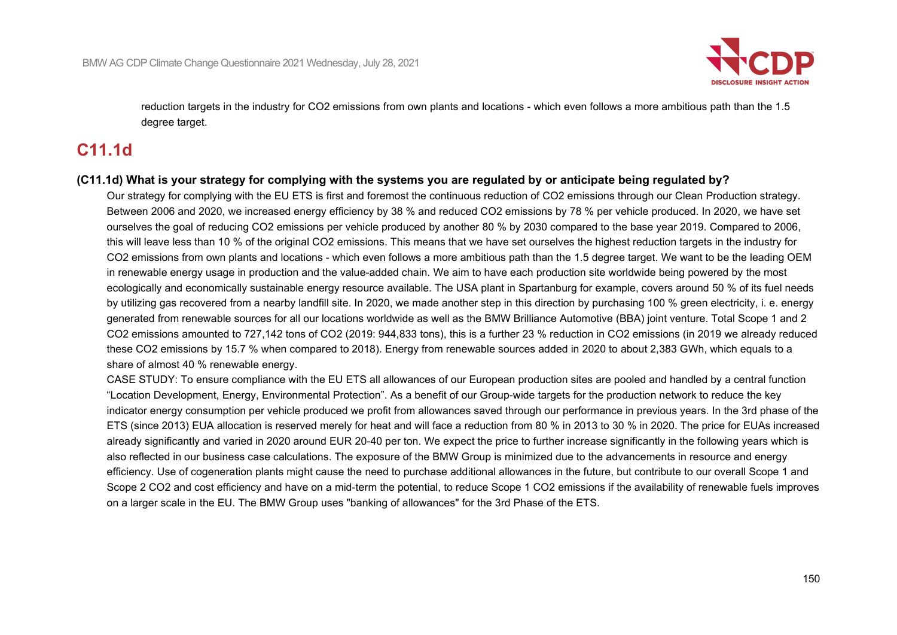reduction targets in the industry for $CO_2$ emissions from own plants and locations - which even follows a more ambitious path than the 1.5 degree target.

## C11.1d

**(C11.1d) What is your strategy for complying with the systems you are regulated by or anticipate being regulated by?**

Our strategy for complying with the EU ETS is first and foremost the continuous reduction of $CO_2$ emissions through our Clean Production strategy. Between 2006 and 2020, we increased energy efficiency by 38 % and reduced $CO_2$ emissions by 78 % per vehicle produced. In 2020, we have set ourselves the goal of reducing $CO_2$ emissions per vehicle produced by another 80 % by 2030 compared to the base year 2019. Compared to 2006, this will leave less than 10 % of the original $CO_2$ emissions. This means that we have set ourselves the highest reduction targets in the industry for $CO_2$ emissions from own plants and locations - which even follows a more ambitious path than the 1.5 degree target. We want to be the leading OEM in renewable energy usage in production and the value-added chain. We aim to have each production site worldwide being powered by the most ecologically and economically sustainable energy resource available. The USA plant in Spartanburg for example, covers around 50 % of its fuel needs by utilizing gas recovered from a nearby landfill site. In 2020, we made another step in this direction by purchasing 100 % green electricity, i. e. energy generated from renewable sources for all our locations worldwide as well as the BMW Brilliance Automotive (BBA) joint venture. Total Scope 1 and 2 $CO_2$ emissions amounted to 727,142 tons of $CO_2$ (2019: 944,833 tons), this is a further 23 % reduction in $CO_2$ emissions (in 2019 we already reduced these $CO_2$ emissions by 15.7 % when compared to 2018). Energy from renewable sources added in 2020 to about 2,383 GWh, which equals to a share of almost 40 % renewable energy.

CASE STUDY: To ensure compliance with the EU ETS all allowances of our European production sites are pooled and handled by a central function "Location Development, Energy, Environmental Protection". As a benefit of our Group-wide targets for the production network to reduce the key indicator energy consumption per vehicle produced we profit from allowances saved through our performance in previous years. In the 3rd phase of the ETS (since 2013) EUA allocation is reserved merely for heat and will face a reduction from 80 % in 2013 to 30 % in 2020. The price for EUAs increased already significantly and varied in 2020 around EUR 20-40 per ton. We expect the price to further increase significantly in the following years which is also reflected in our business case calculations. The exposure of the BMW Group is minimized due to the advancements in resource and energy efficiency. Use of cogeneration plants might cause the need to purchase additional allowances in the future, but contribute to our overall Scope 1 and Scope 2 $CO_2$ and cost efficiency and have on a mid-term the potential, to reduce Scope 1 $CO_2$ emissions if the availability of renewable fuels improves on a larger scale in the EU. The BMW Group uses "banking of allowances" for the 3rd Phase of the ETS.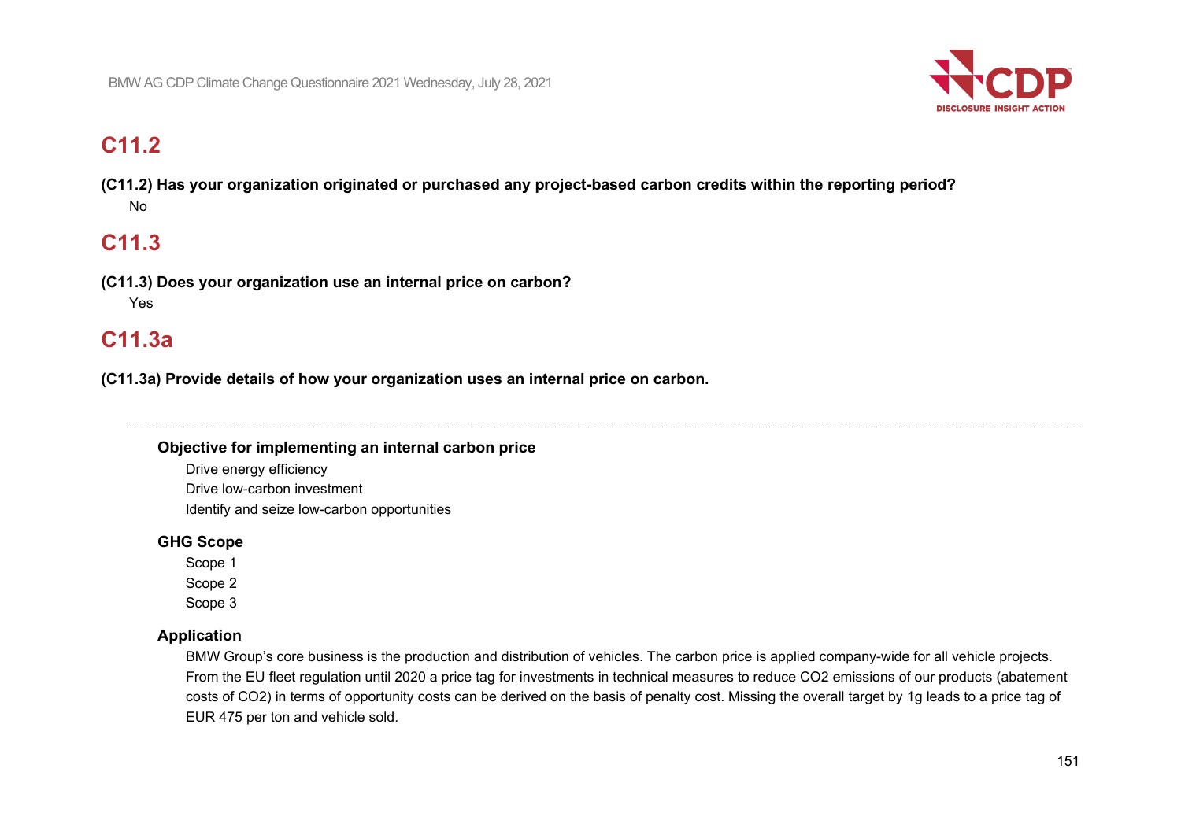## C11.2

**(C11.2) Has your organization originated or purchased any project-based carbon credits within the reporting period?**

No

## C11.3

**(C11.3) Does your organization use an internal price on carbon?**

Yes

## C11.3a

**(C11.3a) Provide details of how your organization uses an internal price on carbon.**

---

**Objective for implementing an internal carbon price**

Drive energy efficiency
Drive low-carbon investment
Identify and seize low-carbon opportunities

**GHG Scope**

Scope 1
Scope 2
Scope 3

**Application**

BMW Group's core business is the production and distribution of vehicles. The carbon price is applied company-wide for all vehicle projects. From the EU fleet regulation until 2020 a price tag for investments in technical measures to reduce $CO_2$ emissions of our products (abatement costs of $CO_2$) in terms of opportunity costs can be derived on the basis of penalty cost. Missing the overall target by 1g leads to a price tag of EUR 475 per ton and vehicle sold.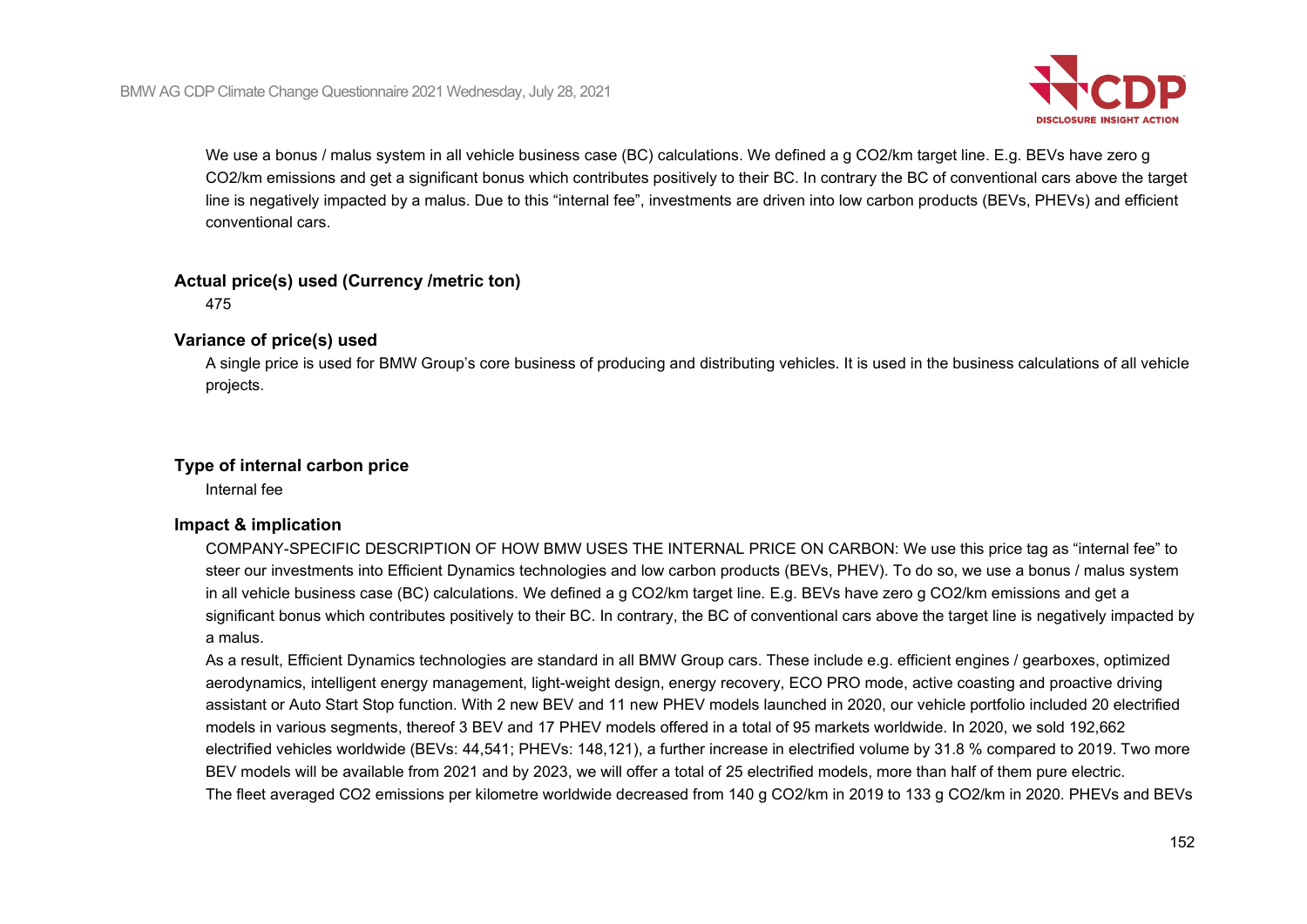We use a bonus / malus system in all vehicle business case (BC) calculations. We defined a g $CO_2$/km target line. E.g. BEVs have zero g $CO_2$/km emissions and get a significant bonus which contributes positively to their BC. In contrary the BC of conventional cars above the target line is negatively impacted by a malus. Due to this "internal fee", investments are driven into low carbon products (BEVs, PHEVs) and efficient conventional cars.

**Actual price(s) used (Currency /metric ton)**

475

**Variance of price(s) used**

A single price is used for BMW Group's core business of producing and distributing vehicles. It is used in the business calculations of all vehicle projects.

**Type of internal carbon price**

Internal fee

**Impact & implication**

COMPANY-SPECIFIC DESCRIPTION OF HOW BMW USES THE INTERNAL PRICE ON CARBON: We use this price tag as "internal fee" to steer our investments into Efficient Dynamics technologies and low carbon products (BEVs, PHEV). To do so, we use a bonus / malus system in all vehicle business case (BC) calculations. We defined a g $CO_2$/km target line. E.g. BEVs have zero g $CO_2$/km emissions and get a significant bonus which contributes positively to their BC. In contrary, the BC of conventional cars above the target line is negatively impacted by a malus.

As a result, Efficient Dynamics technologies are standard in all BMW Group cars. These include e.g. efficient engines / gearboxes, optimized aerodynamics, intelligent energy management, light-weight design, energy recovery, ECO PRO mode, active coasting and proactive driving assistant or Auto Start Stop function. With 2 new BEV and 11 new PHEV models launched in 2020, our vehicle portfolio included 20 electrified models in various segments, thereof 3 BEV and 17 PHEV models offered in a total of 95 markets worldwide. In 2020, we sold 192,662 electrified vehicles worldwide (BEVs: 44,541; PHEVs: 148,121), a further increase in electrified volume by 31.8 % compared to 2019. Two more BEV models will be available from 2021 and by 2023, we will offer a total of 25 electrified models, more than half of them pure electric.

The fleet averaged $CO_2$ emissions per kilometre worldwide decreased from 140 g $CO_2$/km in 2019 to 133 g $CO_2$/km in 2020. PHEVs and BEVs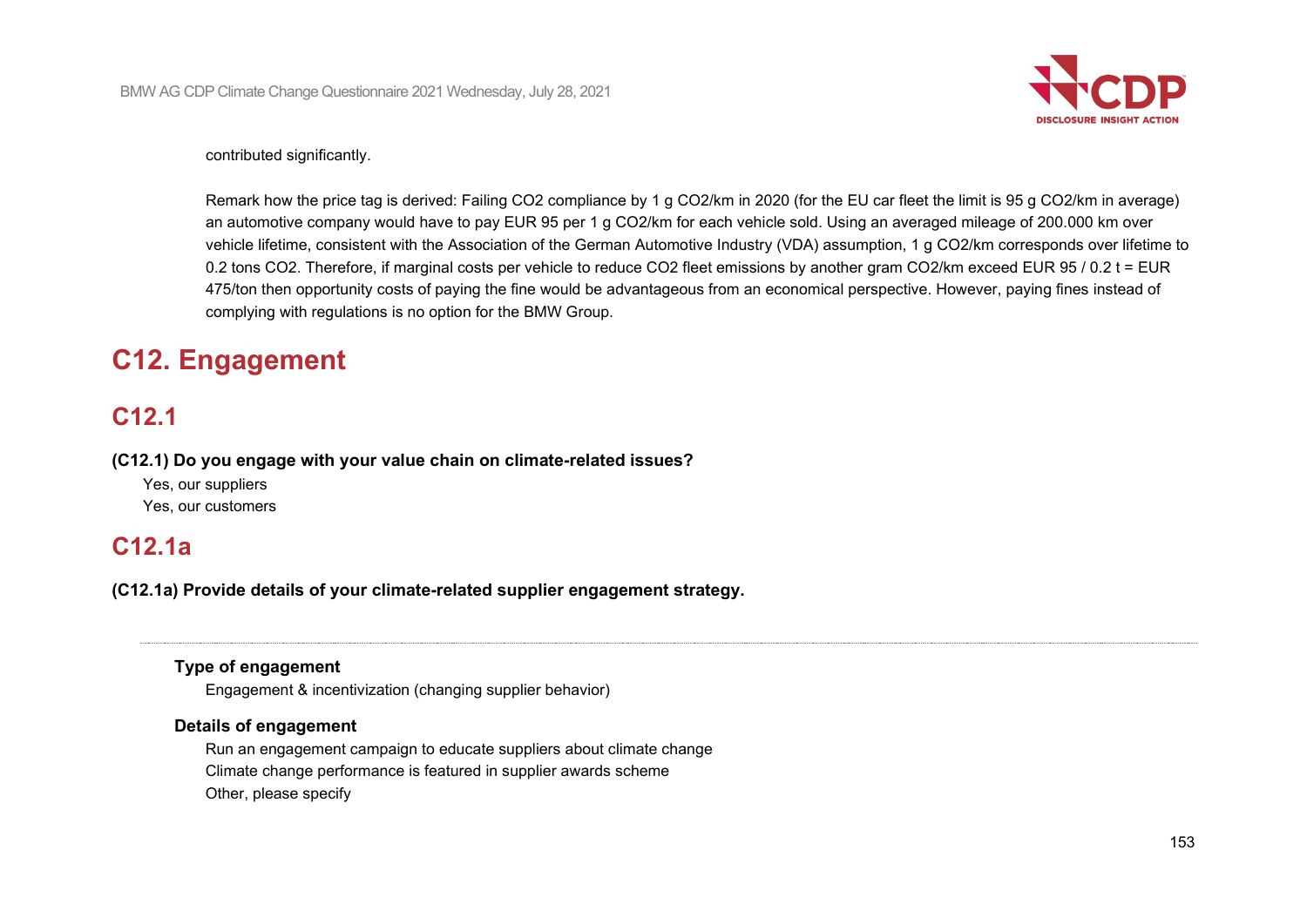contributed significantly.

Remark how the price tag is derived: Failing $CO_2$ compliance by 1 g $CO_2$/km in 2020 (for the EU car fleet the limit is 95 g $CO_2$/km in average) an automotive company would have to pay EUR 95 per 1 g $CO_2$/km for each vehicle sold. Using an averaged mileage of 200.000 km over vehicle lifetime, consistent with the Association of the German Automotive Industry (VDA) assumption, 1 g $CO_2$/km corresponds over lifetime to 0.2 tons $CO_2$. Therefore, if marginal costs per vehicle to reduce $CO_2$ fleet emissions by another gram $CO_2$/km exceed EUR 95 / 0.2 t = EUR 475/ton then opportunity costs of paying the fine would be advantageous from an economical perspective. However, paying fines instead of complying with regulations is no option for the BMW Group.

# C12. Engagement

## C12.1

**(C12.1) Do you engage with your value chain on climate-related issues?**

Yes, our suppliers
Yes, our customers

## C12.1a

**(C12.1a) Provide details of your climate-related supplier engagement strategy.**

---

**Type of engagement**

Engagement & incentivization (changing supplier behavior)

**Details of engagement**

Run an engagement campaign to educate suppliers about climate change
Climate change performance is featured in supplier awards scheme
Other, please specify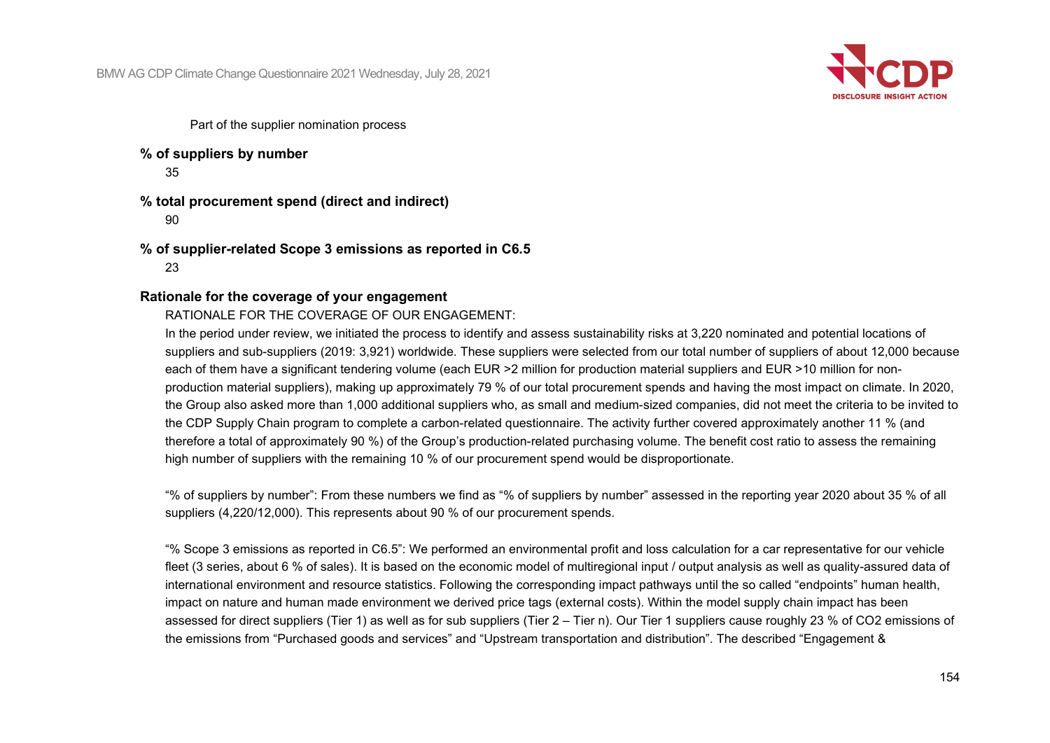Part of the supplier nomination process

**% of suppliers by number**

35

**% total procurement spend (direct and indirect)**

90

**% of supplier-related Scope 3 emissions as reported in C6.5**

23

**Rationale for the coverage of your engagement**

RATIONALE FOR THE COVERAGE OF OUR ENGAGEMENT:

In the period under review, we initiated the process to identify and assess sustainability risks at 3,220 nominated and potential locations of suppliers and sub-suppliers (2019: 3,921) worldwide. These suppliers were selected from our total number of suppliers of about 12,000 because each of them have a significant tendering volume (each EUR >2 million for production material suppliers and EUR >10 million for non-production material suppliers), making up approximately 79 % of our total procurement spends and having the most impact on climate. In 2020, the Group also asked more than 1,000 additional suppliers who, as small and medium-sized companies, did not meet the criteria to be invited to the CDP Supply Chain program to complete a carbon-related questionnaire. The activity further covered approximately another 11 % (and therefore a total of approximately 90 %) of the Group's production-related purchasing volume. The benefit cost ratio to assess the remaining high number of suppliers with the remaining 10 % of our procurement spend would be disproportionate.

"% of suppliers by number": From these numbers we find as "% of suppliers by number" assessed in the reporting year 2020 about 35 % of all suppliers (4,220/12,000). This represents about 90 % of our procurement spends.

"% Scope 3 emissions as reported in C6.5": We performed an environmental profit and loss calculation for a car representative for our vehicle fleet (3 series, about 6 % of sales). It is based on the economic model of multiregional input / output analysis as well as quality-assured data of international environment and resource statistics. Following the corresponding impact pathways until the so called "endpoints" human health, impact on nature and human made environment we derived price tags (external costs). Within the model supply chain impact has been assessed for direct suppliers (Tier 1) as well as for sub suppliers (Tier 2 – Tier n). Our Tier 1 suppliers cause roughly 23 % of $CO_2$ emissions of the emissions from "Purchased goods and services" and "Upstream transportation and distribution". The described "Engagement &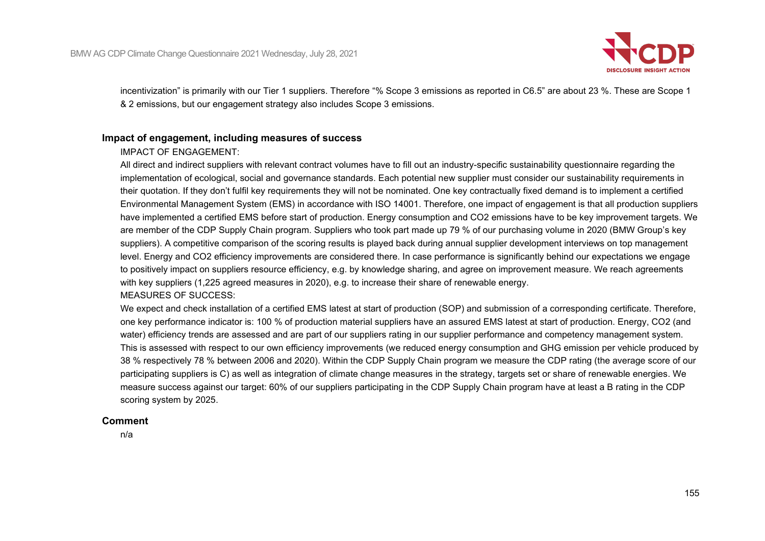incentivization" is primarily with our Tier 1 suppliers. Therefore "% Scope 3 emissions as reported in C6.5" are about 23 %. These are Scope 1 & 2 emissions, but our engagement strategy also includes Scope 3 emissions.

### Impact of engagement, including measures of success

IMPACT OF ENGAGEMENT:

All direct and indirect suppliers with relevant contract volumes have to fill out an industry-specific sustainability questionnaire regarding the implementation of ecological, social and governance standards. Each potential new supplier must consider our sustainability requirements in their quotation. If they don't fulfil key requirements they will not be nominated. One key contractually fixed demand is to implement a certified Environmental Management System (EMS) in accordance with ISO 14001. Therefore, one impact of engagement is that all production suppliers have implemented a certified EMS before start of production. Energy consumption and CO2 emissions have to be key improvement targets. We are member of the CDP Supply Chain program. Suppliers who took part made up 79 % of our purchasing volume in 2020 (BMW Group's key suppliers). A competitive comparison of the scoring results is played back during annual supplier development interviews on top management level. Energy and CO2 efficiency improvements are considered there. In case performance is significantly behind our expectations we engage to positively impact on suppliers resource efficiency, e.g. by knowledge sharing, and agree on improvement measure. We reach agreements with key suppliers (1,225 agreed measures in 2020), e.g. to increase their share of renewable energy.

MEASURES OF SUCCESS:

We expect and check installation of a certified EMS latest at start of production (SOP) and submission of a corresponding certificate. Therefore, one key performance indicator is: 100 % of production material suppliers have an assured EMS latest at start of production. Energy, CO2 (and water) efficiency trends are assessed and are part of our suppliers rating in our supplier performance and competency management system. This is assessed with respect to our own efficiency improvements (we reduced energy consumption and GHG emission per vehicle produced by 38 % respectively 78 % between 2006 and 2020). Within the CDP Supply Chain program we measure the CDP rating (the average score of our participating suppliers is C) as well as integration of climate change measures in the strategy, targets set or share of renewable energies. We measure success against our target: 60% of our suppliers participating in the CDP Supply Chain program have at least a B rating in the CDP scoring system by 2025.

### Comment

n/a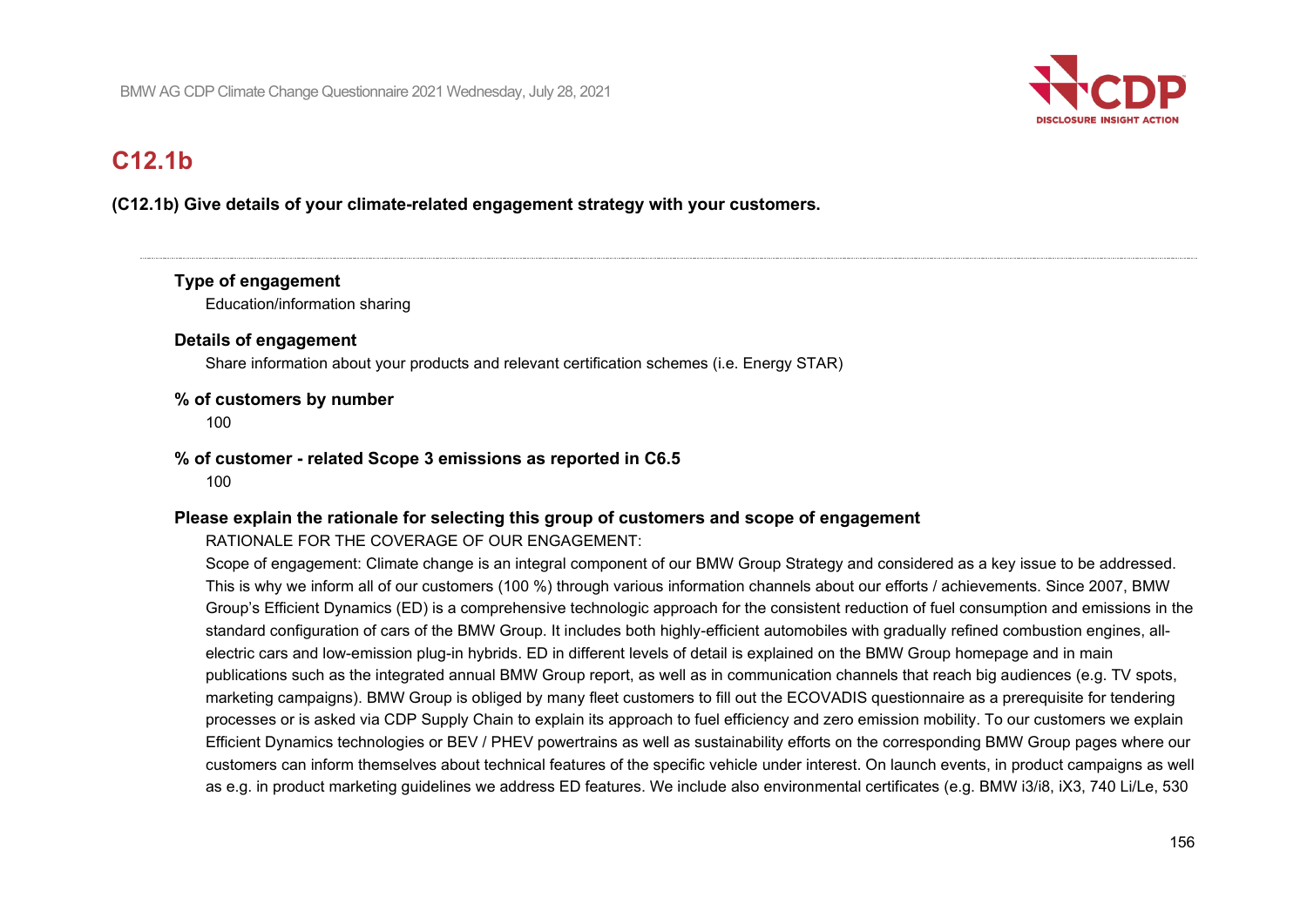## C12.1b

**(C12.1b) Give details of your climate-related engagement strategy with your customers.**

**Type of engagement**

Education/information sharing

**Details of engagement**

Share information about your products and relevant certification schemes (i.e. Energy STAR)

**% of customers by number**

100

**% of customer - related Scope 3 emissions as reported in C6.5**

100

**Please explain the rationale for selecting this group of customers and scope of engagement**

RATIONALE FOR THE COVERAGE OF OUR ENGAGEMENT:

Scope of engagement: Climate change is an integral component of our BMW Group Strategy and considered as a key issue to be addressed. This is why we inform all of our customers (100 %) through various information channels about our efforts / achievements. Since 2007, BMW Group's Efficient Dynamics (ED) is a comprehensive technologic approach for the consistent reduction of fuel consumption and emissions in the standard configuration of cars of the BMW Group. It includes both highly-efficient automobiles with gradually refined combustion engines, all-electric cars and low-emission plug-in hybrids. ED in different levels of detail is explained on the BMW Group homepage and in main publications such as the integrated annual BMW Group report, as well as in communication channels that reach big audiences (e.g. TV spots, marketing campaigns). BMW Group is obliged by many fleet customers to fill out the ECOVADIS questionnaire as a prerequisite for tendering processes or is asked via CDP Supply Chain to explain its approach to fuel efficiency and zero emission mobility. To our customers we explain Efficient Dynamics technologies or BEV / PHEV powertrains as well as sustainability efforts on the corresponding BMW Group pages where our customers can inform themselves about technical features of the specific vehicle under interest. On launch events, in product campaigns as well as e.g. in product marketing guidelines we address ED features. We include also environmental certificates (e.g. BMW i3/i8, iX3, 740 Li/Le, 530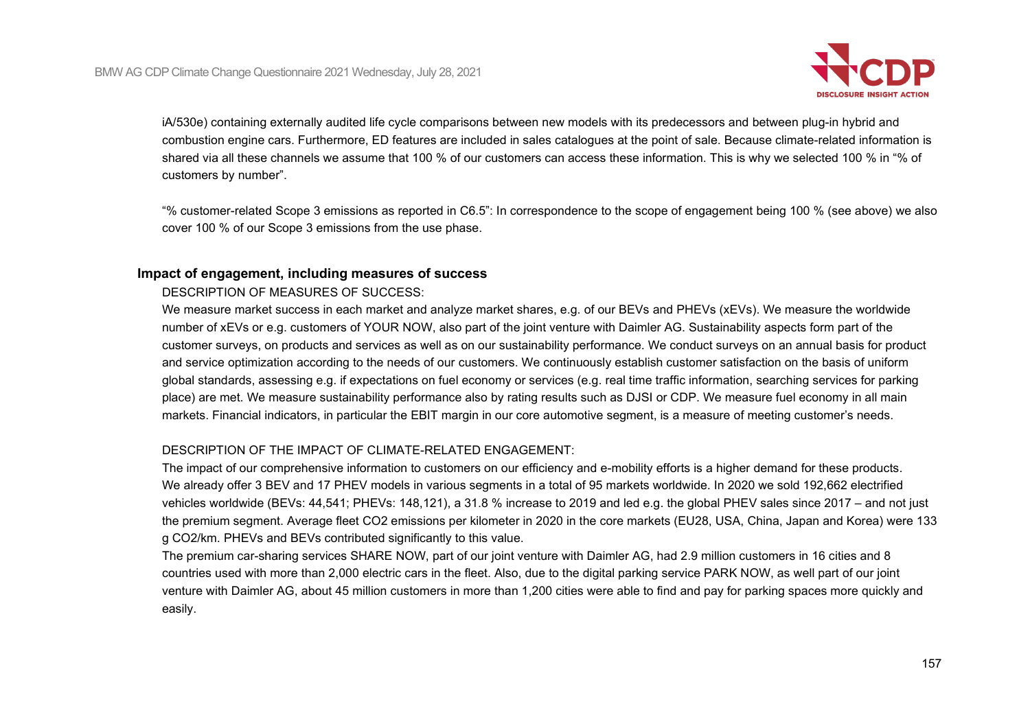iA/530e) containing externally audited life cycle comparisons between new models with its predecessors and between plug-in hybrid and combustion engine cars. Furthermore, ED features are included in sales catalogues at the point of sale. Because climate-related information is shared via all these channels we assume that 100 % of our customers can access these information. This is why we selected 100 % in "% of customers by number".

"% customer-related Scope 3 emissions as reported in C6.5": In correspondence to the scope of engagement being 100 % (see above) we also cover 100 % of our Scope 3 emissions from the use phase.

**Impact of engagement, including measures of success**

DESCRIPTION OF MEASURES OF SUCCESS:

We measure market success in each market and analyze market shares, e.g. of our BEVs and PHEVs (xEVs). We measure the worldwide number of xEVs or e.g. customers of YOUR NOW, also part of the joint venture with Daimler AG. Sustainability aspects form part of the customer surveys, on products and services as well as on our sustainability performance. We conduct surveys on an annual basis for product and service optimization according to the needs of our customers. We continuously establish customer satisfaction on the basis of uniform global standards, assessing e.g. if expectations on fuel economy or services (e.g. real time traffic information, searching services for parking place) are met. We measure sustainability performance also by rating results such as DJSI or CDP. We measure fuel economy in all main markets. Financial indicators, in particular the EBIT margin in our core automotive segment, is a measure of meeting customer's needs.

DESCRIPTION OF THE IMPACT OF CLIMATE-RELATED ENGAGEMENT:

The impact of our comprehensive information to customers on our efficiency and e-mobility efforts is a higher demand for these products. We already offer 3 BEV and 17 PHEV models in various segments in a total of 95 markets worldwide. In 2020 we sold 192,662 electrified vehicles worldwide (BEVs: 44,541; PHEVs: 148,121), a 31.8 % increase to 2019 and led e.g. the global PHEV sales since 2017 – and not just the premium segment. Average fleet $CO_2$ emissions per kilometer in 2020 in the core markets (EU28, USA, China, Japan and Korea) were 133 g $CO_2$/km. PHEVs and BEVs contributed significantly to this value.

The premium car-sharing services SHARE NOW, part of our joint venture with Daimler AG, had 2.9 million customers in 16 cities and 8 countries used with more than 2,000 electric cars in the fleet. Also, due to the digital parking service PARK NOW, as well part of our joint venture with Daimler AG, about 45 million customers in more than 1,200 cities were able to find and pay for parking spaces more quickly and easily.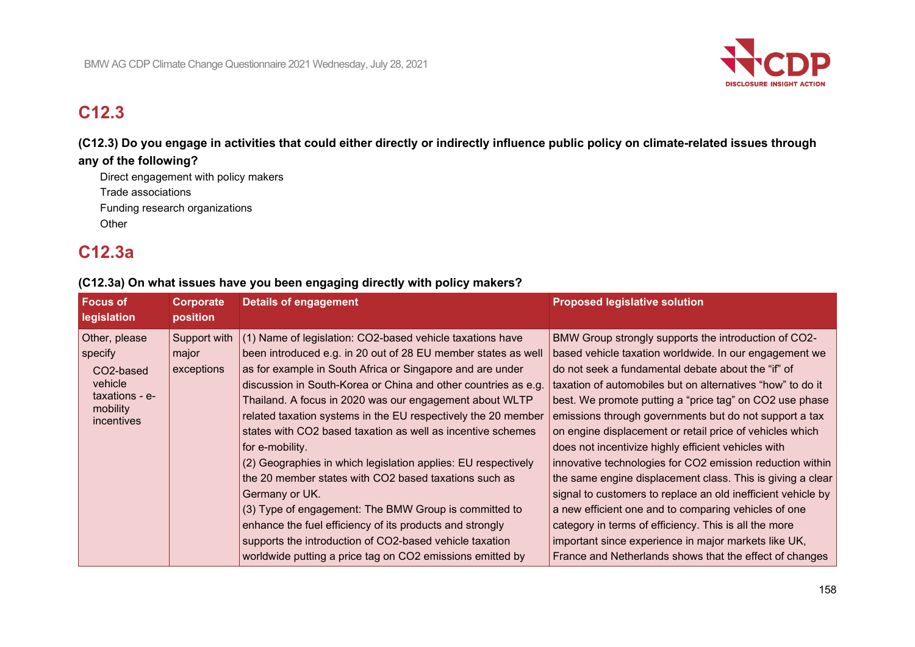## C12.3

**(C12.3) Do you engage in activities that could either directly or indirectly influence public policy on climate-related issues through any of the following?**

Direct engagement with policy makers
Trade associations
Funding research organizations
Other

## C12.3a

**(C12.3a) On what issues have you been engaging directly with policy makers?**

| Focus of legislation | Corporate position | Details of engagement | Proposed legislative solution |
|---|---|---|---|
| Other, please specify<br>$CO_2$-based vehicle taxations - e-mobility incentives | Support with major exceptions | (1) Name of legislation: $CO_2$-based vehicle taxations have been introduced e.g. in 20 out of 28 EU member states as well as for example in South Africa or Singapore and are under discussion in South-Korea or China and other countries as e.g. Thailand. A focus in 2020 was our engagement about WLTP related taxation systems in the EU respectively the 20 member states with $CO_2$ based taxation as well as incentive schemes for e-mobility.<br>(2) Geographies in which legislation applies: EU respectively the 20 member states with $CO_2$ based taxations such as Germany or UK.<br>(3) Type of engagement: The BMW Group is committed to enhance the fuel efficiency of its products and strongly supports the introduction of $CO_2$-based vehicle taxation worldwide putting a price tag on $CO_2$ emissions emitted by | BMW Group strongly supports the introduction of $CO_2$-based vehicle taxation worldwide. In our engagement we do not seek a fundamental debate about the "if" of taxation of automobiles but on alternatives "how" to do it best. We promote putting a "price tag" on $CO_2$ use phase emissions through governments but do not support a tax on engine displacement or retail price of vehicles which does not incentivize highly efficient vehicles with innovative technologies for $CO_2$ emission reduction within the same engine displacement class. This is giving a clear signal to customers to replace an old inefficient vehicle by a new efficient one and to comparing vehicles of one category in terms of efficiency. This is all the more important since experience in major markets like UK, France and Netherlands shows that the effect of changes |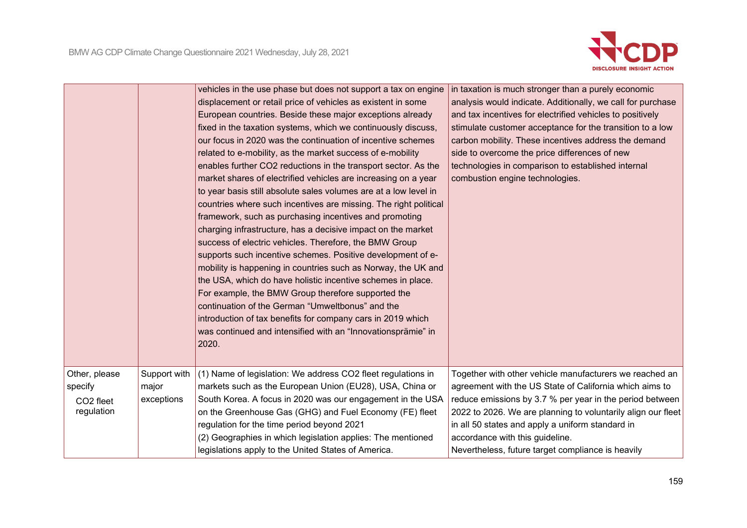| | | | |
|---|---|---|---|
| | | vehicles in the use phase but does not support a tax on engine displacement or retail price of vehicles as existent in some European countries. Beside these major exceptions already fixed in the taxation systems, which we continuously discuss, our focus in 2020 was the continuation of incentive schemes related to e-mobility, as the market success of e-mobility enables further $CO_2$ reductions in the transport sector. As the market shares of electrified vehicles are increasing on a year to year basis still absolute sales volumes are at a low level in countries where such incentives are missing. The right political framework, such as purchasing incentives and promoting charging infrastructure, has a decisive impact on the market success of electric vehicles. Therefore, the BMW Group supports such incentive schemes. Positive development of e-mobility is happening in countries such as Norway, the UK and the USA, which do have holistic incentive schemes in place. For example, the BMW Group therefore supported the continuation of the German "Umweltbonus" and the introduction of tax benefits for company cars in 2019 which was continued and intensified with an "Innovationsprämie" in 2020. | in taxation is much stronger than a purely economic analysis would indicate. Additionally, we call for purchase and tax incentives for electrified vehicles to positively stimulate customer acceptance for the transition to a low carbon mobility. These incentives address the demand side to overcome the price differences of new technologies in comparison to established internal combustion engine technologies. |
| Other, please specify<br>$CO_2$ fleet regulation | Support with major exceptions | (1) Name of legislation: We address $CO_2$ fleet regulations in markets such as the European Union (EU28), USA, China or South Korea. A focus in 2020 was our engagement in the USA on the Greenhouse Gas (GHG) and Fuel Economy (FE) fleet regulation for the time period beyond 2021<br>(2) Geographies in which legislation applies: The mentioned legislations apply to the United States of America. | Together with other vehicle manufacturers we reached an agreement with the US State of California which aims to reduce emissions by 3.7 % per year in the period between 2022 to 2026. We are planning to voluntarily align our fleet in all 50 states and apply a uniform standard in accordance with this guideline.<br>Nevertheless, future target compliance is heavily |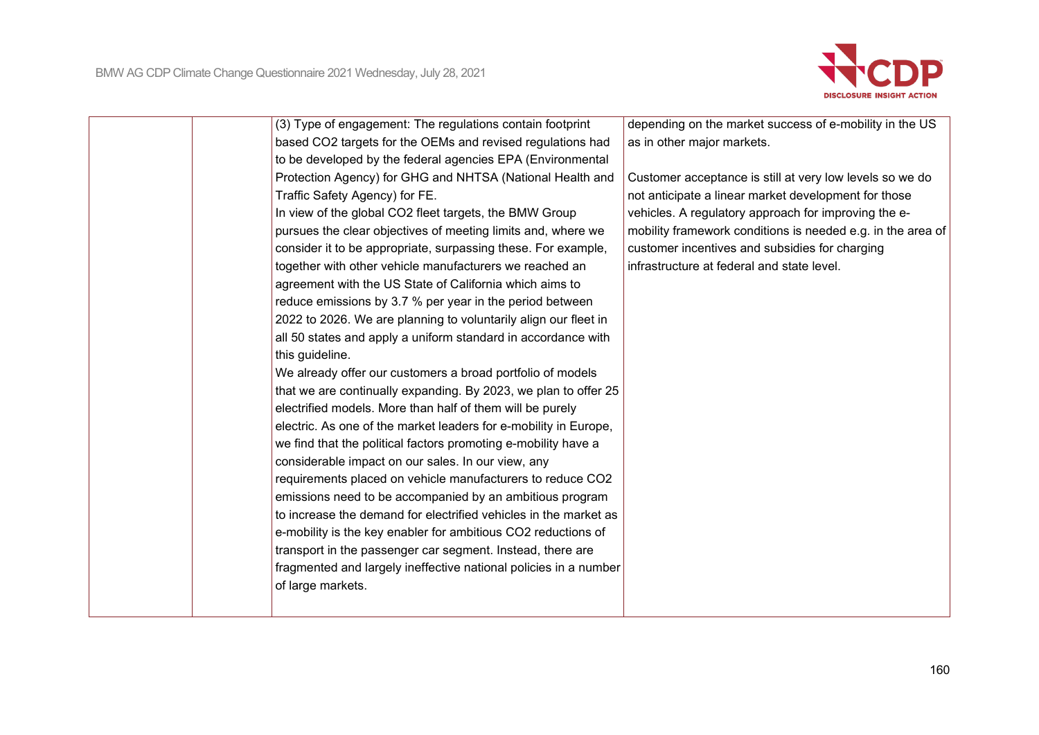|  |  | (3) Type of engagement: The regulations contain footprint based $CO_2$ targets for the OEMs and revised regulations had to be developed by the federal agencies EPA (Environmental Protection Agency) for GHG and NHTSA (National Health and Traffic Safety Agency) for FE.<br>In view of the global $CO_2$ fleet targets, the BMW Group pursues the clear objectives of meeting limits and, where we consider it to be appropriate, surpassing these. For example, together with other vehicle manufacturers we reached an agreement with the US State of California which aims to reduce emissions by 3.7 % per year in the period between 2022 to 2026. We are planning to voluntarily align our fleet in all 50 states and apply a uniform standard in accordance with this guideline.<br>We already offer our customers a broad portfolio of models that we are continually expanding. By 2023, we plan to offer 25 electrified models. More than half of them will be purely electric. As one of the market leaders for e-mobility in Europe, we find that the political factors promoting e-mobility have a considerable impact on our sales. In our view, any requirements placed on vehicle manufacturers to reduce $CO_2$ emissions need to be accompanied by an ambitious program to increase the demand for electrified vehicles in the market as e-mobility is the key enabler for ambitious $CO_2$ reductions of transport in the passenger car segment. Instead, there are fragmented and largely ineffective national policies in a number of large markets. | depending on the market success of e-mobility in the US as in other major markets.<br><br>Customer acceptance is still at very low levels so we do not anticipate a linear market development for those vehicles. A regulatory approach for improving the e-mobility framework conditions is needed e.g. in the area of customer incentives and subsidies for charging infrastructure at federal and state level. |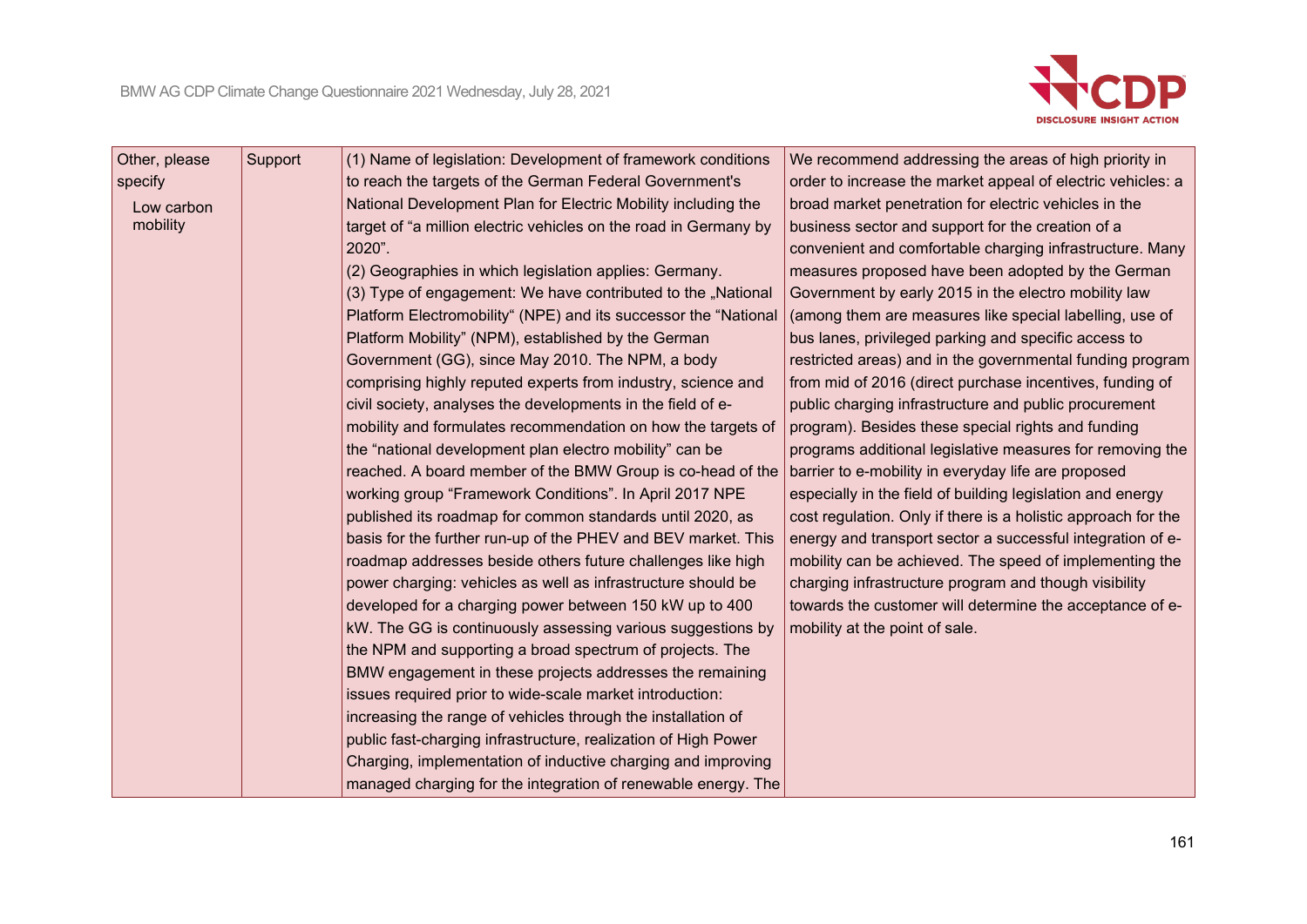| Other, please specify<br>Low carbon mobility | Support | (1) Name of legislation: Development of framework conditions to reach the targets of the German Federal Government's National Development Plan for Electric Mobility including the target of "a million electric vehicles on the road in Germany by 2020".<br>(2) Geographies in which legislation applies: Germany.<br>(3) Type of engagement: We have contributed to the „National Platform Electromobility" (NPE) and its successor the "National Platform Mobility" (NPM), established by the German Government (GG), since May 2010. The NPM, a body comprising highly reputed experts from industry, science and civil society, analyses the developments in the field of e-mobility and formulates recommendation on how the targets of the "national development plan electro mobility" can be reached. A board member of the BMW Group is co-head of the working group "Framework Conditions". In April 2017 NPE published its roadmap for common standards until 2020, as basis for the further run-up of the PHEV and BEV market. This roadmap addresses beside others future challenges like high power charging: vehicles as well as infrastructure should be developed for a charging power between 150 kW up to 400 kW. The GG is continuously assessing various suggestions by the NPM and supporting a broad spectrum of projects. The BMW engagement in these projects addresses the remaining issues required prior to wide-scale market introduction: increasing the range of vehicles through the installation of public fast-charging infrastructure, realization of High Power Charging, implementation of inductive charging and improving managed charging for the integration of renewable energy. The | We recommend addressing the areas of high priority in order to increase the market appeal of electric vehicles: a broad market penetration for electric vehicles in the business sector and support for the creation of a convenient and comfortable charging infrastructure. Many measures proposed have been adopted by the German Government by early 2015 in the electro mobility law (among them are measures like special labelling, use of bus lanes, privileged parking and specific access to restricted areas) and in the governmental funding program from mid of 2016 (direct purchase incentives, funding of public charging infrastructure and public procurement program). Besides these special rights and funding programs additional legislative measures for removing the barrier to e-mobility in everyday life are proposed especially in the field of building legislation and energy cost regulation. Only if there is a holistic approach for the energy and transport sector a successful integration of e-mobility can be achieved. The speed of implementing the charging infrastructure program and though visibility towards the customer will determine the acceptance of e-mobility at the point of sale. |
|---|---|---|---|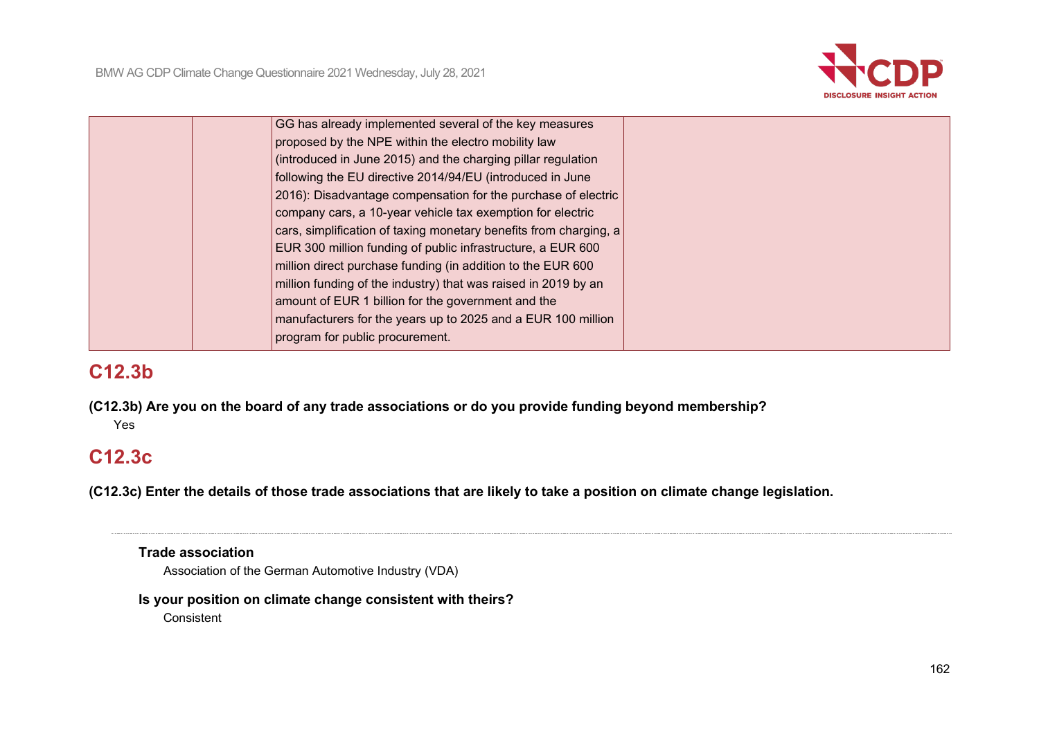| | | GG has already implemented several of the key measures proposed by the NPE within the electro mobility law (introduced in June 2015) and the charging pillar regulation following the EU directive 2014/94/EU (introduced in June 2016): Disadvantage compensation for the purchase of electric company cars, a 10-year vehicle tax exemption for electric cars, simplification of taxing monetary benefits from charging, a EUR 300 million funding of public infrastructure, a EUR 600 million direct purchase funding (in addition to the EUR 600 million funding of the industry) that was raised in 2019 by an amount of EUR 1 billion for the government and the manufacturers for the years up to 2025 and a EUR 100 million program for public procurement. | |
|---|---|---|---|

## C12.3b

**(C12.3b) Are you on the board of any trade associations or do you provide funding beyond membership?**

Yes

## C12.3c

**(C12.3c) Enter the details of those trade associations that are likely to take a position on climate change legislation.**

---

**Trade association**

Association of the German Automotive Industry (VDA)

**Is your position on climate change consistent with theirs?**

Consistent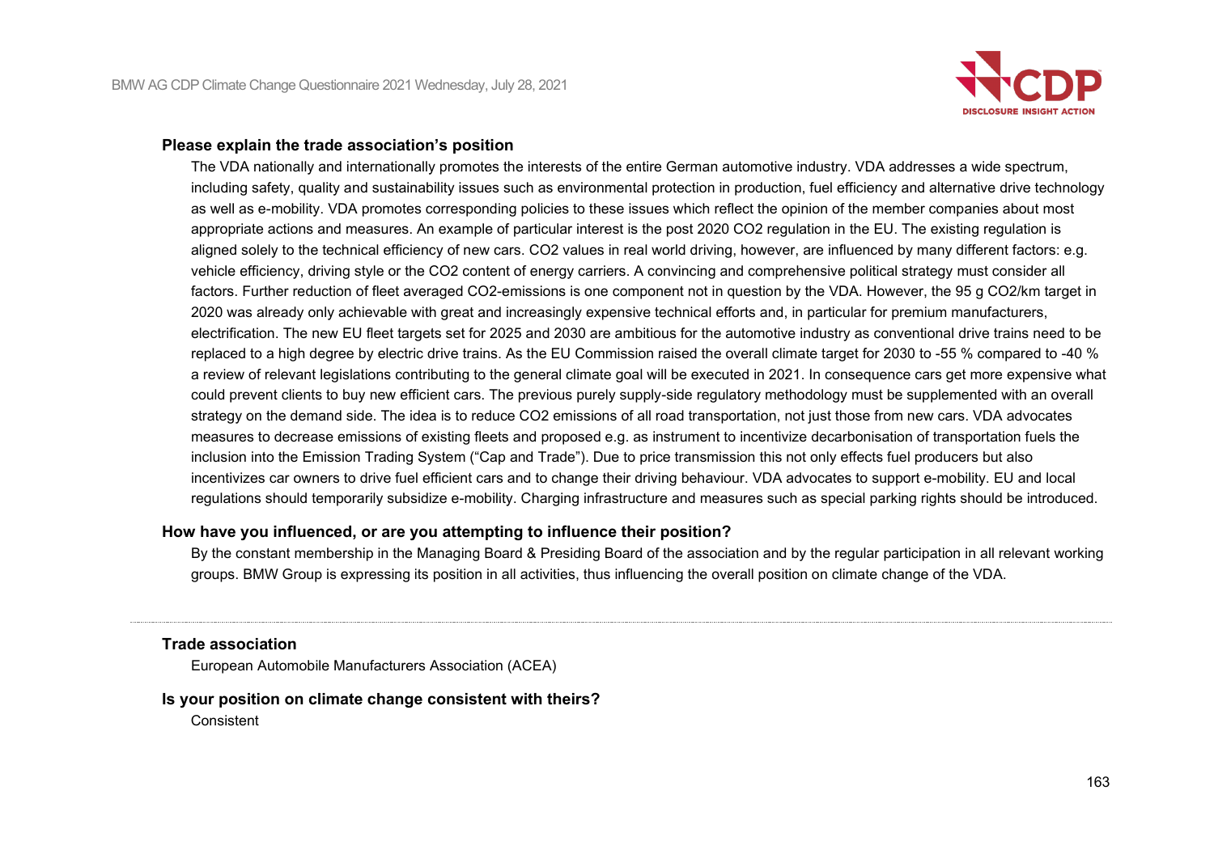**Please explain the trade association's position**

The VDA nationally and internationally promotes the interests of the entire German automotive industry. VDA addresses a wide spectrum, including safety, quality and sustainability issues such as environmental protection in production, fuel efficiency and alternative drive technology as well as e-mobility. VDA promotes corresponding policies to these issues which reflect the opinion of the member companies about most appropriate actions and measures. An example of particular interest is the post 2020 $CO_2$ regulation in the EU. The existing regulation is aligned solely to the technical efficiency of new cars. $CO_2$ values in real world driving, however, are influenced by many different factors: e.g. vehicle efficiency, driving style or the $CO_2$ content of energy carriers. A convincing and comprehensive political strategy must consider all factors. Further reduction of fleet averaged $CO_2$-emissions is one component not in question by the VDA. However, the 95 g $CO_2$/km target in 2020 was already only achievable with great and increasingly expensive technical efforts and, in particular for premium manufacturers, electrification. The new EU fleet targets set for 2025 and 2030 are ambitious for the automotive industry as conventional drive trains need to be replaced to a high degree by electric drive trains. As the EU Commission raised the overall climate target for 2030 to -55 % compared to -40 % a review of relevant legislations contributing to the general climate goal will be executed in 2021. In consequence cars get more expensive what could prevent clients to buy new efficient cars. The previous purely supply-side regulatory methodology must be supplemented with an overall strategy on the demand side. The idea is to reduce $CO_2$ emissions of all road transportation, not just those from new cars. VDA advocates measures to decrease emissions of existing fleets and proposed e.g. as instrument to incentivize decarbonisation of transportation fuels the inclusion into the Emission Trading System ("Cap and Trade"). Due to price transmission this not only effects fuel producers but also incentivizes car owners to drive fuel efficient cars and to change their driving behaviour. VDA advocates to support e-mobility. EU and local regulations should temporarily subsidize e-mobility. Charging infrastructure and measures such as special parking rights should be introduced.

**How have you influenced, or are you attempting to influence their position?**

By the constant membership in the Managing Board & Presiding Board of the association and by the regular participation in all relevant working groups. BMW Group is expressing its position in all activities, thus influencing the overall position on climate change of the VDA.

---

**Trade association**

European Automobile Manufacturers Association (ACEA)

**Is your position on climate change consistent with theirs?**

Consistent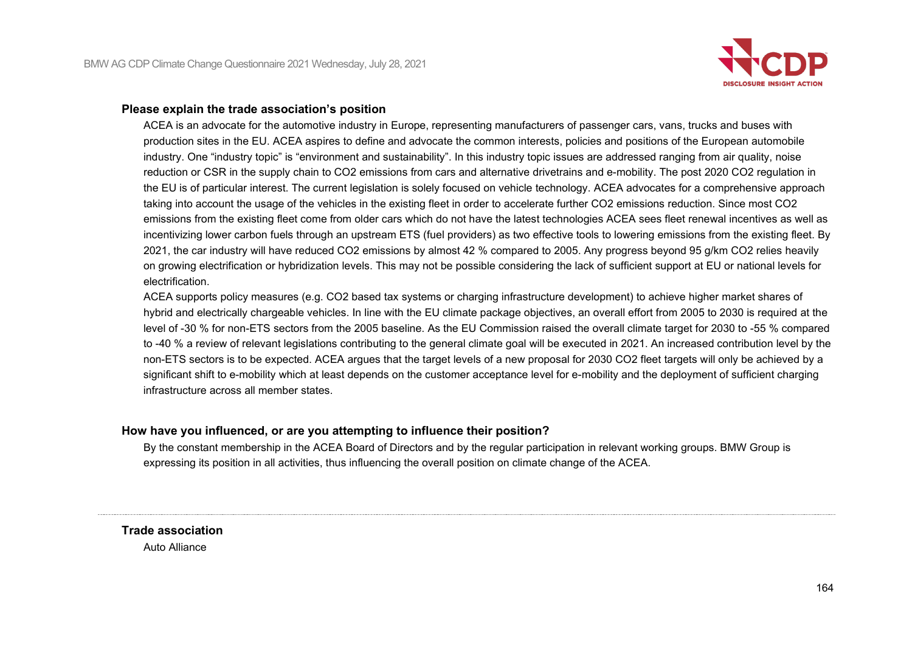**Please explain the trade association's position**

ACEA is an advocate for the automotive industry in Europe, representing manufacturers of passenger cars, vans, trucks and buses with production sites in the EU. ACEA aspires to define and advocate the common interests, policies and positions of the European automobile industry. One "industry topic" is "environment and sustainability". In this industry topic issues are addressed ranging from air quality, noise reduction or CSR in the supply chain to $CO_2$ emissions from cars and alternative drivetrains and e-mobility. The post 2020 $CO_2$ regulation in the EU is of particular interest. The current legislation is solely focused on vehicle technology. ACEA advocates for a comprehensive approach taking into account the usage of the vehicles in the existing fleet in order to accelerate further $CO_2$ emissions reduction. Since most $CO_2$ emissions from the existing fleet come from older cars which do not have the latest technologies ACEA sees fleet renewal incentives as well as incentivizing lower carbon fuels through an upstream ETS (fuel providers) as two effective tools to lowering emissions from the existing fleet. By 2021, the car industry will have reduced $CO_2$ emissions by almost 42 % compared to 2005. Any progress beyond 95 g/km $CO_2$ relies heavily on growing electrification or hybridization levels. This may not be possible considering the lack of sufficient support at EU or national levels for electrification.

ACEA supports policy measures (e.g. $CO_2$ based tax systems or charging infrastructure development) to achieve higher market shares of hybrid and electrically chargeable vehicles. In line with the EU climate package objectives, an overall effort from 2005 to 2030 is required at the level of -30 % for non-ETS sectors from the 2005 baseline. As the EU Commission raised the overall climate target for 2030 to -55 % compared to -40 % a review of relevant legislations contributing to the general climate goal will be executed in 2021. An increased contribution level by the non-ETS sectors is to be expected. ACEA argues that the target levels of a new proposal for 2030 $CO_2$ fleet targets will only be achieved by a significant shift to e-mobility which at least depends on the customer acceptance level for e-mobility and the deployment of sufficient charging infrastructure across all member states.

**How have you influenced, or are you attempting to influence their position?**

By the constant membership in the ACEA Board of Directors and by the regular participation in relevant working groups. BMW Group is expressing its position in all activities, thus influencing the overall position on climate change of the ACEA.

---

**Trade association**

Auto Alliance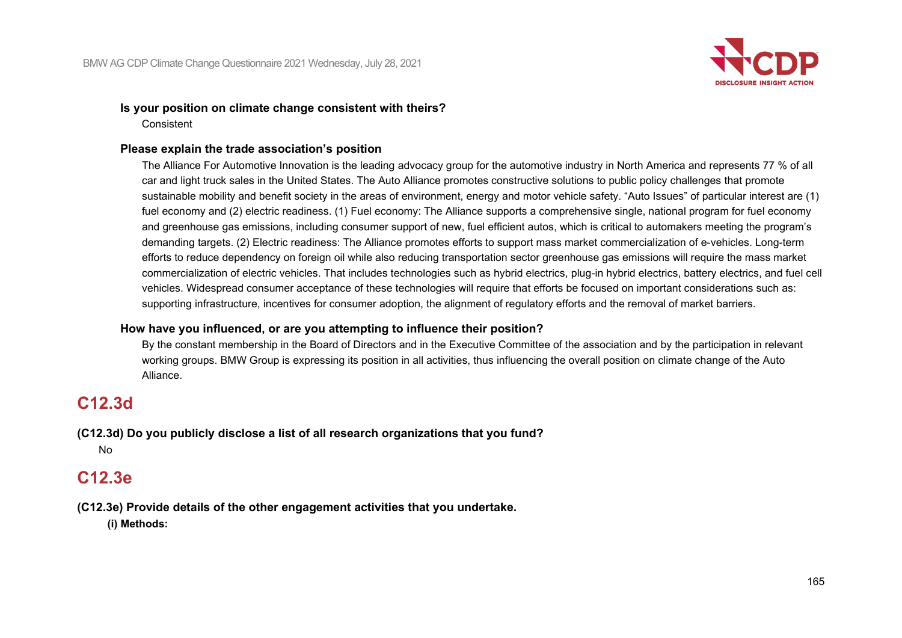**Is your position on climate change consistent with theirs?**

Consistent

**Please explain the trade association's position**

The Alliance For Automotive Innovation is the leading advocacy group for the automotive industry in North America and represents 77 % of all car and light truck sales in the United States. The Auto Alliance promotes constructive solutions to public policy challenges that promote sustainable mobility and benefit society in the areas of environment, energy and motor vehicle safety. "Auto Issues" of particular interest are (1) fuel economy and (2) electric readiness. (1) Fuel economy: The Alliance supports a comprehensive single, national program for fuel economy and greenhouse gas emissions, including consumer support of new, fuel efficient autos, which is critical to automakers meeting the program's demanding targets. (2) Electric readiness: The Alliance promotes efforts to support mass market commercialization of e-vehicles. Long-term efforts to reduce dependency on foreign oil while also reducing transportation sector greenhouse gas emissions will require the mass market commercialization of electric vehicles. That includes technologies such as hybrid electrics, plug-in hybrid electrics, battery electrics, and fuel cell vehicles. Widespread consumer acceptance of these technologies will require that efforts be focused on important considerations such as: supporting infrastructure, incentives for consumer adoption, the alignment of regulatory efforts and the removal of market barriers.

**How have you influenced, or are you attempting to influence their position?**

By the constant membership in the Board of Directors and in the Executive Committee of the association and by the participation in relevant working groups. BMW Group is expressing its position in all activities, thus influencing the overall position on climate change of the Auto Alliance.

## C12.3d

**(C12.3d) Do you publicly disclose a list of all research organizations that you fund?**

No

## C12.3e

**(C12.3e) Provide details of the other engagement activities that you undertake.**

**(i) Methods:**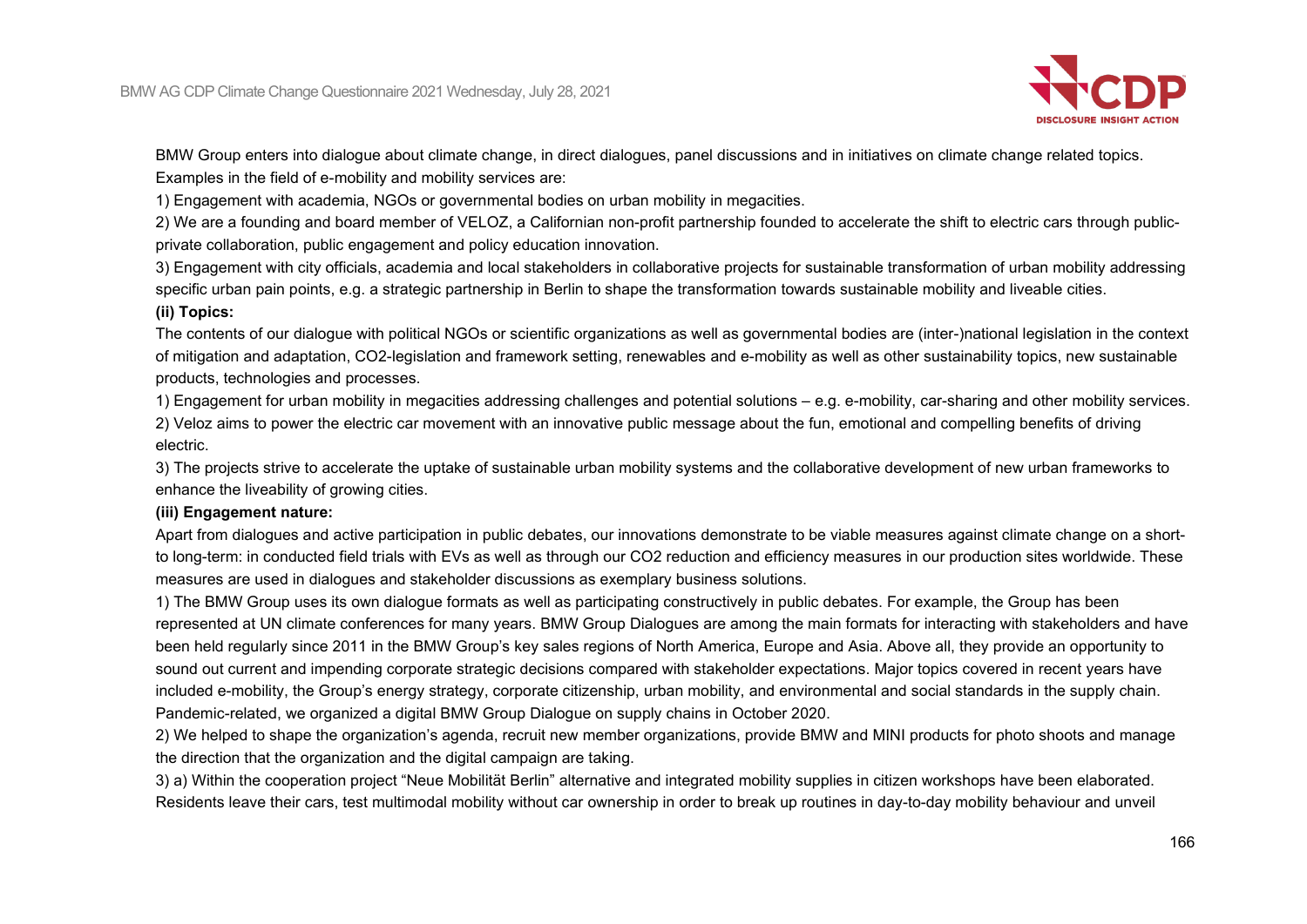BMW Group enters into dialogue about climate change, in direct dialogues, panel discussions and in initiatives on climate change related topics. Examples in the field of e-mobility and mobility services are:

1) Engagement with academia, NGOs or governmental bodies on urban mobility in megacities.

2) We are a founding and board member of VELOZ, a Californian non-profit partnership founded to accelerate the shift to electric cars through public-private collaboration, public engagement and policy education innovation.

3) Engagement with city officials, academia and local stakeholders in collaborative projects for sustainable transformation of urban mobility addressing specific urban pain points, e.g. a strategic partnership in Berlin to shape the transformation towards sustainable mobility and liveable cities.

**(ii) Topics:**

The contents of our dialogue with political NGOs or scientific organizations as well as governmental bodies are (inter-)national legislation in the context of mitigation and adaptation, CO2-legislation and framework setting, renewables and e-mobility as well as other sustainability topics, new sustainable products, technologies and processes.

1) Engagement for urban mobility in megacities addressing challenges and potential solutions – e.g. e-mobility, car-sharing and other mobility services.

2) Veloz aims to power the electric car movement with an innovative public message about the fun, emotional and compelling benefits of driving electric.

3) The projects strive to accelerate the uptake of sustainable urban mobility systems and the collaborative development of new urban frameworks to enhance the liveability of growing cities.

**(iii) Engagement nature:**

Apart from dialogues and active participation in public debates, our innovations demonstrate to be viable measures against climate change on a short- to long-term: in conducted field trials with EVs as well as through our CO2 reduction and efficiency measures in our production sites worldwide. These measures are used in dialogues and stakeholder discussions as exemplary business solutions.

1) The BMW Group uses its own dialogue formats as well as participating constructively in public debates. For example, the Group has been represented at UN climate conferences for many years. BMW Group Dialogues are among the main formats for interacting with stakeholders and have been held regularly since 2011 in the BMW Group's key sales regions of North America, Europe and Asia. Above all, they provide an opportunity to sound out current and impending corporate strategic decisions compared with stakeholder expectations. Major topics covered in recent years have included e-mobility, the Group's energy strategy, corporate citizenship, urban mobility, and environmental and social standards in the supply chain. Pandemic-related, we organized a digital BMW Group Dialogue on supply chains in October 2020.

2) We helped to shape the organization's agenda, recruit new member organizations, provide BMW and MINI products for photo shoots and manage the direction that the organization and the digital campaign are taking.

3) a) Within the cooperation project "Neue Mobilität Berlin" alternative and integrated mobility supplies in citizen workshops have been elaborated. Residents leave their cars, test multimodal mobility without car ownership in order to break up routines in day-to-day mobility behaviour and unveil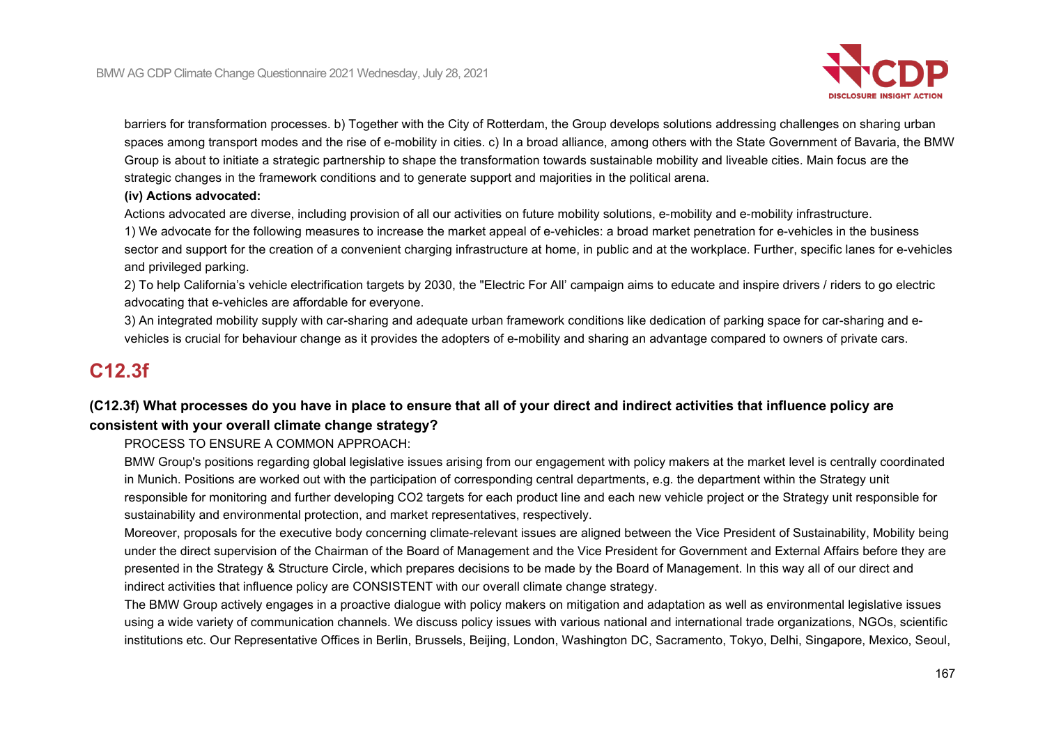barriers for transformation processes. b) Together with the City of Rotterdam, the Group develops solutions addressing challenges on sharing urban spaces among transport modes and the rise of e-mobility in cities. c) In a broad alliance, among others with the State Government of Bavaria, the BMW Group is about to initiate a strategic partnership to shape the transformation towards sustainable mobility and liveable cities. Main focus are the strategic changes in the framework conditions and to generate support and majorities in the political arena.

**(iv) Actions advocated:**

Actions advocated are diverse, including provision of all our activities on future mobility solutions, e-mobility and e-mobility infrastructure.

1) We advocate for the following measures to increase the market appeal of e-vehicles: a broad market penetration for e-vehicles in the business sector and support for the creation of a convenient charging infrastructure at home, in public and at the workplace. Further, specific lanes for e-vehicles and privileged parking.

2) To help California's vehicle electrification targets by 2030, the "Electric For All' campaign aims to educate and inspire drivers / riders to go electric advocating that e-vehicles are affordable for everyone.

3) An integrated mobility supply with car-sharing and adequate urban framework conditions like dedication of parking space for car-sharing and e-vehicles is crucial for behaviour change as it provides the adopters of e-mobility and sharing an advantage compared to owners of private cars.

## C12.3f

### (C12.3f) What processes do you have in place to ensure that all of your direct and indirect activities that influence policy are consistent with your overall climate change strategy?

PROCESS TO ENSURE A COMMON APPROACH:

BMW Group's positions regarding global legislative issues arising from our engagement with policy makers at the market level is centrally coordinated in Munich. Positions are worked out with the participation of corresponding central departments, e.g. the department within the Strategy unit responsible for monitoring and further developing CO2 targets for each product line and each new vehicle project or the Strategy unit responsible for sustainability and environmental protection, and market representatives, respectively.

Moreover, proposals for the executive body concerning climate-relevant issues are aligned between the Vice President of Sustainability, Mobility being under the direct supervision of the Chairman of the Board of Management and the Vice President for Government and External Affairs before they are presented in the Strategy & Structure Circle, which prepares decisions to be made by the Board of Management. In this way all of our direct and indirect activities that influence policy are CONSISTENT with our overall climate change strategy.

The BMW Group actively engages in a proactive dialogue with policy makers on mitigation and adaptation as well as environmental legislative issues using a wide variety of communication channels. We discuss policy issues with various national and international trade organizations, NGOs, scientific institutions etc. Our Representative Offices in Berlin, Brussels, Beijing, London, Washington DC, Sacramento, Tokyo, Delhi, Singapore, Mexico, Seoul,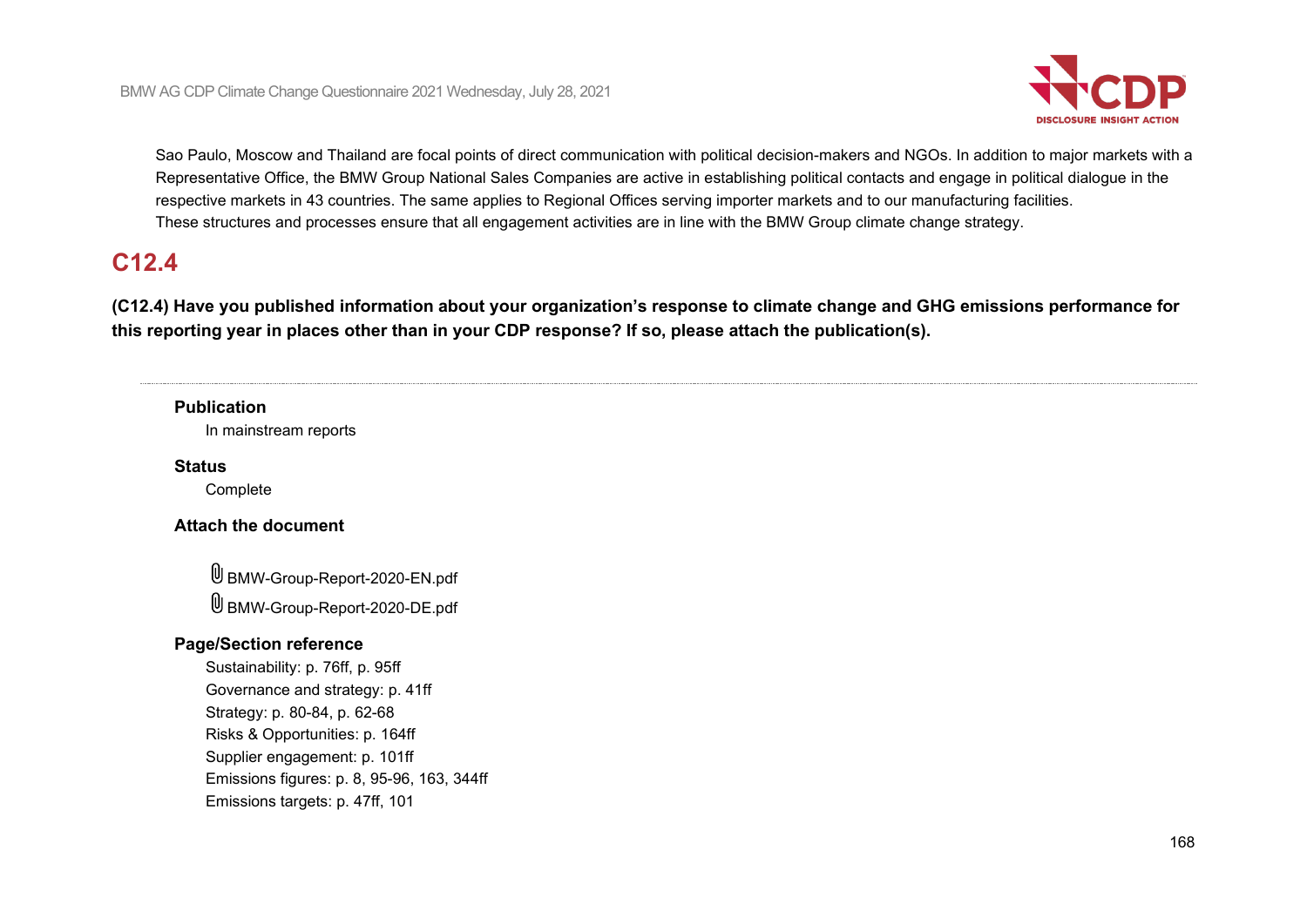Sao Paulo, Moscow and Thailand are focal points of direct communication with political decision-makers and NGOs. In addition to major markets with a Representative Office, the BMW Group National Sales Companies are active in establishing political contacts and engage in political dialogue in the respective markets in 43 countries. The same applies to Regional Offices serving importer markets and to our manufacturing facilities.
These structures and processes ensure that all engagement activities are in line with the BMW Group climate change strategy.

## C12.4

**(C12.4) Have you published information about your organization's response to climate change and GHG emissions performance for this reporting year in places other than in your CDP response? If so, please attach the publication(s).**

**Publication**

In mainstream reports

**Status**

Complete

**Attach the document**

BMW-Group-Report-2020-EN.pdf
BMW-Group-Report-2020-DE.pdf

**Page/Section reference**

Sustainability: p. 76ff, p. 95ff
Governance and strategy: p. 41ff
Strategy: p. 80-84, p. 62-68
Risks & Opportunities: p. 164ff
Supplier engagement: p. 101ff
Emissions figures: p. 8, 95-96, 163, 344ff
Emissions targets: p. 47ff, 101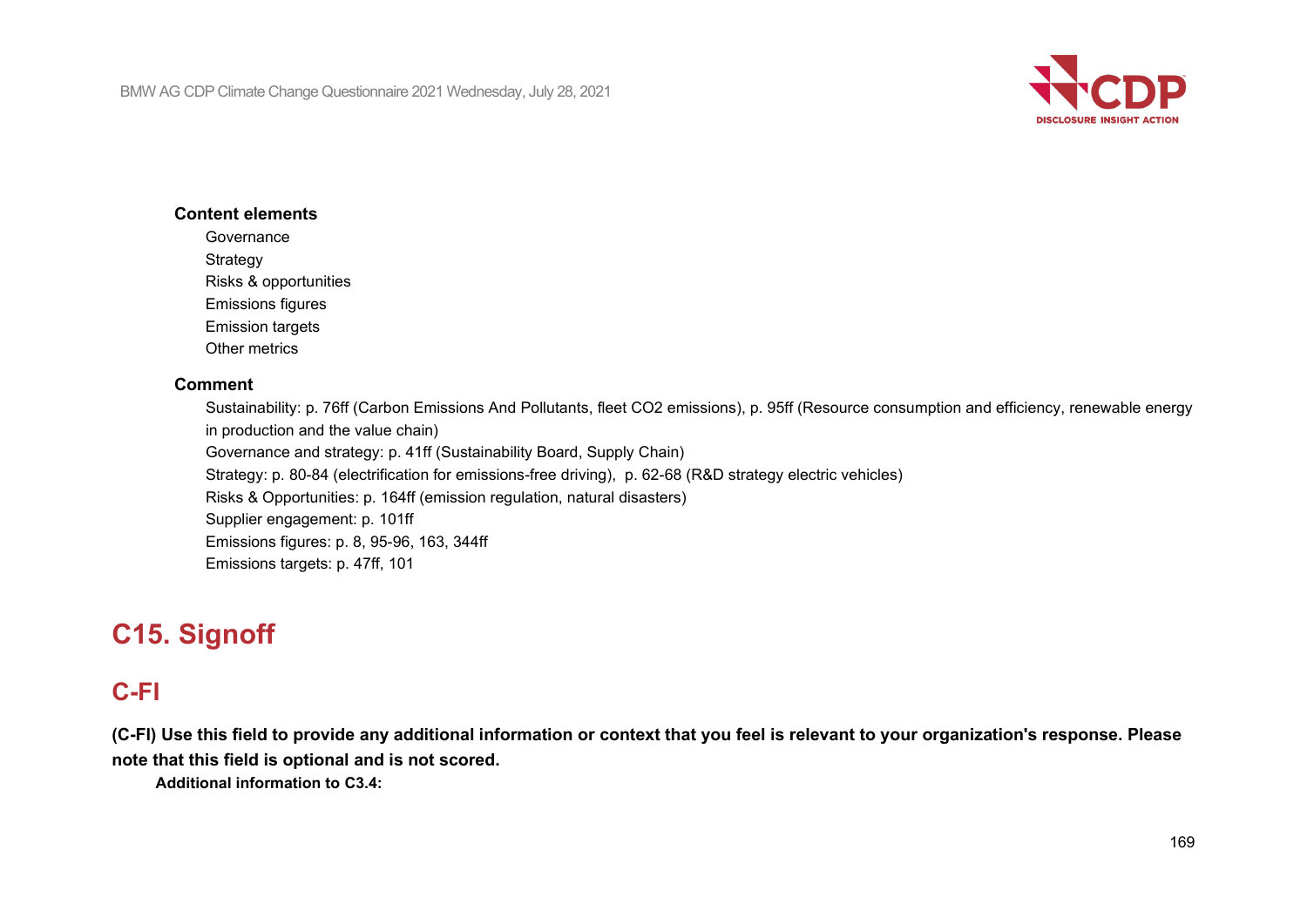**Content elements**

Governance
Strategy
Risks & opportunities
Emissions figures
Emission targets
Other metrics

**Comment**

Sustainability: p. 76ff (Carbon Emissions And Pollutants, fleet CO2 emissions), p. 95ff (Resource consumption and efficiency, renewable energy in production and the value chain)
Governance and strategy: p. 41ff (Sustainability Board, Supply Chain)
Strategy: p. 80-84 (electrification for emissions-free driving), p. 62-68 (R&D strategy electric vehicles)
Risks & Opportunities: p. 164ff (emission regulation, natural disasters)
Supplier engagement: p. 101ff
Emissions figures: p. 8, 95-96, 163, 344ff
Emissions targets: p. 47ff, 101

# C15. Signoff

## C-FI

**(C-FI) Use this field to provide any additional information or context that you feel is relevant to your organization's response. Please note that this field is optional and is not scored.**

**Additional information to C3.4:**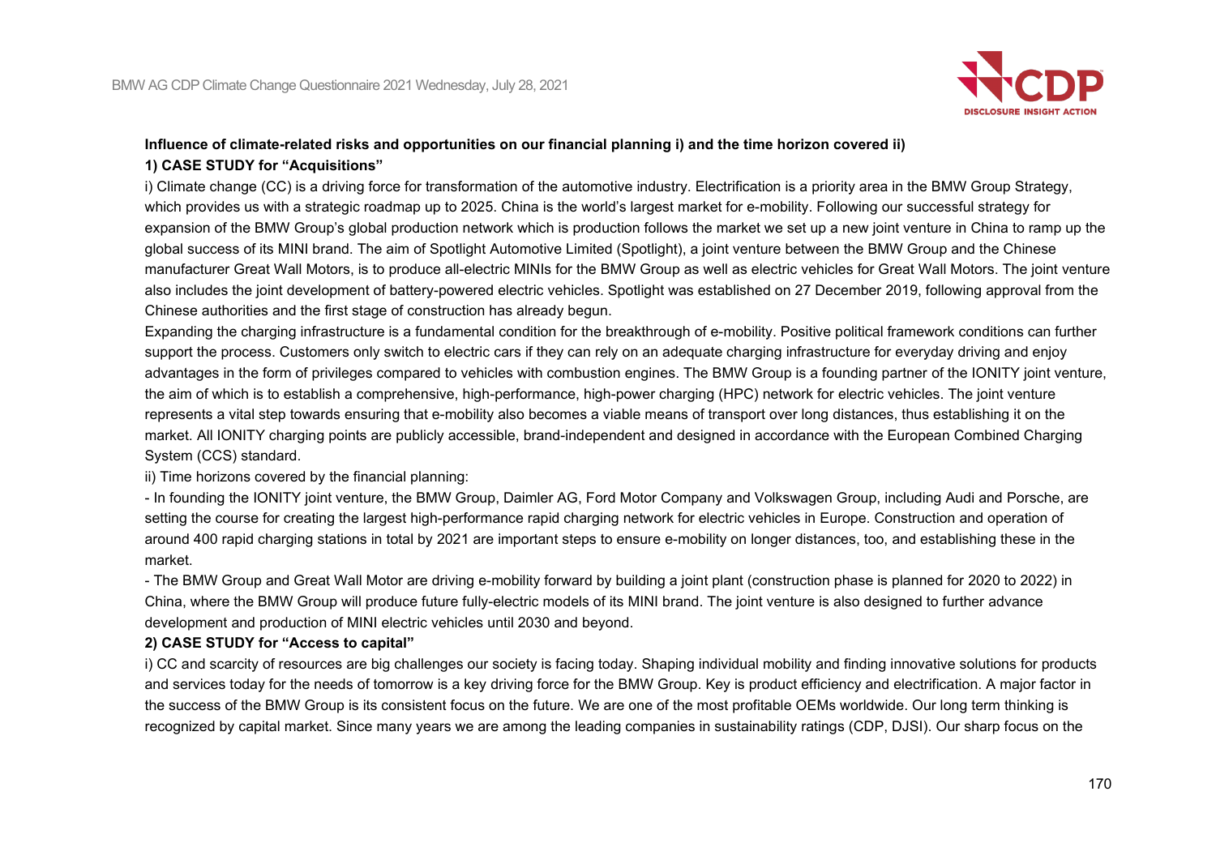**Influence of climate-related risks and opportunities on our financial planning i) and the time horizon covered ii)**

**1) CASE STUDY for "Acquisitions"**

i) Climate change (CC) is a driving force for transformation of the automotive industry. Electrification is a priority area in the BMW Group Strategy, which provides us with a strategic roadmap up to 2025. China is the world's largest market for e-mobility. Following our successful strategy for expansion of the BMW Group's global production network which is production follows the market we set up a new joint venture in China to ramp up the global success of its MINI brand. The aim of Spotlight Automotive Limited (Spotlight), a joint venture between the BMW Group and the Chinese manufacturer Great Wall Motors, is to produce all-electric MINIs for the BMW Group as well as electric vehicles for Great Wall Motors. The joint venture also includes the joint development of battery-powered electric vehicles. Spotlight was established on 27 December 2019, following approval from the Chinese authorities and the first stage of construction has already begun.

Expanding the charging infrastructure is a fundamental condition for the breakthrough of e-mobility. Positive political framework conditions can further support the process. Customers only switch to electric cars if they can rely on an adequate charging infrastructure for everyday driving and enjoy advantages in the form of privileges compared to vehicles with combustion engines. The BMW Group is a founding partner of the IONITY joint venture, the aim of which is to establish a comprehensive, high-performance, high-power charging (HPC) network for electric vehicles. The joint venture represents a vital step towards ensuring that e-mobility also becomes a viable means of transport over long distances, thus establishing it on the market. All IONITY charging points are publicly accessible, brand-independent and designed in accordance with the European Combined Charging System (CCS) standard.

ii) Time horizons covered by the financial planning:

- In founding the IONITY joint venture, the BMW Group, Daimler AG, Ford Motor Company and Volkswagen Group, including Audi and Porsche, are setting the course for creating the largest high-performance rapid charging network for electric vehicles in Europe. Construction and operation of around 400 rapid charging stations in total by 2021 are important steps to ensure e-mobility on longer distances, too, and establishing these in the market.
- The BMW Group and Great Wall Motor are driving e-mobility forward by building a joint plant (construction phase is planned for 2020 to 2022) in China, where the BMW Group will produce future fully-electric models of its MINI brand. The joint venture is also designed to further advance development and production of MINI electric vehicles until 2030 and beyond.

**2) CASE STUDY for "Access to capital"**

i) CC and scarcity of resources are big challenges our society is facing today. Shaping individual mobility and finding innovative solutions for products and services today for the needs of tomorrow is a key driving force for the BMW Group. Key is product efficiency and electrification. A major factor in the success of the BMW Group is its consistent focus on the future. We are one of the most profitable OEMs worldwide. Our long term thinking is recognized by capital market. Since many years we are among the leading companies in sustainability ratings (CDP, DJSI). Our sharp focus on the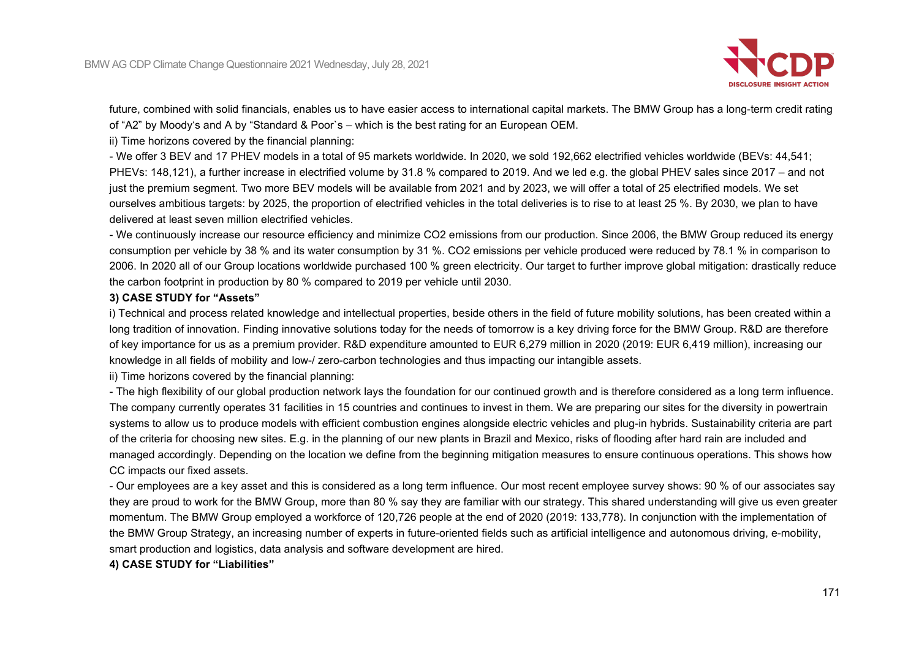future, combined with solid financials, enables us to have easier access to international capital markets. The BMW Group has a long-term credit rating of "A2" by Moody's and A by "Standard & Poor`s – which is the best rating for an European OEM.

ii) Time horizons covered by the financial planning:

- We offer 3 BEV and 17 PHEV models in a total of 95 markets worldwide. In 2020, we sold 192,662 electrified vehicles worldwide (BEVs: 44,541; PHEVs: 148,121), a further increase in electrified volume by 31.8 % compared to 2019. And we led e.g. the global PHEV sales since 2017 – and not just the premium segment. Two more BEV models will be available from 2021 and by 2023, we will offer a total of 25 electrified models. We set ourselves ambitious targets: by 2025, the proportion of electrified vehicles in the total deliveries is to rise to at least 25 %. By 2030, we plan to have delivered at least seven million electrified vehicles.
- We continuously increase our resource efficiency and minimize $CO_2$ emissions from our production. Since 2006, the BMW Group reduced its energy consumption per vehicle by 38 % and its water consumption by 31 %. $CO_2$ emissions per vehicle produced were reduced by 78.1 % in comparison to 2006. In 2020 all of our Group locations worldwide purchased 100 % green electricity. Our target to further improve global mitigation: drastically reduce the carbon footprint in production by 80 % compared to 2019 per vehicle until 2030.

**3) CASE STUDY for "Assets"**

i) Technical and process related knowledge and intellectual properties, beside others in the field of future mobility solutions, has been created within a long tradition of innovation. Finding innovative solutions today for the needs of tomorrow is a key driving force for the BMW Group. R&D are therefore of key importance for us as a premium provider. R&D expenditure amounted to EUR 6,279 million in 2020 (2019: EUR 6,419 million), increasing our knowledge in all fields of mobility and low-/ zero-carbon technologies and thus impacting our intangible assets.

ii) Time horizons covered by the financial planning:

- The high flexibility of our global production network lays the foundation for our continued growth and is therefore considered as a long term influence. The company currently operates 31 facilities in 15 countries and continues to invest in them. We are preparing our sites for the diversity in powertrain systems to allow us to produce models with efficient combustion engines alongside electric vehicles and plug-in hybrids. Sustainability criteria are part of the criteria for choosing new sites. E.g. in the planning of our new plants in Brazil and Mexico, risks of flooding after hard rain are included and managed accordingly. Depending on the location we define from the beginning mitigation measures to ensure continuous operations. This shows how CC impacts our fixed assets.
- Our employees are a key asset and this is considered as a long term influence. Our most recent employee survey shows: 90 % of our associates say they are proud to work for the BMW Group, more than 80 % say they are familiar with our strategy. This shared understanding will give us even greater momentum. The BMW Group employed a workforce of 120,726 people at the end of 2020 (2019: 133,778). In conjunction with the implementation of the BMW Group Strategy, an increasing number of experts in future-oriented fields such as artificial intelligence and autonomous driving, e-mobility, smart production and logistics, data analysis and software development are hired.

**4) CASE STUDY for "Liabilities"**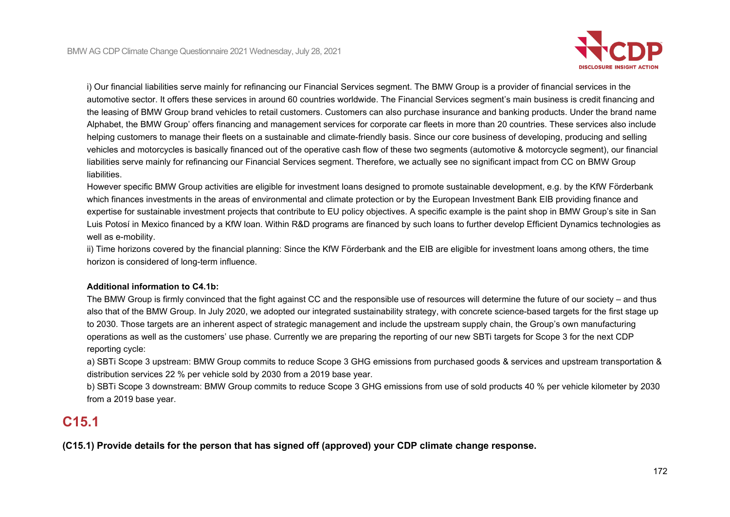i) Our financial liabilities serve mainly for refinancing our Financial Services segment. The BMW Group is a provider of financial services in the automotive sector. It offers these services in around 60 countries worldwide. The Financial Services segment's main business is credit financing and the leasing of BMW Group brand vehicles to retail customers. Customers can also purchase insurance and banking products. Under the brand name Alphabet, the BMW Group' offers financing and management services for corporate car fleets in more than 20 countries. These services also include helping customers to manage their fleets on a sustainable and climate-friendly basis. Since our core business of developing, producing and selling vehicles and motorcycles is basically financed out of the operative cash flow of these two segments (automotive & motorcycle segment), our financial liabilities serve mainly for refinancing our Financial Services segment. Therefore, we actually see no significant impact from CC on BMW Group liabilities.

However specific BMW Group activities are eligible for investment loans designed to promote sustainable development, e.g. by the KfW Förderbank which finances investments in the areas of environmental and climate protection or by the European Investment Bank EIB providing finance and expertise for sustainable investment projects that contribute to EU policy objectives. A specific example is the paint shop in BMW Group's site in San Luis Potosí in Mexico financed by a KfW loan. Within R&D programs are financed by such loans to further develop Efficient Dynamics technologies as well as e-mobility.

ii) Time horizons covered by the financial planning: Since the KfW Förderbank and the EIB are eligible for investment loans among others, the time horizon is considered of long-term influence.

**Additional information to C4.1b:**

The BMW Group is firmly convinced that the fight against CC and the responsible use of resources will determine the future of our society – and thus also that of the BMW Group. In July 2020, we adopted our integrated sustainability strategy, with concrete science-based targets for the first stage up to 2030. Those targets are an inherent aspect of strategic management and include the upstream supply chain, the Group's own manufacturing operations as well as the customers' use phase. Currently we are preparing the reporting of our new SBTi targets for Scope 3 for the next CDP reporting cycle:

a) SBTi Scope 3 upstream: BMW Group commits to reduce Scope 3 GHG emissions from purchased goods & services and upstream transportation & distribution services 22 % per vehicle sold by 2030 from a 2019 base year.

b) SBTi Scope 3 downstream: BMW Group commits to reduce Scope 3 GHG emissions from use of sold products 40 % per vehicle kilometer by 2030 from a 2019 base year.

## C15.1

**(C15.1) Provide details for the person that has signed off (approved) your CDP climate change response.**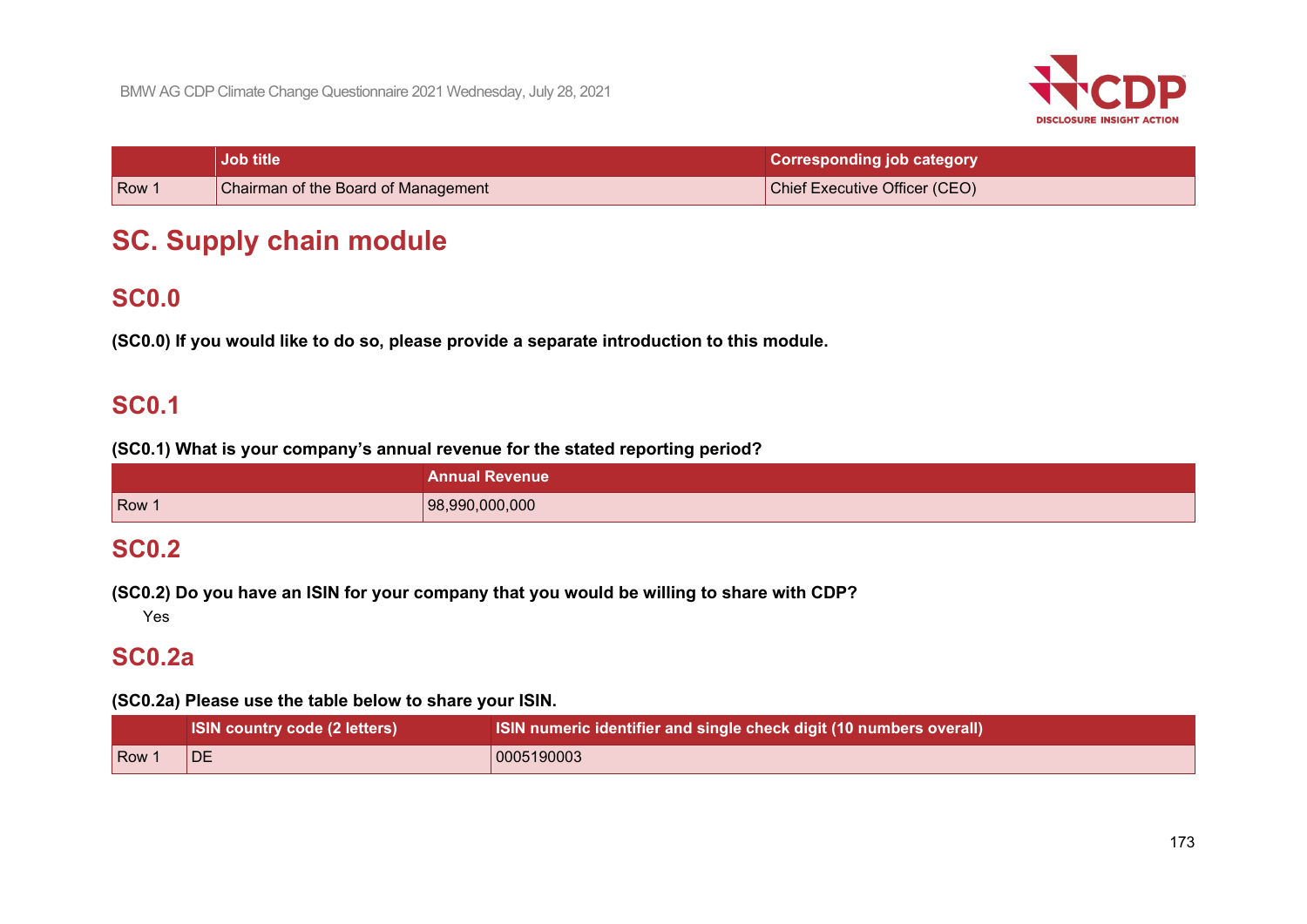| | Job title | Corresponding job category |
|---|---|---|
| Row 1 | Chairman of the Board of Management | Chief Executive Officer (CEO) |

# SC. Supply chain module

## SC0.0

**(SC0.0) If you would like to do so, please provide a separate introduction to this module.**

## SC0.1

**(SC0.1) What is your company's annual revenue for the stated reporting period?**

| | Annual Revenue |
|---|---|
| Row 1 | 98,990,000,000 |

## SC0.2

**(SC0.2) Do you have an ISIN for your company that you would be willing to share with CDP?**

Yes

## SC0.2a

**(SC0.2a) Please use the table below to share your ISIN.**

| | ISIN country code (2 letters) | ISIN numeric identifier and single check digit (10 numbers overall) |
|---|---|---|
| Row 1 | DE | 0005190003 |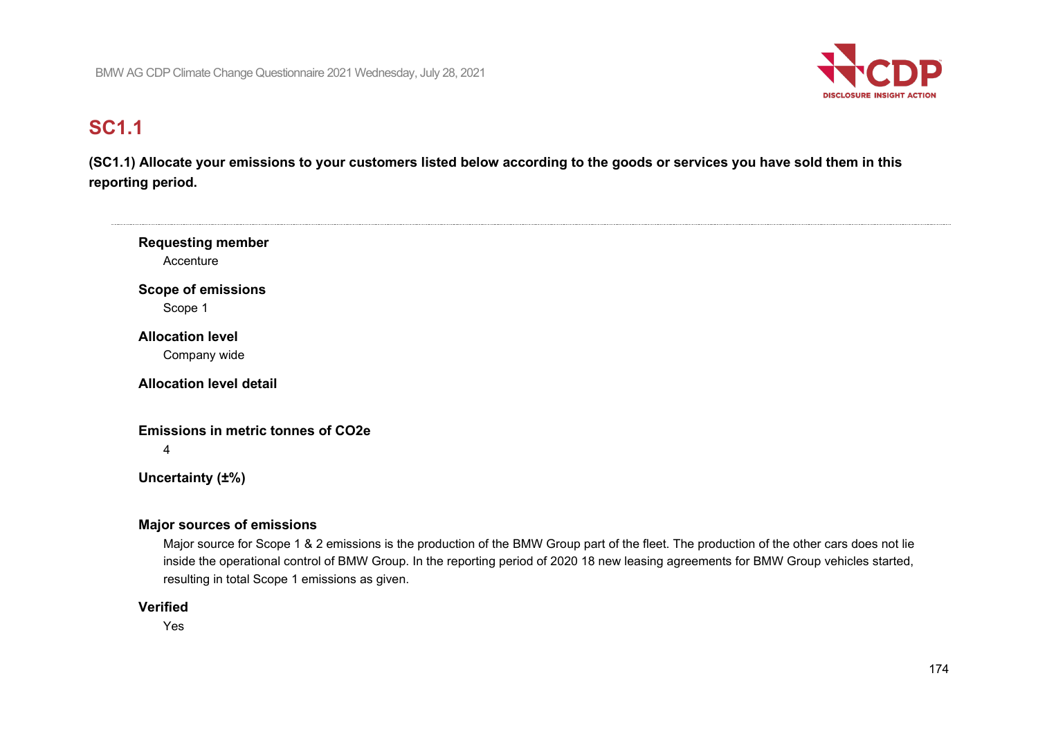## SC1.1

**(SC1.1) Allocate your emissions to your customers listed below according to the goods or services you have sold them in this reporting period.**

---

**Requesting member**

Accenture

**Scope of emissions**

Scope 1

**Allocation level**

Company wide

**Allocation level detail**

**Emissions in metric tonnes of CO2e**

4

**Uncertainty (±%)**

**Major sources of emissions**

Major source for Scope 1 & 2 emissions is the production of the BMW Group part of the fleet. The production of the other cars does not lie inside the operational control of BMW Group. In the reporting period of 2020 18 new leasing agreements for BMW Group vehicles started, resulting in total Scope 1 emissions as given.

**Verified**

Yes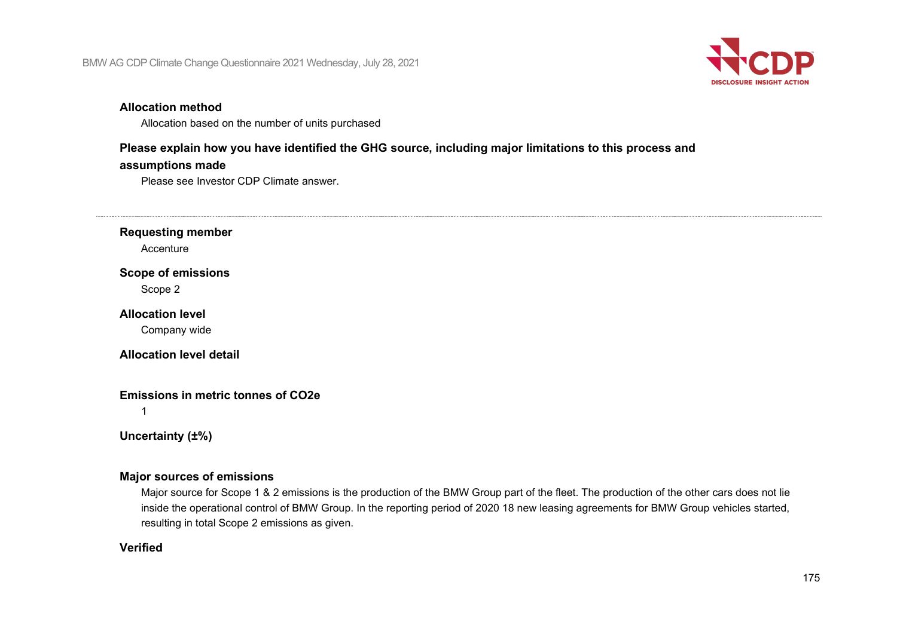**Allocation method**

Allocation based on the number of units purchased

**Please explain how you have identified the GHG source, including major limitations to this process and assumptions made**

Please see Investor CDP Climate answer.

---

**Requesting member**

Accenture

**Scope of emissions**

Scope 2

**Allocation level**

Company wide

**Allocation level detail**

**Emissions in metric tonnes of CO2e**

1

**Uncertainty (±%)**

**Major sources of emissions**

Major source for Scope 1 & 2 emissions is the production of the BMW Group part of the fleet. The production of the other cars does not lie inside the operational control of BMW Group. In the reporting period of 2020 18 new leasing agreements for BMW Group vehicles started, resulting in total Scope 2 emissions as given.

**Verified**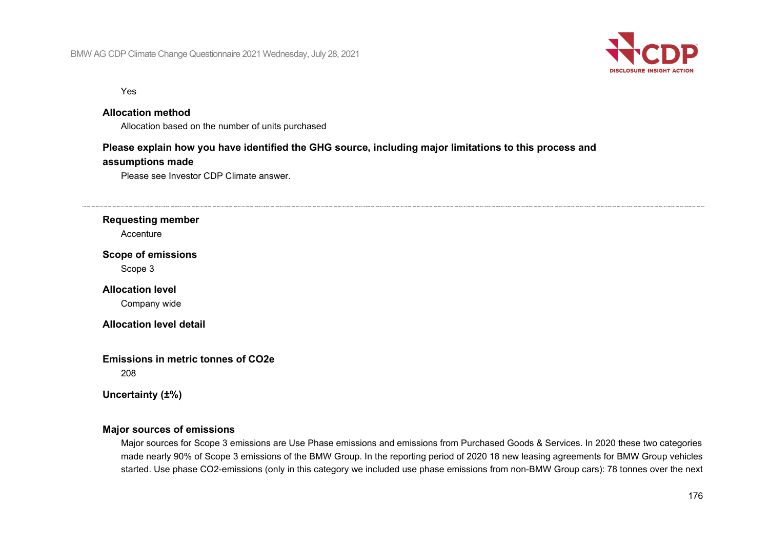Yes

**Allocation method**

Allocation based on the number of units purchased

**Please explain how you have identified the GHG source, including major limitations to this process and assumptions made**

Please see Investor CDP Climate answer.

---

**Requesting member**

Accenture

**Scope of emissions**

Scope 3

**Allocation level**

Company wide

**Allocation level detail**

**Emissions in metric tonnes of CO2e**

208

**Uncertainty (±%)**

**Major sources of emissions**

Major sources for Scope 3 emissions are Use Phase emissions and emissions from Purchased Goods & Services. In 2020 these two categories made nearly 90% of Scope 3 emissions of the BMW Group. In the reporting period of 2020 18 new leasing agreements for BMW Group vehicles started. Use phase CO2-emissions (only in this category we included use phase emissions from non-BMW Group cars): 78 tonnes over the next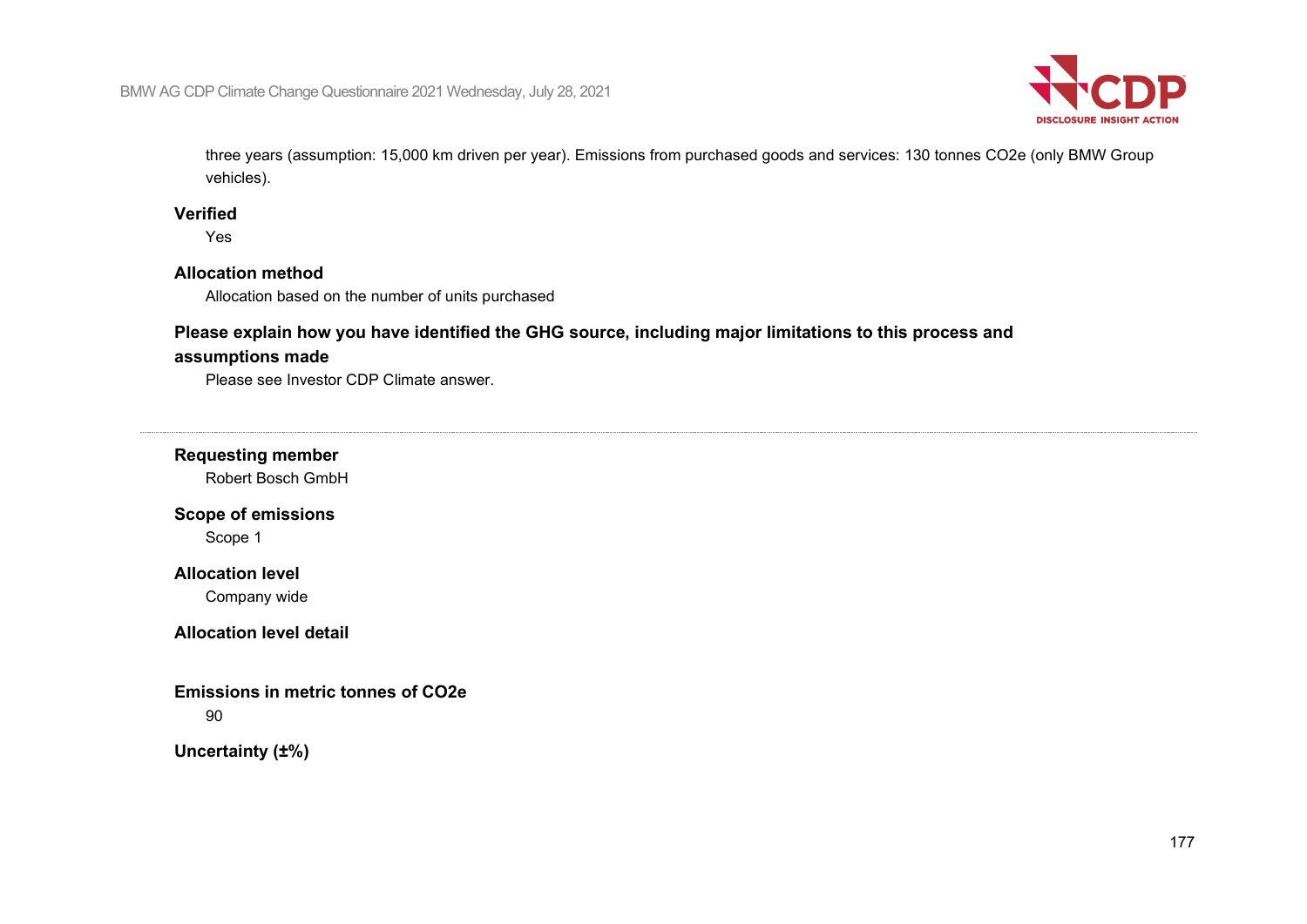three years (assumption: 15,000 km driven per year). Emissions from purchased goods and services: 130 tonnes CO2e (only BMW Group vehicles).

**Verified**

Yes

**Allocation method**

Allocation based on the number of units purchased

**Please explain how you have identified the GHG source, including major limitations to this process and assumptions made**

Please see Investor CDP Climate answer.

---

**Requesting member**

Robert Bosch GmbH

**Scope of emissions**

Scope 1

**Allocation level**

Company wide

**Allocation level detail**

**Emissions in metric tonnes of CO2e**

90

**Uncertainty (±%)**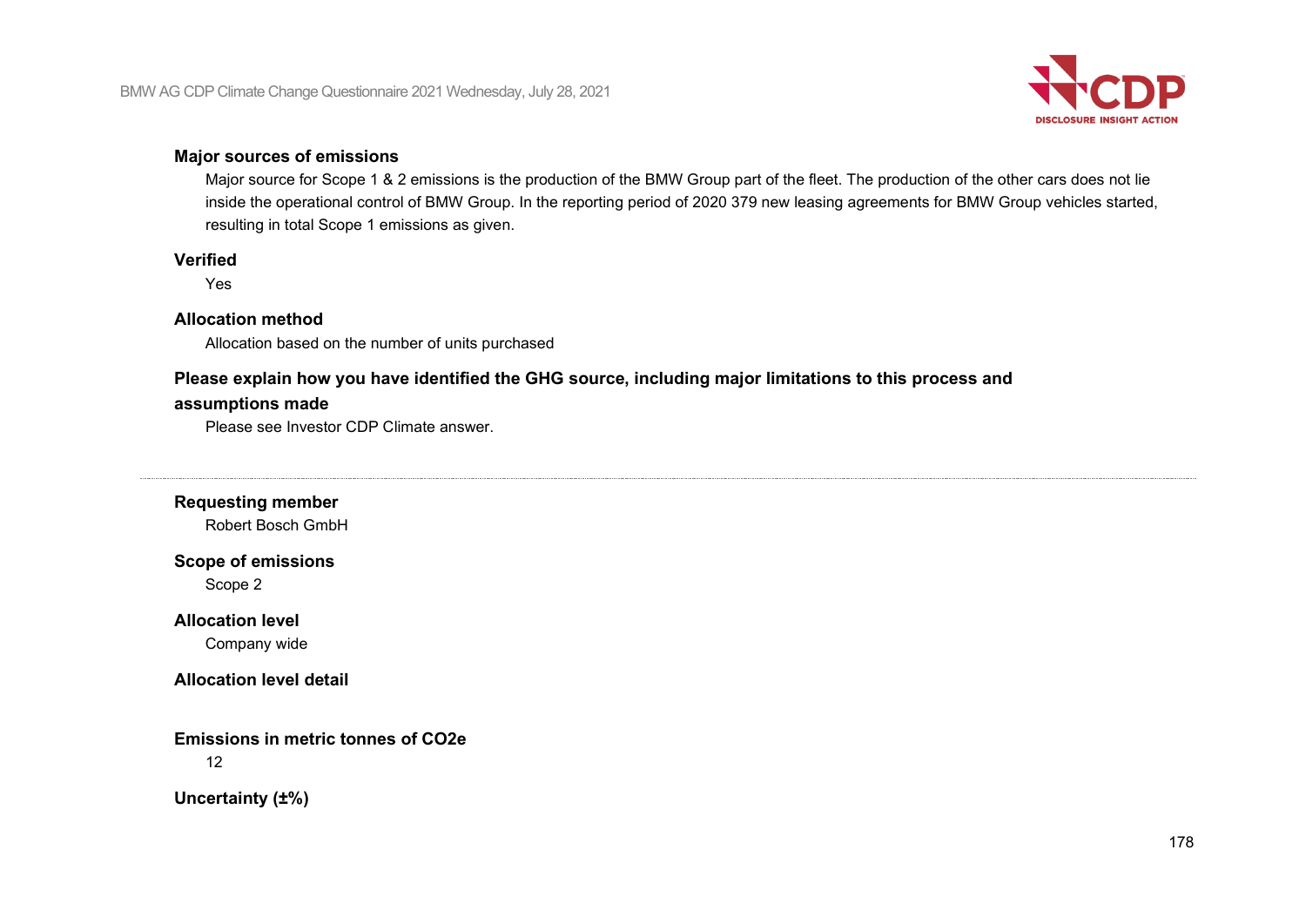**Major sources of emissions**

Major source for Scope 1 & 2 emissions is the production of the BMW Group part of the fleet. The production of the other cars does not lie inside the operational control of BMW Group. In the reporting period of 2020 379 new leasing agreements for BMW Group vehicles started, resulting in total Scope 1 emissions as given.

**Verified**

Yes

**Allocation method**

Allocation based on the number of units purchased

**Please explain how you have identified the GHG source, including major limitations to this process and assumptions made**

Please see Investor CDP Climate answer.

---

**Requesting member**

Robert Bosch GmbH

**Scope of emissions**

Scope 2

**Allocation level**

Company wide

**Allocation level detail**

**Emissions in metric tonnes of CO2e**

12

**Uncertainty (±%)**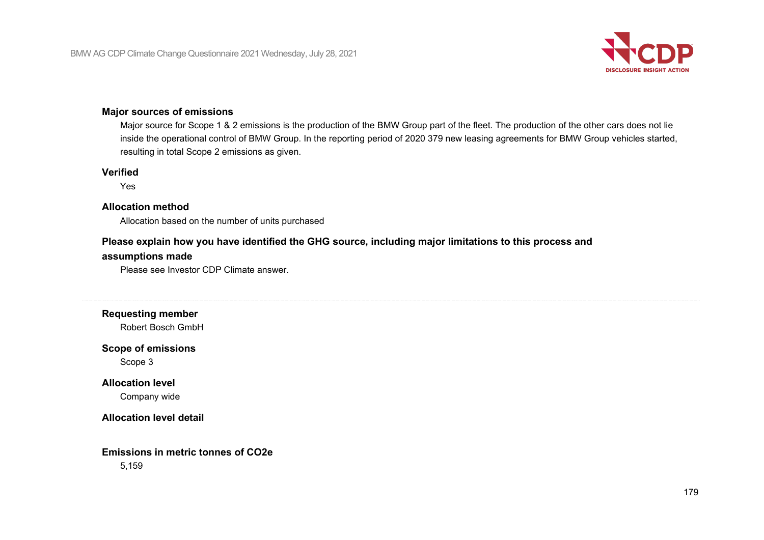**Major sources of emissions**

Major source for Scope 1 & 2 emissions is the production of the BMW Group part of the fleet. The production of the other cars does not lie inside the operational control of BMW Group. In the reporting period of 2020 379 new leasing agreements for BMW Group vehicles started, resulting in total Scope 2 emissions as given.

**Verified**

Yes

**Allocation method**

Allocation based on the number of units purchased

**Please explain how you have identified the GHG source, including major limitations to this process and assumptions made**

Please see Investor CDP Climate answer.

---

**Requesting member**

Robert Bosch GmbH

**Scope of emissions**

Scope 3

**Allocation level**

Company wide

**Allocation level detail**

**Emissions in metric tonnes of CO2e**

5,159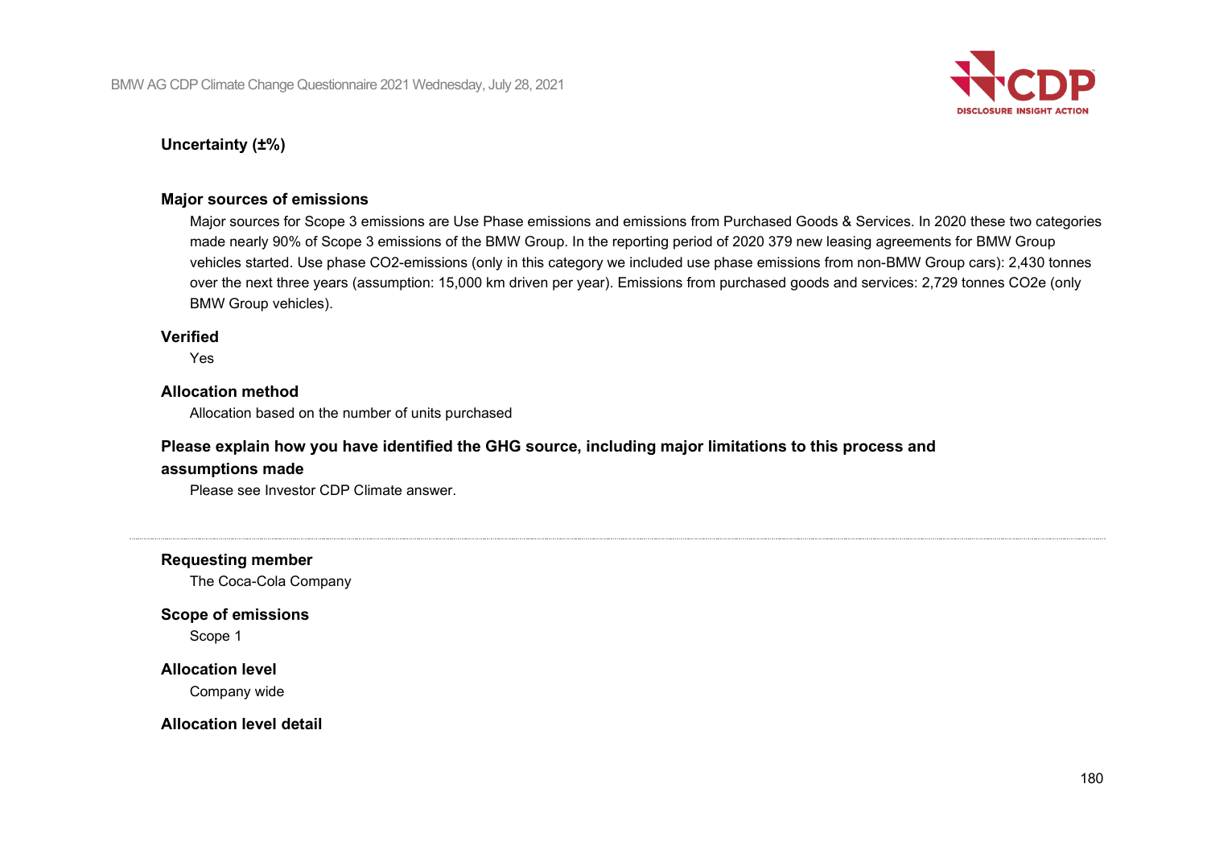**Uncertainty (±%)**

**Major sources of emissions**

Major sources for Scope 3 emissions are Use Phase emissions and emissions from Purchased Goods & Services. In 2020 these two categories made nearly 90% of Scope 3 emissions of the BMW Group. In the reporting period of 2020 379 new leasing agreements for BMW Group vehicles started. Use phase CO2-emissions (only in this category we included use phase emissions from non-BMW Group cars): 2,430 tonnes over the next three years (assumption: 15,000 km driven per year). Emissions from purchased goods and services: 2,729 tonnes CO2e (only BMW Group vehicles).

**Verified**

Yes

**Allocation method**

Allocation based on the number of units purchased

**Please explain how you have identified the GHG source, including major limitations to this process and assumptions made**

Please see Investor CDP Climate answer.

---

**Requesting member**

The Coca-Cola Company

**Scope of emissions**

Scope 1

**Allocation level**

Company wide

**Allocation level detail**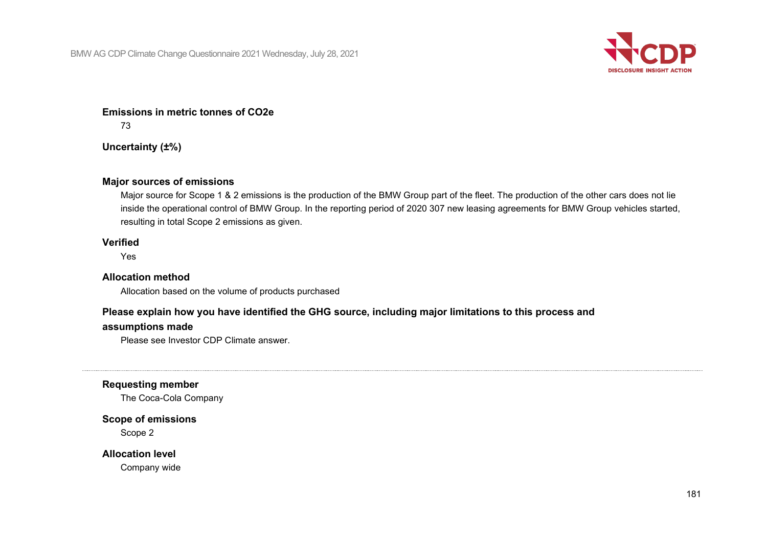**Emissions in metric tonnes of CO2e**

73

**Uncertainty (±%)**

**Major sources of emissions**

Major source for Scope 1 & 2 emissions is the production of the BMW Group part of the fleet. The production of the other cars does not lie inside the operational control of BMW Group. In the reporting period of 2020 307 new leasing agreements for BMW Group vehicles started, resulting in total Scope 2 emissions as given.

**Verified**

Yes

**Allocation method**

Allocation based on the volume of products purchased

**Please explain how you have identified the GHG source, including major limitations to this process and assumptions made**

Please see Investor CDP Climate answer.

---

**Requesting member**

The Coca-Cola Company

**Scope of emissions**

Scope 2

**Allocation level**

Company wide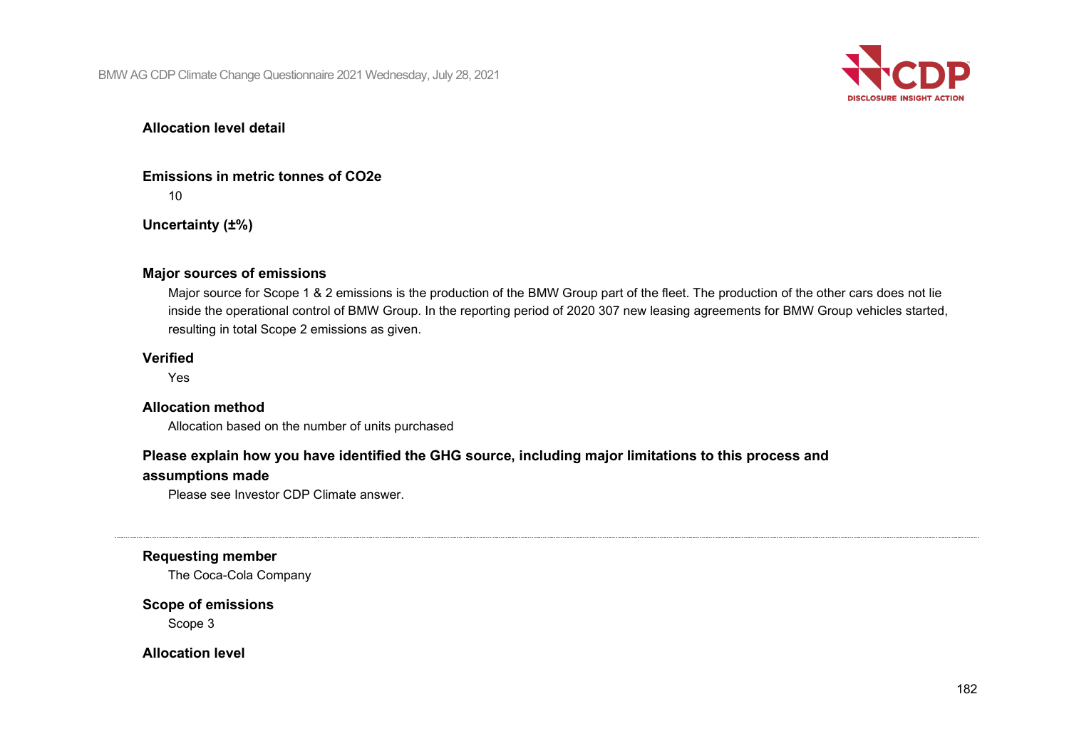**Allocation level detail**

**Emissions in metric tonnes of CO2e**

10

**Uncertainty (±%)**

**Major sources of emissions**

Major source for Scope 1 & 2 emissions is the production of the BMW Group part of the fleet. The production of the other cars does not lie inside the operational control of BMW Group. In the reporting period of 2020 307 new leasing agreements for BMW Group vehicles started, resulting in total Scope 2 emissions as given.

**Verified**

Yes

**Allocation method**

Allocation based on the number of units purchased

**Please explain how you have identified the GHG source, including major limitations to this process and assumptions made**

Please see Investor CDP Climate answer.

---

**Requesting member**

The Coca-Cola Company

**Scope of emissions**

Scope 3

**Allocation level**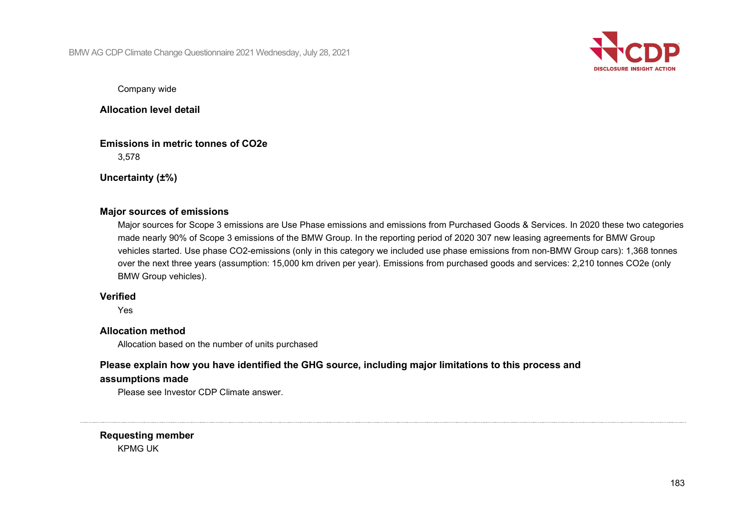Company wide

**Allocation level detail**

**Emissions in metric tonnes of CO2e**

3,578

**Uncertainty (±%)**

**Major sources of emissions**

Major sources for Scope 3 emissions are Use Phase emissions and emissions from Purchased Goods & Services. In 2020 these two categories made nearly 90% of Scope 3 emissions of the BMW Group. In the reporting period of 2020 307 new leasing agreements for BMW Group vehicles started. Use phase CO2-emissions (only in this category we included use phase emissions from non-BMW Group cars): 1,368 tonnes over the next three years (assumption: 15,000 km driven per year). Emissions from purchased goods and services: 2,210 tonnes CO2e (only BMW Group vehicles).

**Verified**

Yes

**Allocation method**

Allocation based on the number of units purchased

**Please explain how you have identified the GHG source, including major limitations to this process and assumptions made**

Please see Investor CDP Climate answer.

---

**Requesting member**

KPMG UK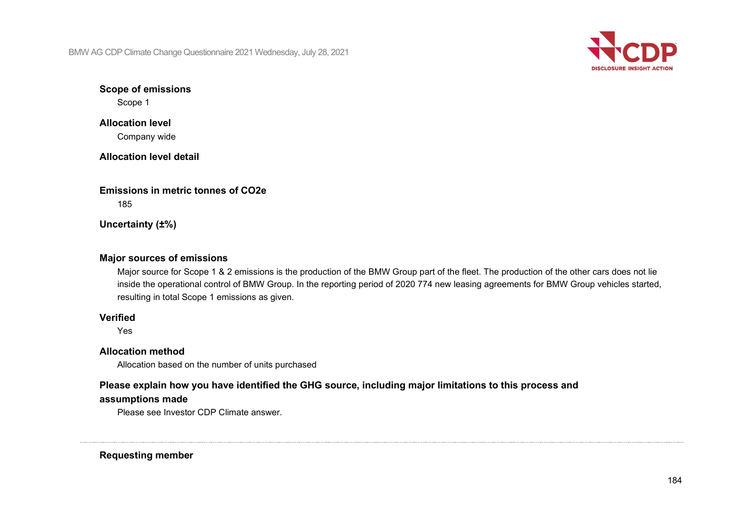**Scope of emissions**

Scope 1

**Allocation level**

Company wide

**Allocation level detail**

**Emissions in metric tonnes of CO2e**

185

**Uncertainty (±%)**

**Major sources of emissions**

Major source for Scope 1 & 2 emissions is the production of the BMW Group part of the fleet. The production of the other cars does not lie inside the operational control of BMW Group. In the reporting period of 2020 774 new leasing agreements for BMW Group vehicles started, resulting in total Scope 1 emissions as given.

**Verified**

Yes

**Allocation method**

Allocation based on the number of units purchased

**Please explain how you have identified the GHG source, including major limitations to this process and assumptions made**

Please see Investor CDP Climate answer.

---

**Requesting member**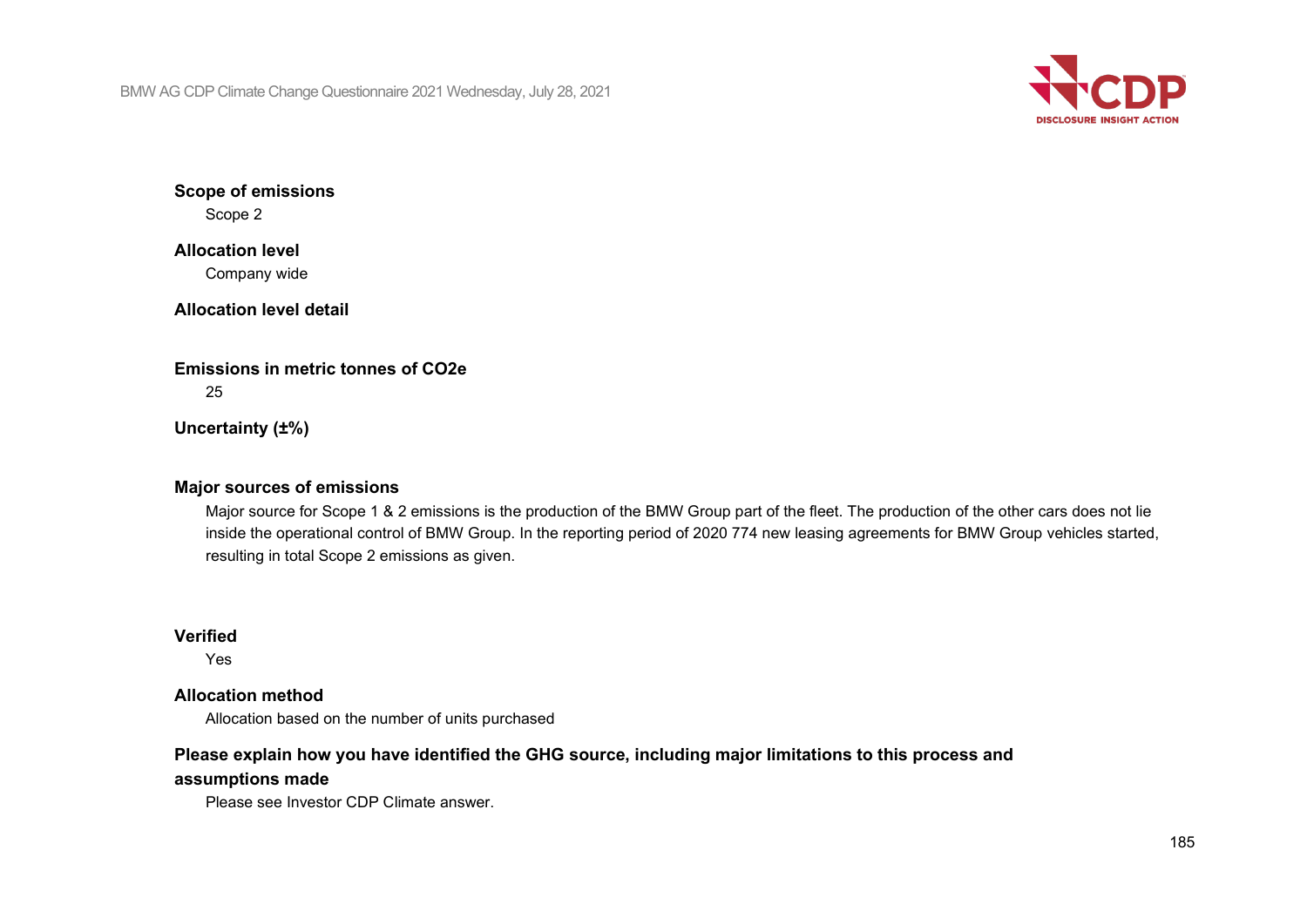**Scope of emissions**

Scope 2

**Allocation level**

Company wide

**Allocation level detail**

**Emissions in metric tonnes of CO2e**

25

**Uncertainty (±%)**

**Major sources of emissions**

Major source for Scope 1 & 2 emissions is the production of the BMW Group part of the fleet. The production of the other cars does not lie inside the operational control of BMW Group. In the reporting period of 2020 774 new leasing agreements for BMW Group vehicles started, resulting in total Scope 2 emissions as given.

**Verified**

Yes

**Allocation method**

Allocation based on the number of units purchased

**Please explain how you have identified the GHG source, including major limitations to this process and assumptions made**

Please see Investor CDP Climate answer.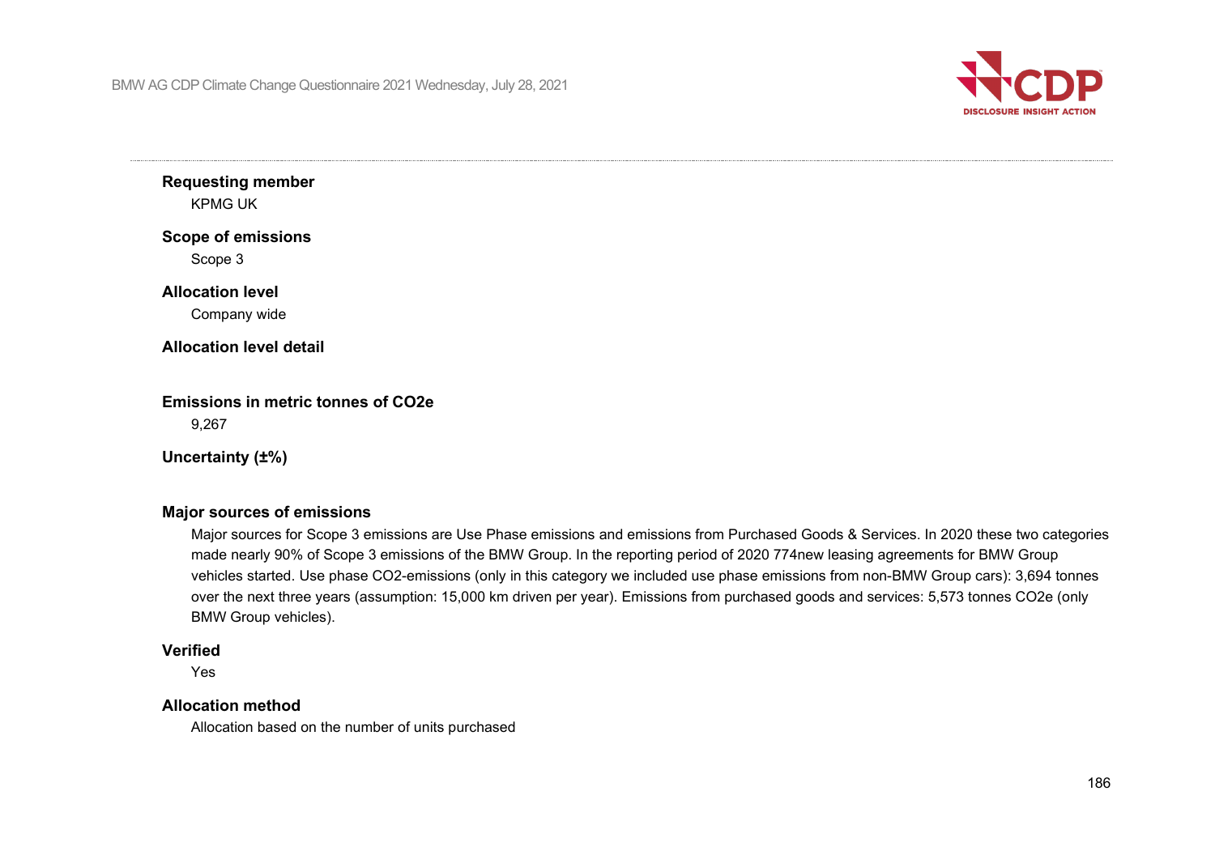**Requesting member**

KPMG UK

**Scope of emissions**

Scope 3

**Allocation level**

Company wide

**Allocation level detail**

**Emissions in metric tonnes of CO2e**

9,267

**Uncertainty (±%)**

**Major sources of emissions**

Major sources for Scope 3 emissions are Use Phase emissions and emissions from Purchased Goods & Services. In 2020 these two categories made nearly 90% of Scope 3 emissions of the BMW Group. In the reporting period of 2020 774new leasing agreements for BMW Group vehicles started. Use phase CO2-emissions (only in this category we included use phase emissions from non-BMW Group cars): 3,694 tonnes over the next three years (assumption: 15,000 km driven per year). Emissions from purchased goods and services: 5,573 tonnes CO2e (only BMW Group vehicles).

**Verified**

Yes

**Allocation method**

Allocation based on the number of units purchased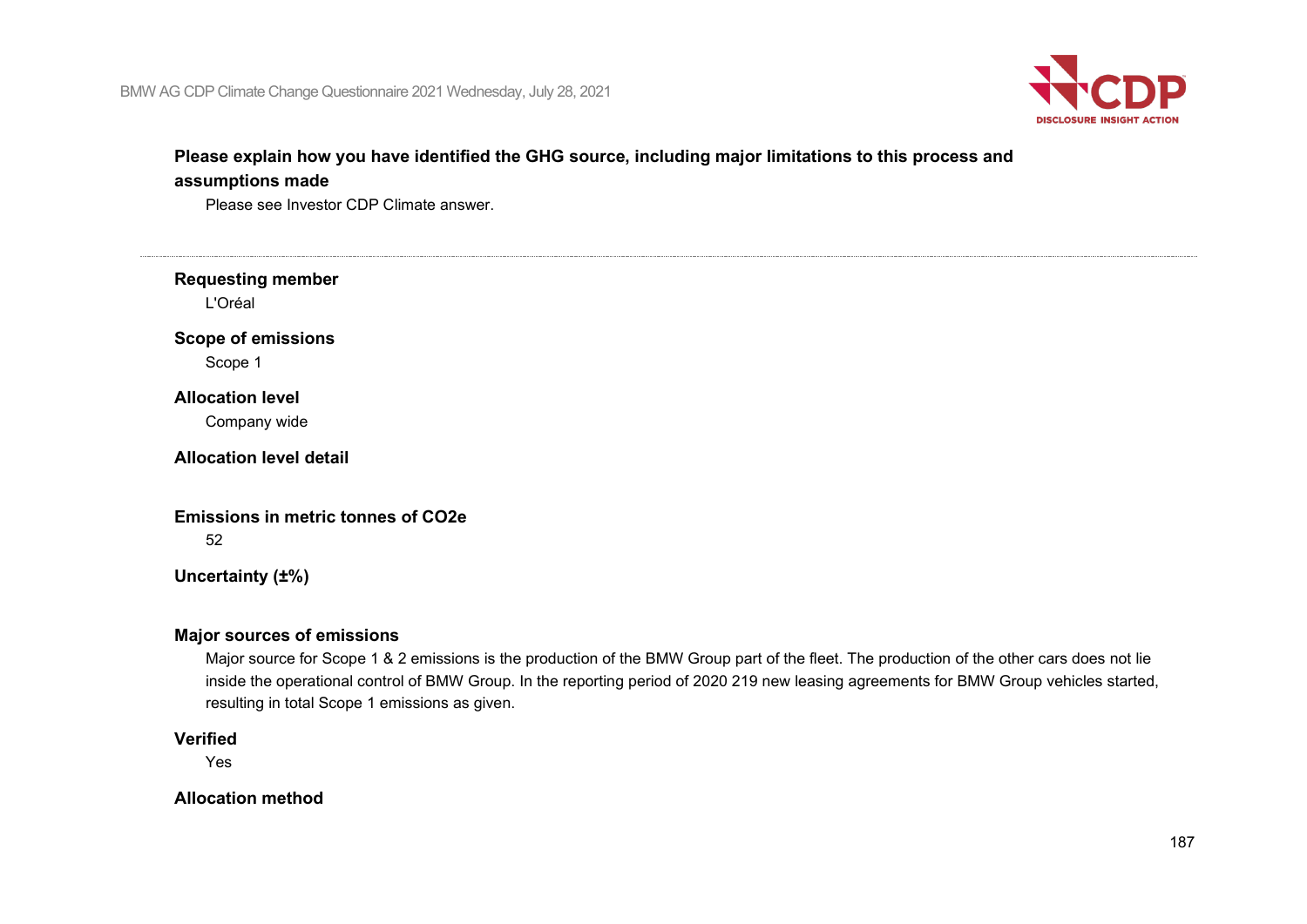**Please explain how you have identified the GHG source, including major limitations to this process and assumptions made**

Please see Investor CDP Climate answer.

---

**Requesting member**

L'Oréal

**Scope of emissions**

Scope 1

**Allocation level**

Company wide

**Allocation level detail**

**Emissions in metric tonnes of CO2e**

52

**Uncertainty (±%)**

**Major sources of emissions**

Major source for Scope 1 & 2 emissions is the production of the BMW Group part of the fleet. The production of the other cars does not lie inside the operational control of BMW Group. In the reporting period of 2020 219 new leasing agreements for BMW Group vehicles started, resulting in total Scope 1 emissions as given.

**Verified**

Yes

**Allocation method**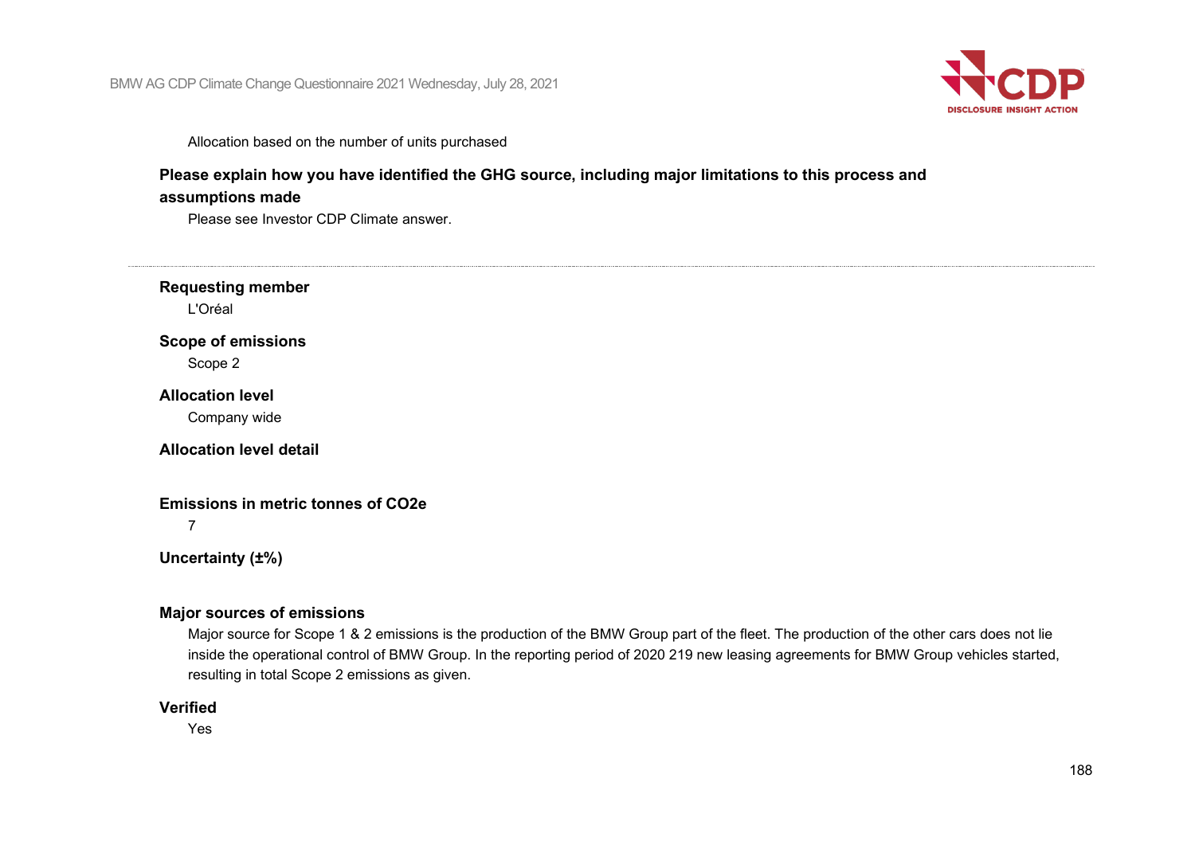Allocation based on the number of units purchased

**Please explain how you have identified the GHG source, including major limitations to this process and assumptions made**

Please see Investor CDP Climate answer.

---

**Requesting member**

L'Oréal

**Scope of emissions**

Scope 2

**Allocation level**

Company wide

**Allocation level detail**

**Emissions in metric tonnes of CO2e**

7

**Uncertainty (±%)**

**Major sources of emissions**

Major source for Scope 1 & 2 emissions is the production of the BMW Group part of the fleet. The production of the other cars does not lie inside the operational control of BMW Group. In the reporting period of 2020 219 new leasing agreements for BMW Group vehicles started, resulting in total Scope 2 emissions as given.

**Verified**

Yes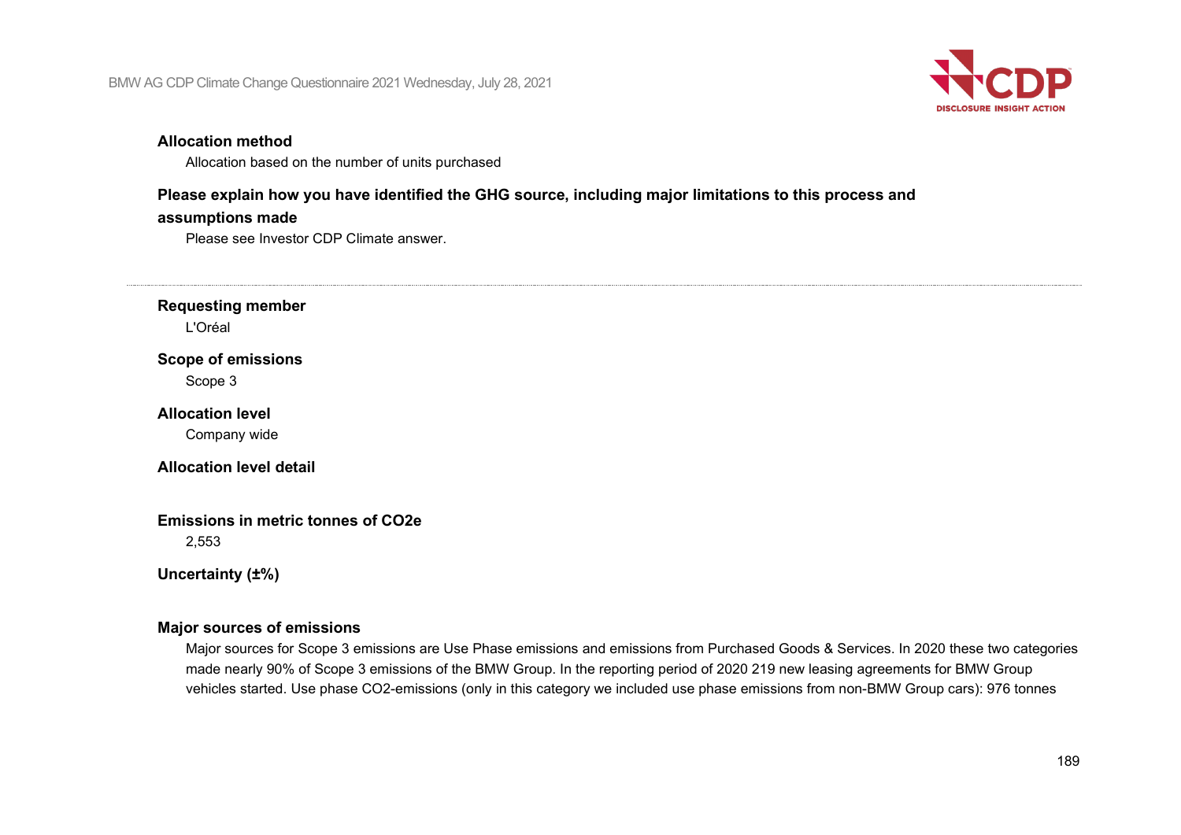**Allocation method**

Allocation based on the number of units purchased

**Please explain how you have identified the GHG source, including major limitations to this process and assumptions made**

Please see Investor CDP Climate answer.

---

**Requesting member**

L'Oréal

**Scope of emissions**

Scope 3

**Allocation level**

Company wide

**Allocation level detail**

**Emissions in metric tonnes of CO2e**

2,553

**Uncertainty (±%)**

**Major sources of emissions**

Major sources for Scope 3 emissions are Use Phase emissions and emissions from Purchased Goods & Services. In 2020 these two categories made nearly 90% of Scope 3 emissions of the BMW Group. In the reporting period of 2020 219 new leasing agreements for BMW Group vehicles started. Use phase CO2-emissions (only in this category we included use phase emissions from non-BMW Group cars): 976 tonnes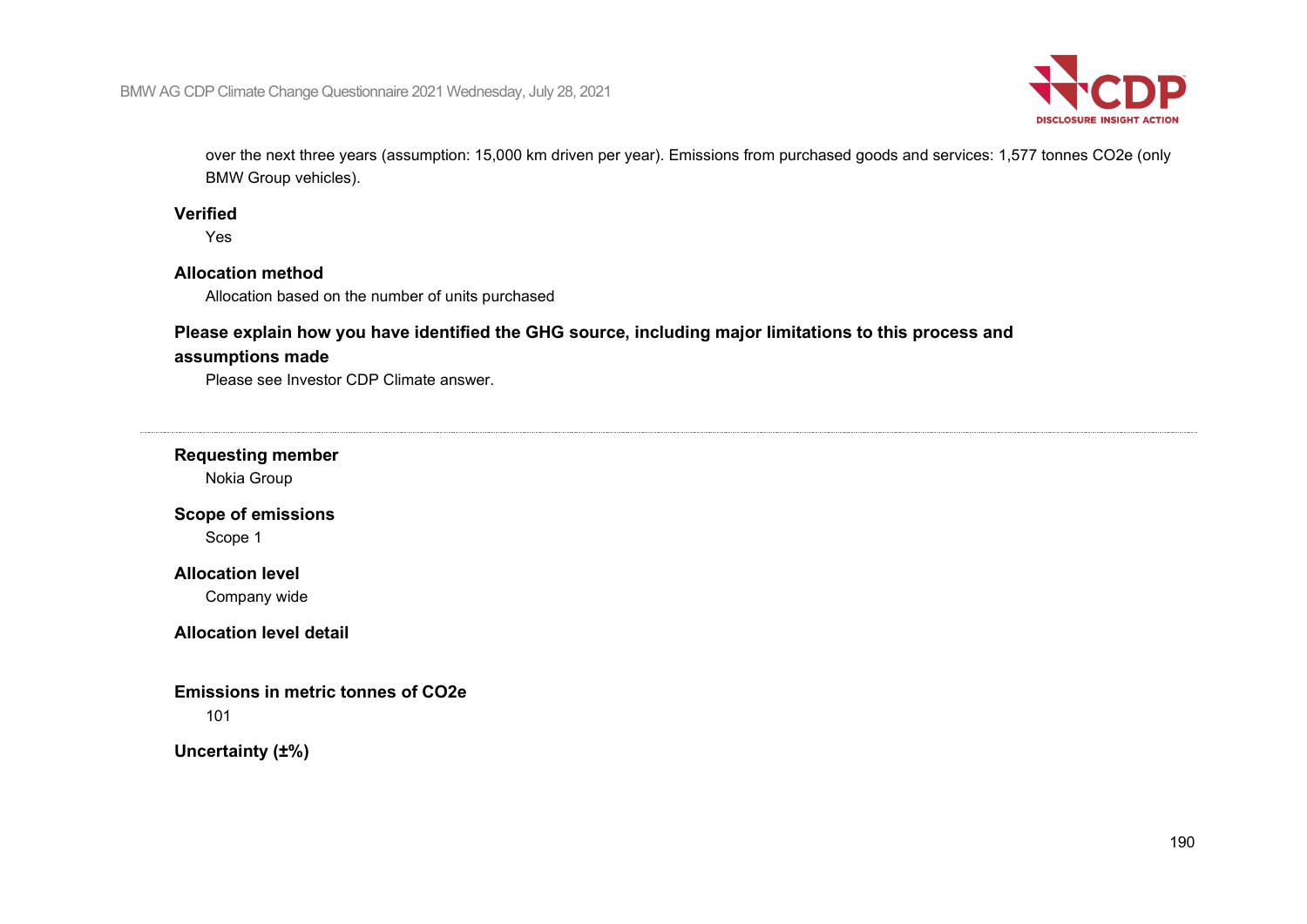over the next three years (assumption: 15,000 km driven per year). Emissions from purchased goods and services: 1,577 tonnes CO2e (only BMW Group vehicles).

**Verified**

Yes

**Allocation method**

Allocation based on the number of units purchased

**Please explain how you have identified the GHG source, including major limitations to this process and assumptions made**

Please see Investor CDP Climate answer.

---

**Requesting member**

Nokia Group

**Scope of emissions**

Scope 1

**Allocation level**

Company wide

**Allocation level detail**

**Emissions in metric tonnes of CO2e**

101

**Uncertainty (±%)**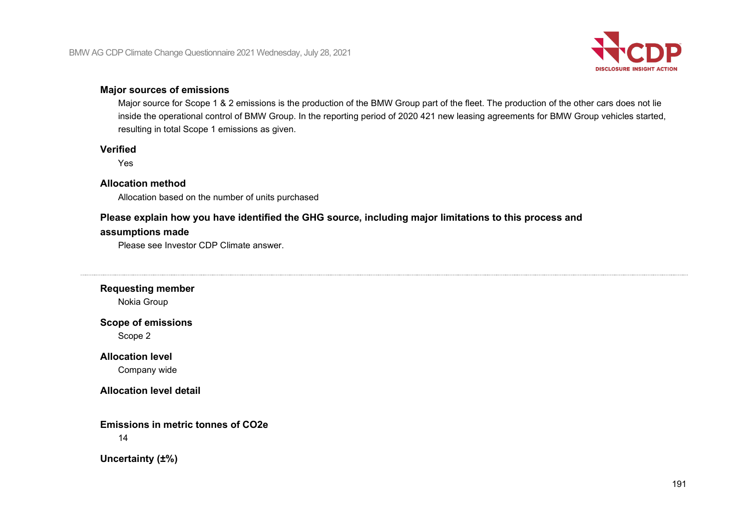**Major sources of emissions**

Major source for Scope 1 & 2 emissions is the production of the BMW Group part of the fleet. The production of the other cars does not lie inside the operational control of BMW Group. In the reporting period of 2020 421 new leasing agreements for BMW Group vehicles started, resulting in total Scope 1 emissions as given.

**Verified**

Yes

**Allocation method**

Allocation based on the number of units purchased

**Please explain how you have identified the GHG source, including major limitations to this process and assumptions made**

Please see Investor CDP Climate answer.

---

**Requesting member**

Nokia Group

**Scope of emissions**

Scope 2

**Allocation level**

Company wide

**Allocation level detail**

**Emissions in metric tonnes of CO2e**

14

**Uncertainty (±%)**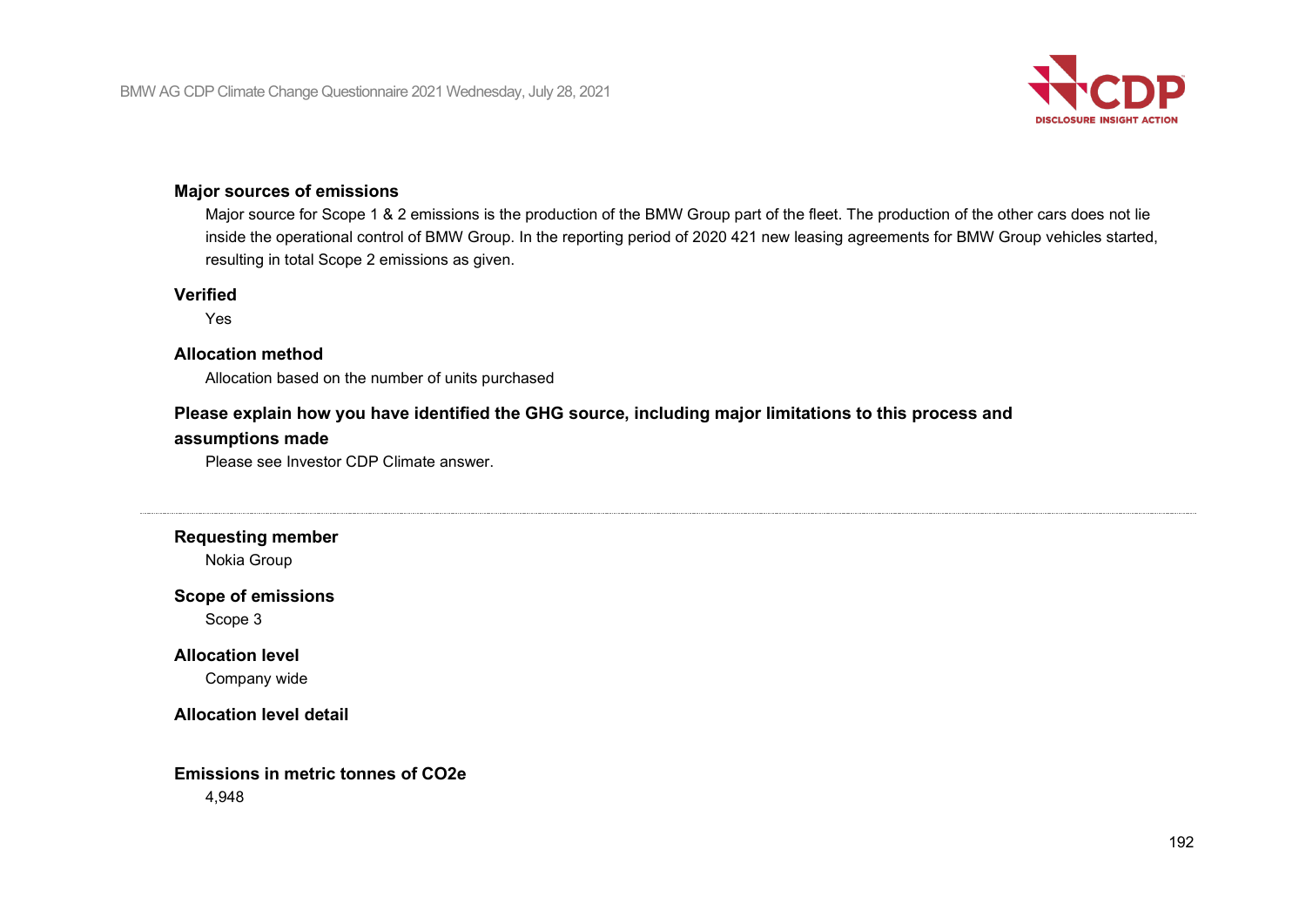**Major sources of emissions**

Major source for Scope 1 & 2 emissions is the production of the BMW Group part of the fleet. The production of the other cars does not lie inside the operational control of BMW Group. In the reporting period of 2020 421 new leasing agreements for BMW Group vehicles started, resulting in total Scope 2 emissions as given.

**Verified**

Yes

**Allocation method**

Allocation based on the number of units purchased

**Please explain how you have identified the GHG source, including major limitations to this process and assumptions made**

Please see Investor CDP Climate answer.

---

**Requesting member**

Nokia Group

**Scope of emissions**

Scope 3

**Allocation level**

Company wide

**Allocation level detail**

**Emissions in metric tonnes of CO2e**

4,948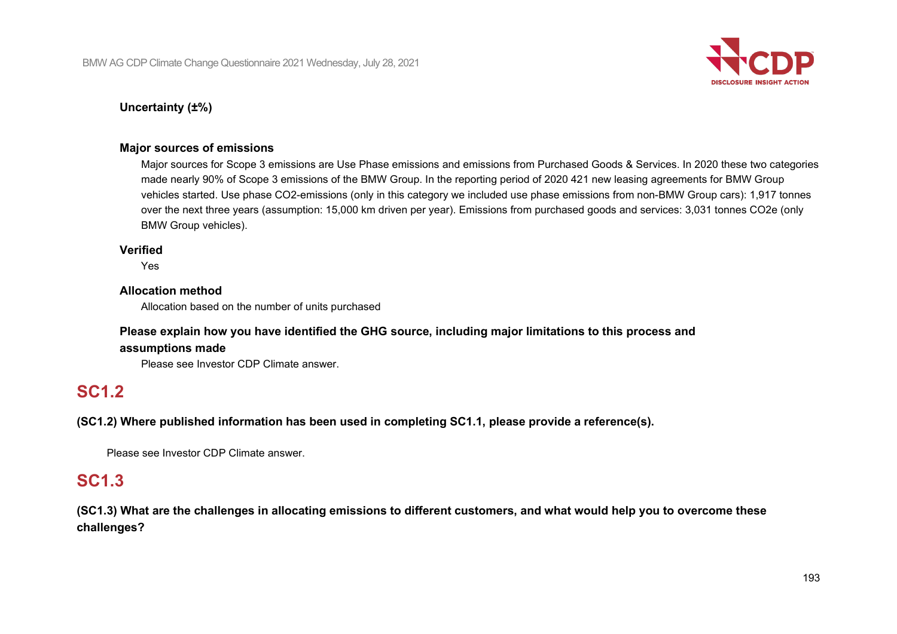**Uncertainty (±%)**

**Major sources of emissions**

Major sources for Scope 3 emissions are Use Phase emissions and emissions from Purchased Goods & Services. In 2020 these two categories made nearly 90% of Scope 3 emissions of the BMW Group. In the reporting period of 2020 421 new leasing agreements for BMW Group vehicles started. Use phase CO2-emissions (only in this category we included use phase emissions from non-BMW Group cars): 1,917 tonnes over the next three years (assumption: 15,000 km driven per year). Emissions from purchased goods and services: 3,031 tonnes CO2e (only BMW Group vehicles).

**Verified**

Yes

**Allocation method**

Allocation based on the number of units purchased

**Please explain how you have identified the GHG source, including major limitations to this process and assumptions made**

Please see Investor CDP Climate answer.

## SC1.2

**(SC1.2) Where published information has been used in completing SC1.1, please provide a reference(s).**

Please see Investor CDP Climate answer.

## SC1.3

**(SC1.3) What are the challenges in allocating emissions to different customers, and what would help you to overcome these challenges?**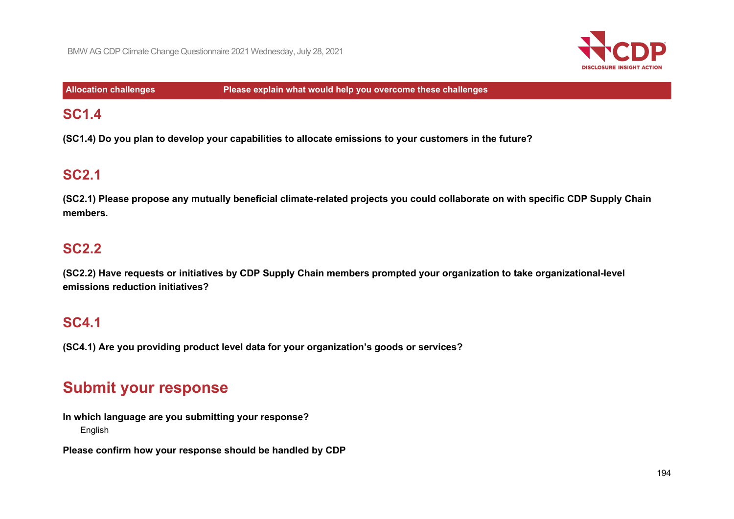| Allocation challenges | Please explain what what would help you overcome these challenges |
|---|---|

## SC1.4

**(SC1.4) Do you plan to develop your capabilities to allocate emissions to your customers in the future?**

## SC2.1

**(SC2.1) Please propose any mutually beneficial climate-related projects you could collaborate on with specific CDP Supply Chain members.**

## SC2.2

**(SC2.2) Have requests or initiatives by CDP Supply Chain members prompted your organization to take organizational-level emissions reduction initiatives?**

## SC4.1

**(SC4.1) Are you providing product level data for your organization's goods or services?**

# Submit your response

**In which language are you submitting your response?**

English

**Please confirm how your response should be handled by CDP**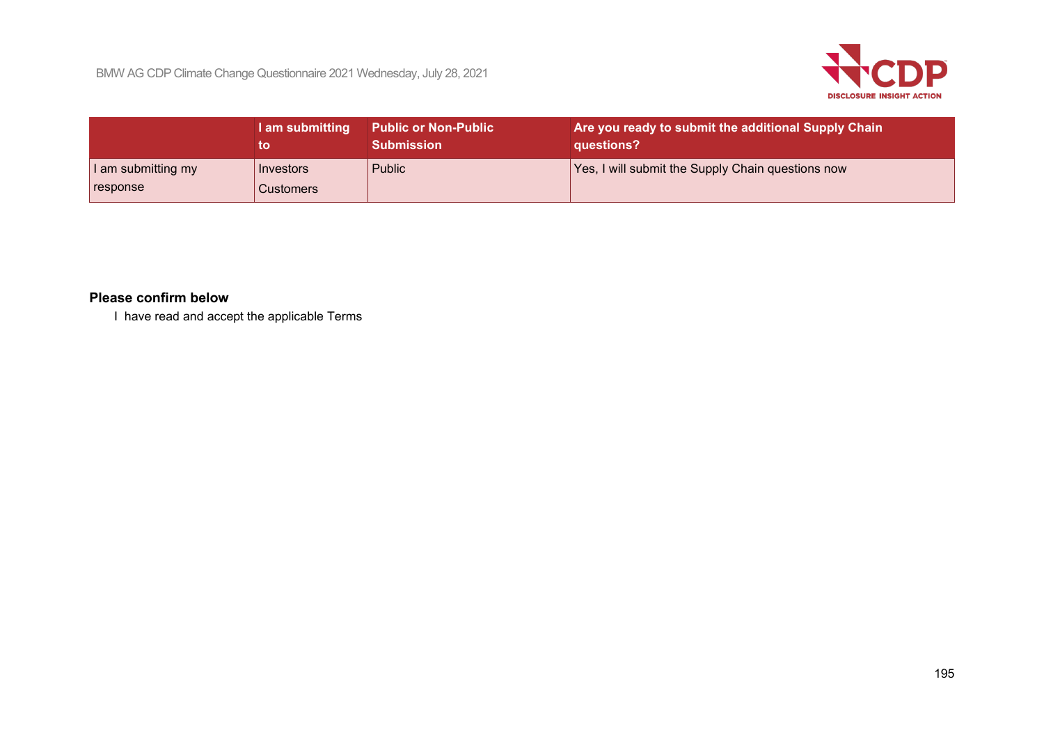| | I am submitting to | Public or Non-Public Submission | Are you ready to submit the additional Supply Chain questions? |
|---|---|---|---|
| I am submitting my response | Investors<br>Customers | Public | Yes, I will submit the Supply Chain questions now |

**Please confirm below**

I have read and accept the applicable Terms